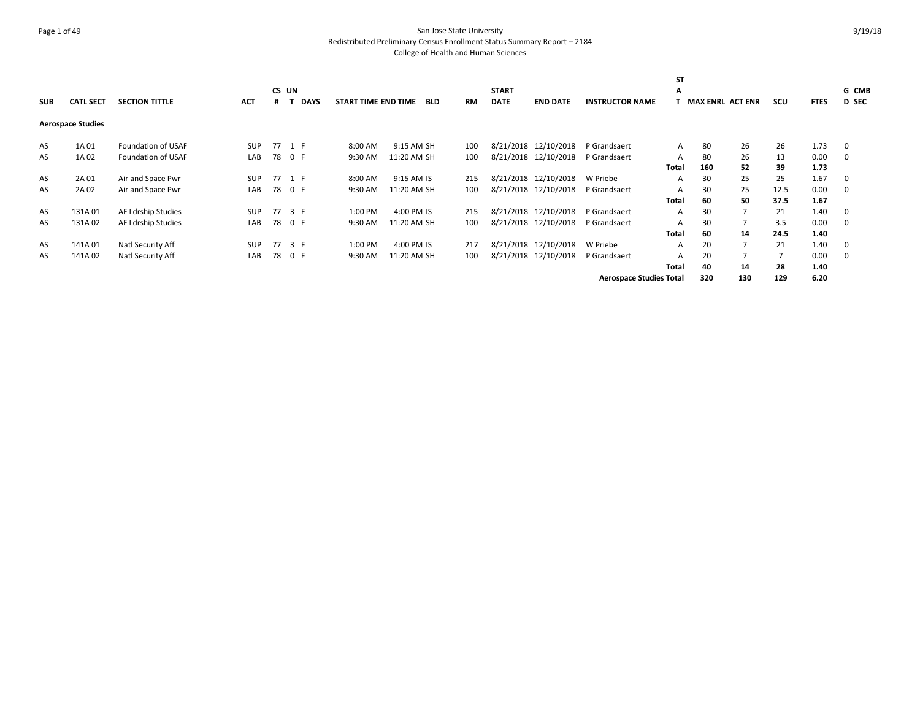San Jose State University
Redistributed Preliminary Census Enrollment Status Summary Report – 2184
College of Health and Human Sciences

| SUB | CATL SECT | SECTION TITTLE | ACT | CS # | UN T | DAYS | START TIME | END TIME | BLD | RM | START DATE | END DATE | INSTRUCTOR NAME | ST A T | MAX ENRL | ACT ENR | SCU | FTES | G D | CMB SEC |
|---|---|---|---|---|---|---|---|---|---|---|---|---|---|---|---|---|---|---|---|---|
| **Aerospace Studies** | | | | | | | | | | | | | | | | | | | | |
| AS | 1A 01 | Foundation of USAF | SUP | 77 | 1 | F | 8:00 AM | 9:15 AM | SH | 100 | 8/21/2018 | 12/10/2018 | P Grandsaert | A | 80 | 26 | 26 | 1.73 | 0 | |
| AS | 1A 02 | Foundation of USAF | LAB | 78 | 0 | F | 9:30 AM | 11:20 AM | SH | 100 | 8/21/2018 | 12/10/2018 | P Grandsaert | A | 80 | 26 | 13 | 0.00 | 0 | |
| | | | | | | | | | | | | | | **Total** | **160** | **52** | **39** | **1.73** | | |
| AS | 2A 01 | Air and Space Pwr | SUP | 77 | 1 | F | 8:00 AM | 9:15 AM | IS | 215 | 8/21/2018 | 12/10/2018 | W Priebe | A | 30 | 25 | 25 | 1.67 | 0 | |
| AS | 2A 02 | Air and Space Pwr | LAB | 78 | 0 | F | 9:30 AM | 11:20 AM | SH | 100 | 8/21/2018 | 12/10/2018 | P Grandsaert | A | 30 | 25 | 12.5 | 0.00 | 0 | |
| | | | | | | | | | | | | | | **Total** | **60** | **50** | **37.5** | **1.67** | | |
| AS | 131A 01 | AF Ldrship Studies | SUP | 77 | 3 | F | 1:00 PM | 4:00 PM | IS | 215 | 8/21/2018 | 12/10/2018 | P Grandsaert | A | 30 | 7 | 21 | 1.40 | 0 | |
| AS | 131A 02 | AF Ldrship Studies | LAB | 78 | 0 | F | 9:30 AM | 11:20 AM | SH | 100 | 8/21/2018 | 12/10/2018 | P Grandsaert | A | 30 | 7 | 3.5 | 0.00 | 0 | |
| | | | | | | | | | | | | | | **Total** | **60** | **14** | **24.5** | **1.40** | | |
| AS | 141A 01 | Natl Security Aff | SUP | 77 | 3 | F | 1:00 PM | 4:00 PM | IS | 217 | 8/21/2018 | 12/10/2018 | W Priebe | A | 20 | 7 | 21 | 1.40 | 0 | |
| AS | 141A 02 | Natl Security Aff | LAB | 78 | 0 | F | 9:30 AM | 11:20 AM | SH | 100 | 8/21/2018 | 12/10/2018 | P Grandsaert | A | 20 | 7 | 7 | 0.00 | 0 | |
| | | | | | | | | | | | | | | **Total** | **40** | **14** | **28** | **1.40** | | |
| | | | | | | | | | | | | | **Aerospace Studies Total** | | **320** | **130** | **129** | **6.20** | | |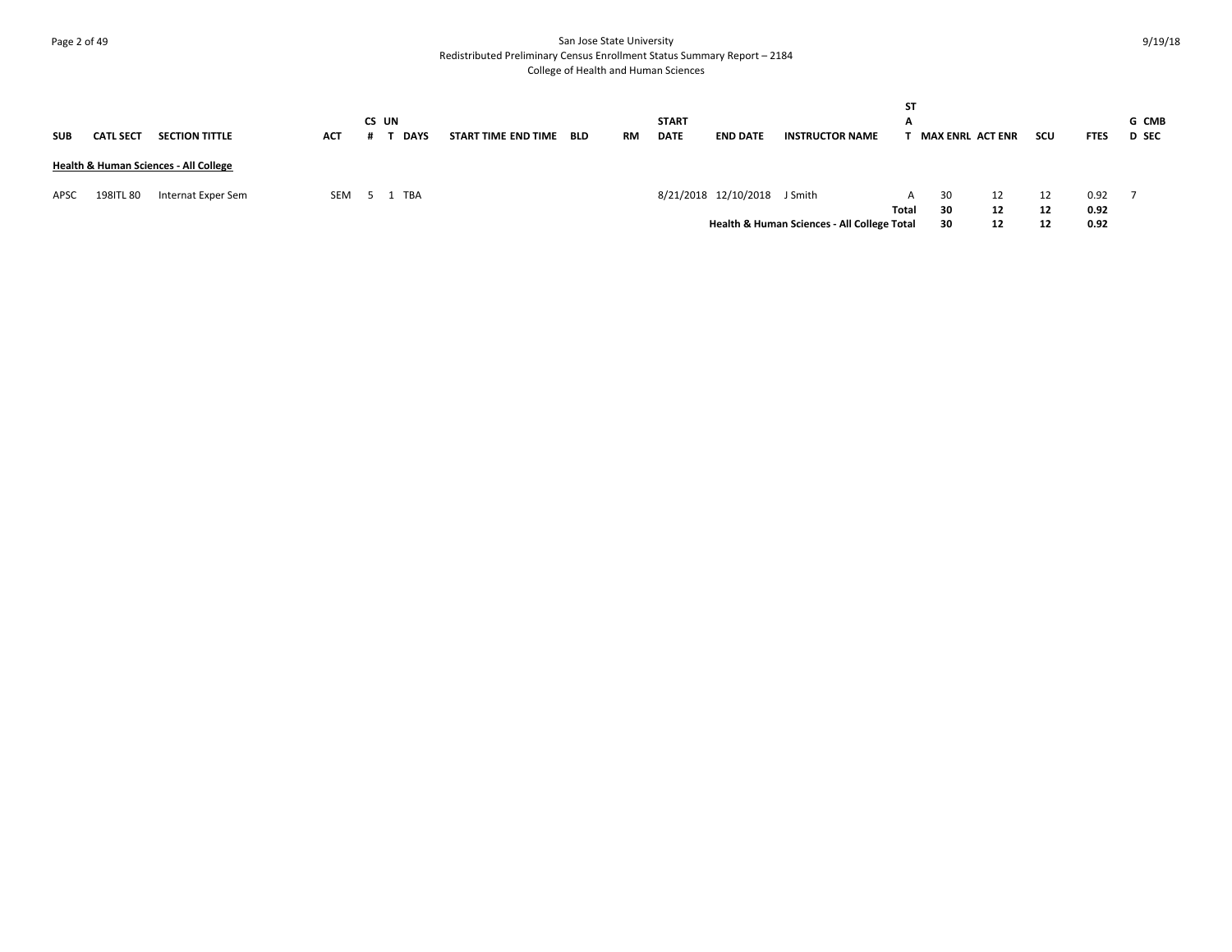San Jose State University
Redistributed Preliminary Census Enrollment Status Summary Report – 2184
College of Health and Human Sciences

| SUB | CATL SECT | SECTION TITTLE | ACT | CS # | UNT | DAYS | START TIME | END TIME | BLD | RM | START DATE | END DATE | INSTRUCTOR NAME | STAT | MAX ENRL | ACT ENR | SCU | FTES | GD | CMB SEC |
|---|---|---|---|---|---|---|---|---|---|---|---|---|---|---|---|---|---|---|---|---|
| **Health & Human Sciences - All College** | | | | | | | | | | | | | | | | | | | | |
| APSC | 198ITL 80 | Internat Exper Sem | SEM | 5 | 1 | TBA | | | | | 8/21/2018 | 12/10/2018 | J Smith | A | 30 | 12 | 12 | 0.92 | 7 | |
| | | | | | | | | | | | | | | **Total** | **30** | **12** | **12** | **0.92** | | |
| | | | | | | | | | | | | | **Health & Human Sciences - All College Total** | | **30** | **12** | **12** | **0.92** | | |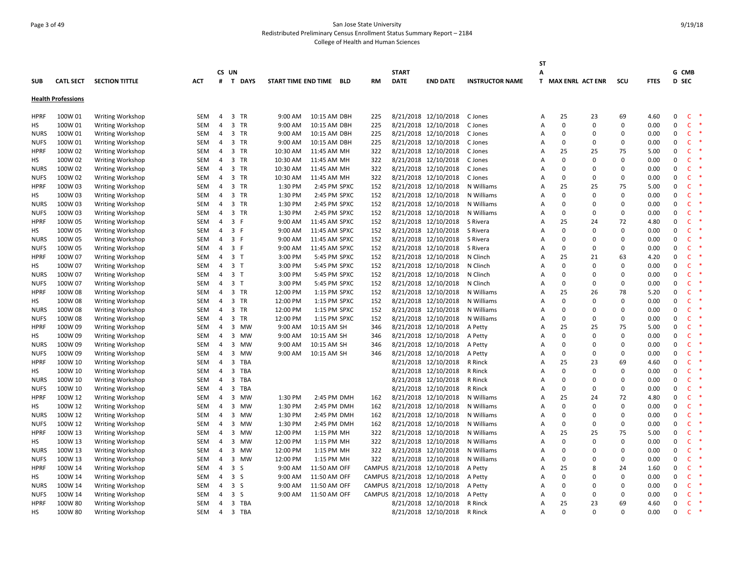San Jose State University
Redistributed Preliminary Census Enrollment Status Summary Report – 2184
College of Health and Human Sciences

| SUB | CATL SECT | SECTION TITTLE | ACT | CS # | UN T | DAYS | START TIME | END TIME | BLD | RM | START DATE | END DATE | INSTRUCTOR NAME | STAT | MAX ENRL | ACT ENR | SCU | FTES | G D | CMB SEC |
|---|---|---|---|---|---|---|---|---|---|---|---|---|---|---|---|---|---|---|---|---|
| **Health Professions** | | | | | | | | | | | | | | | | | | | | |
| HPRF | 100W 01 | Writing Workshop | SEM | 4 | 3 | TR | 9:00 AM | 10:15 AM | DBH | 225 | 8/21/2018 | 12/10/2018 | C Jones | A | 25 | 23 | 69 | 4.60 | 0 | C * |
| HS | 100W 01 | Writing Workshop | SEM | 4 | 3 | TR | 9:00 AM | 10:15 AM | DBH | 225 | 8/21/2018 | 12/10/2018 | C Jones | A | 0 | 0 | 0 | 0.00 | 0 | C * |
| NURS | 100W 01 | Writing Workshop | SEM | 4 | 3 | TR | 9:00 AM | 10:15 AM | DBH | 225 | 8/21/2018 | 12/10/2018 | C Jones | A | 0 | 0 | 0 | 0.00 | 0 | C * |
| NUFS | 100W 01 | Writing Workshop | SEM | 4 | 3 | TR | 9:00 AM | 10:15 AM | DBH | 225 | 8/21/2018 | 12/10/2018 | C Jones | A | 0 | 0 | 0 | 0.00 | 0 | C * |
| HPRF | 100W 02 | Writing Workshop | SEM | 4 | 3 | TR | 10:30 AM | 11:45 AM | MH | 322 | 8/21/2018 | 12/10/2018 | C Jones | A | 25 | 25 | 75 | 5.00 | 0 | C * |
| HS | 100W 02 | Writing Workshop | SEM | 4 | 3 | TR | 10:30 AM | 11:45 AM | MH | 322 | 8/21/2018 | 12/10/2018 | C Jones | A | 0 | 0 | 0 | 0.00 | 0 | C * |
| NURS | 100W 02 | Writing Workshop | SEM | 4 | 3 | TR | 10:30 AM | 11:45 AM | MH | 322 | 8/21/2018 | 12/10/2018 | C Jones | A | 0 | 0 | 0 | 0.00 | 0 | C * |
| NUFS | 100W 02 | Writing Workshop | SEM | 4 | 3 | TR | 10:30 AM | 11:45 AM | MH | 322 | 8/21/2018 | 12/10/2018 | C Jones | A | 0 | 0 | 0 | 0.00 | 0 | C * |
| HPRF | 100W 03 | Writing Workshop | SEM | 4 | 3 | TR | 1:30 PM | 2:45 PM | SPXC | 152 | 8/21/2018 | 12/10/2018 | N Williams | A | 25 | 25 | 75 | 5.00 | 0 | C * |
| HS | 100W 03 | Writing Workshop | SEM | 4 | 3 | TR | 1:30 PM | 2:45 PM | SPXC | 152 | 8/21/2018 | 12/10/2018 | N Williams | A | 0 | 0 | 0 | 0.00 | 0 | C * |
| NURS | 100W 03 | Writing Workshop | SEM | 4 | 3 | TR | 1:30 PM | 2:45 PM | SPXC | 152 | 8/21/2018 | 12/10/2018 | N Williams | A | 0 | 0 | 0 | 0.00 | 0 | C * |
| NUFS | 100W 03 | Writing Workshop | SEM | 4 | 3 | TR | 1:30 PM | 2:45 PM | SPXC | 152 | 8/21/2018 | 12/10/2018 | N Williams | A | 0 | 0 | 0 | 0.00 | 0 | C * |
| HPRF | 100W 05 | Writing Workshop | SEM | 4 | 3 | F | 9:00 AM | 11:45 AM | SPXC | 152 | 8/21/2018 | 12/10/2018 | S Rivera | A | 25 | 24 | 72 | 4.80 | 0 | C * |
| HS | 100W 05 | Writing Workshop | SEM | 4 | 3 | F | 9:00 AM | 11:45 AM | SPXC | 152 | 8/21/2018 | 12/10/2018 | S Rivera | A | 0 | 0 | 0 | 0.00 | 0 | C * |
| NURS | 100W 05 | Writing Workshop | SEM | 4 | 3 | F | 9:00 AM | 11:45 AM | SPXC | 152 | 8/21/2018 | 12/10/2018 | S Rivera | A | 0 | 0 | 0 | 0.00 | 0 | C * |
| NUFS | 100W 05 | Writing Workshop | SEM | 4 | 3 | F | 9:00 AM | 11:45 AM | SPXC | 152 | 8/21/2018 | 12/10/2018 | S Rivera | A | 0 | 0 | 0 | 0.00 | 0 | C * |
| HPRF | 100W 07 | Writing Workshop | SEM | 4 | 3 | T | 3:00 PM | 5:45 PM | SPXC | 152 | 8/21/2018 | 12/10/2018 | N Clinch | A | 25 | 21 | 63 | 4.20 | 0 | C * |
| HS | 100W 07 | Writing Workshop | SEM | 4 | 3 | T | 3:00 PM | 5:45 PM | SPXC | 152 | 8/21/2018 | 12/10/2018 | N Clinch | A | 0 | 0 | 0 | 0.00 | 0 | C * |
| NURS | 100W 07 | Writing Workshop | SEM | 4 | 3 | T | 3:00 PM | 5:45 PM | SPXC | 152 | 8/21/2018 | 12/10/2018 | N Clinch | A | 0 | 0 | 0 | 0.00 | 0 | C * |
| NUFS | 100W 07 | Writing Workshop | SEM | 4 | 3 | T | 3:00 PM | 5:45 PM | SPXC | 152 | 8/21/2018 | 12/10/2018 | N Clinch | A | 0 | 0 | 0 | 0.00 | 0 | C * |
| HPRF | 100W 08 | Writing Workshop | SEM | 4 | 3 | TR | 12:00 PM | 1:15 PM | SPXC | 152 | 8/21/2018 | 12/10/2018 | N Williams | A | 25 | 26 | 78 | 5.20 | 0 | C * |
| HS | 100W 08 | Writing Workshop | SEM | 4 | 3 | TR | 12:00 PM | 1:15 PM | SPXC | 152 | 8/21/2018 | 12/10/2018 | N Williams | A | 0 | 0 | 0 | 0.00 | 0 | C * |
| NURS | 100W 08 | Writing Workshop | SEM | 4 | 3 | TR | 12:00 PM | 1:15 PM | SPXC | 152 | 8/21/2018 | 12/10/2018 | N Williams | A | 0 | 0 | 0 | 0.00 | 0 | C * |
| NUFS | 100W 08 | Writing Workshop | SEM | 4 | 3 | TR | 12:00 PM | 1:15 PM | SPXC | 152 | 8/21/2018 | 12/10/2018 | N Williams | A | 0 | 0 | 0 | 0.00 | 0 | C * |
| HPRF | 100W 09 | Writing Workshop | SEM | 4 | 3 | MW | 9:00 AM | 10:15 AM | SH | 346 | 8/21/2018 | 12/10/2018 | A Petty | A | 25 | 25 | 75 | 5.00 | 0 | C * |
| HS | 100W 09 | Writing Workshop | SEM | 4 | 3 | MW | 9:00 AM | 10:15 AM | SH | 346 | 8/21/2018 | 12/10/2018 | A Petty | A | 0 | 0 | 0 | 0.00 | 0 | C * |
| NURS | 100W 09 | Writing Workshop | SEM | 4 | 3 | MW | 9:00 AM | 10:15 AM | SH | 346 | 8/21/2018 | 12/10/2018 | A Petty | A | 0 | 0 | 0 | 0.00 | 0 | C * |
| NUFS | 100W 09 | Writing Workshop | SEM | 4 | 3 | MW | 9:00 AM | 10:15 AM | SH | 346 | 8/21/2018 | 12/10/2018 | A Petty | A | 0 | 0 | 0 | 0.00 | 0 | C * |
| HPRF | 100W 10 | Writing Workshop | SEM | 4 | 3 | TBA | | | | | 8/21/2018 | 12/10/2018 | R Rinck | A | 25 | 23 | 69 | 4.60 | 0 | C * |
| HS | 100W 10 | Writing Workshop | SEM | 4 | 3 | TBA | | | | | 8/21/2018 | 12/10/2018 | R Rinck | A | 0 | 0 | 0 | 0.00 | 0 | C * |
| NURS | 100W 10 | Writing Workshop | SEM | 4 | 3 | TBA | | | | | 8/21/2018 | 12/10/2018 | R Rinck | A | 0 | 0 | 0 | 0.00 | 0 | C * |
| NUFS | 100W 10 | Writing Workshop | SEM | 4 | 3 | TBA | | | | | 8/21/2018 | 12/10/2018 | R Rinck | A | 0 | 0 | 0 | 0.00 | 0 | C * |
| HPRF | 100W 12 | Writing Workshop | SEM | 4 | 3 | MW | 1:30 PM | 2:45 PM | DMH | 162 | 8/21/2018 | 12/10/2018 | N Williams | A | 25 | 24 | 72 | 4.80 | 0 | C * |
| HS | 100W 12 | Writing Workshop | SEM | 4 | 3 | MW | 1:30 PM | 2:45 PM | DMH | 162 | 8/21/2018 | 12/10/2018 | N Williams | A | 0 | 0 | 0 | 0.00 | 0 | C * |
| NURS | 100W 12 | Writing Workshop | SEM | 4 | 3 | MW | 1:30 PM | 2:45 PM | DMH | 162 | 8/21/2018 | 12/10/2018 | N Williams | A | 0 | 0 | 0 | 0.00 | 0 | C * |
| NUFS | 100W 12 | Writing Workshop | SEM | 4 | 3 | MW | 1:30 PM | 2:45 PM | DMH | 162 | 8/21/2018 | 12/10/2018 | N Williams | A | 0 | 0 | 0 | 0.00 | 0 | C * |
| HPRF | 100W 13 | Writing Workshop | SEM | 4 | 3 | MW | 12:00 PM | 1:15 PM | MH | 322 | 8/21/2018 | 12/10/2018 | N Williams | A | 25 | 25 | 75 | 5.00 | 0 | C * |
| HS | 100W 13 | Writing Workshop | SEM | 4 | 3 | MW | 12:00 PM | 1:15 PM | MH | 322 | 8/21/2018 | 12/10/2018 | N Williams | A | 0 | 0 | 0 | 0.00 | 0 | C * |
| NURS | 100W 13 | Writing Workshop | SEM | 4 | 3 | MW | 12:00 PM | 1:15 PM | MH | 322 | 8/21/2018 | 12/10/2018 | N Williams | A | 0 | 0 | 0 | 0.00 | 0 | C * |
| NUFS | 100W 13 | Writing Workshop | SEM | 4 | 3 | MW | 12:00 PM | 1:15 PM | MH | 322 | 8/21/2018 | 12/10/2018 | N Williams | A | 0 | 0 | 0 | 0.00 | 0 | C * |
| HPRF | 100W 14 | Writing Workshop | SEM | 4 | 3 | S | 9:00 AM | 11:50 AM | OFF | CAMPUS | 8/21/2018 | 12/10/2018 | A Petty | A | 25 | 8 | 24 | 1.60 | 0 | C * |
| HS | 100W 14 | Writing Workshop | SEM | 4 | 3 | S | 9:00 AM | 11:50 AM | OFF | CAMPUS | 8/21/2018 | 12/10/2018 | A Petty | A | 0 | 0 | 0 | 0.00 | 0 | C * |
| NURS | 100W 14 | Writing Workshop | SEM | 4 | 3 | S | 9:00 AM | 11:50 AM | OFF | CAMPUS | 8/21/2018 | 12/10/2018 | A Petty | A | 0 | 0 | 0 | 0.00 | 0 | C * |
| NUFS | 100W 14 | Writing Workshop | SEM | 4 | 3 | S | 9:00 AM | 11:50 AM | OFF | CAMPUS | 8/21/2018 | 12/10/2018 | A Petty | A | 0 | 0 | 0 | 0.00 | 0 | C * |
| HPRF | 100W 80 | Writing Workshop | SEM | 4 | 3 | TBA | | | | | 8/21/2018 | 12/10/2018 | R Rinck | A | 25 | 23 | 69 | 4.60 | 0 | C * |
| HS | 100W 80 | Writing Workshop | SEM | 4 | 3 | TBA | | | | | 8/21/2018 | 12/10/2018 | R Rinck | A | 0 | 0 | 0 | 0.00 | 0 | C * |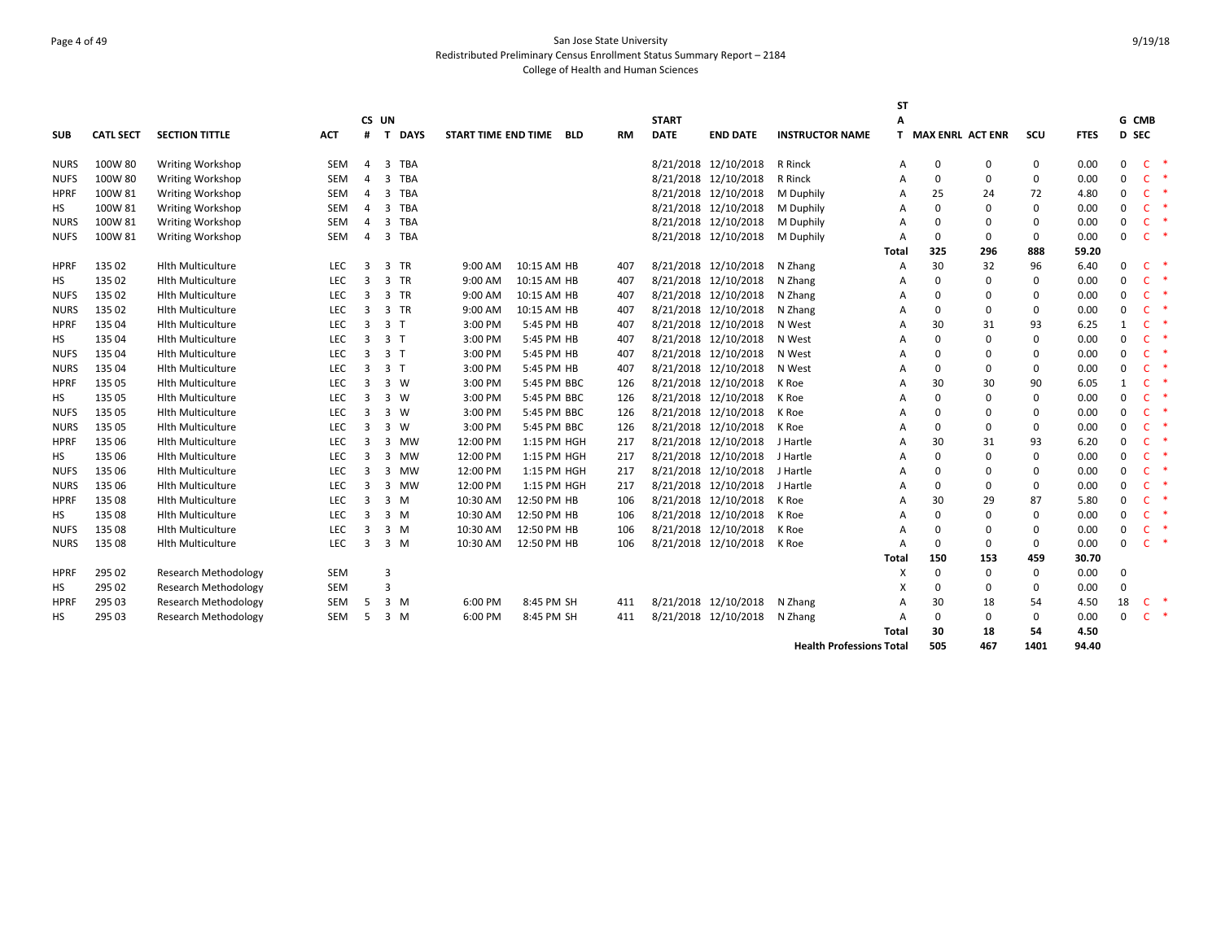San Jose State University
Redistributed Preliminary Census Enrollment Status Summary Report – 2184
College of Health and Human Sciences

9/19/18

| SUB | CATL SECT | SECTION TITTLE | ACT | CS # | UN T | DAYS | START TIME | END TIME | BLD | RM | START DATE | END DATE | INSTRUCTOR NAME | STAT | MAX ENRL | ACT ENR | SCU | FTES | GD | CMB SEC |
|---|---|---|---|---|---|---|---|---|---|---|---|---|---|---|---|---|---|---|---|---|
| NURS | 100W 80 | Writing Workshop | SEM | 4 | 3 | TBA | | | | | 8/21/2018 | 12/10/2018 | R Rinck | A | 0 | 0 | 0 | 0.00 | 0 | C * |
| NUFS | 100W 80 | Writing Workshop | SEM | 4 | 3 | TBA | | | | | 8/21/2018 | 12/10/2018 | R Rinck | A | 0 | 0 | 0 | 0.00 | 0 | C * |
| HPRF | 100W 81 | Writing Workshop | SEM | 4 | 3 | TBA | | | | | 8/21/2018 | 12/10/2018 | M Duphily | A | 25 | 24 | 72 | 4.80 | 0 | C * |
| HS | 100W 81 | Writing Workshop | SEM | 4 | 3 | TBA | | | | | 8/21/2018 | 12/10/2018 | M Duphily | A | 0 | 0 | 0 | 0.00 | 0 | C * |
| NURS | 100W 81 | Writing Workshop | SEM | 4 | 3 | TBA | | | | | 8/21/2018 | 12/10/2018 | M Duphily | A | 0 | 0 | 0 | 0.00 | 0 | C * |
| NUFS | 100W 81 | Writing Workshop | SEM | 4 | 3 | TBA | | | | | 8/21/2018 | 12/10/2018 | M Duphily | A | 0 | 0 | 0 | 0.00 | 0 | C * |
| | | | | | | | | | | | | | | Total | 325 | 296 | 888 | 59.20 | | |
| HPRF | 135 02 | Hlth Multiculture | LEC | 3 | 3 | TR | 9:00 AM | 10:15 AM | HB | 407 | 8/21/2018 | 12/10/2018 | N Zhang | A | 30 | 32 | 96 | 6.40 | 0 | C * |
| HS | 135 02 | Hlth Multiculture | LEC | 3 | 3 | TR | 9:00 AM | 10:15 AM | HB | 407 | 8/21/2018 | 12/10/2018 | N Zhang | A | 0 | 0 | 0 | 0.00 | 0 | C * |
| NUFS | 135 02 | Hlth Multiculture | LEC | 3 | 3 | TR | 9:00 AM | 10:15 AM | HB | 407 | 8/21/2018 | 12/10/2018 | N Zhang | A | 0 | 0 | 0 | 0.00 | 0 | C * |
| NURS | 135 02 | Hlth Multiculture | LEC | 3 | 3 | TR | 9:00 AM | 10:15 AM | HB | 407 | 8/21/2018 | 12/10/2018 | N Zhang | A | 0 | 0 | 0 | 0.00 | 0 | C * |
| HPRF | 135 04 | Hlth Multiculture | LEC | 3 | 3 | T | 3:00 PM | 5:45 PM | HB | 407 | 8/21/2018 | 12/10/2018 | N West | A | 30 | 31 | 93 | 6.25 | 1 | C * |
| HS | 135 04 | Hlth Multiculture | LEC | 3 | 3 | T | 3:00 PM | 5:45 PM | HB | 407 | 8/21/2018 | 12/10/2018 | N West | A | 0 | 0 | 0 | 0.00 | 0 | C * |
| NUFS | 135 04 | Hlth Multiculture | LEC | 3 | 3 | T | 3:00 PM | 5:45 PM | HB | 407 | 8/21/2018 | 12/10/2018 | N West | A | 0 | 0 | 0 | 0.00 | 0 | C * |
| NURS | 135 04 | Hlth Multiculture | LEC | 3 | 3 | T | 3:00 PM | 5:45 PM | HB | 407 | 8/21/2018 | 12/10/2018 | N West | A | 0 | 0 | 0 | 0.00 | 0 | C * |
| HPRF | 135 05 | Hlth Multiculture | LEC | 3 | 3 | W | 3:00 PM | 5:45 PM | BBC | 126 | 8/21/2018 | 12/10/2018 | K Roe | A | 30 | 30 | 90 | 6.05 | 1 | C * |
| HS | 135 05 | Hlth Multiculture | LEC | 3 | 3 | W | 3:00 PM | 5:45 PM | BBC | 126 | 8/21/2018 | 12/10/2018 | K Roe | A | 0 | 0 | 0 | 0.00 | 0 | C * |
| NUFS | 135 05 | Hlth Multiculture | LEC | 3 | 3 | W | 3:00 PM | 5:45 PM | BBC | 126 | 8/21/2018 | 12/10/2018 | K Roe | A | 0 | 0 | 0 | 0.00 | 0 | C * |
| NURS | 135 05 | Hlth Multiculture | LEC | 3 | 3 | W | 3:00 PM | 5:45 PM | BBC | 126 | 8/21/2018 | 12/10/2018 | K Roe | A | 0 | 0 | 0 | 0.00 | 0 | C * |
| HPRF | 135 06 | Hlth Multiculture | LEC | 3 | 3 | MW | 12:00 PM | 1:15 PM | HGH | 217 | 8/21/2018 | 12/10/2018 | J Hartle | A | 30 | 31 | 93 | 6.20 | 0 | C * |
| HS | 135 06 | Hlth Multiculture | LEC | 3 | 3 | MW | 12:00 PM | 1:15 PM | HGH | 217 | 8/21/2018 | 12/10/2018 | J Hartle | A | 0 | 0 | 0 | 0.00 | 0 | C * |
| NUFS | 135 06 | Hlth Multiculture | LEC | 3 | 3 | MW | 12:00 PM | 1:15 PM | HGH | 217 | 8/21/2018 | 12/10/2018 | J Hartle | A | 0 | 0 | 0 | 0.00 | 0 | C * |
| NURS | 135 06 | Hlth Multiculture | LEC | 3 | 3 | MW | 12:00 PM | 1:15 PM | HGH | 217 | 8/21/2018 | 12/10/2018 | J Hartle | A | 0 | 0 | 0 | 0.00 | 0 | C * |
| HPRF | 135 08 | Hlth Multiculture | LEC | 3 | 3 | M | 10:30 AM | 12:50 PM | HB | 106 | 8/21/2018 | 12/10/2018 | K Roe | A | 30 | 29 | 87 | 5.80 | 0 | C * |
| HS | 135 08 | Hlth Multiculture | LEC | 3 | 3 | M | 10:30 AM | 12:50 PM | HB | 106 | 8/21/2018 | 12/10/2018 | K Roe | A | 0 | 0 | 0 | 0.00 | 0 | C * |
| NUFS | 135 08 | Hlth Multiculture | LEC | 3 | 3 | M | 10:30 AM | 12:50 PM | HB | 106 | 8/21/2018 | 12/10/2018 | K Roe | A | 0 | 0 | 0 | 0.00 | 0 | C * |
| NURS | 135 08 | Hlth Multiculture | LEC | 3 | 3 | M | 10:30 AM | 12:50 PM | HB | 106 | 8/21/2018 | 12/10/2018 | K Roe | A | 0 | 0 | 0 | 0.00 | 0 | C * |
| | | | | | | | | | | | | | | Total | 150 | 153 | 459 | 30.70 | | |
| HPRF | 295 02 | Research Methodology | SEM | | 3 | | | | | | | | | X | 0 | 0 | 0 | 0.00 | 0 | |
| HS | 295 02 | Research Methodology | SEM | | 3 | | | | | | | | | X | 0 | 0 | 0 | 0.00 | 0 | |
| HPRF | 295 03 | Research Methodology | SEM | 5 | 3 | M | 6:00 PM | 8:45 PM | SH | 411 | 8/21/2018 | 12/10/2018 | N Zhang | A | 30 | 18 | 54 | 4.50 | 18 | C * |
| HS | 295 03 | Research Methodology | SEM | 5 | 3 | M | 6:00 PM | 8:45 PM | SH | 411 | 8/21/2018 | 12/10/2018 | N Zhang | A | 0 | 0 | 0 | 0.00 | 0 | C * |
| | | | | | | | | | | | | | | Total | 30 | 18 | 54 | 4.50 | | |
| | | | | | | | | | | | | | Health Professions Total | | 505 | 467 | 1401 | 94.40 | | |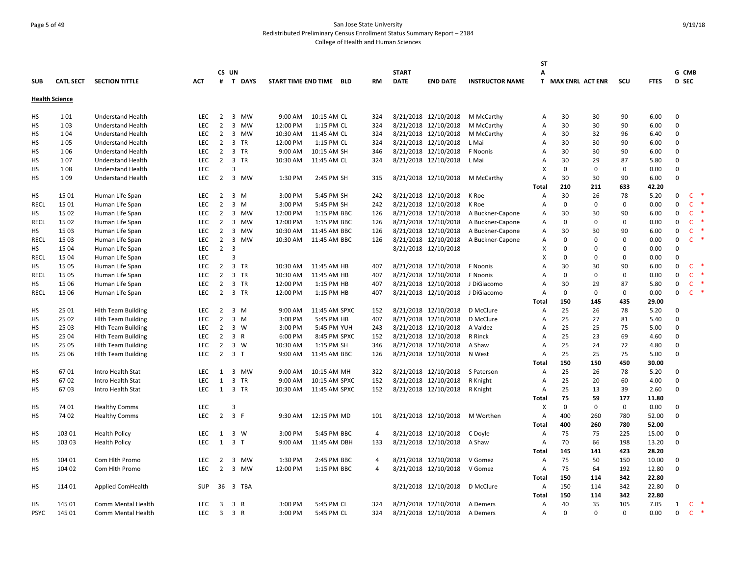San Jose State University
Redistributed Preliminary Census Enrollment Status Summary Report – 2184
College of Health and Human Sciences

| SUB | CATL SECT | SECTION TITTLE | ACT | CS # | UN T | DAYS | START TIME | END TIME | BLD | RM | START DATE | END DATE | INSTRUCTOR NAME | STA T | MAX ENRL | ACT ENR | SCU | FTES | G D | CMB SEC |
|---|---|---|---|---|---|---|---|---|---|---|---|---|---|---|---|---|---|---|---|---|
| **Health Science** | | | | | | | | | | | | | | | | | | | | |
| HS | 1 01 | Understand Health | LEC | 2 | 3 | MW | 9:00 AM | 10:15 AM | CL | 324 | 8/21/2018 | 12/10/2018 | M McCarthy | A | 30 | 30 | 90 | 6.00 | 0 | |
| HS | 1 03 | Understand Health | LEC | 2 | 3 | MW | 12:00 PM | 1:15 PM | CL | 324 | 8/21/2018 | 12/10/2018 | M McCarthy | A | 30 | 30 | 90 | 6.00 | 0 | |
| HS | 1 04 | Understand Health | LEC | 2 | 3 | MW | 10:30 AM | 11:45 AM | CL | 324 | 8/21/2018 | 12/10/2018 | M McCarthy | A | 30 | 32 | 96 | 6.40 | 0 | |
| HS | 1 05 | Understand Health | LEC | 2 | 3 | TR | 12:00 PM | 1:15 PM | CL | 324 | 8/21/2018 | 12/10/2018 | L Mai | A | 30 | 30 | 90 | 6.00 | 0 | |
| HS | 1 06 | Understand Health | LEC | 2 | 3 | TR | 9:00 AM | 10:15 AM | SH | 346 | 8/21/2018 | 12/10/2018 | F Noonis | A | 30 | 30 | 90 | 6.00 | 0 | |
| HS | 1 07 | Understand Health | LEC | 2 | 3 | TR | 10:30 AM | 11:45 AM | CL | 324 | 8/21/2018 | 12/10/2018 | L Mai | A | 30 | 29 | 87 | 5.80 | 0 | |
| HS | 1 08 | Understand Health | LEC | | 3 | | | | | | | | | X | 0 | 0 | 0 | 0.00 | 0 | |
| HS | 1 09 | Understand Health | LEC | 2 | 3 | MW | 1:30 PM | 2:45 PM | SH | 315 | 8/21/2018 | 12/10/2018 | M McCarthy | A | 30 | 30 | 90 | 6.00 | 0 | |
| | | | | | | | | | | | | | | **Total** | **210** | **211** | **633** | **42.20** | | |
| HS | 15 01 | Human Life Span | LEC | 2 | 3 | M | 3:00 PM | 5:45 PM | SH | 242 | 8/21/2018 | 12/10/2018 | K Roe | A | 30 | 26 | 78 | 5.20 | 0 | C * |
| RECL | 15 01 | Human Life Span | LEC | 2 | 3 | M | 3:00 PM | 5:45 PM | SH | 242 | 8/21/2018 | 12/10/2018 | K Roe | A | 0 | 0 | 0 | 0.00 | 0 | C * |
| HS | 15 02 | Human Life Span | LEC | 2 | 3 | MW | 12:00 PM | 1:15 PM | BBC | 126 | 8/21/2018 | 12/10/2018 | A Buckner-Capone | A | 30 | 30 | 90 | 6.00 | 0 | C * |
| RECL | 15 02 | Human Life Span | LEC | 2 | 3 | MW | 12:00 PM | 1:15 PM | BBC | 126 | 8/21/2018 | 12/10/2018 | A Buckner-Capone | A | 0 | 0 | 0 | 0.00 | 0 | C * |
| HS | 15 03 | Human Life Span | LEC | 2 | 3 | MW | 10:30 AM | 11:45 AM | BBC | 126 | 8/21/2018 | 12/10/2018 | A Buckner-Capone | A | 30 | 30 | 90 | 6.00 | 0 | C * |
| RECL | 15 03 | Human Life Span | LEC | 2 | 3 | MW | 10:30 AM | 11:45 AM | BBC | 126 | 8/21/2018 | 12/10/2018 | A Buckner-Capone | A | 0 | 0 | 0 | 0.00 | 0 | C * |
| HS | 15 04 | Human Life Span | LEC | 2 | 3 | | | | | | 8/21/2018 | 12/10/2018 | | X | 0 | 0 | 0 | 0.00 | 0 | |
| RECL | 15 04 | Human Life Span | LEC | | 3 | | | | | | | | | X | 0 | 0 | 0 | 0.00 | 0 | |
| HS | 15 05 | Human Life Span | LEC | 2 | 3 | TR | 10:30 AM | 11:45 AM | HB | 407 | 8/21/2018 | 12/10/2018 | F Noonis | A | 30 | 30 | 90 | 6.00 | 0 | C * |
| RECL | 15 05 | Human Life Span | LEC | 2 | 3 | TR | 10:30 AM | 11:45 AM | HB | 407 | 8/21/2018 | 12/10/2018 | F Noonis | A | 0 | 0 | 0 | 0.00 | 0 | C * |
| HS | 15 06 | Human Life Span | LEC | 2 | 3 | TR | 12:00 PM | 1:15 PM | HB | 407 | 8/21/2018 | 12/10/2018 | J DiGiacomo | A | 30 | 29 | 87 | 5.80 | 0 | C * |
| RECL | 15 06 | Human Life Span | LEC | 2 | 3 | TR | 12:00 PM | 1:15 PM | HB | 407 | 8/21/2018 | 12/10/2018 | J DiGiacomo | A | 0 | 0 | 0 | 0.00 | 0 | C * |
| | | | | | | | | | | | | | | **Total** | **150** | **145** | **435** | **29.00** | | |
| HS | 25 01 | Hlth Team Building | LEC | 2 | 3 | M | 9:00 AM | 11:45 AM | SPXC | 152 | 8/21/2018 | 12/10/2018 | D McClure | A | 25 | 26 | 78 | 5.20 | 0 | |
| HS | 25 02 | Hlth Team Building | LEC | 2 | 3 | M | 3:00 PM | 5:45 PM | HB | 407 | 8/21/2018 | 12/10/2018 | D McClure | A | 25 | 27 | 81 | 5.40 | 0 | |
| HS | 25 03 | Hlth Team Building | LEC | 2 | 3 | W | 3:00 PM | 5:45 PM | YUH | 243 | 8/21/2018 | 12/10/2018 | A Valdez | A | 25 | 25 | 75 | 5.00 | 0 | |
| HS | 25 04 | Hlth Team Building | LEC | 2 | 3 | R | 6:00 PM | 8:45 PM | SPXC | 152 | 8/21/2018 | 12/10/2018 | R Rinck | A | 25 | 23 | 69 | 4.60 | 0 | |
| HS | 25 05 | Hlth Team Building | LEC | 2 | 3 | W | 10:30 AM | 1:15 PM | SH | 346 | 8/21/2018 | 12/10/2018 | A Shaw | A | 25 | 24 | 72 | 4.80 | 0 | |
| HS | 25 06 | Hlth Team Building | LEC | 2 | 3 | T | 9:00 AM | 11:45 AM | BBC | 126 | 8/21/2018 | 12/10/2018 | N West | A | 25 | 25 | 75 | 5.00 | 0 | |
| | | | | | | | | | | | | | | **Total** | **150** | **150** | **450** | **30.00** | | |
| HS | 67 01 | Intro Health Stat | LEC | 1 | 3 | MW | 9:00 AM | 10:15 AM | MH | 322 | 8/21/2018 | 12/10/2018 | S Paterson | A | 25 | 26 | 78 | 5.20 | 0 | |
| HS | 67 02 | Intro Health Stat | LEC | 1 | 3 | TR | 9:00 AM | 10:15 AM | SPXC | 152 | 8/21/2018 | 12/10/2018 | R Knight | A | 25 | 20 | 60 | 4.00 | 0 | |
| HS | 67 03 | Intro Health Stat | LEC | 1 | 3 | TR | 10:30 AM | 11:45 AM | SPXC | 152 | 8/21/2018 | 12/10/2018 | R Knight | A | 25 | 13 | 39 | 2.60 | 0 | |
| | | | | | | | | | | | | | | **Total** | **75** | **59** | **177** | **11.80** | | |
| HS | 74 01 | Healthy Comms | LEC | | 3 | | | | | | | | | X | 0 | 0 | 0 | 0.00 | 0 | |
| HS | 74 02 | Healthy Comms | LEC | 2 | 3 | F | 9:30 AM | 12:15 PM | MD | 101 | 8/21/2018 | 12/10/2018 | M Worthen | A | 400 | 260 | 780 | 52.00 | 0 | |
| | | | | | | | | | | | | | | **Total** | **400** | **260** | **780** | **52.00** | | |
| HS | 103 01 | Health Policy | LEC | 1 | 3 | W | 3:00 PM | 5:45 PM | BBC | 4 | 8/21/2018 | 12/10/2018 | C Doyle | A | 75 | 75 | 225 | 15.00 | 0 | |
| HS | 103 03 | Health Policy | LEC | 1 | 3 | T | 9:00 AM | 11:45 AM | DBH | 133 | 8/21/2018 | 12/10/2018 | A Shaw | A | 70 | 66 | 198 | 13.20 | 0 | |
| | | | | | | | | | | | | | | **Total** | **145** | **141** | **423** | **28.20** | | |
| HS | 104 01 | Com Hlth Promo | LEC | 2 | 3 | MW | 1:30 PM | 2:45 PM | BBC | 4 | 8/21/2018 | 12/10/2018 | V Gomez | A | 75 | 50 | 150 | 10.00 | 0 | |
| HS | 104 02 | Com Hlth Promo | LEC | 2 | 3 | MW | 12:00 PM | 1:15 PM | BBC | 4 | 8/21/2018 | 12/10/2018 | V Gomez | A | 75 | 64 | 192 | 12.80 | 0 | |
| | | | | | | | | | | | | | | **Total** | **150** | **114** | **342** | **22.80** | | |
| HS | 114 01 | Applied ComHealth | SUP | 36 | 3 | TBA | | | | | 8/21/2018 | 12/10/2018 | D McClure | A | 150 | 114 | 342 | 22.80 | 0 | |
| | | | | | | | | | | | | | | **Total** | **150** | **114** | **342** | **22.80** | | |
| HS | 145 01 | Comm Mental Health | LEC | 3 | 3 | R | 3:00 PM | 5:45 PM | CL | 324 | 8/21/2018 | 12/10/2018 | A Demers | A | 40 | 35 | 105 | 7.05 | 1 | C * |
| PSYC | 145 01 | Comm Mental Health | LEC | 3 | 3 | R | 3:00 PM | 5:45 PM | CL | 324 | 8/21/2018 | 12/10/2018 | A Demers | A | 0 | 0 | 0 | 0.00 | 0 | C * |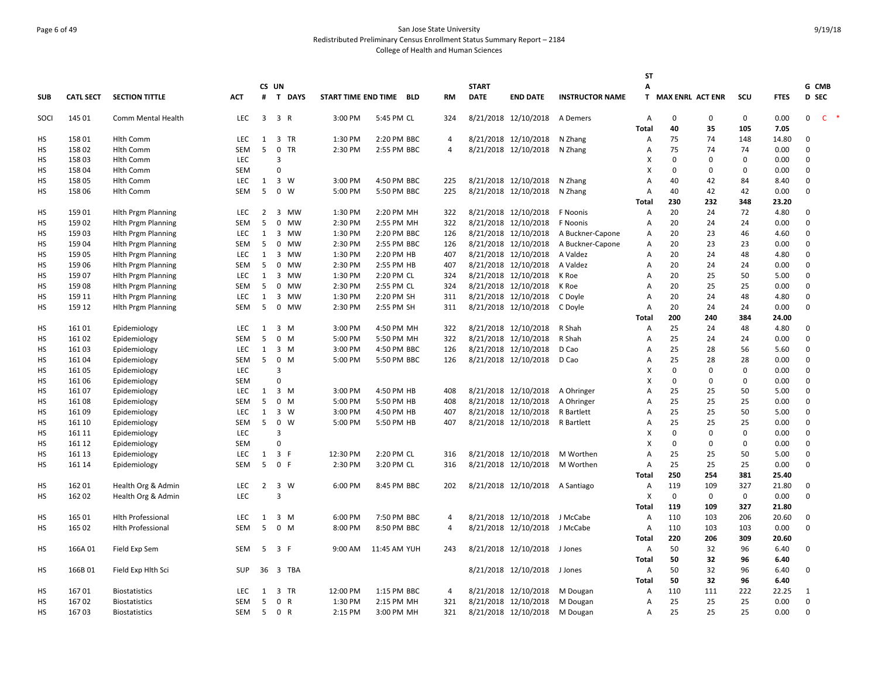San Jose State University
Redistributed Preliminary Census Enrollment Status Summary Report – 2184
College of Health and Human Sciences

| SUB | CATL SECT | SECTION TITTLE | ACT | CS # | UN T | DAYS | START TIME | END TIME | BLD | RM | START DATE | END DATE | INSTRUCTOR NAME | STAT | MAX ENRL | ACT ENR | SCU | FTES | G D | CMB SEC |
|---|---|---|---|---|---|---|---|---|---|---|---|---|---|---|---|---|---|---|---|---|
| SOCI | 145 01 | Comm Mental Health | LEC | 3 | 3 | R | 3:00 PM | 5:45 PM | CL | 324 | 8/21/2018 | 12/10/2018 | A Demers | A | 0 | 0 | 0 | 0.00 | 0 | C * |
| | | | | | | | | | | | | | | Total | 40 | 35 | 105 | 7.05 | | |
| HS | 158 01 | Hlth Comm | LEC | 1 | 3 | TR | 1:30 PM | 2:20 PM | BBC | 4 | 8/21/2018 | 12/10/2018 | N Zhang | A | 75 | 74 | 148 | 14.80 | 0 | |
| HS | 158 02 | Hlth Comm | SEM | 5 | 0 | TR | 2:30 PM | 2:55 PM | BBC | 4 | 8/21/2018 | 12/10/2018 | N Zhang | A | 75 | 74 | 74 | 0.00 | 0 | |
| HS | 158 03 | Hlth Comm | LEC | | 3 | | | | | | | | | X | 0 | 0 | 0 | 0.00 | 0 | |
| HS | 158 04 | Hlth Comm | SEM | | 0 | | | | | | | | | X | 0 | 0 | 0 | 0.00 | 0 | |
| HS | 158 05 | Hlth Comm | LEC | 1 | 3 | W | 3:00 PM | 4:50 PM | BBC | 225 | 8/21/2018 | 12/10/2018 | N Zhang | A | 40 | 42 | 84 | 8.40 | 0 | |
| HS | 158 06 | Hlth Comm | SEM | 5 | 0 | W | 5:00 PM | 5:50 PM | BBC | 225 | 8/21/2018 | 12/10/2018 | N Zhang | A | 40 | 42 | 42 | 0.00 | 0 | |
| | | | | | | | | | | | | | | Total | 230 | 232 | 348 | 23.20 | | |
| HS | 159 01 | Hlth Prgm Planning | LEC | 2 | 3 | MW | 1:30 PM | 2:20 PM | MH | 322 | 8/21/2018 | 12/10/2018 | F Noonis | A | 20 | 24 | 72 | 4.80 | 0 | |
| HS | 159 02 | Hlth Prgm Planning | SEM | 5 | 0 | MW | 2:30 PM | 2:55 PM | MH | 322 | 8/21/2018 | 12/10/2018 | F Noonis | A | 20 | 24 | 24 | 0.00 | 0 | |
| HS | 159 03 | Hlth Prgm Planning | LEC | 1 | 3 | MW | 1:30 PM | 2:20 PM | BBC | 126 | 8/21/2018 | 12/10/2018 | A Buckner-Capone | A | 20 | 23 | 46 | 4.60 | 0 | |
| HS | 159 04 | Hlth Prgm Planning | SEM | 5 | 0 | MW | 2:30 PM | 2:55 PM | BBC | 126 | 8/21/2018 | 12/10/2018 | A Buckner-Capone | A | 20 | 23 | 23 | 0.00 | 0 | |
| HS | 159 05 | Hlth Prgm Planning | LEC | 1 | 3 | MW | 1:30 PM | 2:20 PM | HB | 407 | 8/21/2018 | 12/10/2018 | A Valdez | A | 20 | 24 | 48 | 4.80 | 0 | |
| HS | 159 06 | Hlth Prgm Planning | SEM | 5 | 0 | MW | 2:30 PM | 2:55 PM | HB | 407 | 8/21/2018 | 12/10/2018 | A Valdez | A | 20 | 24 | 24 | 0.00 | 0 | |
| HS | 159 07 | Hlth Prgm Planning | LEC | 1 | 3 | MW | 1:30 PM | 2:20 PM | CL | 324 | 8/21/2018 | 12/10/2018 | K Roe | A | 20 | 25 | 50 | 5.00 | 0 | |
| HS | 159 08 | Hlth Prgm Planning | SEM | 5 | 0 | MW | 2:30 PM | 2:55 PM | CL | 324 | 8/21/2018 | 12/10/2018 | K Roe | A | 20 | 25 | 25 | 0.00 | 0 | |
| HS | 159 11 | Hlth Prgm Planning | LEC | 1 | 3 | MW | 1:30 PM | 2:20 PM | SH | 311 | 8/21/2018 | 12/10/2018 | C Doyle | A | 20 | 24 | 48 | 4.80 | 0 | |
| HS | 159 12 | Hlth Prgm Planning | SEM | 5 | 0 | MW | 2:30 PM | 2:55 PM | SH | 311 | 8/21/2018 | 12/10/2018 | C Doyle | A | 20 | 24 | 24 | 0.00 | 0 | |
| | | | | | | | | | | | | | | Total | 200 | 240 | 384 | 24.00 | | |
| HS | 161 01 | Epidemiology | LEC | 1 | 3 | M | 3:00 PM | 4:50 PM | MH | 322 | 8/21/2018 | 12/10/2018 | R Shah | A | 25 | 24 | 48 | 4.80 | 0 | |
| HS | 161 02 | Epidemiology | SEM | 5 | 0 | M | 5:00 PM | 5:50 PM | MH | 322 | 8/21/2018 | 12/10/2018 | R Shah | A | 25 | 24 | 24 | 0.00 | 0 | |
| HS | 161 03 | Epidemiology | LEC | 1 | 3 | M | 3:00 PM | 4:50 PM | BBC | 126 | 8/21/2018 | 12/10/2018 | D Cao | A | 25 | 28 | 56 | 5.60 | 0 | |
| HS | 161 04 | Epidemiology | SEM | 5 | 0 | M | 5:00 PM | 5:50 PM | BBC | 126 | 8/21/2018 | 12/10/2018 | D Cao | A | 25 | 28 | 28 | 0.00 | 0 | |
| HS | 161 05 | Epidemiology | LEC | | 3 | | | | | | | | | X | 0 | 0 | 0 | 0.00 | 0 | |
| HS | 161 06 | Epidemiology | SEM | | 0 | | | | | | | | | X | 0 | 0 | 0 | 0.00 | 0 | |
| HS | 161 07 | Epidemiology | LEC | 1 | 3 | M | 3:00 PM | 4:50 PM | HB | 408 | 8/21/2018 | 12/10/2018 | A Ohringer | A | 25 | 25 | 50 | 5.00 | 0 | |
| HS | 161 08 | Epidemiology | SEM | 5 | 0 | M | 5:00 PM | 5:50 PM | HB | 408 | 8/21/2018 | 12/10/2018 | A Ohringer | A | 25 | 25 | 25 | 0.00 | 0 | |
| HS | 161 09 | Epidemiology | LEC | 1 | 3 | W | 3:00 PM | 4:50 PM | HB | 407 | 8/21/2018 | 12/10/2018 | R Bartlett | A | 25 | 25 | 50 | 5.00 | 0 | |
| HS | 161 10 | Epidemiology | SEM | 5 | 0 | W | 5:00 PM | 5:50 PM | HB | 407 | 8/21/2018 | 12/10/2018 | R Bartlett | A | 25 | 25 | 25 | 0.00 | 0 | |
| HS | 161 11 | Epidemiology | LEC | | 3 | | | | | | | | | X | 0 | 0 | 0 | 0.00 | 0 | |
| HS | 161 12 | Epidemiology | SEM | | 0 | | | | | | | | | X | 0 | 0 | 0 | 0.00 | 0 | |
| HS | 161 13 | Epidemiology | LEC | 1 | 3 | F | 12:30 PM | 2:20 PM | CL | 316 | 8/21/2018 | 12/10/2018 | M Worthen | A | 25 | 25 | 50 | 5.00 | 0 | |
| HS | 161 14 | Epidemiology | SEM | 5 | 0 | F | 2:30 PM | 3:20 PM | CL | 316 | 8/21/2018 | 12/10/2018 | M Worthen | A | 25 | 25 | 25 | 0.00 | 0 | |
| | | | | | | | | | | | | | | Total | 250 | 254 | 381 | 25.40 | | |
| HS | 162 01 | Health Org & Admin | LEC | 2 | 3 | W | 6:00 PM | 8:45 PM | BBC | 202 | 8/21/2018 | 12/10/2018 | A Santiago | A | 119 | 109 | 327 | 21.80 | 0 | |
| HS | 162 02 | Health Org & Admin | LEC | | 3 | | | | | | | | | X | 0 | 0 | 0 | 0.00 | 0 | |
| | | | | | | | | | | | | | | Total | 119 | 109 | 327 | 21.80 | | |
| HS | 165 01 | Hlth Professional | LEC | 1 | 3 | M | 6:00 PM | 7:50 PM | BBC | 4 | 8/21/2018 | 12/10/2018 | J McCabe | A | 110 | 103 | 206 | 20.60 | 0 | |
| HS | 165 02 | Hlth Professional | SEM | 5 | 0 | M | 8:00 PM | 8:50 PM | BBC | 4 | 8/21/2018 | 12/10/2018 | J McCabe | A | 110 | 103 | 103 | 0.00 | 0 | |
| | | | | | | | | | | | | | | Total | 220 | 206 | 309 | 20.60 | | |
| HS | 166A 01 | Field Exp Sem | SEM | 5 | 3 | F | 9:00 AM | 11:45 AM | YUH | 243 | 8/21/2018 | 12/10/2018 | J Jones | A | 50 | 32 | 96 | 6.40 | 0 | |
| | | | | | | | | | | | | | | Total | 50 | 32 | 96 | 6.40 | | |
| HS | 166B 01 | Field Exp Hlth Sci | SUP | 36 | 3 | TBA | | | | | 8/21/2018 | 12/10/2018 | J Jones | A | 50 | 32 | 96 | 6.40 | 0 | |
| | | | | | | | | | | | | | | Total | 50 | 32 | 96 | 6.40 | | |
| HS | 167 01 | Biostatistics | LEC | 1 | 3 | TR | 12:00 PM | 1:15 PM | BBC | 4 | 8/21/2018 | 12/10/2018 | M Dougan | A | 110 | 111 | 222 | 22.25 | 1 | |
| HS | 167 02 | Biostatistics | SEM | 5 | 0 | R | 1:30 PM | 2:15 PM | MH | 321 | 8/21/2018 | 12/10/2018 | M Dougan | A | 25 | 25 | 25 | 0.00 | 0 | |
| HS | 167 03 | Biostatistics | SEM | 5 | 0 | R | 2:15 PM | 3:00 PM | MH | 321 | 8/21/2018 | 12/10/2018 | M Dougan | A | 25 | 25 | 25 | 0.00 | 0 | |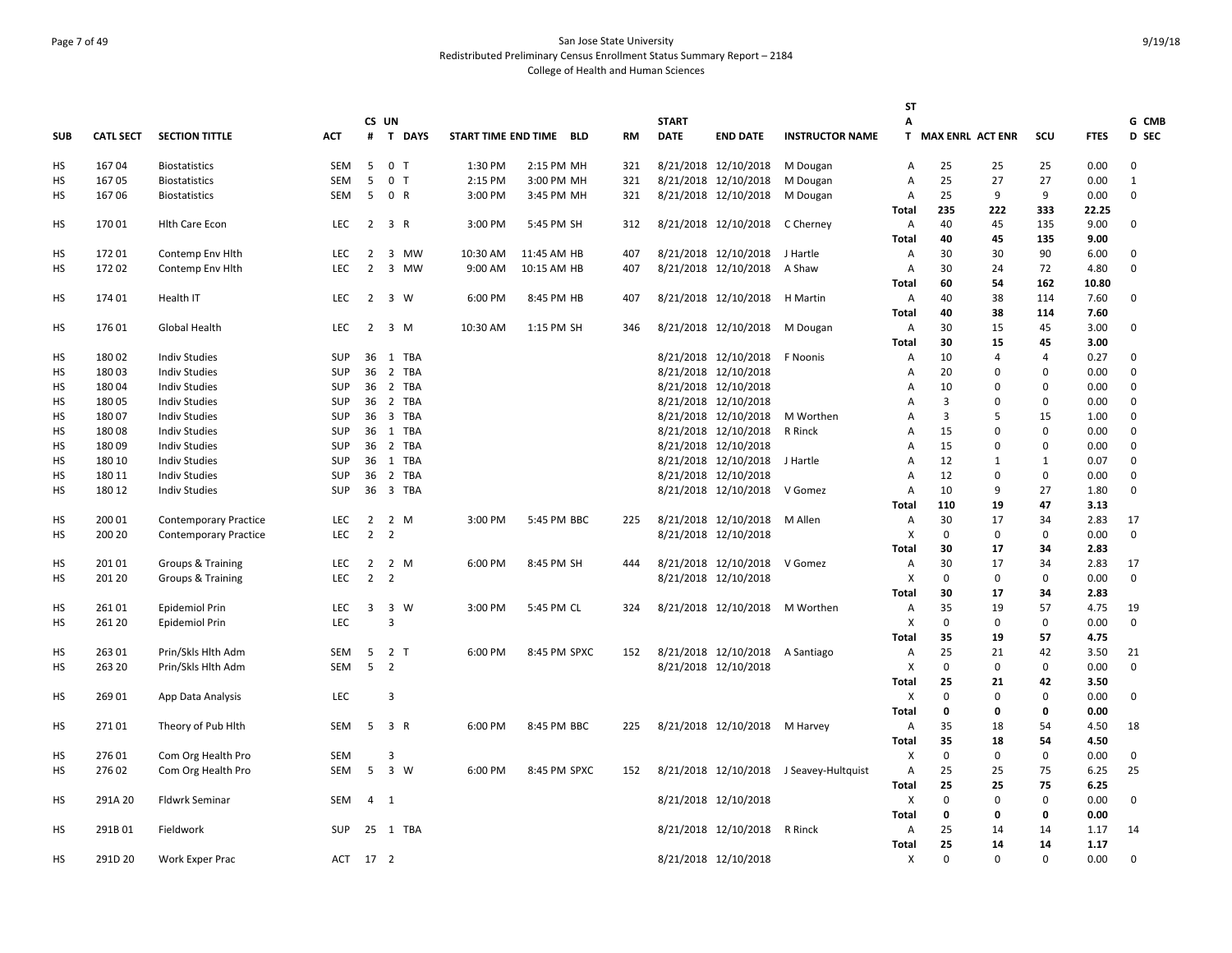San Jose State University
Redistributed Preliminary Census Enrollment Status Summary Report – 2184
College of Health and Human Sciences

| SUB | CATL SECT | SECTION TITTLE | ACT | CS # | UN T | DAYS | START TIME | END TIME | BLD | RM | START DATE | END DATE | INSTRUCTOR NAME | ST A T | MAX ENRL | ACT ENR | SCU | FTES | G D | CMB SEC |
|---|---|---|---|---|---|---|---|---|---|---|---|---|---|---|---|---|---|---|---|---|
| HS | 167 04 | Biostatistics | SEM | 5 | 0 | T | 1:30 PM | 2:15 PM | MH | 321 | 8/21/2018 | 12/10/2018 | M Dougan | A | 25 | 25 | 25 | 0.00 | 0 | |
| HS | 167 05 | Biostatistics | SEM | 5 | 0 | T | 2:15 PM | 3:00 PM | MH | 321 | 8/21/2018 | 12/10/2018 | M Dougan | A | 25 | 27 | 27 | 0.00 | 1 | |
| HS | 167 06 | Biostatistics | SEM | 5 | 0 | R | 3:00 PM | 3:45 PM | MH | 321 | 8/21/2018 | 12/10/2018 | M Dougan | A | 25 | 9 | 9 | 0.00 | 0 | |
| | | | | | | | | | | | | | | **Total** | **235** | **222** | **333** | **22.25** | | |
| HS | 170 01 | Hlth Care Econ | LEC | 2 | 3 | R | 3:00 PM | 5:45 PM | SH | 312 | 8/21/2018 | 12/10/2018 | C Cherney | A | 40 | 45 | 135 | 9.00 | 0 | |
| | | | | | | | | | | | | | | **Total** | **40** | **45** | **135** | **9.00** | | |
| HS | 172 01 | Contemp Env Hlth | LEC | 2 | 3 | MW | 10:30 AM | 11:45 AM | HB | 407 | 8/21/2018 | 12/10/2018 | J Hartle | A | 30 | 30 | 90 | 6.00 | 0 | |
| HS | 172 02 | Contemp Env Hlth | LEC | 2 | 3 | MW | 9:00 AM | 10:15 AM | HB | 407 | 8/21/2018 | 12/10/2018 | A Shaw | A | 30 | 24 | 72 | 4.80 | 0 | |
| | | | | | | | | | | | | | | **Total** | **60** | **54** | **162** | **10.80** | | |
| HS | 174 01 | Health IT | LEC | 2 | 3 | W | 6:00 PM | 8:45 PM | HB | 407 | 8/21/2018 | 12/10/2018 | H Martin | A | 40 | 38 | 114 | 7.60 | 0 | |
| | | | | | | | | | | | | | | **Total** | **40** | **38** | **114** | **7.60** | | |
| HS | 176 01 | Global Health | LEC | 2 | 3 | M | 10:30 AM | 1:15 PM | SH | 346 | 8/21/2018 | 12/10/2018 | M Dougan | A | 30 | 15 | 45 | 3.00 | 0 | |
| | | | | | | | | | | | | | | **Total** | **30** | **15** | **45** | **3.00** | | |
| HS | 180 02 | Indiv Studies | SUP | 36 | 1 | TBA | | | | | 8/21/2018 | 12/10/2018 | F Noonis | A | 10 | 4 | 4 | 0.27 | 0 | |
| HS | 180 03 | Indiv Studies | SUP | 36 | 2 | TBA | | | | | 8/21/2018 | 12/10/2018 | | A | 20 | 0 | 0 | 0.00 | 0 | |
| HS | 180 04 | Indiv Studies | SUP | 36 | 2 | TBA | | | | | 8/21/2018 | 12/10/2018 | | A | 10 | 0 | 0 | 0.00 | 0 | |
| HS | 180 05 | Indiv Studies | SUP | 36 | 2 | TBA | | | | | 8/21/2018 | 12/10/2018 | | A | 3 | 0 | 0 | 0.00 | 0 | |
| HS | 180 07 | Indiv Studies | SUP | 36 | 3 | TBA | | | | | 8/21/2018 | 12/10/2018 | M Worthen | A | 3 | 5 | 15 | 1.00 | 0 | |
| HS | 180 08 | Indiv Studies | SUP | 36 | 1 | TBA | | | | | 8/21/2018 | 12/10/2018 | R Rinck | A | 15 | 0 | 0 | 0.00 | 0 | |
| HS | 180 09 | Indiv Studies | SUP | 36 | 2 | TBA | | | | | 8/21/2018 | 12/10/2018 | | A | 15 | 0 | 0 | 0.00 | 0 | |
| HS | 180 10 | Indiv Studies | SUP | 36 | 1 | TBA | | | | | 8/21/2018 | 12/10/2018 | J Hartle | A | 12 | 1 | 1 | 0.07 | 0 | |
| HS | 180 11 | Indiv Studies | SUP | 36 | 2 | TBA | | | | | 8/21/2018 | 12/10/2018 | | A | 12 | 0 | 0 | 0.00 | 0 | |
| HS | 180 12 | Indiv Studies | SUP | 36 | 3 | TBA | | | | | 8/21/2018 | 12/10/2018 | V Gomez | A | 10 | 9 | 27 | 1.80 | 0 | |
| | | | | | | | | | | | | | | **Total** | **110** | **19** | **47** | **3.13** | | |
| HS | 200 01 | Contemporary Practice | LEC | 2 | 2 | M | 3:00 PM | 5:45 PM | BBC | 225 | 8/21/2018 | 12/10/2018 | M Allen | A | 30 | 17 | 34 | 2.83 | 17 | |
| HS | 200 20 | Contemporary Practice | LEC | 2 | 2 | | | | | | 8/21/2018 | 12/10/2018 | | X | 0 | 0 | 0 | 0.00 | 0 | |
| | | | | | | | | | | | | | | **Total** | **30** | **17** | **34** | **2.83** | | |
| HS | 201 01 | Groups & Training | LEC | 2 | 2 | M | 6:00 PM | 8:45 PM | SH | 444 | 8/21/2018 | 12/10/2018 | V Gomez | A | 30 | 17 | 34 | 2.83 | 17 | |
| HS | 201 20 | Groups & Training | LEC | 2 | 2 | | | | | | 8/21/2018 | 12/10/2018 | | X | 0 | 0 | 0 | 0.00 | 0 | |
| | | | | | | | | | | | | | | **Total** | **30** | **17** | **34** | **2.83** | | |
| HS | 261 01 | Epidemiol Prin | LEC | 3 | 3 | W | 3:00 PM | 5:45 PM | CL | 324 | 8/21/2018 | 12/10/2018 | M Worthen | A | 35 | 19 | 57 | 4.75 | 19 | |
| HS | 261 20 | Epidemiol Prin | LEC | | 3 | | | | | | | | | X | 0 | 0 | 0 | 0.00 | 0 | |
| | | | | | | | | | | | | | | **Total** | **35** | **19** | **57** | **4.75** | | |
| HS | 263 01 | Prin/Skls Hlth Adm | SEM | 5 | 2 | T | 6:00 PM | 8:45 PM | SPXC | 152 | 8/21/2018 | 12/10/2018 | A Santiago | A | 25 | 21 | 42 | 3.50 | 21 | |
| HS | 263 20 | Prin/Skls Hlth Adm | SEM | 5 | 2 | | | | | | 8/21/2018 | 12/10/2018 | | X | 0 | 0 | 0 | 0.00 | 0 | |
| | | | | | | | | | | | | | | **Total** | **25** | **21** | **42** | **3.50** | | |
| HS | 269 01 | App Data Analysis | LEC | | 3 | | | | | | | | | X | 0 | 0 | 0 | 0.00 | 0 | |
| | | | | | | | | | | | | | | **Total** | **0** | **0** | **0** | **0.00** | | |
| HS | 271 01 | Theory of Pub Hlth | SEM | 5 | 3 | R | 6:00 PM | 8:45 PM | BBC | 225 | 8/21/2018 | 12/10/2018 | M Harvey | A | 35 | 18 | 54 | 4.50 | 18 | |
| | | | | | | | | | | | | | | **Total** | **35** | **18** | **54** | **4.50** | | |
| HS | 276 01 | Com Org Health Pro | SEM | | 3 | | | | | | | | | X | 0 | 0 | 0 | 0.00 | 0 | |
| HS | 276 02 | Com Org Health Pro | SEM | 5 | 3 | W | 6:00 PM | 8:45 PM | SPXC | 152 | 8/21/2018 | 12/10/2018 | J Seavey-Hultquist | A | 25 | 25 | 75 | 6.25 | 25 | |
| | | | | | | | | | | | | | | **Total** | **25** | **25** | **75** | **6.25** | | |
| HS | 291A 20 | Fldwrk Seminar | SEM | 4 | 1 | | | | | | 8/21/2018 | 12/10/2018 | | X | 0 | 0 | 0 | 0.00 | 0 | |
| | | | | | | | | | | | | | | **Total** | **0** | **0** | **0** | **0.00** | | |
| HS | 291B 01 | Fieldwork | SUP | 25 | 1 | TBA | | | | | 8/21/2018 | 12/10/2018 | R Rinck | A | 25 | 14 | 14 | 1.17 | 14 | |
| | | | | | | | | | | | | | | **Total** | **25** | **14** | **14** | **1.17** | | |
| HS | 291D 20 | Work Exper Prac | ACT | 17 | 2 | | | | | | 8/21/2018 | 12/10/2018 | | X | 0 | 0 | 0 | 0.00 | 0 | |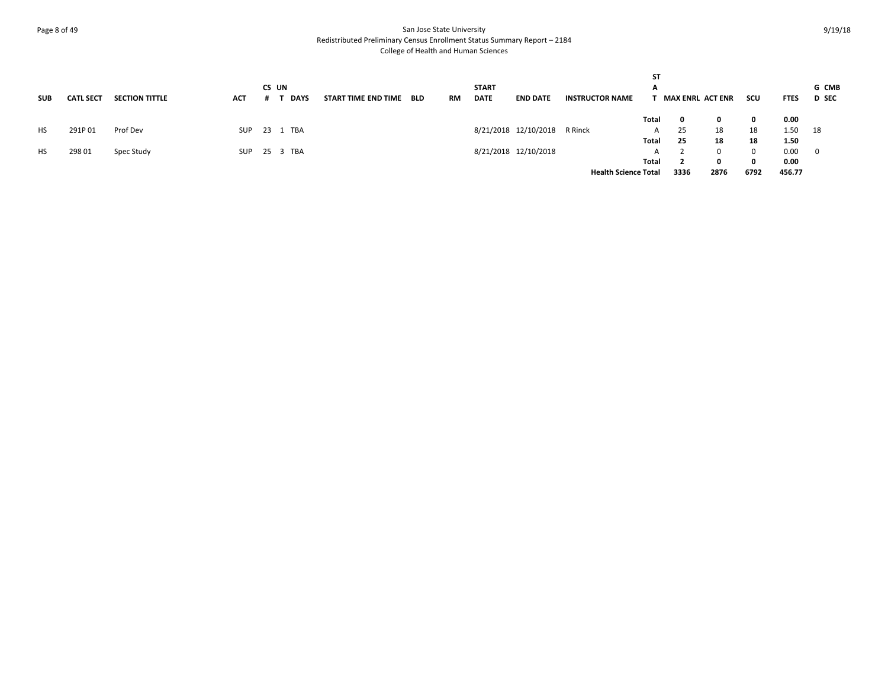San Jose State University
Redistributed Preliminary Census Enrollment Status Summary Report – 2184
College of Health and Human Sciences

| SUB | CATL SECT | SECTION TITTLE | ACT | CS # | UN T | DAYS | START TIME | END TIME | BLD | RM | START DATE | END DATE | INSTRUCTOR NAME | STAT | MAX ENRL | ACT ENR | SCU | FTES | GD | CMB SEC |
|---|---|---|---|---|---|---|---|---|---|---|---|---|---|---|---|---|---|---|---|---|
| | | | | | | | | | | | | | | **Total** | **0** | **0** | **0** | **0.00** | | |
| HS | 291P 01 | Prof Dev | SUP | 23 | 1 | TBA | | | | | 8/21/2018 | 12/10/2018 | R Rinck | A | 25 | 18 | 18 | 1.50 | 18 | |
| | | | | | | | | | | | | | | **Total** | **25** | **18** | **18** | **1.50** | | |
| HS | 298 01 | Spec Study | SUP | 25 | 3 | TBA | | | | | 8/21/2018 | 12/10/2018 | | A | 2 | 0 | 0 | 0.00 | 0 | |
| | | | | | | | | | | | | | | **Total** | **2** | **0** | **0** | **0.00** | | |
| | | | | | | | | | | | | | **Health Science Total** | | **3336** | **2876** | **6792** | **456.77** | | |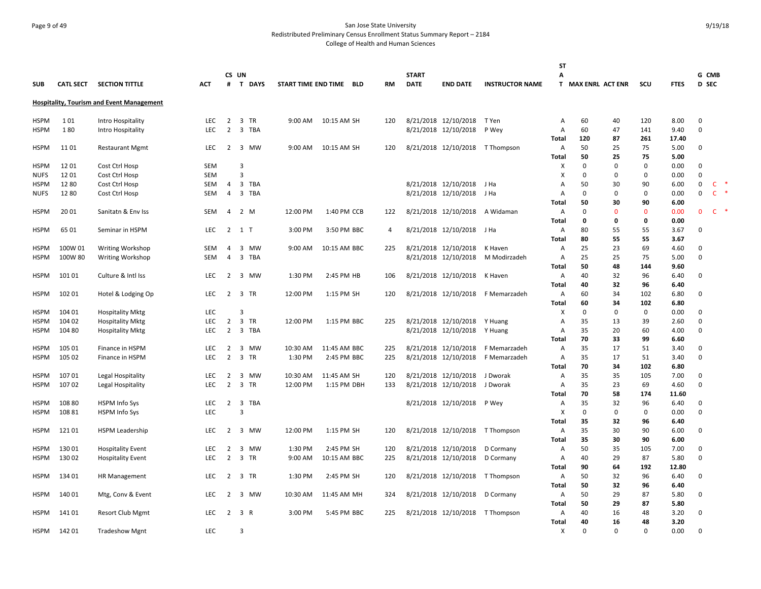San Jose State University

Redistributed Preliminary Census Enrollment Status Summary Report – 2184

College of Health and Human Sciences

| SUB | CATL SECT | SECTION TITTLE | ACT | CS # | UN T | DAYS | START TIME | END TIME | BLD | RM | START DATE | END DATE | INSTRUCTOR NAME | ST A T | MAX ENRL | ACT ENR | SCU | FTES | G D | CMB SEC |
|---|---|---|---|---|---|---|---|---|---|---|---|---|---|---|---|---|---|---|---|---|
| **Hospitality, Tourism and Event Management** | | | | | | | | | | | | | | | | | | | | |
| HSPM | 1 01 | Intro Hospitality | LEC | 2 | 3 | TR | 9:00 AM | 10:15 AM | SH | 120 | 8/21/2018 | 12/10/2018 | T Yen | A | 60 | 40 | 120 | 8.00 | 0 | |
| HSPM | 1 80 | Intro Hospitality | LEC | 2 | 3 | TBA | | | | | 8/21/2018 | 12/10/2018 | P Wey | A | 60 | 47 | 141 | 9.40 | 0 | |
| | | | | | | | | | | | | | | **Total** | **120** | **87** | **261** | **17.40** | | |
| HSPM | 11 01 | Restaurant Mgmt | LEC | 2 | 3 | MW | 9:00 AM | 10:15 AM | SH | 120 | 8/21/2018 | 12/10/2018 | T Thompson | A | 50 | 25 | 75 | 5.00 | 0 | |
| | | | | | | | | | | | | | | **Total** | **50** | **25** | **75** | **5.00** | | |
| HSPM | 12 01 | Cost Ctrl Hosp | SEM | | 3 | | | | | | | | | X | 0 | 0 | 0 | 0.00 | 0 | |
| NUFS | 12 01 | Cost Ctrl Hosp | SEM | | 3 | | | | | | | | | X | 0 | 0 | 0 | 0.00 | 0 | |
| HSPM | 12 80 | Cost Ctrl Hosp | SEM | 4 | 3 | TBA | | | | | 8/21/2018 | 12/10/2018 | J Ha | A | 50 | 30 | 90 | 6.00 | 0 | C * |
| NUFS | 12 80 | Cost Ctrl Hosp | SEM | 4 | 3 | TBA | | | | | 8/21/2018 | 12/10/2018 | J Ha | A | 0 | 0 | 0 | 0.00 | 0 | C * |
| | | | | | | | | | | | | | | **Total** | **50** | **30** | **90** | **6.00** | | |
| HSPM | 20 01 | Sanitatn & Env Iss | SEM | 4 | 2 | M | 12:00 PM | 1:40 PM | CCB | 122 | 8/21/2018 | 12/10/2018 | A Widaman | A | 0 | 0 | 0 | 0.00 | 0 | C * |
| | | | | | | | | | | | | | | **Total** | **0** | **0** | **0** | **0.00** | | |
| HSPM | 65 01 | Seminar in HSPM | LEC | 2 | 1 | T | 3:00 PM | 3:50 PM | BBC | 4 | 8/21/2018 | 12/10/2018 | J Ha | A | 80 | 55 | 55 | 3.67 | 0 | |
| | | | | | | | | | | | | | | **Total** | **80** | **55** | **55** | **3.67** | | |
| HSPM | 100W 01 | Writing Workshop | SEM | 4 | 3 | MW | 9:00 AM | 10:15 AM | BBC | 225 | 8/21/2018 | 12/10/2018 | K Haven | A | 25 | 23 | 69 | 4.60 | 0 | |
| HSPM | 100W 80 | Writing Workshop | SEM | 4 | 3 | TBA | | | | | 8/21/2018 | 12/10/2018 | M Modirzadeh | A | 25 | 25 | 75 | 5.00 | 0 | |
| | | | | | | | | | | | | | | **Total** | **50** | **48** | **144** | **9.60** | | |
| HSPM | 101 01 | Culture & Intl Iss | LEC | 2 | 3 | MW | 1:30 PM | 2:45 PM | HB | 106 | 8/21/2018 | 12/10/2018 | K Haven | A | 40 | 32 | 96 | 6.40 | 0 | |
| | | | | | | | | | | | | | | **Total** | **40** | **32** | **96** | **6.40** | | |
| HSPM | 102 01 | Hotel & Lodging Op | LEC | 2 | 3 | TR | 12:00 PM | 1:15 PM | SH | 120 | 8/21/2018 | 12/10/2018 | F Memarzadeh | A | 60 | 34 | 102 | 6.80 | 0 | |
| | | | | | | | | | | | | | | **Total** | **60** | **34** | **102** | **6.80** | | |
| HSPM | 104 01 | Hospitality Mktg | LEC | | 3 | | | | | | | | | X | 0 | 0 | 0 | 0.00 | 0 | |
| HSPM | 104 02 | Hospitality Mktg | LEC | 2 | 3 | TR | 12:00 PM | 1:15 PM | BBC | 225 | 8/21/2018 | 12/10/2018 | Y Huang | A | 35 | 13 | 39 | 2.60 | 0 | |
| HSPM | 104 80 | Hospitality Mktg | LEC | 2 | 3 | TBA | | | | | 8/21/2018 | 12/10/2018 | Y Huang | A | 35 | 20 | 60 | 4.00 | 0 | |
| | | | | | | | | | | | | | | **Total** | **70** | **33** | **99** | **6.60** | | |
| HSPM | 105 01 | Finance in HSPM | LEC | 2 | 3 | MW | 10:30 AM | 11:45 AM | BBC | 225 | 8/21/2018 | 12/10/2018 | F Memarzadeh | A | 35 | 17 | 51 | 3.40 | 0 | |
| HSPM | 105 02 | Finance in HSPM | LEC | 2 | 3 | TR | 1:30 PM | 2:45 PM | BBC | 225 | 8/21/2018 | 12/10/2018 | F Memarzadeh | A | 35 | 17 | 51 | 3.40 | 0 | |
| | | | | | | | | | | | | | | **Total** | **70** | **34** | **102** | **6.80** | | |
| HSPM | 107 01 | Legal Hospitality | LEC | 2 | 3 | MW | 10:30 AM | 11:45 AM | SH | 120 | 8/21/2018 | 12/10/2018 | J Dworak | A | 35 | 35 | 105 | 7.00 | 0 | |
| HSPM | 107 02 | Legal Hospitality | LEC | 2 | 3 | TR | 12:00 PM | 1:15 PM | DBH | 133 | 8/21/2018 | 12/10/2018 | J Dworak | A | 35 | 23 | 69 | 4.60 | 0 | |
| | | | | | | | | | | | | | | **Total** | **70** | **58** | **174** | **11.60** | | |
| HSPM | 108 80 | HSPM Info Sys | LEC | 2 | 3 | TBA | | | | | 8/21/2018 | 12/10/2018 | P Wey | A | 35 | 32 | 96 | 6.40 | 0 | |
| HSPM | 108 81 | HSPM Info Sys | LEC | | 3 | | | | | | | | | X | 0 | 0 | 0 | 0.00 | 0 | |
| | | | | | | | | | | | | | | **Total** | **35** | **32** | **96** | **6.40** | | |
| HSPM | 121 01 | HSPM Leadership | LEC | 2 | 3 | MW | 12:00 PM | 1:15 PM | SH | 120 | 8/21/2018 | 12/10/2018 | T Thompson | A | 35 | 30 | 90 | 6.00 | 0 | |
| | | | | | | | | | | | | | | **Total** | **35** | **30** | **90** | **6.00** | | |
| HSPM | 130 01 | Hospitality Event | LEC | 2 | 3 | MW | 1:30 PM | 2:45 PM | SH | 120 | 8/21/2018 | 12/10/2018 | D Cormany | A | 50 | 35 | 105 | 7.00 | 0 | |
| HSPM | 130 02 | Hospitality Event | LEC | 2 | 3 | TR | 9:00 AM | 10:15 AM | BBC | 225 | 8/21/2018 | 12/10/2018 | D Cormany | A | 40 | 29 | 87 | 5.80 | 0 | |
| | | | | | | | | | | | | | | **Total** | **90** | **64** | **192** | **12.80** | | |
| HSPM | 134 01 | HR Management | LEC | 2 | 3 | TR | 1:30 PM | 2:45 PM | SH | 120 | 8/21/2018 | 12/10/2018 | T Thompson | A | 50 | 32 | 96 | 6.40 | 0 | |
| | | | | | | | | | | | | | | **Total** | **50** | **32** | **96** | **6.40** | | |
| HSPM | 140 01 | Mtg, Conv & Event | LEC | 2 | 3 | MW | 10:30 AM | 11:45 AM | MH | 324 | 8/21/2018 | 12/10/2018 | D Cormany | A | 50 | 29 | 87 | 5.80 | 0 | |
| | | | | | | | | | | | | | | **Total** | **50** | **29** | **87** | **5.80** | | |
| HSPM | 141 01 | Resort Club Mgmt | LEC | 2 | 3 | R | 3:00 PM | 5:45 PM | BBC | 225 | 8/21/2018 | 12/10/2018 | T Thompson | A | 40 | 16 | 48 | 3.20 | 0 | |
| | | | | | | | | | | | | | | **Total** | **40** | **16** | **48** | **3.20** | | |
| HSPM | 142 01 | Tradeshow Mgnt | LEC | | 3 | | | | | | | | | X | 0 | 0 | 0 | 0.00 | 0 | |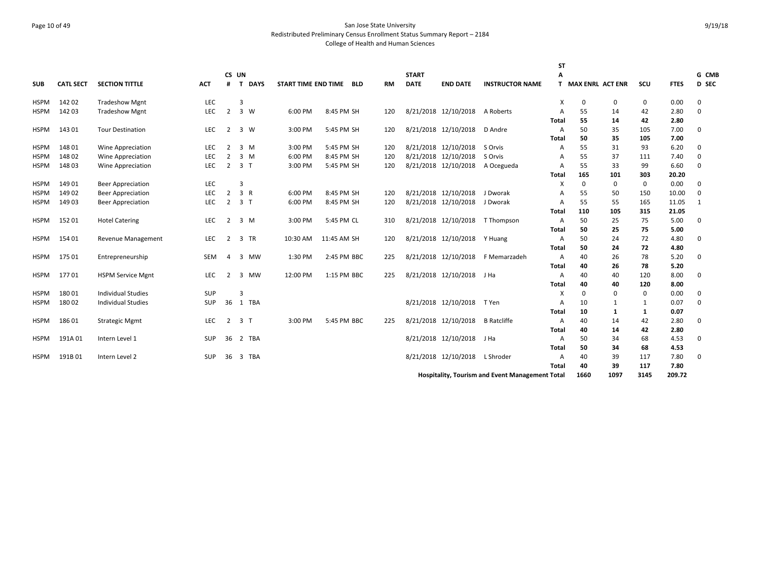San Jose State University
Redistributed Preliminary Census Enrollment Status Summary Report – 2184
College of Health and Human Sciences

9/19/18

| SUB | CATL SECT | SECTION TITTLE | ACT | CS # | UN T | DAYS | START TIME | END TIME | BLD | RM | START DATE | END DATE | INSTRUCTOR NAME | STAT | MAX ENRL | ACT ENR | SCU | FTES | GD | CMB SEC |
|---|---|---|---|---|---|---|---|---|---|---|---|---|---|---|---|---|---|---|---|---|
| HSPM | 142 02 | Tradeshow Mgnt | LEC | | 3 | | | | | | | | | X | 0 | 0 | 0 | 0.00 | 0 | |
| HSPM | 142 03 | Tradeshow Mgnt | LEC | 2 | 3 | W | 6:00 PM | 8:45 PM | SH | 120 | 8/21/2018 | 12/10/2018 | A Roberts | A | 55 | 14 | 42 | 2.80 | 0 | |
| | | | | | | | | | | | | | | **Total** | **55** | **14** | **42** | **2.80** | | |
| HSPM | 143 01 | Tour Destination | LEC | 2 | 3 | W | 3:00 PM | 5:45 PM | SH | 120 | 8/21/2018 | 12/10/2018 | D Andre | A | 50 | 35 | 105 | 7.00 | 0 | |
| | | | | | | | | | | | | | | **Total** | **50** | **35** | **105** | **7.00** | | |
| HSPM | 148 01 | Wine Appreciation | LEC | 2 | 3 | M | 3:00 PM | 5:45 PM | SH | 120 | 8/21/2018 | 12/10/2018 | S Orvis | A | 55 | 31 | 93 | 6.20 | 0 | |
| HSPM | 148 02 | Wine Appreciation | LEC | 2 | 3 | M | 6:00 PM | 8:45 PM | SH | 120 | 8/21/2018 | 12/10/2018 | S Orvis | A | 55 | 37 | 111 | 7.40 | 0 | |
| HSPM | 148 03 | Wine Appreciation | LEC | 2 | 3 | T | 3:00 PM | 5:45 PM | SH | 120 | 8/21/2018 | 12/10/2018 | A Ocegueda | A | 55 | 33 | 99 | 6.60 | 0 | |
| | | | | | | | | | | | | | | **Total** | **165** | **101** | **303** | **20.20** | | |
| HSPM | 149 01 | Beer Appreciation | LEC | | 3 | | | | | | | | | X | 0 | 0 | 0 | 0.00 | 0 | |
| HSPM | 149 02 | Beer Appreciation | LEC | 2 | 3 | R | 6:00 PM | 8:45 PM | SH | 120 | 8/21/2018 | 12/10/2018 | J Dworak | A | 55 | 50 | 150 | 10.00 | 0 | |
| HSPM | 149 03 | Beer Appreciation | LEC | 2 | 3 | T | 6:00 PM | 8:45 PM | SH | 120 | 8/21/2018 | 12/10/2018 | J Dworak | A | 55 | 55 | 165 | 11.05 | 1 | |
| | | | | | | | | | | | | | | **Total** | **110** | **105** | **315** | **21.05** | | |
| HSPM | 152 01 | Hotel Catering | LEC | 2 | 3 | M | 3:00 PM | 5:45 PM | CL | 310 | 8/21/2018 | 12/10/2018 | T Thompson | A | 50 | 25 | 75 | 5.00 | 0 | |
| | | | | | | | | | | | | | | **Total** | **50** | **25** | **75** | **5.00** | | |
| HSPM | 154 01 | Revenue Management | LEC | 2 | 3 | TR | 10:30 AM | 11:45 AM | SH | 120 | 8/21/2018 | 12/10/2018 | Y Huang | A | 50 | 24 | 72 | 4.80 | 0 | |
| | | | | | | | | | | | | | | **Total** | **50** | **24** | **72** | **4.80** | | |
| HSPM | 175 01 | Entrepreneurship | SEM | 4 | 3 | MW | 1:30 PM | 2:45 PM | BBC | 225 | 8/21/2018 | 12/10/2018 | F Memarzadeh | A | 40 | 26 | 78 | 5.20 | 0 | |
| | | | | | | | | | | | | | | **Total** | **40** | **26** | **78** | **5.20** | | |
| HSPM | 177 01 | HSPM Service Mgnt | LEC | 2 | 3 | MW | 12:00 PM | 1:15 PM | BBC | 225 | 8/21/2018 | 12/10/2018 | J Ha | A | 40 | 40 | 120 | 8.00 | 0 | |
| | | | | | | | | | | | | | | **Total** | **40** | **40** | **120** | **8.00** | | |
| HSPM | 180 01 | Individual Studies | SUP | | 3 | | | | | | | | | X | 0 | 0 | 0 | 0.00 | 0 | |
| HSPM | 180 02 | Individual Studies | SUP | 36 | 1 | TBA | | | | | 8/21/2018 | 12/10/2018 | T Yen | A | 10 | 1 | 1 | 0.07 | 0 | |
| | | | | | | | | | | | | | | **Total** | **10** | **1** | **1** | **0.07** | | |
| HSPM | 186 01 | Strategic Mgmt | LEC | 2 | 3 | T | 3:00 PM | 5:45 PM | BBC | 225 | 8/21/2018 | 12/10/2018 | B Ratcliffe | A | 40 | 14 | 42 | 2.80 | 0 | |
| | | | | | | | | | | | | | | **Total** | **40** | **14** | **42** | **2.80** | | |
| HSPM | 191A 01 | Intern Level 1 | SUP | 36 | 2 | TBA | | | | | 8/21/2018 | 12/10/2018 | J Ha | A | 50 | 34 | 68 | 4.53 | 0 | |
| | | | | | | | | | | | | | | **Total** | **50** | **34** | **68** | **4.53** | | |
| HSPM | 191B 01 | Intern Level 2 | SUP | 36 | 3 | TBA | | | | | 8/21/2018 | 12/10/2018 | L Shroder | A | 40 | 39 | 117 | 7.80 | 0 | |
| | | | | | | | | | | | | | | **Total** | **40** | **39** | **117** | **7.80** | | |
| | | | | | | | | | | | | | **Hospitality, Tourism and Event Management Total** | | **1660** | **1097** | **3145** | **209.72** | | |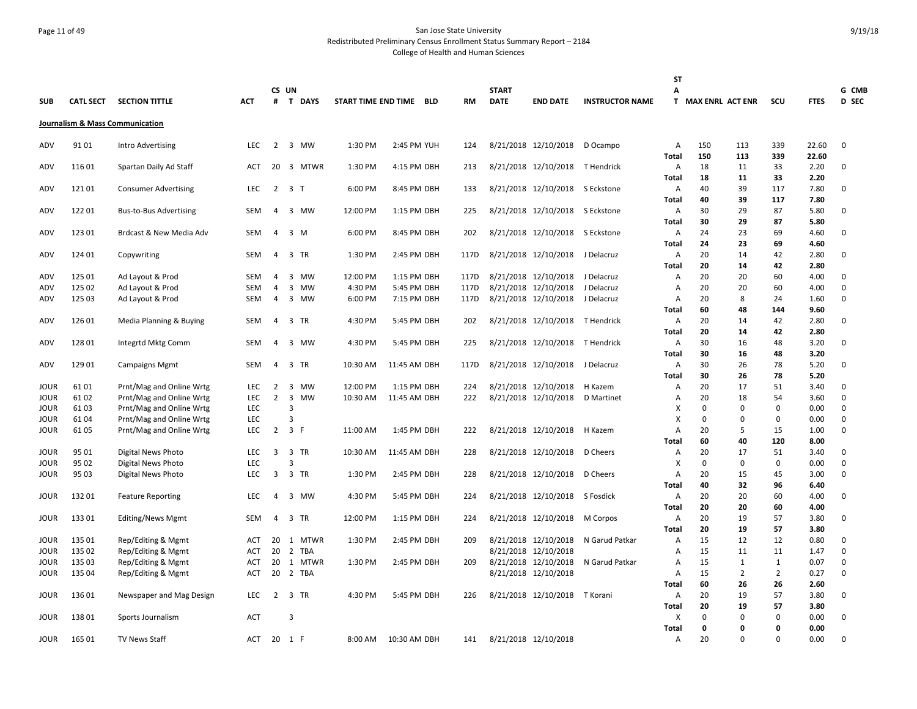San Jose State University
Redistributed Preliminary Census Enrollment Status Summary Report – 2184
College of Health and Human Sciences

| SUB | CATL SECT | SECTION TITTLE | ACT | CS # | UN T | DAYS | START TIME | END TIME | BLD | RM | START DATE | END DATE | INSTRUCTOR NAME | STAT | MAX ENRL | ACT ENR | SCU | FTES | GD | CMB SEC |
|---|---|---|---|---|---|---|---|---|---|---|---|---|---|---|---|---|---|---|---|---|
| **Journalism & Mass Communication** | | | | | | | | | | | | | | | | | | | | |
| ADV | 91 01 | Intro Advertising | LEC | 2 | 3 | MW | 1:30 PM | 2:45 PM | YUH | 124 | 8/21/2018 | 12/10/2018 | D Ocampo | A | 150 | 113 | 339 | 22.60 | 0 | |
| | | | | | | | | | | | | | | **Total** | **150** | **113** | **339** | **22.60** | | |
| ADV | 116 01 | Spartan Daily Ad Staff | ACT | 20 | 3 | MTWR | 1:30 PM | 4:15 PM | DBH | 213 | 8/21/2018 | 12/10/2018 | T Hendrick | A | 18 | 11 | 33 | 2.20 | 0 | |
| | | | | | | | | | | | | | | **Total** | **18** | **11** | **33** | **2.20** | | |
| ADV | 121 01 | Consumer Advertising | LEC | 2 | 3 | T | 6:00 PM | 8:45 PM | DBH | 133 | 8/21/2018 | 12/10/2018 | S Eckstone | A | 40 | 39 | 117 | 7.80 | 0 | |
| | | | | | | | | | | | | | | **Total** | **40** | **39** | **117** | **7.80** | | |
| ADV | 122 01 | Bus-to-Bus Advertising | SEM | 4 | 3 | MW | 12:00 PM | 1:15 PM | DBH | 225 | 8/21/2018 | 12/10/2018 | S Eckstone | A | 30 | 29 | 87 | 5.80 | 0 | |
| | | | | | | | | | | | | | | **Total** | **30** | **29** | **87** | **5.80** | | |
| ADV | 123 01 | Brdcast & New Media Adv | SEM | 4 | 3 | M | 6:00 PM | 8:45 PM | DBH | 202 | 8/21/2018 | 12/10/2018 | S Eckstone | A | 24 | 23 | 69 | 4.60 | 0 | |
| | | | | | | | | | | | | | | **Total** | **24** | **23** | **69** | **4.60** | | |
| ADV | 124 01 | Copywriting | SEM | 4 | 3 | TR | 1:30 PM | 2:45 PM | DBH | 117D | 8/21/2018 | 12/10/2018 | J Delacruz | A | 20 | 14 | 42 | 2.80 | 0 | |
| | | | | | | | | | | | | | | **Total** | **20** | **14** | **42** | **2.80** | | |
| ADV | 125 01 | Ad Layout & Prod | SEM | 4 | 3 | MW | 12:00 PM | 1:15 PM | DBH | 117D | 8/21/2018 | 12/10/2018 | J Delacruz | A | 20 | 20 | 60 | 4.00 | 0 | |
| ADV | 125 02 | Ad Layout & Prod | SEM | 4 | 3 | MW | 4:30 PM | 5:45 PM | DBH | 117D | 8/21/2018 | 12/10/2018 | J Delacruz | A | 20 | 20 | 60 | 4.00 | 0 | |
| ADV | 125 03 | Ad Layout & Prod | SEM | 4 | 3 | MW | 6:00 PM | 7:15 PM | DBH | 117D | 8/21/2018 | 12/10/2018 | J Delacruz | A | 20 | 8 | 24 | 1.60 | 0 | |
| | | | | | | | | | | | | | | **Total** | **60** | **48** | **144** | **9.60** | | |
| ADV | 126 01 | Media Planning & Buying | SEM | 4 | 3 | TR | 4:30 PM | 5:45 PM | DBH | 202 | 8/21/2018 | 12/10/2018 | T Hendrick | A | 20 | 14 | 42 | 2.80 | 0 | |
| | | | | | | | | | | | | | | **Total** | **20** | **14** | **42** | **2.80** | | |
| ADV | 128 01 | Integrtd Mktg Comm | SEM | 4 | 3 | MW | 4:30 PM | 5:45 PM | DBH | 225 | 8/21/2018 | 12/10/2018 | T Hendrick | A | 30 | 16 | 48 | 3.20 | 0 | |
| | | | | | | | | | | | | | | **Total** | **30** | **16** | **48** | **3.20** | | |
| ADV | 129 01 | Campaigns Mgmt | SEM | 4 | 3 | TR | 10:30 AM | 11:45 AM | DBH | 117D | 8/21/2018 | 12/10/2018 | J Delacruz | A | 30 | 26 | 78 | 5.20 | 0 | |
| | | | | | | | | | | | | | | **Total** | **30** | **26** | **78** | **5.20** | | |
| JOUR | 61 01 | Prnt/Mag and Online Wrtg | LEC | 2 | 3 | MW | 12:00 PM | 1:15 PM | DBH | 224 | 8/21/2018 | 12/10/2018 | H Kazem | A | 20 | 17 | 51 | 3.40 | 0 | |
| JOUR | 61 02 | Prnt/Mag and Online Wrtg | LEC | 2 | 3 | MW | 10:30 AM | 11:45 AM | DBH | 222 | 8/21/2018 | 12/10/2018 | D Martinet | A | 20 | 18 | 54 | 3.60 | 0 | |
| JOUR | 61 03 | Prnt/Mag and Online Wrtg | LEC | | 3 | | | | | | | | | X | 0 | 0 | 0 | 0.00 | 0 | |
| JOUR | 61 04 | Prnt/Mag and Online Wrtg | LEC | | 3 | | | | | | | | | X | 0 | 0 | 0 | 0.00 | 0 | |
| JOUR | 61 05 | Prnt/Mag and Online Wrtg | LEC | 2 | 3 | F | 11:00 AM | 1:45 PM | DBH | 222 | 8/21/2018 | 12/10/2018 | H Kazem | A | 20 | 5 | 15 | 1.00 | 0 | |
| | | | | | | | | | | | | | | **Total** | **60** | **40** | **120** | **8.00** | | |
| JOUR | 95 01 | Digital News Photo | LEC | 3 | 3 | TR | 10:30 AM | 11:45 AM | DBH | 228 | 8/21/2018 | 12/10/2018 | D Cheers | A | 20 | 17 | 51 | 3.40 | 0 | |
| JOUR | 95 02 | Digital News Photo | LEC | | 3 | | | | | | | | | X | 0 | 0 | 0 | 0.00 | 0 | |
| JOUR | 95 03 | Digital News Photo | LEC | 3 | 3 | TR | 1:30 PM | 2:45 PM | DBH | 228 | 8/21/2018 | 12/10/2018 | D Cheers | A | 20 | 15 | 45 | 3.00 | 0 | |
| | | | | | | | | | | | | | | **Total** | **40** | **32** | **96** | **6.40** | | |
| JOUR | 132 01 | Feature Reporting | LEC | 4 | 3 | MW | 4:30 PM | 5:45 PM | DBH | 224 | 8/21/2018 | 12/10/2018 | S Fosdick | A | 20 | 20 | 60 | 4.00 | 0 | |
| | | | | | | | | | | | | | | **Total** | **20** | **20** | **60** | **4.00** | | |
| JOUR | 133 01 | Editing/News Mgmt | SEM | 4 | 3 | TR | 12:00 PM | 1:15 PM | DBH | 224 | 8/21/2018 | 12/10/2018 | M Corpos | A | 20 | 19 | 57 | 3.80 | 0 | |
| | | | | | | | | | | | | | | **Total** | **20** | **19** | **57** | **3.80** | | |
| JOUR | 135 01 | Rep/Editing & Mgmt | ACT | 20 | 1 | MTWR | 1:30 PM | 2:45 PM | DBH | 209 | 8/21/2018 | 12/10/2018 | N Garud Patkar | A | 15 | 12 | 12 | 0.80 | 0 | |
| JOUR | 135 02 | Rep/Editing & Mgmt | ACT | 20 | 2 | TBA | | | | | 8/21/2018 | 12/10/2018 | | A | 15 | 11 | 11 | 1.47 | 0 | |
| JOUR | 135 03 | Rep/Editing & Mgmt | ACT | 20 | 1 | MTWR | 1:30 PM | 2:45 PM | DBH | 209 | 8/21/2018 | 12/10/2018 | N Garud Patkar | A | 15 | 1 | 1 | 0.07 | 0 | |
| JOUR | 135 04 | Rep/Editing & Mgmt | ACT | 20 | 2 | TBA | | | | | 8/21/2018 | 12/10/2018 | | A | 15 | 2 | 2 | 0.27 | 0 | |
| | | | | | | | | | | | | | | **Total** | **60** | **26** | **26** | **2.60** | | |
| JOUR | 136 01 | Newspaper and Mag Design | LEC | 2 | 3 | TR | 4:30 PM | 5:45 PM | DBH | 226 | 8/21/2018 | 12/10/2018 | T Korani | A | 20 | 19 | 57 | 3.80 | 0 | |
| | | | | | | | | | | | | | | **Total** | **20** | **19** | **57** | **3.80** | | |
| JOUR | 138 01 | Sports Journalism | ACT | | 3 | | | | | | | | | X | 0 | 0 | 0 | 0.00 | 0 | |
| | | | | | | | | | | | | | | **Total** | **0** | **0** | **0** | **0.00** | | |
| JOUR | 165 01 | TV News Staff | ACT | 20 | 1 | F | 8:00 AM | 10:30 AM | DBH | 141 | 8/21/2018 | 12/10/2018 | | A | 20 | 0 | 0 | 0.00 | 0 | |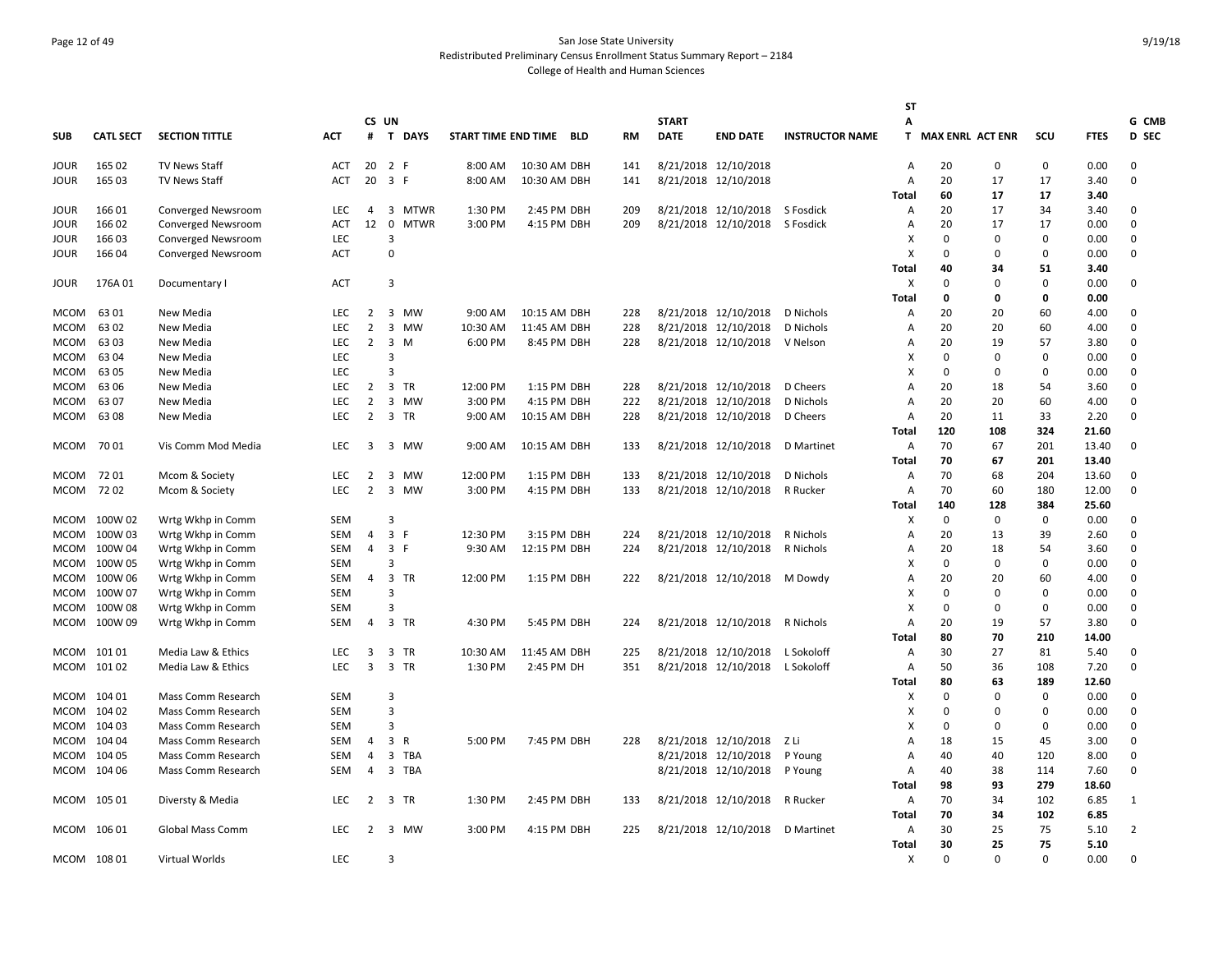San Jose State University

Redistributed Preliminary Census Enrollment Status Summary Report – 2184

College of Health and Human Sciences

| SUB | CATL SECT | SECTION TITTLE | ACT | CS # | UN T | DAYS | START TIME | END TIME | BLD | RM | START DATE | END DATE | INSTRUCTOR NAME | ST A T | MAX ENRL | ACT ENR | SCU | FTES | G CMB D SEC |
|---|---|---|---|---|---|---|---|---|---|---|---|---|---|---|---|---|---|---|---|
| JOUR | 165 02 | TV News Staff | ACT | 20 | 2 | F | 8:00 AM | 10:30 AM | DBH | 141 | 8/21/2018 | 12/10/2018 | | A | 20 | 0 | 0 | 0.00 | 0 |
| JOUR | 165 03 | TV News Staff | ACT | 20 | 3 | F | 8:00 AM | 10:30 AM | DBH | 141 | 8/21/2018 | 12/10/2018 | | A | 20 | 17 | 17 | 3.40 | 0 |
| | | | | | | | | | | | | | | Total | 60 | 17 | 17 | 3.40 | |
| JOUR | 166 01 | Converged Newsroom | LEC | 4 | 3 | MTWR | 1:30 PM | 2:45 PM | DBH | 209 | 8/21/2018 | 12/10/2018 | S Fosdick | A | 20 | 17 | 34 | 3.40 | 0 |
| JOUR | 166 02 | Converged Newsroom | ACT | 12 | 0 | MTWR | 3:00 PM | 4:15 PM | DBH | 209 | 8/21/2018 | 12/10/2018 | S Fosdick | A | 20 | 17 | 17 | 0.00 | 0 |
| JOUR | 166 03 | Converged Newsroom | LEC | | 3 | | | | | | | | | X | 0 | 0 | 0 | 0.00 | 0 |
| JOUR | 166 04 | Converged Newsroom | ACT | | 0 | | | | | | | | | X | 0 | 0 | 0 | 0.00 | 0 |
| | | | | | | | | | | | | | | Total | 40 | 34 | 51 | 3.40 | |
| JOUR | 176A 01 | Documentary I | ACT | | 3 | | | | | | | | | X | 0 | 0 | 0 | 0.00 | 0 |
| | | | | | | | | | | | | | | Total | 0 | 0 | 0 | 0.00 | |
| MCOM | 63 01 | New Media | LEC | 2 | 3 | MW | 9:00 AM | 10:15 AM | DBH | 228 | 8/21/2018 | 12/10/2018 | D Nichols | A | 20 | 20 | 60 | 4.00 | 0 |
| MCOM | 63 02 | New Media | LEC | 2 | 3 | MW | 10:30 AM | 11:45 AM | DBH | 228 | 8/21/2018 | 12/10/2018 | D Nichols | A | 20 | 20 | 60 | 4.00 | 0 |
| MCOM | 63 03 | New Media | LEC | 2 | 3 | M | 6:00 PM | 8:45 PM | DBH | 228 | 8/21/2018 | 12/10/2018 | V Nelson | A | 20 | 19 | 57 | 3.80 | 0 |
| MCOM | 63 04 | New Media | LEC | | 3 | | | | | | | | | X | 0 | 0 | 0 | 0.00 | 0 |
| MCOM | 63 05 | New Media | LEC | | 3 | | | | | | | | | X | 0 | 0 | 0 | 0.00 | 0 |
| MCOM | 63 06 | New Media | LEC | 2 | 3 | TR | 12:00 PM | 1:15 PM | DBH | 228 | 8/21/2018 | 12/10/2018 | D Cheers | A | 20 | 18 | 54 | 3.60 | 0 |
| MCOM | 63 07 | New Media | LEC | 2 | 3 | MW | 3:00 PM | 4:15 PM | DBH | 222 | 8/21/2018 | 12/10/2018 | D Nichols | A | 20 | 20 | 60 | 4.00 | 0 |
| MCOM | 63 08 | New Media | LEC | 2 | 3 | TR | 9:00 AM | 10:15 AM | DBH | 228 | 8/21/2018 | 12/10/2018 | D Cheers | A | 20 | 11 | 33 | 2.20 | 0 |
| | | | | | | | | | | | | | | Total | 120 | 108 | 324 | 21.60 | |
| MCOM | 70 01 | Vis Comm Mod Media | LEC | 3 | 3 | MW | 9:00 AM | 10:15 AM | DBH | 133 | 8/21/2018 | 12/10/2018 | D Martinet | A | 70 | 67 | 201 | 13.40 | 0 |
| | | | | | | | | | | | | | | Total | 70 | 67 | 201 | 13.40 | |
| MCOM | 72 01 | Mcom & Society | LEC | 2 | 3 | MW | 12:00 PM | 1:15 PM | DBH | 133 | 8/21/2018 | 12/10/2018 | D Nichols | A | 70 | 68 | 204 | 13.60 | 0 |
| MCOM | 72 02 | Mcom & Society | LEC | 2 | 3 | MW | 3:00 PM | 4:15 PM | DBH | 133 | 8/21/2018 | 12/10/2018 | R Rucker | A | 70 | 60 | 180 | 12.00 | 0 |
| | | | | | | | | | | | | | | Total | 140 | 128 | 384 | 25.60 | |
| MCOM | 100W 02 | Wrtg Wkhp in Comm | SEM | | 3 | | | | | | | | | X | 0 | 0 | 0 | 0.00 | 0 |
| MCOM | 100W 03 | Wrtg Wkhp in Comm | SEM | 4 | 3 | F | 12:30 PM | 3:15 PM | DBH | 224 | 8/21/2018 | 12/10/2018 | R Nichols | A | 20 | 13 | 39 | 2.60 | 0 |
| MCOM | 100W 04 | Wrtg Wkhp in Comm | SEM | 4 | 3 | F | 9:30 AM | 12:15 PM | DBH | 224 | 8/21/2018 | 12/10/2018 | R Nichols | A | 20 | 18 | 54 | 3.60 | 0 |
| MCOM | 100W 05 | Wrtg Wkhp in Comm | SEM | | 3 | | | | | | | | | X | 0 | 0 | 0 | 0.00 | 0 |
| MCOM | 100W 06 | Wrtg Wkhp in Comm | SEM | 4 | 3 | TR | 12:00 PM | 1:15 PM | DBH | 222 | 8/21/2018 | 12/10/2018 | M Dowdy | A | 20 | 20 | 60 | 4.00 | 0 |
| MCOM | 100W 07 | Wrtg Wkhp in Comm | SEM | | 3 | | | | | | | | | X | 0 | 0 | 0 | 0.00 | 0 |
| MCOM | 100W 08 | Wrtg Wkhp in Comm | SEM | | 3 | | | | | | | | | X | 0 | 0 | 0 | 0.00 | 0 |
| MCOM | 100W 09 | Wrtg Wkhp in Comm | SEM | 4 | 3 | TR | 4:30 PM | 5:45 PM | DBH | 224 | 8/21/2018 | 12/10/2018 | R Nichols | A | 20 | 19 | 57 | 3.80 | 0 |
| | | | | | | | | | | | | | | Total | 80 | 70 | 210 | 14.00 | |
| MCOM | 101 01 | Media Law & Ethics | LEC | 3 | 3 | TR | 10:30 AM | 11:45 AM | DBH | 225 | 8/21/2018 | 12/10/2018 | L Sokoloff | A | 30 | 27 | 81 | 5.40 | 0 |
| MCOM | 101 02 | Media Law & Ethics | LEC | 3 | 3 | TR | 1:30 PM | 2:45 PM | DH | 351 | 8/21/2018 | 12/10/2018 | L Sokoloff | A | 50 | 36 | 108 | 7.20 | 0 |
| | | | | | | | | | | | | | | Total | 80 | 63 | 189 | 12.60 | |
| MCOM | 104 01 | Mass Comm Research | SEM | | 3 | | | | | | | | | X | 0 | 0 | 0 | 0.00 | 0 |
| MCOM | 104 02 | Mass Comm Research | SEM | | 3 | | | | | | | | | X | 0 | 0 | 0 | 0.00 | 0 |
| MCOM | 104 03 | Mass Comm Research | SEM | | 3 | | | | | | | | | X | 0 | 0 | 0 | 0.00 | 0 |
| MCOM | 104 04 | Mass Comm Research | SEM | 4 | 3 | R | 5:00 PM | 7:45 PM | DBH | 228 | 8/21/2018 | 12/10/2018 | Z Li | A | 18 | 15 | 45 | 3.00 | 0 |
| MCOM | 104 05 | Mass Comm Research | SEM | 4 | 3 | TBA | | | | | 8/21/2018 | 12/10/2018 | P Young | A | 40 | 40 | 120 | 8.00 | 0 |
| MCOM | 104 06 | Mass Comm Research | SEM | 4 | 3 | TBA | | | | | 8/21/2018 | 12/10/2018 | P Young | A | 40 | 38 | 114 | 7.60 | 0 |
| | | | | | | | | | | | | | | Total | 98 | 93 | 279 | 18.60 | |
| MCOM | 105 01 | Diversty & Media | LEC | 2 | 3 | TR | 1:30 PM | 2:45 PM | DBH | 133 | 8/21/2018 | 12/10/2018 | R Rucker | A | 70 | 34 | 102 | 6.85 | 1 |
| | | | | | | | | | | | | | | Total | 70 | 34 | 102 | 6.85 | |
| MCOM | 106 01 | Global Mass Comm | LEC | 2 | 3 | MW | 3:00 PM | 4:15 PM | DBH | 225 | 8/21/2018 | 12/10/2018 | D Martinet | A | 30 | 25 | 75 | 5.10 | 2 |
| | | | | | | | | | | | | | | Total | 30 | 25 | 75 | 5.10 | |
| MCOM | 108 01 | Virtual Worlds | LEC | | 3 | | | | | | | | | X | 0 | 0 | 0 | 0.00 | 0 |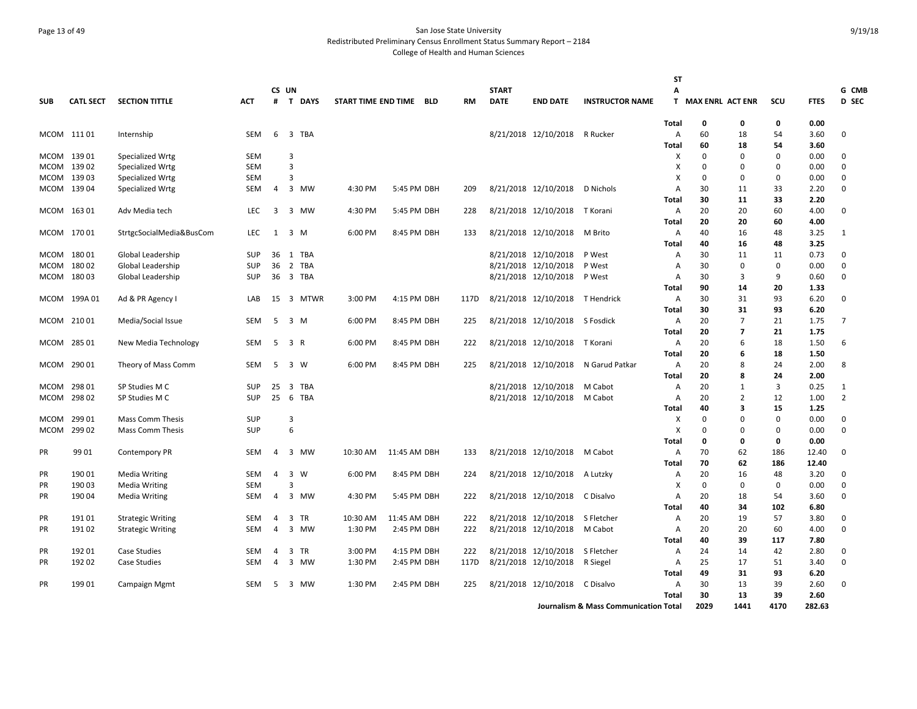San Jose State University
Redistributed Preliminary Census Enrollment Status Summary Report – 2184
College of Health and Human Sciences

| SUB | CATL SECT | SECTION TITTLE | ACT | CS # | UN T | DAYS | START TIME | END TIME | BLD | RM | START DATE | END DATE | INSTRUCTOR NAME | STAT | MAX ENRL | ACT ENR | SCU | FTES | G CMB D SEC |
|---|---|---|---|---|---|---|---|---|---|---|---|---|---|---|---|---|---|---|---|
| | | | | | | | | | | | | | | Total | 0 | 0 | 0 | 0.00 | |
| MCOM | 111 01 | Internship | SEM | 6 | 3 | TBA | | | | | 8/21/2018 | 12/10/2018 | R Rucker | A | 60 | 18 | 54 | 3.60 | 0 |
| | | | | | | | | | | | | | | Total | 60 | 18 | 54 | 3.60 | |
| MCOM | 139 01 | Specialized Wrtg | SEM | | 3 | | | | | | | | | X | 0 | 0 | 0 | 0.00 | 0 |
| MCOM | 139 02 | Specialized Wrtg | SEM | | 3 | | | | | | | | | X | 0 | 0 | 0 | 0.00 | 0 |
| MCOM | 139 03 | Specialized Wrtg | SEM | | 3 | | | | | | | | | X | 0 | 0 | 0 | 0.00 | 0 |
| MCOM | 139 04 | Specialized Wrtg | SEM | 4 | 3 | MW | 4:30 PM | 5:45 PM | DBH | 209 | 8/21/2018 | 12/10/2018 | D Nichols | A | 30 | 11 | 33 | 2.20 | 0 |
| | | | | | | | | | | | | | | Total | 30 | 11 | 33 | 2.20 | |
| MCOM | 163 01 | Adv Media tech | LEC | 3 | 3 | MW | 4:30 PM | 5:45 PM | DBH | 228 | 8/21/2018 | 12/10/2018 | T Korani | A | 20 | 20 | 60 | 4.00 | 0 |
| | | | | | | | | | | | | | | Total | 20 | 20 | 60 | 4.00 | |
| MCOM | 170 01 | StrtgcSocialMedia&BusCom | LEC | 1 | 3 | M | 6:00 PM | 8:45 PM | DBH | 133 | 8/21/2018 | 12/10/2018 | M Brito | A | 40 | 16 | 48 | 3.25 | 1 |
| | | | | | | | | | | | | | | Total | 40 | 16 | 48 | 3.25 | |
| MCOM | 180 01 | Global Leadership | SUP | 36 | 1 | TBA | | | | | 8/21/2018 | 12/10/2018 | P West | A | 30 | 11 | 11 | 0.73 | 0 |
| MCOM | 180 02 | Global Leadership | SUP | 36 | 2 | TBA | | | | | 8/21/2018 | 12/10/2018 | P West | A | 30 | 0 | 0 | 0.00 | 0 |
| MCOM | 180 03 | Global Leadership | SUP | 36 | 3 | TBA | | | | | 8/21/2018 | 12/10/2018 | P West | A | 30 | 3 | 9 | 0.60 | 0 |
| | | | | | | | | | | | | | | Total | 90 | 14 | 20 | 1.33 | |
| MCOM | 199A 01 | Ad & PR Agency I | LAB | 15 | 3 | MTWR | 3:00 PM | 4:15 PM | DBH | 117D | 8/21/2018 | 12/10/2018 | T Hendrick | A | 30 | 31 | 93 | 6.20 | 0 |
| | | | | | | | | | | | | | | Total | 30 | 31 | 93 | 6.20 | |
| MCOM | 210 01 | Media/Social Issue | SEM | 5 | 3 | M | 6:00 PM | 8:45 PM | DBH | 225 | 8/21/2018 | 12/10/2018 | S Fosdick | A | 20 | 7 | 21 | 1.75 | 7 |
| | | | | | | | | | | | | | | Total | 20 | 7 | 21 | 1.75 | |
| MCOM | 285 01 | New Media Technology | SEM | 5 | 3 | R | 6:00 PM | 8:45 PM | DBH | 222 | 8/21/2018 | 12/10/2018 | T Korani | A | 20 | 6 | 18 | 1.50 | 6 |
| | | | | | | | | | | | | | | Total | 20 | 6 | 18 | 1.50 | |
| MCOM | 290 01 | Theory of Mass Comm | SEM | 5 | 3 | W | 6:00 PM | 8:45 PM | DBH | 225 | 8/21/2018 | 12/10/2018 | N Garud Patkar | A | 20 | 8 | 24 | 2.00 | 8 |
| | | | | | | | | | | | | | | Total | 20 | 8 | 24 | 2.00 | |
| MCOM | 298 01 | SP Studies M C | SUP | 25 | 3 | TBA | | | | | 8/21/2018 | 12/10/2018 | M Cabot | A | 20 | 1 | 3 | 0.25 | 1 |
| MCOM | 298 02 | SP Studies M C | SUP | 25 | 6 | TBA | | | | | 8/21/2018 | 12/10/2018 | M Cabot | A | 20 | 2 | 12 | 1.00 | 2 |
| | | | | | | | | | | | | | | Total | 40 | 3 | 15 | 1.25 | |
| MCOM | 299 01 | Mass Comm Thesis | SUP | | 3 | | | | | | | | | X | 0 | 0 | 0 | 0.00 | 0 |
| MCOM | 299 02 | Mass Comm Thesis | SUP | | 6 | | | | | | | | | X | 0 | 0 | 0 | 0.00 | 0 |
| | | | | | | | | | | | | | | Total | 0 | 0 | 0 | 0.00 | |
| PR | 99 01 | Contempory PR | SEM | 4 | 3 | MW | 10:30 AM | 11:45 AM | DBH | 133 | 8/21/2018 | 12/10/2018 | M Cabot | A | 70 | 62 | 186 | 12.40 | 0 |
| | | | | | | | | | | | | | | Total | 70 | 62 | 186 | 12.40 | |
| PR | 190 01 | Media Writing | SEM | 4 | 3 | W | 6:00 PM | 8:45 PM | DBH | 224 | 8/21/2018 | 12/10/2018 | A Lutzky | A | 20 | 16 | 48 | 3.20 | 0 |
| PR | 190 03 | Media Writing | SEM | | 3 | | | | | | | | | X | 0 | 0 | 0 | 0.00 | 0 |
| PR | 190 04 | Media Writing | SEM | 4 | 3 | MW | 4:30 PM | 5:45 PM | DBH | 222 | 8/21/2018 | 12/10/2018 | C Disalvo | A | 20 | 18 | 54 | 3.60 | 0 |
| | | | | | | | | | | | | | | Total | 40 | 34 | 102 | 6.80 | |
| PR | 191 01 | Strategic Writing | SEM | 4 | 3 | TR | 10:30 AM | 11:45 AM | DBH | 222 | 8/21/2018 | 12/10/2018 | S Fletcher | A | 20 | 19 | 57 | 3.80 | 0 |
| PR | 191 02 | Strategic Writing | SEM | 4 | 3 | MW | 1:30 PM | 2:45 PM | DBH | 222 | 8/21/2018 | 12/10/2018 | M Cabot | A | 20 | 20 | 60 | 4.00 | 0 |
| | | | | | | | | | | | | | | Total | 40 | 39 | 117 | 7.80 | |
| PR | 192 01 | Case Studies | SEM | 4 | 3 | TR | 3:00 PM | 4:15 PM | DBH | 222 | 8/21/2018 | 12/10/2018 | S Fletcher | A | 24 | 14 | 42 | 2.80 | 0 |
| PR | 192 02 | Case Studies | SEM | 4 | 3 | MW | 1:30 PM | 2:45 PM | DBH | 117D | 8/21/2018 | 12/10/2018 | R Siegel | A | 25 | 17 | 51 | 3.40 | 0 |
| | | | | | | | | | | | | | | Total | 49 | 31 | 93 | 6.20 | |
| PR | 199 01 | Campaign Mgmt | SEM | 5 | 3 | MW | 1:30 PM | 2:45 PM | DBH | 225 | 8/21/2018 | 12/10/2018 | C Disalvo | A | 30 | 13 | 39 | 2.60 | 0 |
| | | | | | | | | | | | | | | Total | 30 | 13 | 39 | 2.60 | |
| | | | | | | | | | | | | | Journalism & Mass Communication Total | | 2029 | 1441 | 4170 | 282.63 | |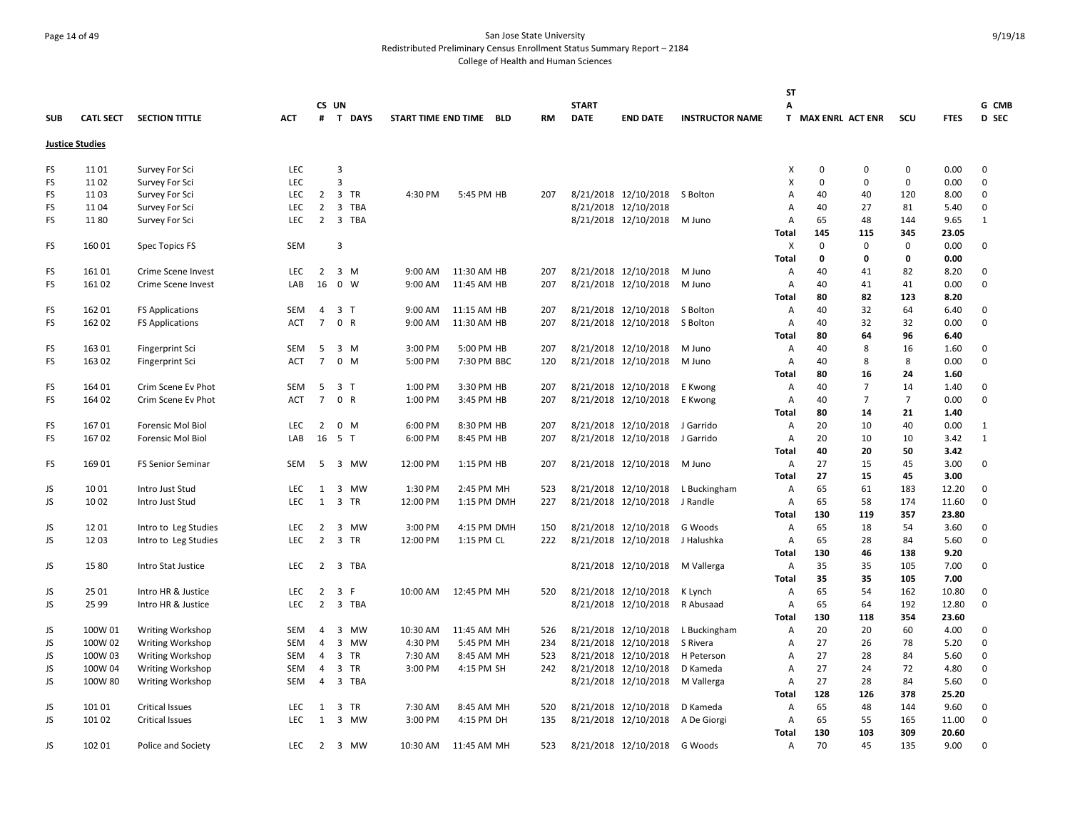San Jose State University
Redistributed Preliminary Census Enrollment Status Summary Report – 2184
College of Health and Human Sciences

| SUB | CATL SECT | SECTION TITTLE | ACT | CS # | UN T | DAYS | START TIME | END TIME | BLD | RM | START DATE | END DATE | INSTRUCTOR NAME | ST A T | MAX ENRL | ACT ENR | SCU | FTES | G CMB D SEC |
|---|---|---|---|---|---|---|---|---|---|---|---|---|---|---|---|---|---|---|---|
| **Justice Studies** | | | | | | | | | | | | | | | | | | | |
| FS | 11 01 | Survey For Sci | LEC | | 3 | | | | | | | | | X | 0 | 0 | 0 | 0.00 | 0 |
| FS | 11 02 | Survey For Sci | LEC | | 3 | | | | | | | | | X | 0 | 0 | 0 | 0.00 | 0 |
| FS | 11 03 | Survey For Sci | LEC | 2 | 3 | TR | 4:30 PM | 5:45 PM | HB | 207 | 8/21/2018 | 12/10/2018 | S Bolton | A | 40 | 40 | 120 | 8.00 | 0 |
| FS | 11 04 | Survey For Sci | LEC | 2 | 3 | TBA | | | | | 8/21/2018 | 12/10/2018 | | A | 40 | 27 | 81 | 5.40 | 0 |
| FS | 11 80 | Survey For Sci | LEC | 2 | 3 | TBA | | | | | 8/21/2018 | 12/10/2018 | M Juno | A | 65 | 48 | 144 | 9.65 | 1 |
| | | | | | | | | | | | | | | **Total** | **145** | **115** | **345** | **23.05** | |
| FS | 160 01 | Spec Topics FS | SEM | | 3 | | | | | | | | | X | 0 | 0 | 0 | 0.00 | 0 |
| | | | | | | | | | | | | | | **Total** | **0** | **0** | **0** | **0.00** | |
| FS | 161 01 | Crime Scene Invest | LEC | 2 | 3 | M | 9:00 AM | 11:30 AM | HB | 207 | 8/21/2018 | 12/10/2018 | M Juno | A | 40 | 41 | 82 | 8.20 | 0 |
| FS | 161 02 | Crime Scene Invest | LAB | 16 | 0 | W | 9:00 AM | 11:45 AM | HB | 207 | 8/21/2018 | 12/10/2018 | M Juno | A | 40 | 41 | 41 | 0.00 | 0 |
| | | | | | | | | | | | | | | **Total** | **80** | **82** | **123** | **8.20** | |
| FS | 162 01 | FS Applications | SEM | 4 | 3 | T | 9:00 AM | 11:15 AM | HB | 207 | 8/21/2018 | 12/10/2018 | S Bolton | A | 40 | 32 | 64 | 6.40 | 0 |
| FS | 162 02 | FS Applications | ACT | 7 | 0 | R | 9:00 AM | 11:30 AM | HB | 207 | 8/21/2018 | 12/10/2018 | S Bolton | A | 40 | 32 | 32 | 0.00 | 0 |
| | | | | | | | | | | | | | | **Total** | **80** | **64** | **96** | **6.40** | |
| FS | 163 01 | Fingerprint Sci | SEM | 5 | 3 | M | 3:00 PM | 5:00 PM | HB | 207 | 8/21/2018 | 12/10/2018 | M Juno | A | 40 | 8 | 16 | 1.60 | 0 |
| FS | 163 02 | Fingerprint Sci | ACT | 7 | 0 | M | 5:00 PM | 7:30 PM | BBC | 120 | 8/21/2018 | 12/10/2018 | M Juno | A | 40 | 8 | 8 | 0.00 | 0 |
| | | | | | | | | | | | | | | **Total** | **80** | **16** | **24** | **1.60** | |
| FS | 164 01 | Crim Scene Ev Phot | SEM | 5 | 3 | T | 1:00 PM | 3:30 PM | HB | 207 | 8/21/2018 | 12/10/2018 | E Kwong | A | 40 | 7 | 14 | 1.40 | 0 |
| FS | 164 02 | Crim Scene Ev Phot | ACT | 7 | 0 | R | 1:00 PM | 3:45 PM | HB | 207 | 8/21/2018 | 12/10/2018 | E Kwong | A | 40 | 7 | 7 | 0.00 | 0 |
| | | | | | | | | | | | | | | **Total** | **80** | **14** | **21** | **1.40** | |
| FS | 167 01 | Forensic Mol Biol | LEC | 2 | 0 | M | 6:00 PM | 8:30 PM | HB | 207 | 8/21/2018 | 12/10/2018 | J Garrido | A | 20 | 10 | 40 | 0.00 | 1 |
| FS | 167 02 | Forensic Mol Biol | LAB | 16 | 5 | T | 6:00 PM | 8:45 PM | HB | 207 | 8/21/2018 | 12/10/2018 | J Garrido | A | 20 | 10 | 10 | 3.42 | 1 |
| | | | | | | | | | | | | | | **Total** | **40** | **20** | **50** | **3.42** | |
| FS | 169 01 | FS Senior Seminar | SEM | 5 | 3 | MW | 12:00 PM | 1:15 PM | HB | 207 | 8/21/2018 | 12/10/2018 | M Juno | A | 27 | 15 | 45 | 3.00 | 0 |
| | | | | | | | | | | | | | | **Total** | **27** | **15** | **45** | **3.00** | |
| JS | 10 01 | Intro Just Stud | LEC | 1 | 3 | MW | 1:30 PM | 2:45 PM | MH | 523 | 8/21/2018 | 12/10/2018 | L Buckingham | A | 65 | 61 | 183 | 12.20 | 0 |
| JS | 10 02 | Intro Just Stud | LEC | 1 | 3 | TR | 12:00 PM | 1:15 PM | DMH | 227 | 8/21/2018 | 12/10/2018 | J Randle | A | 65 | 58 | 174 | 11.60 | 0 |
| | | | | | | | | | | | | | | **Total** | **130** | **119** | **357** | **23.80** | |
| JS | 12 01 | Intro to Leg Studies | LEC | 2 | 3 | MW | 3:00 PM | 4:15 PM | DMH | 150 | 8/21/2018 | 12/10/2018 | G Woods | A | 65 | 18 | 54 | 3.60 | 0 |
| JS | 12 03 | Intro to Leg Studies | LEC | 2 | 3 | TR | 12:00 PM | 1:15 PM | CL | 222 | 8/21/2018 | 12/10/2018 | J Halushka | A | 65 | 28 | 84 | 5.60 | 0 |
| | | | | | | | | | | | | | | **Total** | **130** | **46** | **138** | **9.20** | |
| JS | 15 80 | Intro Stat Justice | LEC | 2 | 3 | TBA | | | | | 8/21/2018 | 12/10/2018 | M Vallerga | A | 35 | 35 | 105 | 7.00 | 0 |
| | | | | | | | | | | | | | | **Total** | **35** | **35** | **105** | **7.00** | |
| JS | 25 01 | Intro HR & Justice | LEC | 2 | 3 | F | 10:00 AM | 12:45 PM | MH | 520 | 8/21/2018 | 12/10/2018 | K Lynch | A | 65 | 54 | 162 | 10.80 | 0 |
| JS | 25 99 | Intro HR & Justice | LEC | 2 | 3 | TBA | | | | | 8/21/2018 | 12/10/2018 | R Abusaad | A | 65 | 64 | 192 | 12.80 | 0 |
| | | | | | | | | | | | | | | **Total** | **130** | **118** | **354** | **23.60** | |
| JS | 100W 01 | Writing Workshop | SEM | 4 | 3 | MW | 10:30 AM | 11:45 AM | MH | 526 | 8/21/2018 | 12/10/2018 | L Buckingham | A | 20 | 20 | 60 | 4.00 | 0 |
| JS | 100W 02 | Writing Workshop | SEM | 4 | 3 | MW | 4:30 PM | 5:45 PM | MH | 234 | 8/21/2018 | 12/10/2018 | S Rivera | A | 27 | 26 | 78 | 5.20 | 0 |
| JS | 100W 03 | Writing Workshop | SEM | 4 | 3 | TR | 7:30 AM | 8:45 AM | MH | 523 | 8/21/2018 | 12/10/2018 | H Peterson | A | 27 | 28 | 84 | 5.60 | 0 |
| JS | 100W 04 | Writing Workshop | SEM | 4 | 3 | TR | 3:00 PM | 4:15 PM | SH | 242 | 8/21/2018 | 12/10/2018 | D Kameda | A | 27 | 24 | 72 | 4.80 | 0 |
| JS | 100W 80 | Writing Workshop | SEM | 4 | 3 | TBA | | | | | 8/21/2018 | 12/10/2018 | M Vallerga | A | 27 | 28 | 84 | 5.60 | 0 |
| | | | | | | | | | | | | | | **Total** | **128** | **126** | **378** | **25.20** | |
| JS | 101 01 | Critical Issues | LEC | 1 | 3 | TR | 7:30 AM | 8:45 AM | MH | 520 | 8/21/2018 | 12/10/2018 | D Kameda | A | 65 | 48 | 144 | 9.60 | 0 |
| JS | 101 02 | Critical Issues | LEC | 1 | 3 | MW | 3:00 PM | 4:15 PM | DH | 135 | 8/21/2018 | 12/10/2018 | A De Giorgi | A | 65 | 55 | 165 | 11.00 | 0 |
| | | | | | | | | | | | | | | **Total** | **130** | **103** | **309** | **20.60** | |
| JS | 102 01 | Police and Society | LEC | 2 | 3 | MW | 10:30 AM | 11:45 AM | MH | 523 | 8/21/2018 | 12/10/2018 | G Woods | A | 70 | 45 | 135 | 9.00 | 0 |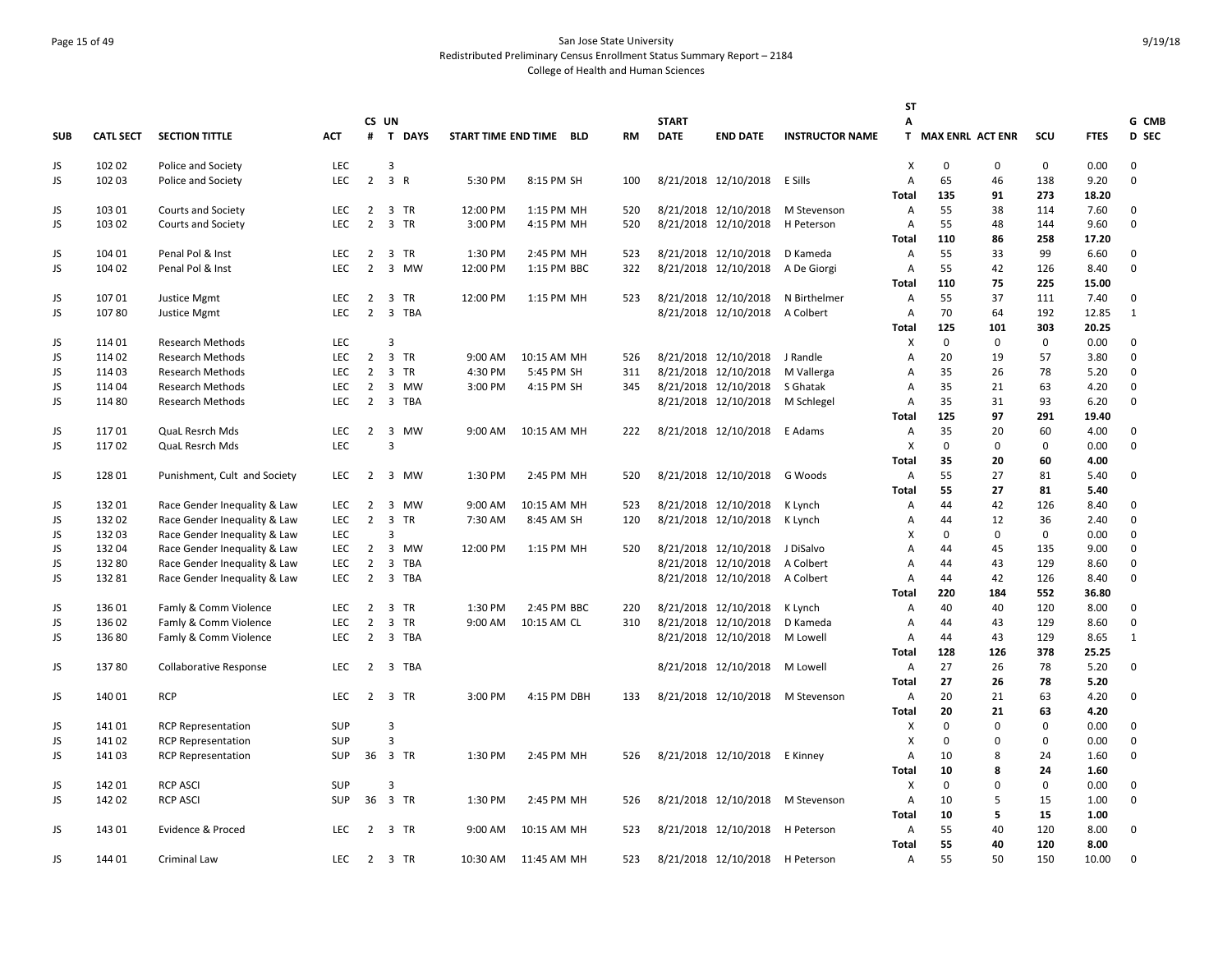San Jose State University
Redistributed Preliminary Census Enrollment Status Summary Report – 2184
College of Health and Human Sciences

| SUB | CATL SECT | SECTION TITTLE | ACT | CS # | UN T | DAYS | START TIME | END TIME | BLD | RM | START DATE | END DATE | INSTRUCTOR NAME | STAT | MAX ENRL | ACT ENR | SCU | FTES | GD | CMB SEC |
|---|---|---|---|---|---|---|---|---|---|---|---|---|---|---|---|---|---|---|---|---|
| JS | 102 02 | Police and Society | LEC | | 3 | | | | | | | | | X | 0 | 0 | 0 | 0.00 | 0 | |
| JS | 102 03 | Police and Society | LEC | 2 | 3 | R | 5:30 PM | 8:15 PM | SH | 100 | 8/21/2018 | 12/10/2018 | E Sills | A | 65 | 46 | 138 | 9.20 | 0 | |
| | | | | | | | | | | | | | | Total | 135 | 91 | 273 | 18.20 | | |
| JS | 103 01 | Courts and Society | LEC | 2 | 3 | TR | 12:00 PM | 1:15 PM | MH | 520 | 8/21/2018 | 12/10/2018 | M Stevenson | A | 55 | 38 | 114 | 7.60 | 0 | |
| JS | 103 02 | Courts and Society | LEC | 2 | 3 | TR | 3:00 PM | 4:15 PM | MH | 520 | 8/21/2018 | 12/10/2018 | H Peterson | A | 55 | 48 | 144 | 9.60 | 0 | |
| | | | | | | | | | | | | | | Total | 110 | 86 | 258 | 17.20 | | |
| JS | 104 01 | Penal Pol & Inst | LEC | 2 | 3 | TR | 1:30 PM | 2:45 PM | MH | 523 | 8/21/2018 | 12/10/2018 | D Kameda | A | 55 | 33 | 99 | 6.60 | 0 | |
| JS | 104 02 | Penal Pol & Inst | LEC | 2 | 3 | MW | 12:00 PM | 1:15 PM | BBC | 322 | 8/21/2018 | 12/10/2018 | A De Giorgi | A | 55 | 42 | 126 | 8.40 | 0 | |
| | | | | | | | | | | | | | | Total | 110 | 75 | 225 | 15.00 | | |
| JS | 107 01 | Justice Mgmt | LEC | 2 | 3 | TR | 12:00 PM | 1:15 PM | MH | 523 | 8/21/2018 | 12/10/2018 | N Birthelmer | A | 55 | 37 | 111 | 7.40 | 0 | |
| JS | 107 80 | Justice Mgmt | LEC | 2 | 3 | TBA | | | | | 8/21/2018 | 12/10/2018 | A Colbert | A | 70 | 64 | 192 | 12.85 | 1 | |
| | | | | | | | | | | | | | | Total | 125 | 101 | 303 | 20.25 | | |
| JS | 114 01 | Research Methods | LEC | | 3 | | | | | | | | | X | 0 | 0 | 0 | 0.00 | 0 | |
| JS | 114 02 | Research Methods | LEC | 2 | 3 | TR | 9:00 AM | 10:15 AM | MH | 526 | 8/21/2018 | 12/10/2018 | J Randle | A | 20 | 19 | 57 | 3.80 | 0 | |
| JS | 114 03 | Research Methods | LEC | 2 | 3 | TR | 4:30 PM | 5:45 PM | SH | 311 | 8/21/2018 | 12/10/2018 | M Vallerga | A | 35 | 26 | 78 | 5.20 | 0 | |
| JS | 114 04 | Research Methods | LEC | 2 | 3 | MW | 3:00 PM | 4:15 PM | SH | 345 | 8/21/2018 | 12/10/2018 | S Ghatak | A | 35 | 21 | 63 | 4.20 | 0 | |
| JS | 114 80 | Research Methods | LEC | 2 | 3 | TBA | | | | | 8/21/2018 | 12/10/2018 | M Schlegel | A | 35 | 31 | 93 | 6.20 | 0 | |
| | | | | | | | | | | | | | | Total | 125 | 97 | 291 | 19.40 | | |
| JS | 117 01 | QuaL Resrch Mds | LEC | 2 | 3 | MW | 9:00 AM | 10:15 AM | MH | 222 | 8/21/2018 | 12/10/2018 | E Adams | A | 35 | 20 | 60 | 4.00 | 0 | |
| JS | 117 02 | QuaL Resrch Mds | LEC | | 3 | | | | | | | | | X | 0 | 0 | 0 | 0.00 | 0 | |
| | | | | | | | | | | | | | | Total | 35 | 20 | 60 | 4.00 | | |
| JS | 128 01 | Punishment, Cult and Society | LEC | 2 | 3 | MW | 1:30 PM | 2:45 PM | MH | 520 | 8/21/2018 | 12/10/2018 | G Woods | A | 55 | 27 | 81 | 5.40 | 0 | |
| | | | | | | | | | | | | | | Total | 55 | 27 | 81 | 5.40 | | |
| JS | 132 01 | Race Gender Inequality & Law | LEC | 2 | 3 | MW | 9:00 AM | 10:15 AM | MH | 523 | 8/21/2018 | 12/10/2018 | K Lynch | A | 44 | 42 | 126 | 8.40 | 0 | |
| JS | 132 02 | Race Gender Inequality & Law | LEC | 2 | 3 | TR | 7:30 AM | 8:45 AM | SH | 120 | 8/21/2018 | 12/10/2018 | K Lynch | A | 44 | 12 | 36 | 2.40 | 0 | |
| JS | 132 03 | Race Gender Inequality & Law | LEC | | 3 | | | | | | | | | X | 0 | 0 | 0 | 0.00 | 0 | |
| JS | 132 04 | Race Gender Inequality & Law | LEC | 2 | 3 | MW | 12:00 PM | 1:15 PM | MH | 520 | 8/21/2018 | 12/10/2018 | J DiSalvo | A | 44 | 45 | 135 | 9.00 | 0 | |
| JS | 132 80 | Race Gender Inequality & Law | LEC | 2 | 3 | TBA | | | | | 8/21/2018 | 12/10/2018 | A Colbert | A | 44 | 43 | 129 | 8.60 | 0 | |
| JS | 132 81 | Race Gender Inequality & Law | LEC | 2 | 3 | TBA | | | | | 8/21/2018 | 12/10/2018 | A Colbert | A | 44 | 42 | 126 | 8.40 | 0 | |
| | | | | | | | | | | | | | | Total | 220 | 184 | 552 | 36.80 | | |
| JS | 136 01 | Famly & Comm Violence | LEC | 2 | 3 | TR | 1:30 PM | 2:45 PM | BBC | 220 | 8/21/2018 | 12/10/2018 | K Lynch | A | 40 | 40 | 120 | 8.00 | 0 | |
| JS | 136 02 | Famly & Comm Violence | LEC | 2 | 3 | TR | 9:00 AM | 10:15 AM | CL | 310 | 8/21/2018 | 12/10/2018 | D Kameda | A | 44 | 43 | 129 | 8.60 | 0 | |
| JS | 136 80 | Famly & Comm Violence | LEC | 2 | 3 | TBA | | | | | 8/21/2018 | 12/10/2018 | M Lowell | A | 44 | 43 | 129 | 8.65 | 1 | |
| | | | | | | | | | | | | | | Total | 128 | 126 | 378 | 25.25 | | |
| JS | 137 80 | Collaborative Response | LEC | 2 | 3 | TBA | | | | | 8/21/2018 | 12/10/2018 | M Lowell | A | 27 | 26 | 78 | 5.20 | 0 | |
| | | | | | | | | | | | | | | Total | 27 | 26 | 78 | 5.20 | | |
| JS | 140 01 | RCP | LEC | 2 | 3 | TR | 3:00 PM | 4:15 PM | DBH | 133 | 8/21/2018 | 12/10/2018 | M Stevenson | A | 20 | 21 | 63 | 4.20 | 0 | |
| | | | | | | | | | | | | | | Total | 20 | 21 | 63 | 4.20 | | |
| JS | 141 01 | RCP Representation | SUP | | 3 | | | | | | | | | X | 0 | 0 | 0 | 0.00 | 0 | |
| JS | 141 02 | RCP Representation | SUP | | 3 | | | | | | | | | X | 0 | 0 | 0 | 0.00 | 0 | |
| JS | 141 03 | RCP Representation | SUP | 36 | 3 | TR | 1:30 PM | 2:45 PM | MH | 526 | 8/21/2018 | 12/10/2018 | E Kinney | A | 10 | 8 | 24 | 1.60 | 0 | |
| | | | | | | | | | | | | | | Total | 10 | 8 | 24 | 1.60 | | |
| JS | 142 01 | RCP ASCI | SUP | | 3 | | | | | | | | | X | 0 | 0 | 0 | 0.00 | 0 | |
| JS | 142 02 | RCP ASCI | SUP | 36 | 3 | TR | 1:30 PM | 2:45 PM | MH | 526 | 8/21/2018 | 12/10/2018 | M Stevenson | A | 10 | 5 | 15 | 1.00 | 0 | |
| | | | | | | | | | | | | | | Total | 10 | 5 | 15 | 1.00 | | |
| JS | 143 01 | Evidence & Proced | LEC | 2 | 3 | TR | 9:00 AM | 10:15 AM | MH | 523 | 8/21/2018 | 12/10/2018 | H Peterson | A | 55 | 40 | 120 | 8.00 | 0 | |
| | | | | | | | | | | | | | | Total | 55 | 40 | 120 | 8.00 | | |
| JS | 144 01 | Criminal Law | LEC | 2 | 3 | TR | 10:30 AM | 11:45 AM | MH | 523 | 8/21/2018 | 12/10/2018 | H Peterson | A | 55 | 50 | 150 | 10.00 | 0 | |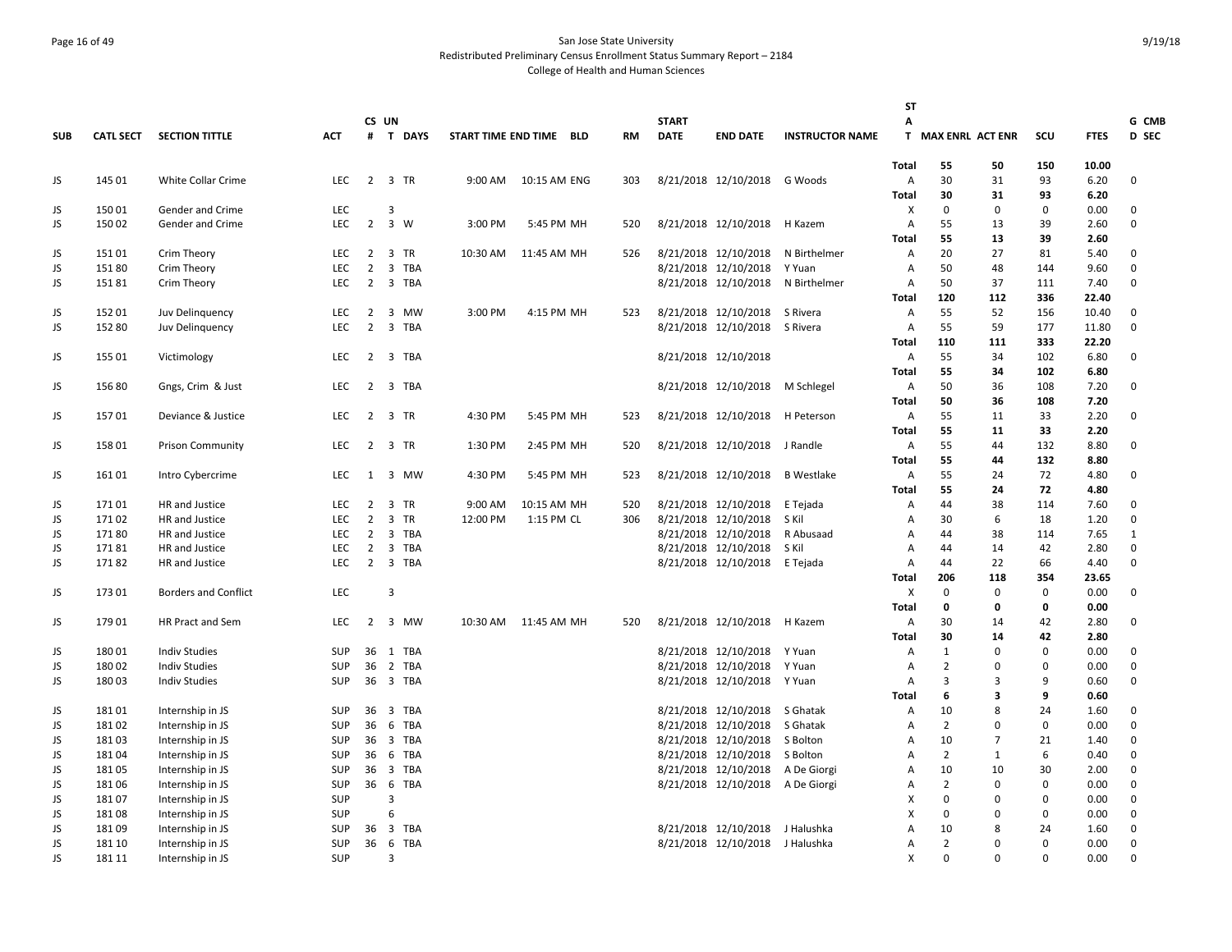San Jose State University
Redistributed Preliminary Census Enrollment Status Summary Report – 2184
College of Health and Human Sciences

| SUB | CATL SECT | SECTION TITTLE | ACT | CS # | UN T | DAYS | START TIME | END TIME | BLD | RM | START DATE | END DATE | INSTRUCTOR NAME | STAT | MAX ENRL | ACT ENR | SCU | FTES | G D | CMB SEC |
|---|---|---|---|---|---|---|---|---|---|---|---|---|---|---|---|---|---|---|---|---|
| | | | | | | | | | | | | | | **Total** | **55** | **50** | **150** | **10.00** | | |
| JS | 145 01 | White Collar Crime | LEC | 2 | 3 | TR | 9:00 AM | 10:15 AM | ENG | 303 | 8/21/2018 | 12/10/2018 | G Woods | A | 30 | 31 | 93 | 6.20 | 0 | |
| | | | | | | | | | | | | | | **Total** | **30** | **31** | **93** | **6.20** | | |
| JS | 150 01 | Gender and Crime | LEC | | 3 | | | | | | | | | X | 0 | 0 | 0 | 0.00 | 0 | |
| JS | 150 02 | Gender and Crime | LEC | 2 | 3 | W | 3:00 PM | 5:45 PM | MH | 520 | 8/21/2018 | 12/10/2018 | H Kazem | A | 55 | 13 | 39 | 2.60 | 0 | |
| | | | | | | | | | | | | | | **Total** | **55** | **13** | **39** | **2.60** | | |
| JS | 151 01 | Crim Theory | LEC | 2 | 3 | TR | 10:30 AM | 11:45 AM | MH | 526 | 8/21/2018 | 12/10/2018 | N Birthelmer | A | 20 | 27 | 81 | 5.40 | 0 | |
| JS | 151 80 | Crim Theory | LEC | 2 | 3 | TBA | | | | | 8/21/2018 | 12/10/2018 | Y Yuan | A | 50 | 48 | 144 | 9.60 | 0 | |
| JS | 151 81 | Crim Theory | LEC | 2 | 3 | TBA | | | | | 8/21/2018 | 12/10/2018 | N Birthelmer | A | 50 | 37 | 111 | 7.40 | 0 | |
| | | | | | | | | | | | | | | **Total** | **120** | **112** | **336** | **22.40** | | |
| JS | 152 01 | Juv Delinquency | LEC | 2 | 3 | MW | 3:00 PM | 4:15 PM | MH | 523 | 8/21/2018 | 12/10/2018 | S Rivera | A | 55 | 52 | 156 | 10.40 | 0 | |
| JS | 152 80 | Juv Delinquency | LEC | 2 | 3 | TBA | | | | | 8/21/2018 | 12/10/2018 | S Rivera | A | 55 | 59 | 177 | 11.80 | 0 | |
| | | | | | | | | | | | | | | **Total** | **110** | **111** | **333** | **22.20** | | |
| JS | 155 01 | Victimology | LEC | 2 | 3 | TBA | | | | | 8/21/2018 | 12/10/2018 | | A | 55 | 34 | 102 | 6.80 | 0 | |
| | | | | | | | | | | | | | | **Total** | **55** | **34** | **102** | **6.80** | | |
| JS | 156 80 | Gngs, Crim & Just | LEC | 2 | 3 | TBA | | | | | 8/21/2018 | 12/10/2018 | M Schlegel | A | 50 | 36 | 108 | 7.20 | 0 | |
| | | | | | | | | | | | | | | **Total** | **50** | **36** | **108** | **7.20** | | |
| JS | 157 01 | Deviance & Justice | LEC | 2 | 3 | TR | 4:30 PM | 5:45 PM | MH | 523 | 8/21/2018 | 12/10/2018 | H Peterson | A | 55 | 11 | 33 | 2.20 | 0 | |
| | | | | | | | | | | | | | | **Total** | **55** | **11** | **33** | **2.20** | | |
| JS | 158 01 | Prison Community | LEC | 2 | 3 | TR | 1:30 PM | 2:45 PM | MH | 520 | 8/21/2018 | 12/10/2018 | J Randle | A | 55 | 44 | 132 | 8.80 | 0 | |
| | | | | | | | | | | | | | | **Total** | **55** | **44** | **132** | **8.80** | | |
| JS | 161 01 | Intro Cybercrime | LEC | 1 | 3 | MW | 4:30 PM | 5:45 PM | MH | 523 | 8/21/2018 | 12/10/2018 | B Westlake | A | 55 | 24 | 72 | 4.80 | 0 | |
| | | | | | | | | | | | | | | **Total** | **55** | **24** | **72** | **4.80** | | |
| JS | 171 01 | HR and Justice | LEC | 2 | 3 | TR | 9:00 AM | 10:15 AM | MH | 520 | 8/21/2018 | 12/10/2018 | E Tejada | A | 44 | 38 | 114 | 7.60 | 0 | |
| JS | 171 02 | HR and Justice | LEC | 2 | 3 | TR | 12:00 PM | 1:15 PM | CL | 306 | 8/21/2018 | 12/10/2018 | S Kil | A | 30 | 6 | 18 | 1.20 | 0 | |
| JS | 171 80 | HR and Justice | LEC | 2 | 3 | TBA | | | | | 8/21/2018 | 12/10/2018 | R Abusaad | A | 44 | 38 | 114 | 7.65 | 1 | |
| JS | 171 81 | HR and Justice | LEC | 2 | 3 | TBA | | | | | 8/21/2018 | 12/10/2018 | S Kil | A | 44 | 14 | 42 | 2.80 | 0 | |
| JS | 171 82 | HR and Justice | LEC | 2 | 3 | TBA | | | | | 8/21/2018 | 12/10/2018 | E Tejada | A | 44 | 22 | 66 | 4.40 | 0 | |
| | | | | | | | | | | | | | | **Total** | **206** | **118** | **354** | **23.65** | | |
| JS | 173 01 | Borders and Conflict | LEC | | 3 | | | | | | | | | X | 0 | 0 | 0 | 0.00 | 0 | |
| | | | | | | | | | | | | | | **Total** | **0** | **0** | **0** | **0.00** | | |
| JS | 179 01 | HR Pract and Sem | LEC | 2 | 3 | MW | 10:30 AM | 11:45 AM | MH | 520 | 8/21/2018 | 12/10/2018 | H Kazem | A | 30 | 14 | 42 | 2.80 | 0 | |
| | | | | | | | | | | | | | | **Total** | **30** | **14** | **42** | **2.80** | | |
| JS | 180 01 | Indiv Studies | SUP | 36 | 1 | TBA | | | | | 8/21/2018 | 12/10/2018 | Y Yuan | A | 1 | 0 | 0 | 0.00 | 0 | |
| JS | 180 02 | Indiv Studies | SUP | 36 | 2 | TBA | | | | | 8/21/2018 | 12/10/2018 | Y Yuan | A | 2 | 0 | 0 | 0.00 | 0 | |
| JS | 180 03 | Indiv Studies | SUP | 36 | 3 | TBA | | | | | 8/21/2018 | 12/10/2018 | Y Yuan | A | 3 | 3 | 9 | 0.60 | 0 | |
| | | | | | | | | | | | | | | **Total** | **6** | **3** | **9** | **0.60** | | |
| JS | 181 01 | Internship in JS | SUP | 36 | 3 | TBA | | | | | 8/21/2018 | 12/10/2018 | S Ghatak | A | 10 | 8 | 24 | 1.60 | 0 | |
| JS | 181 02 | Internship in JS | SUP | 36 | 6 | TBA | | | | | 8/21/2018 | 12/10/2018 | S Ghatak | A | 2 | 0 | 0 | 0.00 | 0 | |
| JS | 181 03 | Internship in JS | SUP | 36 | 3 | TBA | | | | | 8/21/2018 | 12/10/2018 | S Bolton | A | 10 | 7 | 21 | 1.40 | 0 | |
| JS | 181 04 | Internship in JS | SUP | 36 | 6 | TBA | | | | | 8/21/2018 | 12/10/2018 | S Bolton | A | 2 | 1 | 6 | 0.40 | 0 | |
| JS | 181 05 | Internship in JS | SUP | 36 | 3 | TBA | | | | | 8/21/2018 | 12/10/2018 | A De Giorgi | A | 10 | 10 | 30 | 2.00 | 0 | |
| JS | 181 06 | Internship in JS | SUP | 36 | 6 | TBA | | | | | 8/21/2018 | 12/10/2018 | A De Giorgi | A | 2 | 0 | 0 | 0.00 | 0 | |
| JS | 181 07 | Internship in JS | SUP | | 3 | | | | | | | | | X | 0 | 0 | 0 | 0.00 | 0 | |
| JS | 181 08 | Internship in JS | SUP | | 6 | | | | | | | | | X | 0 | 0 | 0 | 0.00 | 0 | |
| JS | 181 09 | Internship in JS | SUP | 36 | 3 | TBA | | | | | 8/21/2018 | 12/10/2018 | J Halushka | A | 10 | 8 | 24 | 1.60 | 0 | |
| JS | 181 10 | Internship in JS | SUP | 36 | 6 | TBA | | | | | 8/21/2018 | 12/10/2018 | J Halushka | A | 2 | 0 | 0 | 0.00 | 0 | |
| JS | 181 11 | Internship in JS | SUP | | 3 | | | | | | | | | X | 0 | 0 | 0 | 0.00 | 0 | |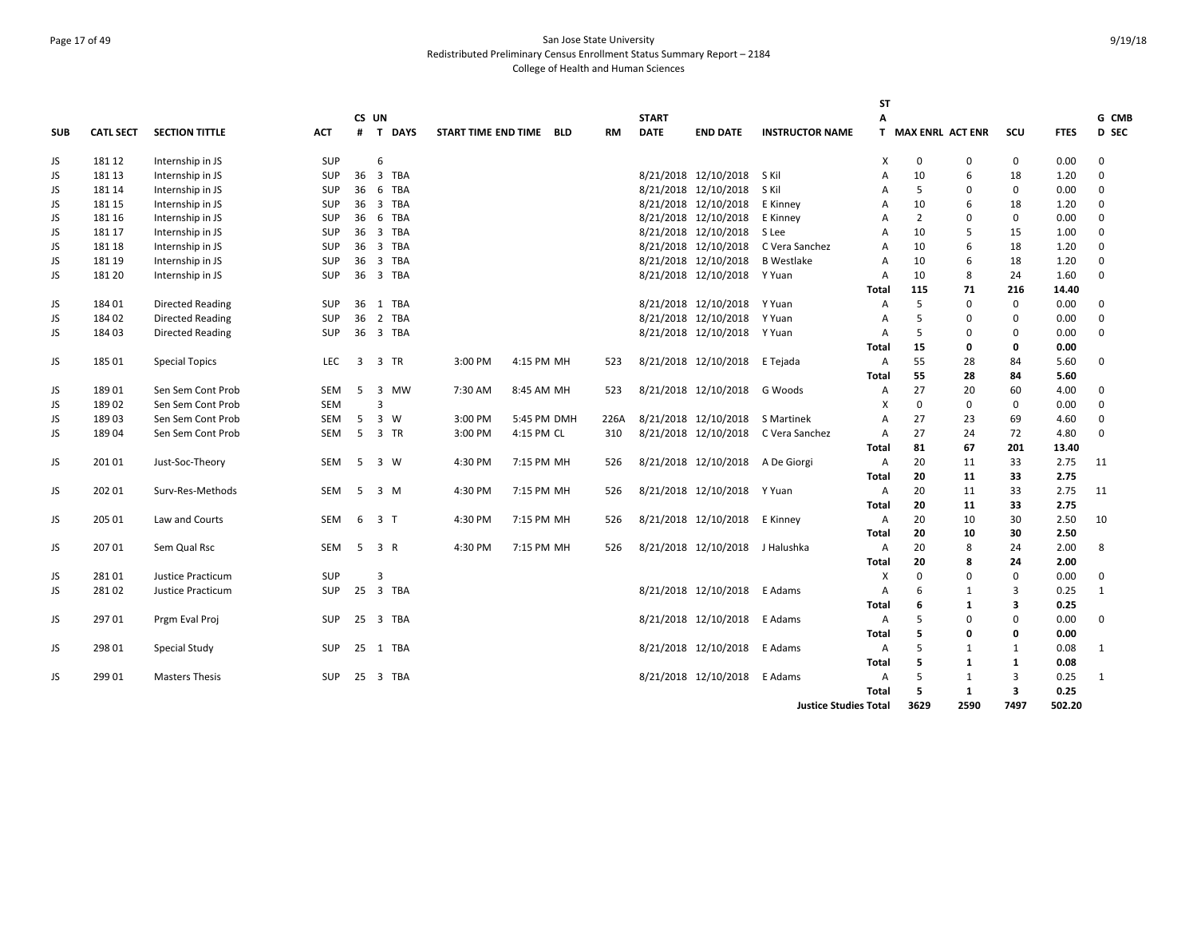San Jose State University
Redistributed Preliminary Census Enrollment Status Summary Report – 2184
College of Health and Human Sciences

| SUB | CATL SECT | SECTION TITTLE | ACT | CS # | UN T | DAYS | START TIME | END TIME | BLD | RM | START DATE | END DATE | INSTRUCTOR NAME | STAT | MAX ENRL | ACT ENR | SCU | FTES | G CMB D SEC |
|---|---|---|---|---|---|---|---|---|---|---|---|---|---|---|---|---|---|---|---|
| JS | 181 12 | Internship in JS | SUP | | 6 | | | | | | | | | X | 0 | 0 | 0 | 0.00 | 0 |
| JS | 181 13 | Internship in JS | SUP | 36 | 3 | TBA | | | | | 8/21/2018 | 12/10/2018 | S Kil | A | 10 | 6 | 18 | 1.20 | 0 |
| JS | 181 14 | Internship in JS | SUP | 36 | 6 | TBA | | | | | 8/21/2018 | 12/10/2018 | S Kil | A | 5 | 0 | 0 | 0.00 | 0 |
| JS | 181 15 | Internship in JS | SUP | 36 | 3 | TBA | | | | | 8/21/2018 | 12/10/2018 | E Kinney | A | 10 | 6 | 18 | 1.20 | 0 |
| JS | 181 16 | Internship in JS | SUP | 36 | 6 | TBA | | | | | 8/21/2018 | 12/10/2018 | E Kinney | A | 2 | 0 | 0 | 0.00 | 0 |
| JS | 181 17 | Internship in JS | SUP | 36 | 3 | TBA | | | | | 8/21/2018 | 12/10/2018 | S Lee | A | 10 | 5 | 15 | 1.00 | 0 |
| JS | 181 18 | Internship in JS | SUP | 36 | 3 | TBA | | | | | 8/21/2018 | 12/10/2018 | C Vera Sanchez | A | 10 | 6 | 18 | 1.20 | 0 |
| JS | 181 19 | Internship in JS | SUP | 36 | 3 | TBA | | | | | 8/21/2018 | 12/10/2018 | B Westlake | A | 10 | 6 | 18 | 1.20 | 0 |
| JS | 181 20 | Internship in JS | SUP | 36 | 3 | TBA | | | | | 8/21/2018 | 12/10/2018 | Y Yuan | A | 10 | 8 | 24 | 1.60 | 0 |
| | | | | | | | | | | | | | | **Total** | **115** | **71** | **216** | **14.40** | |
| JS | 184 01 | Directed Reading | SUP | 36 | 1 | TBA | | | | | 8/21/2018 | 12/10/2018 | Y Yuan | A | 5 | 0 | 0 | 0.00 | 0 |
| JS | 184 02 | Directed Reading | SUP | 36 | 2 | TBA | | | | | 8/21/2018 | 12/10/2018 | Y Yuan | A | 5 | 0 | 0 | 0.00 | 0 |
| JS | 184 03 | Directed Reading | SUP | 36 | 3 | TBA | | | | | 8/21/2018 | 12/10/2018 | Y Yuan | A | 5 | 0 | 0 | 0.00 | 0 |
| | | | | | | | | | | | | | | **Total** | **15** | **0** | **0** | **0.00** | |
| JS | 185 01 | Special Topics | LEC | 3 | 3 | TR | 3:00 PM | 4:15 PM | MH | 523 | 8/21/2018 | 12/10/2018 | E Tejada | A | 55 | 28 | 84 | 5.60 | 0 |
| | | | | | | | | | | | | | | **Total** | **55** | **28** | **84** | **5.60** | |
| JS | 189 01 | Sen Sem Cont Prob | SEM | 5 | 3 | MW | 7:30 AM | 8:45 AM | MH | 523 | 8/21/2018 | 12/10/2018 | G Woods | A | 27 | 20 | 60 | 4.00 | 0 |
| JS | 189 02 | Sen Sem Cont Prob | SEM | | 3 | | | | | | | | | X | 0 | 0 | 0 | 0.00 | 0 |
| JS | 189 03 | Sen Sem Cont Prob | SEM | 5 | 3 | W | 3:00 PM | 5:45 PM | DMH | 226A | 8/21/2018 | 12/10/2018 | S Martinek | A | 27 | 23 | 69 | 4.60 | 0 |
| JS | 189 04 | Sen Sem Cont Prob | SEM | 5 | 3 | TR | 3:00 PM | 4:15 PM | CL | 310 | 8/21/2018 | 12/10/2018 | C Vera Sanchez | A | 27 | 24 | 72 | 4.80 | 0 |
| | | | | | | | | | | | | | | **Total** | **81** | **67** | **201** | **13.40** | |
| JS | 201 01 | Just-Soc-Theory | SEM | 5 | 3 | W | 4:30 PM | 7:15 PM | MH | 526 | 8/21/2018 | 12/10/2018 | A De Giorgi | A | 20 | 11 | 33 | 2.75 | 11 |
| | | | | | | | | | | | | | | **Total** | **20** | **11** | **33** | **2.75** | |
| JS | 202 01 | Surv-Res-Methods | SEM | 5 | 3 | M | 4:30 PM | 7:15 PM | MH | 526 | 8/21/2018 | 12/10/2018 | Y Yuan | A | 20 | 11 | 33 | 2.75 | 11 |
| | | | | | | | | | | | | | | **Total** | **20** | **11** | **33** | **2.75** | |
| JS | 205 01 | Law and Courts | SEM | 6 | 3 | T | 4:30 PM | 7:15 PM | MH | 526 | 8/21/2018 | 12/10/2018 | E Kinney | A | 20 | 10 | 30 | 2.50 | 10 |
| | | | | | | | | | | | | | | **Total** | **20** | **10** | **30** | **2.50** | |
| JS | 207 01 | Sem Qual Rsc | SEM | 5 | 3 | R | 4:30 PM | 7:15 PM | MH | 526 | 8/21/2018 | 12/10/2018 | J Halushka | A | 20 | 8 | 24 | 2.00 | 8 |
| | | | | | | | | | | | | | | **Total** | **20** | **8** | **24** | **2.00** | |
| JS | 281 01 | Justice Practicum | SUP | | 3 | | | | | | | | | X | 0 | 0 | 0 | 0.00 | 0 |
| JS | 281 02 | Justice Practicum | SUP | 25 | 3 | TBA | | | | | 8/21/2018 | 12/10/2018 | E Adams | A | 6 | 1 | 3 | 0.25 | 1 |
| | | | | | | | | | | | | | | **Total** | **6** | **1** | **3** | **0.25** | |
| JS | 297 01 | Prgm Eval Proj | SUP | 25 | 3 | TBA | | | | | 8/21/2018 | 12/10/2018 | E Adams | A | 5 | 0 | 0 | 0.00 | 0 |
| | | | | | | | | | | | | | | **Total** | **5** | **0** | **0** | **0.00** | |
| JS | 298 01 | Special Study | SUP | 25 | 1 | TBA | | | | | 8/21/2018 | 12/10/2018 | E Adams | A | 5 | 1 | 1 | 0.08 | 1 |
| | | | | | | | | | | | | | | **Total** | **5** | **1** | **1** | **0.08** | |
| JS | 299 01 | Masters Thesis | SUP | 25 | 3 | TBA | | | | | 8/21/2018 | 12/10/2018 | E Adams | A | 5 | 1 | 3 | 0.25 | 1 |
| | | | | | | | | | | | | | | **Total** | **5** | **1** | **3** | **0.25** | |
| | | | | | | | | | | | | | **Justice Studies Total** | | **3629** | **2590** | **7497** | **502.20** | |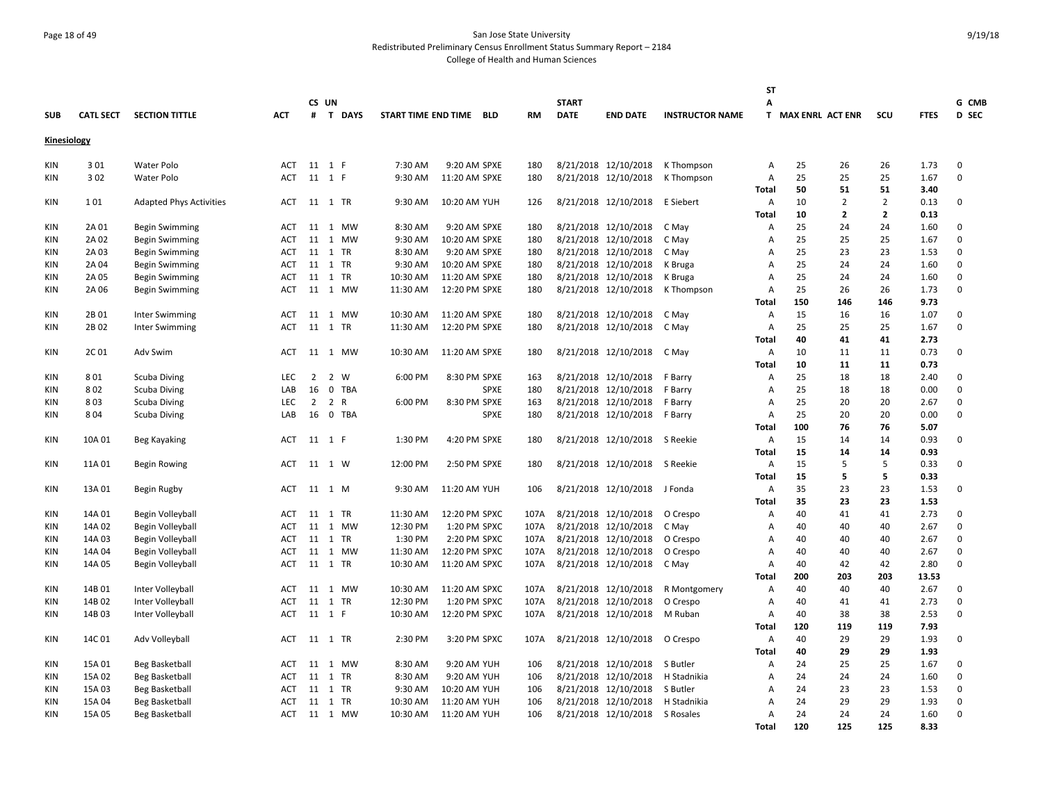San Jose State University
Redistributed Preliminary Census Enrollment Status Summary Report – 2184
College of Health and Human Sciences

| SUB | CATL SECT | SECTION TITTLE | ACT | CS # | UN T | DAYS | START TIME | END TIME | BLD | RM | START DATE | END DATE | INSTRUCTOR NAME | STAT | MAX ENRL | ACT ENR | SCU | FTES | G CMB D SEC |
|---|---|---|---|---|---|---|---|---|---|---|---|---|---|---|---|---|---|---|---|
| **Kinesiology** | | | | | | | | | | | | | | | | | | | |
| KIN | 3 01 | Water Polo | ACT | 11 | 1 | F | 7:30 AM | 9:20 AM | SPXE | 180 | 8/21/2018 | 12/10/2018 | K Thompson | A | 25 | 26 | 26 | 1.73 | 0 |
| KIN | 3 02 | Water Polo | ACT | 11 | 1 | F | 9:30 AM | 11:20 AM | SPXE | 180 | 8/21/2018 | 12/10/2018 | K Thompson | A | 25 | 25 | 25 | 1.67 | 0 |
| | | | | | | | | | | | | | | **Total** | **50** | **51** | **51** | **3.40** | |
| KIN | 1 01 | Adapted Phys Activities | ACT | 11 | 1 | TR | 9:30 AM | 10:20 AM | YUH | 126 | 8/21/2018 | 12/10/2018 | E Siebert | A | 10 | 2 | 2 | 0.13 | 0 |
| | | | | | | | | | | | | | | **Total** | **10** | **2** | **2** | **0.13** | |
| KIN | 2A 01 | Begin Swimming | ACT | 11 | 1 | MW | 8:30 AM | 9:20 AM | SPXE | 180 | 8/21/2018 | 12/10/2018 | C May | A | 25 | 24 | 24 | 1.60 | 0 |
| KIN | 2A 02 | Begin Swimming | ACT | 11 | 1 | MW | 9:30 AM | 10:20 AM | SPXE | 180 | 8/21/2018 | 12/10/2018 | C May | A | 25 | 25 | 25 | 1.67 | 0 |
| KIN | 2A 03 | Begin Swimming | ACT | 11 | 1 | TR | 8:30 AM | 9:20 AM | SPXE | 180 | 8/21/2018 | 12/10/2018 | C May | A | 25 | 23 | 23 | 1.53 | 0 |
| KIN | 2A 04 | Begin Swimming | ACT | 11 | 1 | TR | 9:30 AM | 10:20 AM | SPXE | 180 | 8/21/2018 | 12/10/2018 | K Bruga | A | 25 | 24 | 24 | 1.60 | 0 |
| KIN | 2A 05 | Begin Swimming | ACT | 11 | 1 | TR | 10:30 AM | 11:20 AM | SPXE | 180 | 8/21/2018 | 12/10/2018 | K Bruga | A | 25 | 24 | 24 | 1.60 | 0 |
| KIN | 2A 06 | Begin Swimming | ACT | 11 | 1 | MW | 11:30 AM | 12:20 PM | SPXE | 180 | 8/21/2018 | 12/10/2018 | K Thompson | A | 25 | 26 | 26 | 1.73 | 0 |
| | | | | | | | | | | | | | | **Total** | **150** | **146** | **146** | **9.73** | |
| KIN | 2B 01 | Inter Swimming | ACT | 11 | 1 | MW | 10:30 AM | 11:20 AM | SPXE | 180 | 8/21/2018 | 12/10/2018 | C May | A | 15 | 16 | 16 | 1.07 | 0 |
| KIN | 2B 02 | Inter Swimming | ACT | 11 | 1 | TR | 11:30 AM | 12:20 PM | SPXE | 180 | 8/21/2018 | 12/10/2018 | C May | A | 25 | 25 | 25 | 1.67 | 0 |
| | | | | | | | | | | | | | | **Total** | **40** | **41** | **41** | **2.73** | |
| KIN | 2C 01 | Adv Swim | ACT | 11 | 1 | MW | 10:30 AM | 11:20 AM | SPXE | 180 | 8/21/2018 | 12/10/2018 | C May | A | 10 | 11 | 11 | 0.73 | 0 |
| | | | | | | | | | | | | | | **Total** | **10** | **11** | **11** | **0.73** | |
| KIN | 8 01 | Scuba Diving | LEC | 2 | 2 | W | 6:00 PM | 8:30 PM | SPXE | 163 | 8/21/2018 | 12/10/2018 | F Barry | A | 25 | 18 | 18 | 2.40 | 0 |
| KIN | 8 02 | Scuba Diving | LAB | 16 | 0 | TBA | | | SPXE | 180 | 8/21/2018 | 12/10/2018 | F Barry | A | 25 | 18 | 18 | 0.00 | 0 |
| KIN | 8 03 | Scuba Diving | LEC | 2 | 2 | R | 6:00 PM | 8:30 PM | SPXE | 163 | 8/21/2018 | 12/10/2018 | F Barry | A | 25 | 20 | 20 | 2.67 | 0 |
| KIN | 8 04 | Scuba Diving | LAB | 16 | 0 | TBA | | | SPXE | 180 | 8/21/2018 | 12/10/2018 | F Barry | A | 25 | 20 | 20 | 0.00 | 0 |
| | | | | | | | | | | | | | | **Total** | **100** | **76** | **76** | **5.07** | |
| KIN | 10A 01 | Beg Kayaking | ACT | 11 | 1 | F | 1:30 PM | 4:20 PM | SPXE | 180 | 8/21/2018 | 12/10/2018 | S Reekie | A | 15 | 14 | 14 | 0.93 | 0 |
| | | | | | | | | | | | | | | **Total** | **15** | **14** | **14** | **0.93** | |
| KIN | 11A 01 | Begin Rowing | ACT | 11 | 1 | W | 12:00 PM | 2:50 PM | SPXE | 180 | 8/21/2018 | 12/10/2018 | S Reekie | A | 15 | 5 | 5 | 0.33 | 0 |
| | | | | | | | | | | | | | | **Total** | **15** | **5** | **5** | **0.33** | |
| KIN | 13A 01 | Begin Rugby | ACT | 11 | 1 | M | 9:30 AM | 11:20 AM | YUH | 106 | 8/21/2018 | 12/10/2018 | J Fonda | A | 35 | 23 | 23 | 1.53 | 0 |
| | | | | | | | | | | | | | | **Total** | **35** | **23** | **23** | **1.53** | |
| KIN | 14A 01 | Begin Volleyball | ACT | 11 | 1 | TR | 11:30 AM | 12:20 PM | SPXC | 107A | 8/21/2018 | 12/10/2018 | O Crespo | A | 40 | 41 | 41 | 2.73 | 0 |
| KIN | 14A 02 | Begin Volleyball | ACT | 11 | 1 | MW | 12:30 PM | 1:20 PM | SPXC | 107A | 8/21/2018 | 12/10/2018 | C May | A | 40 | 40 | 40 | 2.67 | 0 |
| KIN | 14A 03 | Begin Volleyball | ACT | 11 | 1 | TR | 1:30 PM | 2:20 PM | SPXC | 107A | 8/21/2018 | 12/10/2018 | O Crespo | A | 40 | 40 | 40 | 2.67 | 0 |
| KIN | 14A 04 | Begin Volleyball | ACT | 11 | 1 | MW | 11:30 AM | 12:20 PM | SPXC | 107A | 8/21/2018 | 12/10/2018 | O Crespo | A | 40 | 40 | 40 | 2.67 | 0 |
| KIN | 14A 05 | Begin Volleyball | ACT | 11 | 1 | TR | 10:30 AM | 11:20 AM | SPXC | 107A | 8/21/2018 | 12/10/2018 | C May | A | 40 | 42 | 42 | 2.80 | 0 |
| | | | | | | | | | | | | | | **Total** | **200** | **203** | **203** | **13.53** | |
| KIN | 14B 01 | Inter Volleyball | ACT | 11 | 1 | MW | 10:30 AM | 11:20 AM | SPXC | 107A | 8/21/2018 | 12/10/2018 | R Montgomery | A | 40 | 40 | 40 | 2.67 | 0 |
| KIN | 14B 02 | Inter Volleyball | ACT | 11 | 1 | TR | 12:30 PM | 1:20 PM | SPXC | 107A | 8/21/2018 | 12/10/2018 | O Crespo | A | 40 | 41 | 41 | 2.73 | 0 |
| KIN | 14B 03 | Inter Volleyball | ACT | 11 | 1 | F | 10:30 AM | 12:20 PM | SPXC | 107A | 8/21/2018 | 12/10/2018 | M Ruban | A | 40 | 38 | 38 | 2.53 | 0 |
| | | | | | | | | | | | | | | **Total** | **120** | **119** | **119** | **7.93** | |
| KIN | 14C 01 | Adv Volleyball | ACT | 11 | 1 | TR | 2:30 PM | 3:20 PM | SPXC | 107A | 8/21/2018 | 12/10/2018 | O Crespo | A | 40 | 29 | 29 | 1.93 | 0 |
| | | | | | | | | | | | | | | **Total** | **40** | **29** | **29** | **1.93** | |
| KIN | 15A 01 | Beg Basketball | ACT | 11 | 1 | MW | 8:30 AM | 9:20 AM | YUH | 106 | 8/21/2018 | 12/10/2018 | S Butler | A | 24 | 25 | 25 | 1.67 | 0 |
| KIN | 15A 02 | Beg Basketball | ACT | 11 | 1 | TR | 8:30 AM | 9:20 AM | YUH | 106 | 8/21/2018 | 12/10/2018 | H Stadnikia | A | 24 | 24 | 24 | 1.60 | 0 |
| KIN | 15A 03 | Beg Basketball | ACT | 11 | 1 | TR | 9:30 AM | 10:20 AM | YUH | 106 | 8/21/2018 | 12/10/2018 | S Butler | A | 24 | 23 | 23 | 1.53 | 0 |
| KIN | 15A 04 | Beg Basketball | ACT | 11 | 1 | TR | 10:30 AM | 11:20 AM | YUH | 106 | 8/21/2018 | 12/10/2018 | H Stadnikia | A | 24 | 29 | 29 | 1.93 | 0 |
| KIN | 15A 05 | Beg Basketball | ACT | 11 | 1 | MW | 10:30 AM | 11:20 AM | YUH | 106 | 8/21/2018 | 12/10/2018 | S Rosales | A | 24 | 24 | 24 | 1.60 | 0 |
| | | | | | | | | | | | | | | **Total** | **120** | **125** | **125** | **8.33** | |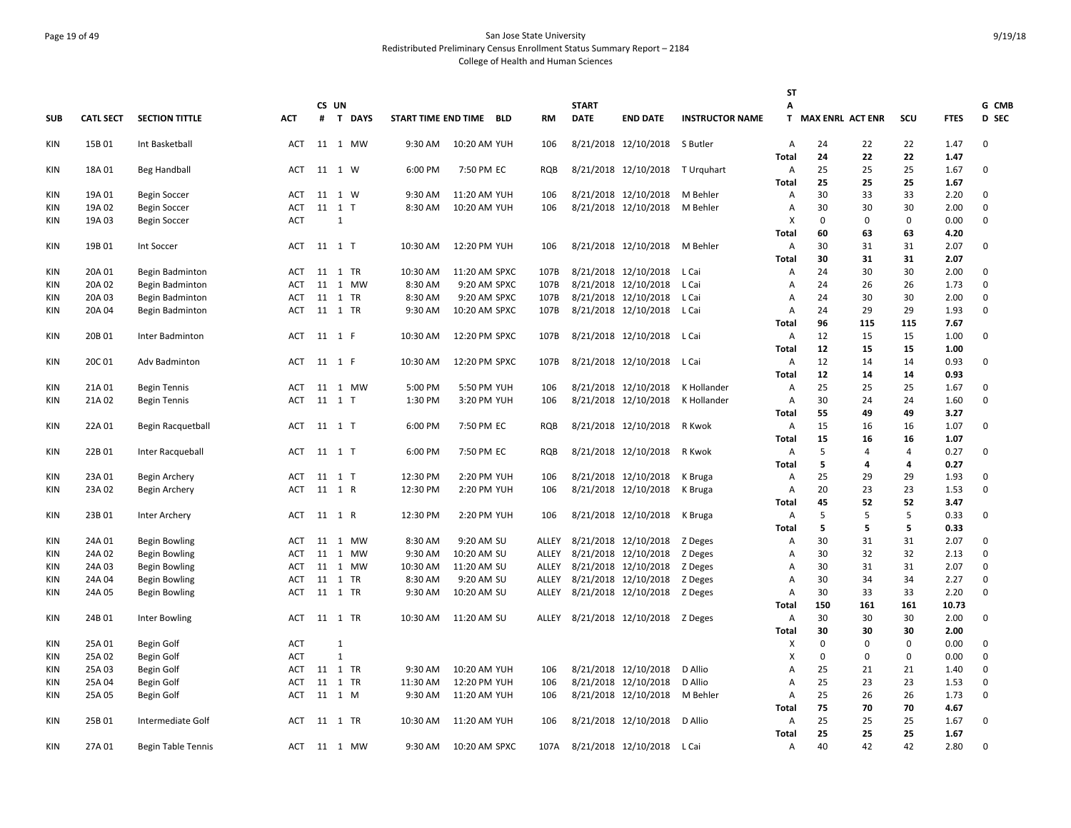# San Jose State University
## Redistributed Preliminary Census Enrollment Status Summary Report – 2184
### College of Health and Human Sciences

| SUB | CATL SECT | SECTION TITTLE | ACT | CS # | UN T | DAYS | START TIME | END TIME | BLD | RM | START DATE | END DATE | INSTRUCTOR NAME | ST A T | MAX ENRL | ACT ENR | SCU | FTES | G CMB D SEC |
|---|---|---|---|---|---|---|---|---|---|---|---|---|---|---|---|---|---|---|---|
| KIN | 15B 01 | Int Basketball | ACT | 11 | 1 | MW | 9:30 AM | 10:20 AM | YUH | 106 | 8/21/2018 | 12/10/2018 | S Butler | A | 24 | 22 | 22 | 1.47 | 0 |
| | | | | | | | | | | | | | | **Total** | **24** | **22** | **22** | **1.47** | |
| KIN | 18A 01 | Beg Handball | ACT | 11 | 1 | W | 6:00 PM | 7:50 PM | EC | RQB | 8/21/2018 | 12/10/2018 | T Urquhart | A | 25 | 25 | 25 | 1.67 | 0 |
| | | | | | | | | | | | | | | **Total** | **25** | **25** | **25** | **1.67** | |
| KIN | 19A 01 | Begin Soccer | ACT | 11 | 1 | W | 9:30 AM | 11:20 AM | YUH | 106 | 8/21/2018 | 12/10/2018 | M Behler | A | 30 | 33 | 33 | 2.20 | 0 |
| KIN | 19A 02 | Begin Soccer | ACT | 11 | 1 | T | 8:30 AM | 10:20 AM | YUH | 106 | 8/21/2018 | 12/10/2018 | M Behler | A | 30 | 30 | 30 | 2.00 | 0 |
| KIN | 19A 03 | Begin Soccer | ACT | | 1 | | | | | | | | | X | 0 | 0 | 0 | 0.00 | 0 |
| | | | | | | | | | | | | | | **Total** | **60** | **63** | **63** | **4.20** | |
| KIN | 19B 01 | Int Soccer | ACT | 11 | 1 | T | 10:30 AM | 12:20 PM | YUH | 106 | 8/21/2018 | 12/10/2018 | M Behler | A | 30 | 31 | 31 | 2.07 | 0 |
| | | | | | | | | | | | | | | **Total** | **30** | **31** | **31** | **2.07** | |
| KIN | 20A 01 | Begin Badminton | ACT | 11 | 1 | TR | 10:30 AM | 11:20 AM | SPXC | 107B | 8/21/2018 | 12/10/2018 | L Cai | A | 24 | 30 | 30 | 2.00 | 0 |
| KIN | 20A 02 | Begin Badminton | ACT | 11 | 1 | MW | 8:30 AM | 9:20 AM | SPXC | 107B | 8/21/2018 | 12/10/2018 | L Cai | A | 24 | 26 | 26 | 1.73 | 0 |
| KIN | 20A 03 | Begin Badminton | ACT | 11 | 1 | TR | 8:30 AM | 9:20 AM | SPXC | 107B | 8/21/2018 | 12/10/2018 | L Cai | A | 24 | 30 | 30 | 2.00 | 0 |
| KIN | 20A 04 | Begin Badminton | ACT | 11 | 1 | TR | 9:30 AM | 10:20 AM | SPXC | 107B | 8/21/2018 | 12/10/2018 | L Cai | A | 24 | 29 | 29 | 1.93 | 0 |
| | | | | | | | | | | | | | | **Total** | **96** | **115** | **115** | **7.67** | |
| KIN | 20B 01 | Inter Badminton | ACT | 11 | 1 | F | 10:30 AM | 12:20 PM | SPXC | 107B | 8/21/2018 | 12/10/2018 | L Cai | A | 12 | 15 | 15 | 1.00 | 0 |
| | | | | | | | | | | | | | | **Total** | **12** | **15** | **15** | **1.00** | |
| KIN | 20C 01 | Adv Badminton | ACT | 11 | 1 | F | 10:30 AM | 12:20 PM | SPXC | 107B | 8/21/2018 | 12/10/2018 | L Cai | A | 12 | 14 | 14 | 0.93 | 0 |
| | | | | | | | | | | | | | | **Total** | **12** | **14** | **14** | **0.93** | |
| KIN | 21A 01 | Begin Tennis | ACT | 11 | 1 | MW | 5:00 PM | 5:50 PM | YUH | 106 | 8/21/2018 | 12/10/2018 | K Hollander | A | 25 | 25 | 25 | 1.67 | 0 |
| KIN | 21A 02 | Begin Tennis | ACT | 11 | 1 | T | 1:30 PM | 3:20 PM | YUH | 106 | 8/21/2018 | 12/10/2018 | K Hollander | A | 30 | 24 | 24 | 1.60 | 0 |
| | | | | | | | | | | | | | | **Total** | **55** | **49** | **49** | **3.27** | |
| KIN | 22A 01 | Begin Racquetball | ACT | 11 | 1 | T | 6:00 PM | 7:50 PM | EC | RQB | 8/21/2018 | 12/10/2018 | R Kwok | A | 15 | 16 | 16 | 1.07 | 0 |
| | | | | | | | | | | | | | | **Total** | **15** | **16** | **16** | **1.07** | |
| KIN | 22B 01 | Inter Racqueball | ACT | 11 | 1 | T | 6:00 PM | 7:50 PM | EC | RQB | 8/21/2018 | 12/10/2018 | R Kwok | A | 5 | 4 | 4 | 0.27 | 0 |
| | | | | | | | | | | | | | | **Total** | **5** | **4** | **4** | **0.27** | |
| KIN | 23A 01 | Begin Archery | ACT | 11 | 1 | T | 12:30 PM | 2:20 PM | YUH | 106 | 8/21/2018 | 12/10/2018 | K Bruga | A | 25 | 29 | 29 | 1.93 | 0 |
| KIN | 23A 02 | Begin Archery | ACT | 11 | 1 | R | 12:30 PM | 2:20 PM | YUH | 106 | 8/21/2018 | 12/10/2018 | K Bruga | A | 20 | 23 | 23 | 1.53 | 0 |
| | | | | | | | | | | | | | | **Total** | **45** | **52** | **52** | **3.47** | |
| KIN | 23B 01 | Inter Archery | ACT | 11 | 1 | R | 12:30 PM | 2:20 PM | YUH | 106 | 8/21/2018 | 12/10/2018 | K Bruga | A | 5 | 5 | 5 | 0.33 | 0 |
| | | | | | | | | | | | | | | **Total** | **5** | **5** | **5** | **0.33** | |
| KIN | 24A 01 | Begin Bowling | ACT | 11 | 1 | MW | 8:30 AM | 9:20 AM | SU | ALLEY | 8/21/2018 | 12/10/2018 | Z Deges | A | 30 | 31 | 31 | 2.07 | 0 |
| KIN | 24A 02 | Begin Bowling | ACT | 11 | 1 | MW | 9:30 AM | 10:20 AM | SU | ALLEY | 8/21/2018 | 12/10/2018 | Z Deges | A | 30 | 32 | 32 | 2.13 | 0 |
| KIN | 24A 03 | Begin Bowling | ACT | 11 | 1 | MW | 10:30 AM | 11:20 AM | SU | ALLEY | 8/21/2018 | 12/10/2018 | Z Deges | A | 30 | 31 | 31 | 2.07 | 0 |
| KIN | 24A 04 | Begin Bowling | ACT | 11 | 1 | TR | 8:30 AM | 9:20 AM | SU | ALLEY | 8/21/2018 | 12/10/2018 | Z Deges | A | 30 | 34 | 34 | 2.27 | 0 |
| KIN | 24A 05 | Begin Bowling | ACT | 11 | 1 | TR | 9:30 AM | 10:20 AM | SU | ALLEY | 8/21/2018 | 12/10/2018 | Z Deges | A | 30 | 33 | 33 | 2.20 | 0 |
| | | | | | | | | | | | | | | **Total** | **150** | **161** | **161** | **10.73** | |
| KIN | 24B 01 | Inter Bowling | ACT | 11 | 1 | TR | 10:30 AM | 11:20 AM | SU | ALLEY | 8/21/2018 | 12/10/2018 | Z Deges | A | 30 | 30 | 30 | 2.00 | 0 |
| | | | | | | | | | | | | | | **Total** | **30** | **30** | **30** | **2.00** | |
| KIN | 25A 01 | Begin Golf | ACT | | 1 | | | | | | | | | X | 0 | 0 | 0 | 0.00 | 0 |
| KIN | 25A 02 | Begin Golf | ACT | | 1 | | | | | | | | | X | 0 | 0 | 0 | 0.00 | 0 |
| KIN | 25A 03 | Begin Golf | ACT | 11 | 1 | TR | 9:30 AM | 10:20 AM | YUH | 106 | 8/21/2018 | 12/10/2018 | D Allio | A | 25 | 21 | 21 | 1.40 | 0 |
| KIN | 25A 04 | Begin Golf | ACT | 11 | 1 | TR | 11:30 AM | 12:20 PM | YUH | 106 | 8/21/2018 | 12/10/2018 | D Allio | A | 25 | 23 | 23 | 1.53 | 0 |
| KIN | 25A 05 | Begin Golf | ACT | 11 | 1 | M | 9:30 AM | 11:20 AM | YUH | 106 | 8/21/2018 | 12/10/2018 | M Behler | A | 25 | 26 | 26 | 1.73 | 0 |
| | | | | | | | | | | | | | | **Total** | **75** | **70** | **70** | **4.67** | |
| KIN | 25B 01 | Intermediate Golf | ACT | 11 | 1 | TR | 10:30 AM | 11:20 AM | YUH | 106 | 8/21/2018 | 12/10/2018 | D Allio | A | 25 | 25 | 25 | 1.67 | 0 |
| | | | | | | | | | | | | | | **Total** | **25** | **25** | **25** | **1.67** | |
| KIN | 27A 01 | Begin Table Tennis | ACT | 11 | 1 | MW | 9:30 AM | 10:20 AM | SPXC | 107A | 8/21/2018 | 12/10/2018 | L Cai | A | 40 | 42 | 42 | 2.80 | 0 |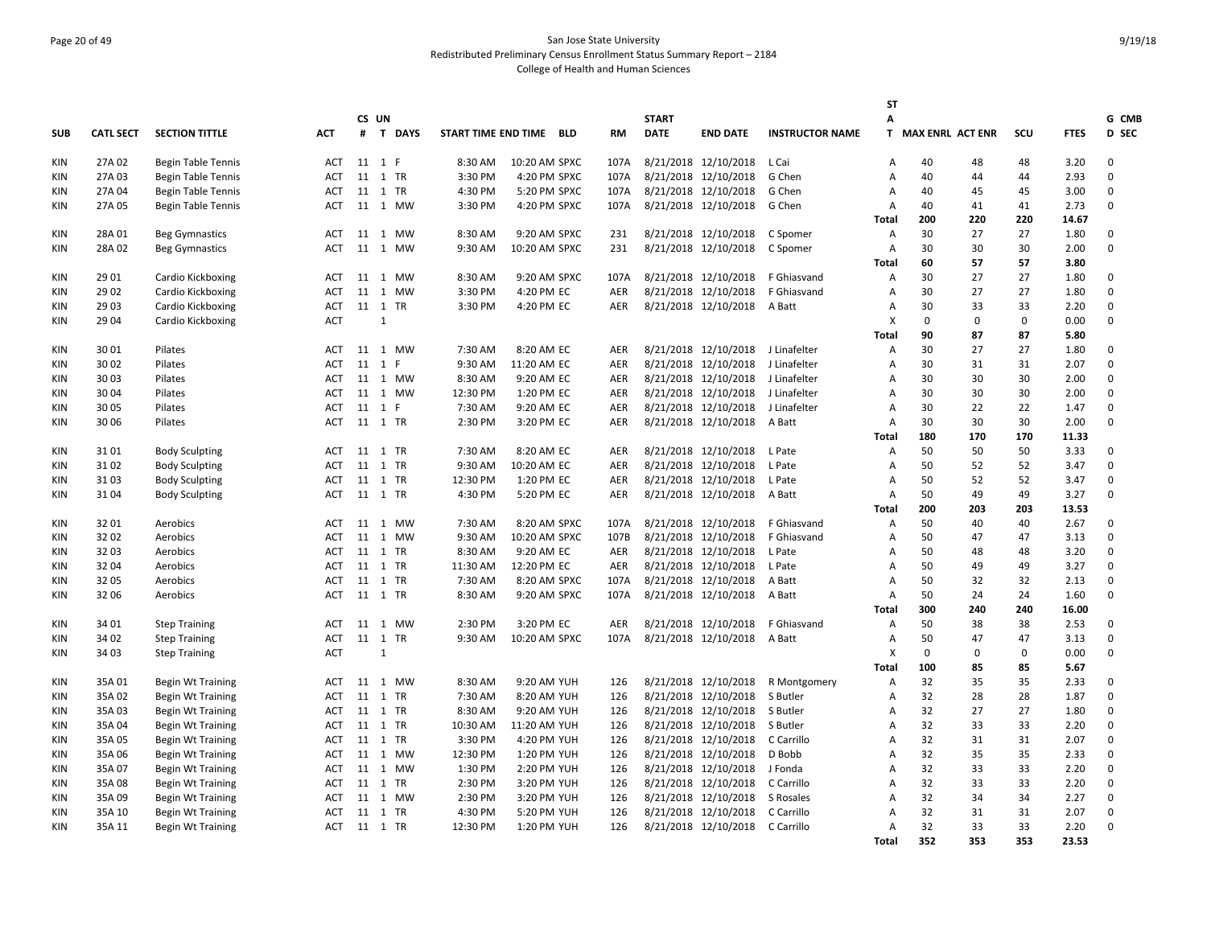San Jose State University
Redistributed Preliminary Census Enrollment Status Summary Report – 2184
College of Health and Human Sciences

| SUB | CATL SECT | SECTION TITTLE | ACT | CS # | UN T | DAYS | START TIME | END TIME | BLD | RM | START DATE | END DATE | INSTRUCTOR NAME | ST A T | MAX ENRL | ACT ENR | SCU | FTES | G CMB D SEC |
|---|---|---|---|---|---|---|---|---|---|---|---|---|---|---|---|---|---|---|---|
| KIN | 27A 02 | Begin Table Tennis | ACT | 11 | 1 | F | 8:30 AM | 10:20 AM | SPXC | 107A | 8/21/2018 | 12/10/2018 | L Cai | A | 40 | 48 | 48 | 3.20 | 0 |
| KIN | 27A 03 | Begin Table Tennis | ACT | 11 | 1 | TR | 3:30 PM | 4:20 PM | SPXC | 107A | 8/21/2018 | 12/10/2018 | G Chen | A | 40 | 44 | 44 | 2.93 | 0 |
| KIN | 27A 04 | Begin Table Tennis | ACT | 11 | 1 | TR | 4:30 PM | 5:20 PM | SPXC | 107A | 8/21/2018 | 12/10/2018 | G Chen | A | 40 | 45 | 45 | 3.00 | 0 |
| KIN | 27A 05 | Begin Table Tennis | ACT | 11 | 1 | MW | 3:30 PM | 4:20 PM | SPXC | 107A | 8/21/2018 | 12/10/2018 | G Chen | A | 40 | 41 | 41 | 2.73 | 0 |
| | | | | | | | | | | | | | | **Total** | **200** | **220** | **220** | **14.67** | |
| KIN | 28A 01 | Beg Gymnastics | ACT | 11 | 1 | MW | 8:30 AM | 9:20 AM | SPXC | 231 | 8/21/2018 | 12/10/2018 | C Spomer | A | 30 | 27 | 27 | 1.80 | 0 |
| KIN | 28A 02 | Beg Gymnastics | ACT | 11 | 1 | MW | 9:30 AM | 10:20 AM | SPXC | 231 | 8/21/2018 | 12/10/2018 | C Spomer | A | 30 | 30 | 30 | 2.00 | 0 |
| | | | | | | | | | | | | | | **Total** | **60** | **57** | **57** | **3.80** | |
| KIN | 29 01 | Cardio Kickboxing | ACT | 11 | 1 | MW | 8:30 AM | 9:20 AM | SPXC | 107A | 8/21/2018 | 12/10/2018 | F Ghiasvand | A | 30 | 27 | 27 | 1.80 | 0 |
| KIN | 29 02 | Cardio Kickboxing | ACT | 11 | 1 | MW | 3:30 PM | 4:20 PM | EC | AER | 8/21/2018 | 12/10/2018 | F Ghiasvand | A | 30 | 27 | 27 | 1.80 | 0 |
| KIN | 29 03 | Cardio Kickboxing | ACT | 11 | 1 | TR | 3:30 PM | 4:20 PM | EC | AER | 8/21/2018 | 12/10/2018 | A Batt | A | 30 | 33 | 33 | 2.20 | 0 |
| KIN | 29 04 | Cardio Kickboxing | ACT | | 1 | | | | | | | | | X | 0 | 0 | 0 | 0.00 | 0 |
| | | | | | | | | | | | | | | **Total** | **90** | **87** | **87** | **5.80** | |
| KIN | 30 01 | Pilates | ACT | 11 | 1 | MW | 7:30 AM | 8:20 AM | EC | AER | 8/21/2018 | 12/10/2018 | J Linafelter | A | 30 | 27 | 27 | 1.80 | 0 |
| KIN | 30 02 | Pilates | ACT | 11 | 1 | F | 9:30 AM | 11:20 AM | EC | AER | 8/21/2018 | 12/10/2018 | J Linafelter | A | 30 | 31 | 31 | 2.07 | 0 |
| KIN | 30 03 | Pilates | ACT | 11 | 1 | MW | 8:30 AM | 9:20 AM | EC | AER | 8/21/2018 | 12/10/2018 | J Linafelter | A | 30 | 30 | 30 | 2.00 | 0 |
| KIN | 30 04 | Pilates | ACT | 11 | 1 | MW | 12:30 PM | 1:20 PM | EC | AER | 8/21/2018 | 12/10/2018 | J Linafelter | A | 30 | 30 | 30 | 2.00 | 0 |
| KIN | 30 05 | Pilates | ACT | 11 | 1 | F | 7:30 AM | 9:20 AM | EC | AER | 8/21/2018 | 12/10/2018 | J Linafelter | A | 30 | 22 | 22 | 1.47 | 0 |
| KIN | 30 06 | Pilates | ACT | 11 | 1 | TR | 2:30 PM | 3:20 PM | EC | AER | 8/21/2018 | 12/10/2018 | A Batt | A | 30 | 30 | 30 | 2.00 | 0 |
| | | | | | | | | | | | | | | **Total** | **180** | **170** | **170** | **11.33** | |
| KIN | 31 01 | Body Sculpting | ACT | 11 | 1 | TR | 7:30 AM | 8:20 AM | EC | AER | 8/21/2018 | 12/10/2018 | L Pate | A | 50 | 50 | 50 | 3.33 | 0 |
| KIN | 31 02 | Body Sculpting | ACT | 11 | 1 | TR | 9:30 AM | 10:20 AM | EC | AER | 8/21/2018 | 12/10/2018 | L Pate | A | 50 | 52 | 52 | 3.47 | 0 |
| KIN | 31 03 | Body Sculpting | ACT | 11 | 1 | TR | 12:30 PM | 1:20 PM | EC | AER | 8/21/2018 | 12/10/2018 | L Pate | A | 50 | 52 | 52 | 3.47 | 0 |
| KIN | 31 04 | Body Sculpting | ACT | 11 | 1 | TR | 4:30 PM | 5:20 PM | EC | AER | 8/21/2018 | 12/10/2018 | A Batt | A | 50 | 49 | 49 | 3.27 | 0 |
| | | | | | | | | | | | | | | **Total** | **200** | **203** | **203** | **13.53** | |
| KIN | 32 01 | Aerobics | ACT | 11 | 1 | MW | 7:30 AM | 8:20 AM | SPXC | 107A | 8/21/2018 | 12/10/2018 | F Ghiasvand | A | 50 | 40 | 40 | 2.67 | 0 |
| KIN | 32 02 | Aerobics | ACT | 11 | 1 | MW | 9:30 AM | 10:20 AM | SPXC | 107B | 8/21/2018 | 12/10/2018 | F Ghiasvand | A | 50 | 47 | 47 | 3.13 | 0 |
| KIN | 32 03 | Aerobics | ACT | 11 | 1 | TR | 8:30 AM | 9:20 AM | EC | AER | 8/21/2018 | 12/10/2018 | L Pate | A | 50 | 48 | 48 | 3.20 | 0 |
| KIN | 32 04 | Aerobics | ACT | 11 | 1 | TR | 11:30 AM | 12:20 PM | EC | AER | 8/21/2018 | 12/10/2018 | L Pate | A | 50 | 49 | 49 | 3.27 | 0 |
| KIN | 32 05 | Aerobics | ACT | 11 | 1 | TR | 7:30 AM | 8:20 AM | SPXC | 107A | 8/21/2018 | 12/10/2018 | A Batt | A | 50 | 32 | 32 | 2.13 | 0 |
| KIN | 32 06 | Aerobics | ACT | 11 | 1 | TR | 8:30 AM | 9:20 AM | SPXC | 107A | 8/21/2018 | 12/10/2018 | A Batt | A | 50 | 24 | 24 | 1.60 | 0 |
| | | | | | | | | | | | | | | **Total** | **300** | **240** | **240** | **16.00** | |
| KIN | 34 01 | Step Training | ACT | 11 | 1 | MW | 2:30 PM | 3:20 PM | EC | AER | 8/21/2018 | 12/10/2018 | F Ghiasvand | A | 50 | 38 | 38 | 2.53 | 0 |
| KIN | 34 02 | Step Training | ACT | 11 | 1 | TR | 9:30 AM | 10:20 AM | SPXC | 107A | 8/21/2018 | 12/10/2018 | A Batt | A | 50 | 47 | 47 | 3.13 | 0 |
| KIN | 34 03 | Step Training | ACT | | 1 | | | | | | | | | X | 0 | 0 | 0 | 0.00 | 0 |
| | | | | | | | | | | | | | | **Total** | **100** | **85** | **85** | **5.67** | |
| KIN | 35A 01 | Begin Wt Training | ACT | 11 | 1 | MW | 8:30 AM | 9:20 AM | YUH | 126 | 8/21/2018 | 12/10/2018 | R Montgomery | A | 32 | 35 | 35 | 2.33 | 0 |
| KIN | 35A 02 | Begin Wt Training | ACT | 11 | 1 | TR | 7:30 AM | 8:20 AM | YUH | 126 | 8/21/2018 | 12/10/2018 | S Butler | A | 32 | 28 | 28 | 1.87 | 0 |
| KIN | 35A 03 | Begin Wt Training | ACT | 11 | 1 | TR | 8:30 AM | 9:20 AM | YUH | 126 | 8/21/2018 | 12/10/2018 | S Butler | A | 32 | 27 | 27 | 1.80 | 0 |
| KIN | 35A 04 | Begin Wt Training | ACT | 11 | 1 | TR | 10:30 AM | 11:20 AM | YUH | 126 | 8/21/2018 | 12/10/2018 | S Butler | A | 32 | 33 | 33 | 2.20 | 0 |
| KIN | 35A 05 | Begin Wt Training | ACT | 11 | 1 | TR | 3:30 PM | 4:20 PM | YUH | 126 | 8/21/2018 | 12/10/2018 | C Carrillo | A | 32 | 31 | 31 | 2.07 | 0 |
| KIN | 35A 06 | Begin Wt Training | ACT | 11 | 1 | MW | 12:30 PM | 1:20 PM | YUH | 126 | 8/21/2018 | 12/10/2018 | D Bobb | A | 32 | 35 | 35 | 2.33 | 0 |
| KIN | 35A 07 | Begin Wt Training | ACT | 11 | 1 | MW | 1:30 PM | 2:20 PM | YUH | 126 | 8/21/2018 | 12/10/2018 | J Fonda | A | 32 | 33 | 33 | 2.20 | 0 |
| KIN | 35A 08 | Begin Wt Training | ACT | 11 | 1 | TR | 2:30 PM | 3:20 PM | YUH | 126 | 8/21/2018 | 12/10/2018 | C Carrillo | A | 32 | 33 | 33 | 2.20 | 0 |
| KIN | 35A 09 | Begin Wt Training | ACT | 11 | 1 | MW | 2:30 PM | 3:20 PM | YUH | 126 | 8/21/2018 | 12/10/2018 | S Rosales | A | 32 | 34 | 34 | 2.27 | 0 |
| KIN | 35A 10 | Begin Wt Training | ACT | 11 | 1 | TR | 4:30 PM | 5:20 PM | YUH | 126 | 8/21/2018 | 12/10/2018 | C Carrillo | A | 32 | 31 | 31 | 2.07 | 0 |
| KIN | 35A 11 | Begin Wt Training | ACT | 11 | 1 | TR | 12:30 PM | 1:20 PM | YUH | 126 | 8/21/2018 | 12/10/2018 | C Carrillo | A | 32 | 33 | 33 | 2.20 | 0 |
| | | | | | | | | | | | | | | **Total** | **352** | **353** | **353** | **23.53** | |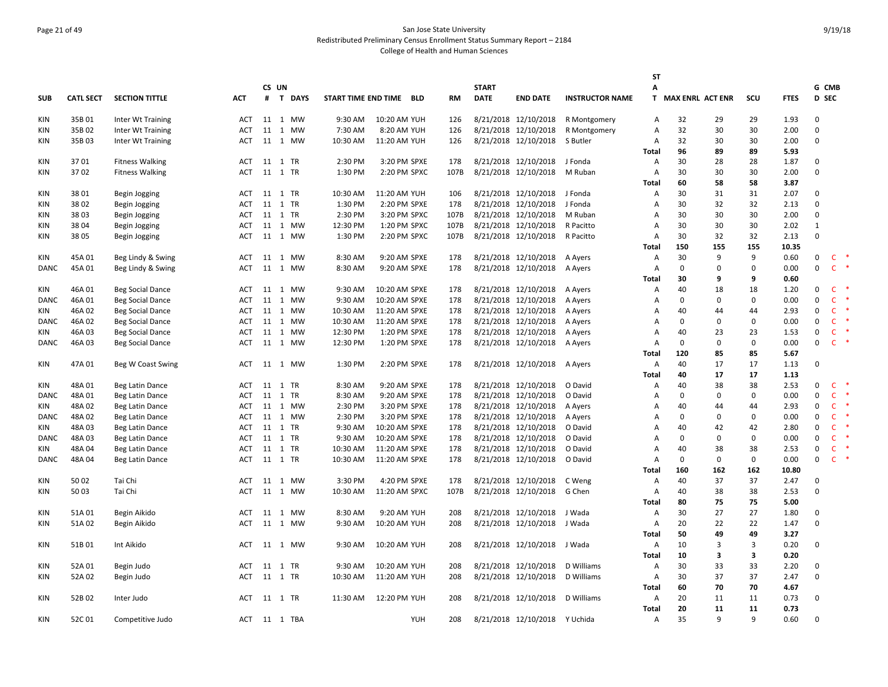San Jose State University
Redistributed Preliminary Census Enrollment Status Summary Report – 2184
College of Health and Human Sciences

9/19/18

| SUB | CATL SECT | SECTION TITTLE | ACT | CS # | UN T | DAYS | START TIME | END TIME | BLD | RM | START DATE | END DATE | INSTRUCTOR NAME | ST AT | MAX ENRL | ACT ENR | SCU | FTES | G D | CMB SEC |
|---|---|---|---|---|---|---|---|---|---|---|---|---|---|---|---|---|---|---|---|---|
| KIN | 35B 01 | Inter Wt Training | ACT | 11 | 1 | MW | 9:30 AM | 10:20 AM | YUH | 126 | 8/21/2018 | 12/10/2018 | R Montgomery | A | 32 | 29 | 29 | 1.93 | 0 | |
| KIN | 35B 02 | Inter Wt Training | ACT | 11 | 1 | MW | 7:30 AM | 8:20 AM | YUH | 126 | 8/21/2018 | 12/10/2018 | R Montgomery | A | 32 | 30 | 30 | 2.00 | 0 | |
| KIN | 35B 03 | Inter Wt Training | ACT | 11 | 1 | MW | 10:30 AM | 11:20 AM | YUH | 126 | 8/21/2018 | 12/10/2018 | S Butler | A | 32 | 30 | 30 | 2.00 | 0 | |
| | | | | | | | | | | | | | | **Total** | **96** | **89** | **89** | **5.93** | | |
| KIN | 37 01 | Fitness Walking | ACT | 11 | 1 | TR | 2:30 PM | 3:20 PM | SPXE | 178 | 8/21/2018 | 12/10/2018 | J Fonda | A | 30 | 28 | 28 | 1.87 | 0 | |
| KIN | 37 02 | Fitness Walking | ACT | 11 | 1 | TR | 1:30 PM | 2:20 PM | SPXC | 107B | 8/21/2018 | 12/10/2018 | M Ruban | A | 30 | 30 | 30 | 2.00 | 0 | |
| | | | | | | | | | | | | | | **Total** | **60** | **58** | **58** | **3.87** | | |
| KIN | 38 01 | Begin Jogging | ACT | 11 | 1 | TR | 10:30 AM | 11:20 AM | YUH | 106 | 8/21/2018 | 12/10/2018 | J Fonda | A | 30 | 31 | 31 | 2.07 | 0 | |
| KIN | 38 02 | Begin Jogging | ACT | 11 | 1 | TR | 1:30 PM | 2:20 PM | SPXE | 178 | 8/21/2018 | 12/10/2018 | J Fonda | A | 30 | 32 | 32 | 2.13 | 0 | |
| KIN | 38 03 | Begin Jogging | ACT | 11 | 1 | TR | 2:30 PM | 3:20 PM | SPXC | 107B | 8/21/2018 | 12/10/2018 | M Ruban | A | 30 | 30 | 30 | 2.00 | 0 | |
| KIN | 38 04 | Begin Jogging | ACT | 11 | 1 | MW | 12:30 PM | 1:20 PM | SPXC | 107B | 8/21/2018 | 12/10/2018 | R Pacitto | A | 30 | 30 | 30 | 2.02 | 1 | |
| KIN | 38 05 | Begin Jogging | ACT | 11 | 1 | MW | 1:30 PM | 2:20 PM | SPXC | 107B | 8/21/2018 | 12/10/2018 | R Pacitto | A | 30 | 32 | 32 | 2.13 | 0 | |
| | | | | | | | | | | | | | | **Total** | **150** | **155** | **155** | **10.35** | | |
| KIN | 45A 01 | Beg Lindy & Swing | ACT | 11 | 1 | MW | 8:30 AM | 9:20 AM | SPXE | 178 | 8/21/2018 | 12/10/2018 | A Ayers | A | 30 | 9 | 9 | 0.60 | 0 | C * |
| DANC | 45A 01 | Beg Lindy & Swing | ACT | 11 | 1 | MW | 8:30 AM | 9:20 AM | SPXE | 178 | 8/21/2018 | 12/10/2018 | A Ayers | A | 0 | 0 | 0 | 0.00 | 0 | C * |
| | | | | | | | | | | | | | | **Total** | **30** | **9** | **9** | **0.60** | | |
| KIN | 46A 01 | Beg Social Dance | ACT | 11 | 1 | MW | 9:30 AM | 10:20 AM | SPXE | 178 | 8/21/2018 | 12/10/2018 | A Ayers | A | 40 | 18 | 18 | 1.20 | 0 | C * |
| DANC | 46A 01 | Beg Social Dance | ACT | 11 | 1 | MW | 9:30 AM | 10:20 AM | SPXE | 178 | 8/21/2018 | 12/10/2018 | A Ayers | A | 0 | 0 | 0 | 0.00 | 0 | C * |
| KIN | 46A 02 | Beg Social Dance | ACT | 11 | 1 | MW | 10:30 AM | 11:20 AM | SPXE | 178 | 8/21/2018 | 12/10/2018 | A Ayers | A | 40 | 44 | 44 | 2.93 | 0 | C * |
| DANC | 46A 02 | Beg Social Dance | ACT | 11 | 1 | MW | 10:30 AM | 11:20 AM | SPXE | 178 | 8/21/2018 | 12/10/2018 | A Ayers | A | 0 | 0 | 0 | 0.00 | 0 | C * |
| KIN | 46A 03 | Beg Social Dance | ACT | 11 | 1 | MW | 12:30 PM | 1:20 PM | SPXE | 178 | 8/21/2018 | 12/10/2018 | A Ayers | A | 40 | 23 | 23 | 1.53 | 0 | C * |
| DANC | 46A 03 | Beg Social Dance | ACT | 11 | 1 | MW | 12:30 PM | 1:20 PM | SPXE | 178 | 8/21/2018 | 12/10/2018 | A Ayers | A | 0 | 0 | 0 | 0.00 | 0 | C * |
| | | | | | | | | | | | | | | **Total** | **120** | **85** | **85** | **5.67** | | |
| KIN | 47A 01 | Beg W Coast Swing | ACT | 11 | 1 | MW | 1:30 PM | 2:20 PM | SPXE | 178 | 8/21/2018 | 12/10/2018 | A Ayers | A | 40 | 17 | 17 | 1.13 | 0 | |
| | | | | | | | | | | | | | | **Total** | **40** | **17** | **17** | **1.13** | | |
| KIN | 48A 01 | Beg Latin Dance | ACT | 11 | 1 | TR | 8:30 AM | 9:20 AM | SPXE | 178 | 8/21/2018 | 12/10/2018 | O David | A | 40 | 38 | 38 | 2.53 | 0 | C * |
| DANC | 48A 01 | Beg Latin Dance | ACT | 11 | 1 | TR | 8:30 AM | 9:20 AM | SPXE | 178 | 8/21/2018 | 12/10/2018 | O David | A | 0 | 0 | 0 | 0.00 | 0 | C * |
| KIN | 48A 02 | Beg Latin Dance | ACT | 11 | 1 | MW | 2:30 PM | 3:20 PM | SPXE | 178 | 8/21/2018 | 12/10/2018 | A Ayers | A | 40 | 44 | 44 | 2.93 | 0 | C * |
| DANC | 48A 02 | Beg Latin Dance | ACT | 11 | 1 | MW | 2:30 PM | 3:20 PM | SPXE | 178 | 8/21/2018 | 12/10/2018 | A Ayers | A | 0 | 0 | 0 | 0.00 | 0 | C * |
| KIN | 48A 03 | Beg Latin Dance | ACT | 11 | 1 | TR | 9:30 AM | 10:20 AM | SPXE | 178 | 8/21/2018 | 12/10/2018 | O David | A | 40 | 42 | 42 | 2.80 | 0 | C * |
| DANC | 48A 03 | Beg Latin Dance | ACT | 11 | 1 | TR | 9:30 AM | 10:20 AM | SPXE | 178 | 8/21/2018 | 12/10/2018 | O David | A | 0 | 0 | 0 | 0.00 | 0 | C * |
| KIN | 48A 04 | Beg Latin Dance | ACT | 11 | 1 | TR | 10:30 AM | 11:20 AM | SPXE | 178 | 8/21/2018 | 12/10/2018 | O David | A | 40 | 38 | 38 | 2.53 | 0 | C * |
| DANC | 48A 04 | Beg Latin Dance | ACT | 11 | 1 | TR | 10:30 AM | 11:20 AM | SPXE | 178 | 8/21/2018 | 12/10/2018 | O David | A | 0 | 0 | 0 | 0.00 | 0 | C * |
| | | | | | | | | | | | | | | **Total** | **160** | **162** | **162** | **10.80** | | |
| KIN | 50 02 | Tai Chi | ACT | 11 | 1 | MW | 3:30 PM | 4:20 PM | SPXE | 178 | 8/21/2018 | 12/10/2018 | C Weng | A | 40 | 37 | 37 | 2.47 | 0 | |
| KIN | 50 03 | Tai Chi | ACT | 11 | 1 | MW | 10:30 AM | 11:20 AM | SPXC | 107B | 8/21/2018 | 12/10/2018 | G Chen | A | 40 | 38 | 38 | 2.53 | 0 | |
| | | | | | | | | | | | | | | **Total** | **80** | **75** | **75** | **5.00** | | |
| KIN | 51A 01 | Begin Aikido | ACT | 11 | 1 | MW | 8:30 AM | 9:20 AM | YUH | 208 | 8/21/2018 | 12/10/2018 | J Wada | A | 30 | 27 | 27 | 1.80 | 0 | |
| KIN | 51A 02 | Begin Aikido | ACT | 11 | 1 | MW | 9:30 AM | 10:20 AM | YUH | 208 | 8/21/2018 | 12/10/2018 | J Wada | A | 20 | 22 | 22 | 1.47 | 0 | |
| | | | | | | | | | | | | | | **Total** | **50** | **49** | **49** | **3.27** | | |
| KIN | 51B 01 | Int Aikido | ACT | 11 | 1 | MW | 9:30 AM | 10:20 AM | YUH | 208 | 8/21/2018 | 12/10/2018 | J Wada | A | 10 | 3 | 3 | 0.20 | 0 | |
| | | | | | | | | | | | | | | **Total** | **10** | **3** | **3** | **0.20** | | |
| KIN | 52A 01 | Begin Judo | ACT | 11 | 1 | TR | 9:30 AM | 10:20 AM | YUH | 208 | 8/21/2018 | 12/10/2018 | D Williams | A | 30 | 33 | 33 | 2.20 | 0 | |
| KIN | 52A 02 | Begin Judo | ACT | 11 | 1 | TR | 10:30 AM | 11:20 AM | YUH | 208 | 8/21/2018 | 12/10/2018 | D Williams | A | 30 | 37 | 37 | 2.47 | 0 | |
| | | | | | | | | | | | | | | **Total** | **60** | **70** | **70** | **4.67** | | |
| KIN | 52B 02 | Inter Judo | ACT | 11 | 1 | TR | 11:30 AM | 12:20 PM | YUH | 208 | 8/21/2018 | 12/10/2018 | D Williams | A | 20 | 11 | 11 | 0.73 | 0 | |
| | | | | | | | | | | | | | | **Total** | **20** | **11** | **11** | **0.73** | | |
| KIN | 52C 01 | Competitive Judo | ACT | 11 | 1 | TBA | | | YUH | 208 | 8/21/2018 | 12/10/2018 | Y Uchida | A | 35 | 9 | 9 | 0.60 | 0 | |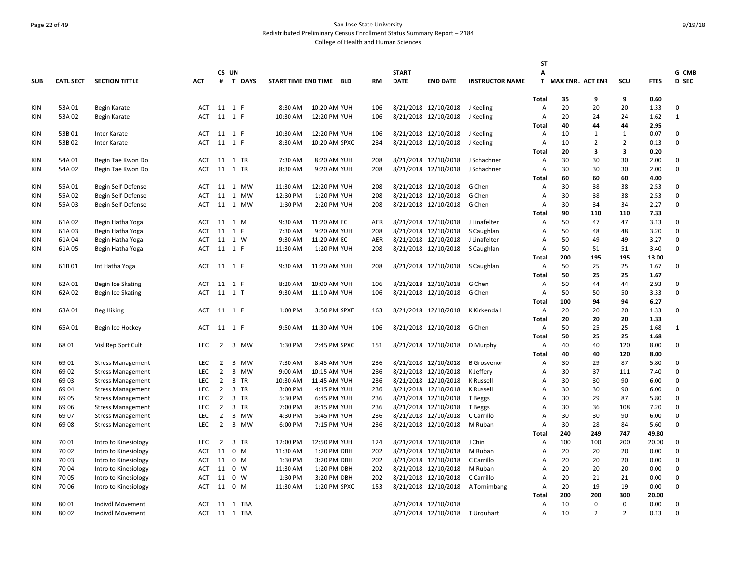San Jose State University
Redistributed Preliminary Census Enrollment Status Summary Report – 2184
College of Health and Human Sciences

| SUB | CATL SECT | SECTION TITTLE | ACT | CS # | UN T | DAYS | START TIME | END TIME | BLD | RM | START DATE | END DATE | INSTRUCTOR NAME | STAT | MAX ENRL | ACT ENR | SCU | FTES | GD | CMB SEC |
|---|---|---|---|---|---|---|---|---|---|---|---|---|---|---|---|---|---|---|---|---|
| | | | | | | | | | | | | | | Total | 35 | 9 | 9 | 0.60 | | |
| KIN | 53A 01 | Begin Karate | ACT | 11 | 1 | F | 8:30 AM | 10:20 AM | YUH | 106 | 8/21/2018 | 12/10/2018 | J Keeling | A | 20 | 20 | 20 | 1.33 | 0 | |
| KIN | 53A 02 | Begin Karate | ACT | 11 | 1 | F | 10:30 AM | 12:20 PM | YUH | 106 | 8/21/2018 | 12/10/2018 | J Keeling | A | 20 | 24 | 24 | 1.62 | 1 | |
| | | | | | | | | | | | | | | Total | 40 | 44 | 44 | 2.95 | | |
| KIN | 53B 01 | Inter Karate | ACT | 11 | 1 | F | 10:30 AM | 12:20 PM | YUH | 106 | 8/21/2018 | 12/10/2018 | J Keeling | A | 10 | 1 | 1 | 0.07 | 0 | |
| KIN | 53B 02 | Inter Karate | ACT | 11 | 1 | F | 8:30 AM | 10:20 AM | SPXC | 234 | 8/21/2018 | 12/10/2018 | J Keeling | A | 10 | 2 | 2 | 0.13 | 0 | |
| | | | | | | | | | | | | | | Total | 20 | 3 | 3 | 0.20 | | |
| KIN | 54A 01 | Begin Tae Kwon Do | ACT | 11 | 1 | TR | 7:30 AM | 8:20 AM | YUH | 208 | 8/21/2018 | 12/10/2018 | J Schachner | A | 30 | 30 | 30 | 2.00 | 0 | |
| KIN | 54A 02 | Begin Tae Kwon Do | ACT | 11 | 1 | TR | 8:30 AM | 9:20 AM | YUH | 208 | 8/21/2018 | 12/10/2018 | J Schachner | A | 30 | 30 | 30 | 2.00 | 0 | |
| | | | | | | | | | | | | | | Total | 60 | 60 | 60 | 4.00 | | |
| KIN | 55A 01 | Begin Self-Defense | ACT | 11 | 1 | MW | 11:30 AM | 12:20 PM | YUH | 208 | 8/21/2018 | 12/10/2018 | G Chen | A | 30 | 38 | 38 | 2.53 | 0 | |
| KIN | 55A 02 | Begin Self-Defense | ACT | 11 | 1 | MW | 12:30 PM | 1:20 PM | YUH | 208 | 8/21/2018 | 12/10/2018 | G Chen | A | 30 | 38 | 38 | 2.53 | 0 | |
| KIN | 55A 03 | Begin Self-Defense | ACT | 11 | 1 | MW | 1:30 PM | 2:20 PM | YUH | 208 | 8/21/2018 | 12/10/2018 | G Chen | A | 30 | 34 | 34 | 2.27 | 0 | |
| | | | | | | | | | | | | | | Total | 90 | 110 | 110 | 7.33 | | |
| KIN | 61A 02 | Begin Hatha Yoga | ACT | 11 | 1 | M | 9:30 AM | 11:20 AM | EC | AER | 8/21/2018 | 12/10/2018 | J Linafelter | A | 50 | 47 | 47 | 3.13 | 0 | |
| KIN | 61A 03 | Begin Hatha Yoga | ACT | 11 | 1 | F | 7:30 AM | 9:20 AM | YUH | 208 | 8/21/2018 | 12/10/2018 | S Caughlan | A | 50 | 48 | 48 | 3.20 | 0 | |
| KIN | 61A 04 | Begin Hatha Yoga | ACT | 11 | 1 | W | 9:30 AM | 11:20 AM | EC | AER | 8/21/2018 | 12/10/2018 | J Linafelter | A | 50 | 49 | 49 | 3.27 | 0 | |
| KIN | 61A 05 | Begin Hatha Yoga | ACT | 11 | 1 | F | 11:30 AM | 1:20 PM | YUH | 208 | 8/21/2018 | 12/10/2018 | S Caughlan | A | 50 | 51 | 51 | 3.40 | 0 | |
| | | | | | | | | | | | | | | Total | 200 | 195 | 195 | 13.00 | | |
| KIN | 61B 01 | Int Hatha Yoga | ACT | 11 | 1 | F | 9:30 AM | 11:20 AM | YUH | 208 | 8/21/2018 | 12/10/2018 | S Caughlan | A | 50 | 25 | 25 | 1.67 | 0 | |
| | | | | | | | | | | | | | | Total | 50 | 25 | 25 | 1.67 | | |
| KIN | 62A 01 | Begin Ice Skating | ACT | 11 | 1 | F | 8:20 AM | 10:00 AM | YUH | 106 | 8/21/2018 | 12/10/2018 | G Chen | A | 50 | 44 | 44 | 2.93 | 0 | |
| KIN | 62A 02 | Begin Ice Skating | ACT | 11 | 1 | T | 9:30 AM | 11:10 AM | YUH | 106 | 8/21/2018 | 12/10/2018 | G Chen | A | 50 | 50 | 50 | 3.33 | 0 | |
| | | | | | | | | | | | | | | Total | 100 | 94 | 94 | 6.27 | | |
| KIN | 63A 01 | Beg Hiking | ACT | 11 | 1 | F | 1:00 PM | 3:50 PM | SPXE | 163 | 8/21/2018 | 12/10/2018 | K Kirkendall | A | 20 | 20 | 20 | 1.33 | 0 | |
| | | | | | | | | | | | | | | Total | 20 | 20 | 20 | 1.33 | | |
| KIN | 65A 01 | Begin Ice Hockey | ACT | 11 | 1 | F | 9:50 AM | 11:30 AM | YUH | 106 | 8/21/2018 | 12/10/2018 | G Chen | A | 50 | 25 | 25 | 1.68 | 1 | |
| | | | | | | | | | | | | | | Total | 50 | 25 | 25 | 1.68 | | |
| KIN | 68 01 | Visl Rep Sprt Cult | LEC | 2 | 3 | MW | 1:30 PM | 2:45 PM | SPXC | 151 | 8/21/2018 | 12/10/2018 | D Murphy | A | 40 | 40 | 120 | 8.00 | 0 | |
| | | | | | | | | | | | | | | Total | 40 | 40 | 120 | 8.00 | | |
| KIN | 69 01 | Stress Management | LEC | 2 | 3 | MW | 7:30 AM | 8:45 AM | YUH | 236 | 8/21/2018 | 12/10/2018 | B Grosvenor | A | 30 | 29 | 87 | 5.80 | 0 | |
| KIN | 69 02 | Stress Management | LEC | 2 | 3 | MW | 9:00 AM | 10:15 AM | YUH | 236 | 8/21/2018 | 12/10/2018 | K Jeffery | A | 30 | 37 | 111 | 7.40 | 0 | |
| KIN | 69 03 | Stress Management | LEC | 2 | 3 | TR | 10:30 AM | 11:45 AM | YUH | 236 | 8/21/2018 | 12/10/2018 | K Russell | A | 30 | 30 | 90 | 6.00 | 0 | |
| KIN | 69 04 | Stress Management | LEC | 2 | 3 | TR | 3:00 PM | 4:15 PM | YUH | 236 | 8/21/2018 | 12/10/2018 | K Russell | A | 30 | 30 | 90 | 6.00 | 0 | |
| KIN | 69 05 | Stress Management | LEC | 2 | 3 | TR | 5:30 PM | 6:45 PM | YUH | 236 | 8/21/2018 | 12/10/2018 | T Beggs | A | 30 | 29 | 87 | 5.80 | 0 | |
| KIN | 69 06 | Stress Management | LEC | 2 | 3 | TR | 7:00 PM | 8:15 PM | YUH | 236 | 8/21/2018 | 12/10/2018 | T Beggs | A | 30 | 36 | 108 | 7.20 | 0 | |
| KIN | 69 07 | Stress Management | LEC | 2 | 3 | MW | 4:30 PM | 5:45 PM | YUH | 236 | 8/21/2018 | 12/10/2018 | C Carrillo | A | 30 | 30 | 90 | 6.00 | 0 | |
| KIN | 69 08 | Stress Management | LEC | 2 | 3 | MW | 6:00 PM | 7:15 PM | YUH | 236 | 8/21/2018 | 12/10/2018 | M Ruban | A | 30 | 28 | 84 | 5.60 | 0 | |
| | | | | | | | | | | | | | | Total | 240 | 249 | 747 | 49.80 | | |
| KIN | 70 01 | Intro to Kinesiology | LEC | 2 | 3 | TR | 12:00 PM | 12:50 PM | YUH | 124 | 8/21/2018 | 12/10/2018 | J Chin | A | 100 | 100 | 200 | 20.00 | 0 | |
| KIN | 70 02 | Intro to Kinesiology | ACT | 11 | 0 | M | 11:30 AM | 1:20 PM | DBH | 202 | 8/21/2018 | 12/10/2018 | M Ruban | A | 20 | 20 | 20 | 0.00 | 0 | |
| KIN | 70 03 | Intro to Kinesiology | ACT | 11 | 0 | M | 1:30 PM | 3:20 PM | DBH | 202 | 8/21/2018 | 12/10/2018 | C Carrillo | A | 20 | 20 | 20 | 0.00 | 0 | |
| KIN | 70 04 | Intro to Kinesiology | ACT | 11 | 0 | W | 11:30 AM | 1:20 PM | DBH | 202 | 8/21/2018 | 12/10/2018 | M Ruban | A | 20 | 20 | 20 | 0.00 | 0 | |
| KIN | 70 05 | Intro to Kinesiology | ACT | 11 | 0 | W | 1:30 PM | 3:20 PM | DBH | 202 | 8/21/2018 | 12/10/2018 | C Carrillo | A | 20 | 21 | 21 | 0.00 | 0 | |
| KIN | 70 06 | Intro to Kinesiology | ACT | 11 | 0 | M | 11:30 AM | 1:20 PM | SPXC | 153 | 8/21/2018 | 12/10/2018 | A Tomimbang | A | 20 | 19 | 19 | 0.00 | 0 | |
| | | | | | | | | | | | | | | Total | 200 | 200 | 300 | 20.00 | | |
| KIN | 80 01 | Indivdl Movement | ACT | 11 | 1 | TBA | | | | | 8/21/2018 | 12/10/2018 | | A | 10 | 0 | 0 | 0.00 | 0 | |
| KIN | 80 02 | Indivdl Movement | ACT | 11 | 1 | TBA | | | | | 8/21/2018 | 12/10/2018 | T Urquhart | A | 10 | 2 | 2 | 0.13 | 0 | |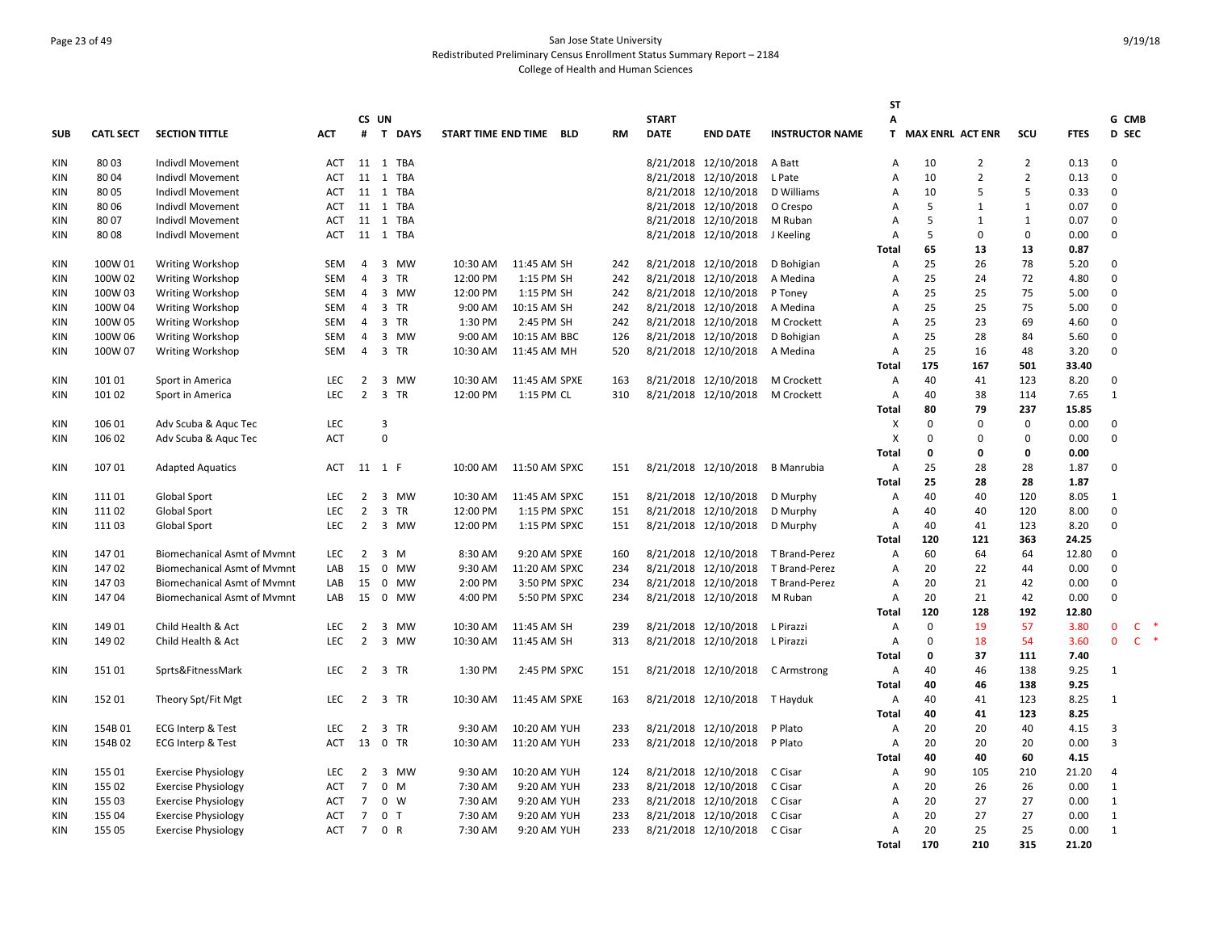San Jose State University
Redistributed Preliminary Census Enrollment Status Summary Report – 2184
College of Health and Human Sciences

| SUB | CATL SECT | SECTION TITTLE | ACT | CS # | UN T | DAYS | START TIME | END TIME | BLD | RM | START DATE | END DATE | INSTRUCTOR NAME | ST A T | MAX ENRL | ACT ENR | SCU | FTES | G D | CMB SEC |
|---|---|---|---|---|---|---|---|---|---|---|---|---|---|---|---|---|---|---|---|---|
| KIN | 80 03 | Indivdl Movement | ACT | 11 | 1 | TBA | | | | | 8/21/2018 | 12/10/2018 | A Batt | A | 10 | 2 | 2 | 0.13 | 0 | |
| KIN | 80 04 | Indivdl Movement | ACT | 11 | 1 | TBA | | | | | 8/21/2018 | 12/10/2018 | L Pate | A | 10 | 2 | 2 | 0.13 | 0 | |
| KIN | 80 05 | Indivdl Movement | ACT | 11 | 1 | TBA | | | | | 8/21/2018 | 12/10/2018 | D Williams | A | 10 | 5 | 5 | 0.33 | 0 | |
| KIN | 80 06 | Indivdl Movement | ACT | 11 | 1 | TBA | | | | | 8/21/2018 | 12/10/2018 | O Crespo | A | 5 | 1 | 1 | 0.07 | 0 | |
| KIN | 80 07 | Indivdl Movement | ACT | 11 | 1 | TBA | | | | | 8/21/2018 | 12/10/2018 | M Ruban | A | 5 | 1 | 1 | 0.07 | 0 | |
| KIN | 80 08 | Indivdl Movement | ACT | 11 | 1 | TBA | | | | | 8/21/2018 | 12/10/2018 | J Keeling | A | 5 | 0 | 0 | 0.00 | 0 | |
| | | | | | | | | | | | | | | Total | 65 | 13 | 13 | 0.87 | | |
| KIN | 100W 01 | Writing Workshop | SEM | 4 | 3 | MW | 10:30 AM | 11:45 AM | SH | 242 | 8/21/2018 | 12/10/2018 | D Bohigian | A | 25 | 26 | 78 | 5.20 | 0 | |
| KIN | 100W 02 | Writing Workshop | SEM | 4 | 3 | TR | 12:00 PM | 1:15 PM | SH | 242 | 8/21/2018 | 12/10/2018 | A Medina | A | 25 | 24 | 72 | 4.80 | 0 | |
| KIN | 100W 03 | Writing Workshop | SEM | 4 | 3 | MW | 12:00 PM | 1:15 PM | SH | 242 | 8/21/2018 | 12/10/2018 | P Toney | A | 25 | 25 | 75 | 5.00 | 0 | |
| KIN | 100W 04 | Writing Workshop | SEM | 4 | 3 | TR | 9:00 AM | 10:15 AM | SH | 242 | 8/21/2018 | 12/10/2018 | A Medina | A | 25 | 25 | 75 | 5.00 | 0 | |
| KIN | 100W 05 | Writing Workshop | SEM | 4 | 3 | TR | 1:30 PM | 2:45 PM | SH | 242 | 8/21/2018 | 12/10/2018 | M Crockett | A | 25 | 23 | 69 | 4.60 | 0 | |
| KIN | 100W 06 | Writing Workshop | SEM | 4 | 3 | MW | 9:00 AM | 10:15 AM | BBC | 126 | 8/21/2018 | 12/10/2018 | D Bohigian | A | 25 | 28 | 84 | 5.60 | 0 | |
| KIN | 100W 07 | Writing Workshop | SEM | 4 | 3 | TR | 10:30 AM | 11:45 AM | MH | 520 | 8/21/2018 | 12/10/2018 | A Medina | A | 25 | 16 | 48 | 3.20 | 0 | |
| | | | | | | | | | | | | | | Total | 175 | 167 | 501 | 33.40 | | |
| KIN | 101 01 | Sport in America | LEC | 2 | 3 | MW | 10:30 AM | 11:45 AM | SPXE | 163 | 8/21/2018 | 12/10/2018 | M Crockett | A | 40 | 41 | 123 | 8.20 | 0 | |
| KIN | 101 02 | Sport in America | LEC | 2 | 3 | TR | 12:00 PM | 1:15 PM | CL | 310 | 8/21/2018 | 12/10/2018 | M Crockett | A | 40 | 38 | 114 | 7.65 | 1 | |
| | | | | | | | | | | | | | | Total | 80 | 79 | 237 | 15.85 | | |
| KIN | 106 01 | Adv Scuba & Aquc Tec | LEC | | 3 | | | | | | | | | X | 0 | 0 | 0 | 0.00 | 0 | |
| KIN | 106 02 | Adv Scuba & Aquc Tec | ACT | | 0 | | | | | | | | | X | 0 | 0 | 0 | 0.00 | 0 | |
| | | | | | | | | | | | | | | Total | 0 | 0 | 0 | 0.00 | | |
| KIN | 107 01 | Adapted Aquatics | ACT | 11 | 1 | F | 10:00 AM | 11:50 AM | SPXC | 151 | 8/21/2018 | 12/10/2018 | B Manrubia | A | 25 | 28 | 28 | 1.87 | 0 | |
| | | | | | | | | | | | | | | Total | 25 | 28 | 28 | 1.87 | | |
| KIN | 111 01 | Global Sport | LEC | 2 | 3 | MW | 10:30 AM | 11:45 AM | SPXC | 151 | 8/21/2018 | 12/10/2018 | D Murphy | A | 40 | 40 | 120 | 8.05 | 1 | |
| KIN | 111 02 | Global Sport | LEC | 2 | 3 | TR | 12:00 PM | 1:15 PM | SPXC | 151 | 8/21/2018 | 12/10/2018 | D Murphy | A | 40 | 40 | 120 | 8.00 | 0 | |
| KIN | 111 03 | Global Sport | LEC | 2 | 3 | MW | 12:00 PM | 1:15 PM | SPXC | 151 | 8/21/2018 | 12/10/2018 | D Murphy | A | 40 | 41 | 123 | 8.20 | 0 | |
| | | | | | | | | | | | | | | Total | 120 | 121 | 363 | 24.25 | | |
| KIN | 147 01 | Biomechanical Asmt of Mvmnt | LEC | 2 | 3 | M | 8:30 AM | 9:20 AM | SPXE | 160 | 8/21/2018 | 12/10/2018 | T Brand-Perez | A | 60 | 64 | 64 | 12.80 | 0 | |
| KIN | 147 02 | Biomechanical Asmt of Mvmnt | LAB | 15 | 0 | MW | 9:30 AM | 11:20 AM | SPXC | 234 | 8/21/2018 | 12/10/2018 | T Brand-Perez | A | 20 | 22 | 44 | 0.00 | 0 | |
| KIN | 147 03 | Biomechanical Asmt of Mvmnt | LAB | 15 | 0 | MW | 2:00 PM | 3:50 PM | SPXC | 234 | 8/21/2018 | 12/10/2018 | T Brand-Perez | A | 20 | 21 | 42 | 0.00 | 0 | |
| KIN | 147 04 | Biomechanical Asmt of Mvmnt | LAB | 15 | 0 | MW | 4:00 PM | 5:50 PM | SPXC | 234 | 8/21/2018 | 12/10/2018 | M Ruban | A | 20 | 21 | 42 | 0.00 | 0 | |
| | | | | | | | | | | | | | | Total | 120 | 128 | 192 | 12.80 | | |
| KIN | 149 01 | Child Health & Act | LEC | 2 | 3 | MW | 10:30 AM | 11:45 AM | SH | 239 | 8/21/2018 | 12/10/2018 | L Pirazzi | A | 0 | 19 | 57 | 3.80 | 0 | C * |
| KIN | 149 02 | Child Health & Act | LEC | 2 | 3 | MW | 10:30 AM | 11:45 AM | SH | 313 | 8/21/2018 | 12/10/2018 | L Pirazzi | A | 0 | 18 | 54 | 3.60 | 0 | C * |
| | | | | | | | | | | | | | | Total | 0 | 37 | 111 | 7.40 | | |
| KIN | 151 01 | Sprts&FitnessMark | LEC | 2 | 3 | TR | 1:30 PM | 2:45 PM | SPXC | 151 | 8/21/2018 | 12/10/2018 | C Armstrong | A | 40 | 46 | 138 | 9.25 | 1 | |
| | | | | | | | | | | | | | | Total | 40 | 46 | 138 | 9.25 | | |
| KIN | 152 01 | Theory Spt/Fit Mgt | LEC | 2 | 3 | TR | 10:30 AM | 11:45 AM | SPXE | 163 | 8/21/2018 | 12/10/2018 | T Hayduk | A | 40 | 41 | 123 | 8.25 | 1 | |
| | | | | | | | | | | | | | | Total | 40 | 41 | 123 | 8.25 | | |
| KIN | 154B 01 | ECG Interp & Test | LEC | 2 | 3 | TR | 9:30 AM | 10:20 AM | YUH | 233 | 8/21/2018 | 12/10/2018 | P Plato | A | 20 | 20 | 40 | 4.15 | 3 | |
| KIN | 154B 02 | ECG Interp & Test | ACT | 13 | 0 | TR | 10:30 AM | 11:20 AM | YUH | 233 | 8/21/2018 | 12/10/2018 | P Plato | A | 20 | 20 | 20 | 0.00 | 3 | |
| | | | | | | | | | | | | | | Total | 40 | 40 | 60 | 4.15 | | |
| KIN | 155 01 | Exercise Physiology | LEC | 2 | 3 | MW | 9:30 AM | 10:20 AM | YUH | 124 | 8/21/2018 | 12/10/2018 | C Cisar | A | 90 | 105 | 210 | 21.20 | 4 | |
| KIN | 155 02 | Exercise Physiology | ACT | 7 | 0 | M | 7:30 AM | 9:20 AM | YUH | 233 | 8/21/2018 | 12/10/2018 | C Cisar | A | 20 | 26 | 26 | 0.00 | 1 | |
| KIN | 155 03 | Exercise Physiology | ACT | 7 | 0 | W | 7:30 AM | 9:20 AM | YUH | 233 | 8/21/2018 | 12/10/2018 | C Cisar | A | 20 | 27 | 27 | 0.00 | 1 | |
| KIN | 155 04 | Exercise Physiology | ACT | 7 | 0 | T | 7:30 AM | 9:20 AM | YUH | 233 | 8/21/2018 | 12/10/2018 | C Cisar | A | 20 | 27 | 27 | 0.00 | 1 | |
| KIN | 155 05 | Exercise Physiology | ACT | 7 | 0 | R | 7:30 AM | 9:20 AM | YUH | 233 | 8/21/2018 | 12/10/2018 | C Cisar | A | 20 | 25 | 25 | 0.00 | 1 | |
| | | | | | | | | | | | | | | Total | 170 | 210 | 315 | 21.20 | | |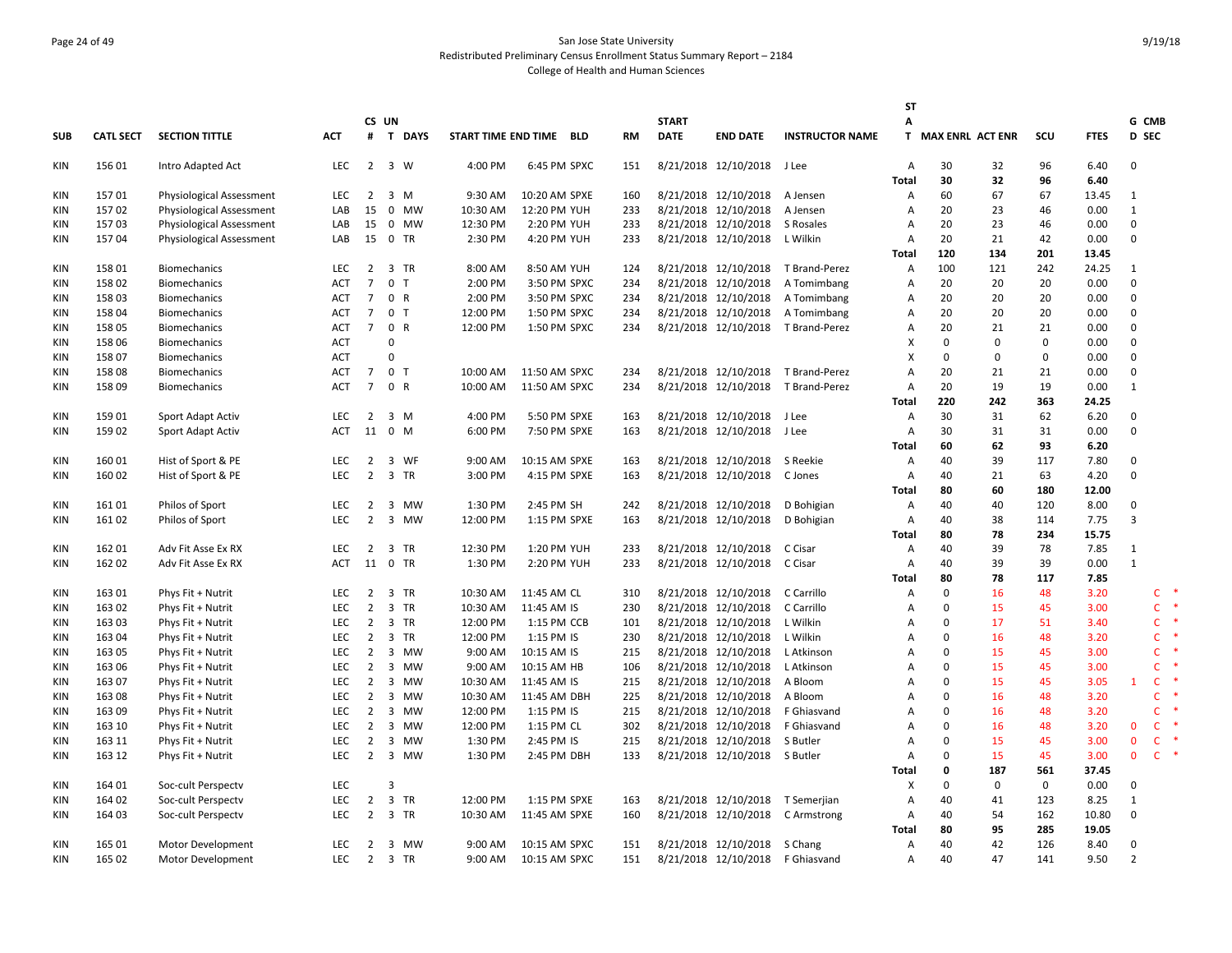San Jose State University
Redistributed Preliminary Census Enrollment Status Summary Report – 2184
College of Health and Human Sciences

| SUB | CATL SECT | SECTION TITTLE | ACT | CS # | UN T | DAYS | START TIME | END TIME | BLD | RM | START DATE | END DATE | INSTRUCTOR NAME | ST A T | MAX ENRL | ACT ENR | SCU | FTES | G D | CMB SEC |
|---|---|---|---|---|---|---|---|---|---|---|---|---|---|---|---|---|---|---|---|---|
| KIN | 156 01 | Intro Adapted Act | LEC | 2 | 3 | W | 4:00 PM | 6:45 PM | SPXC | 151 | 8/21/2018 | 12/10/2018 | J Lee | A | 30 | 32 | 96 | 6.40 | 0 | |
| | | | | | | | | | | | | | | Total | 30 | 32 | 96 | 6.40 | | |
| KIN | 157 01 | Physiological Assessment | LEC | 2 | 3 | M | 9:30 AM | 10:20 AM | SPXE | 160 | 8/21/2018 | 12/10/2018 | A Jensen | A | 60 | 67 | 67 | 13.45 | 1 | |
| KIN | 157 02 | Physiological Assessment | LAB | 15 | 0 | MW | 10:30 AM | 12:20 PM | YUH | 233 | 8/21/2018 | 12/10/2018 | A Jensen | A | 20 | 23 | 46 | 0.00 | 1 | |
| KIN | 157 03 | Physiological Assessment | LAB | 15 | 0 | MW | 12:30 PM | 2:20 PM | YUH | 233 | 8/21/2018 | 12/10/2018 | S Rosales | A | 20 | 23 | 46 | 0.00 | 0 | |
| KIN | 157 04 | Physiological Assessment | LAB | 15 | 0 | TR | 2:30 PM | 4:20 PM | YUH | 233 | 8/21/2018 | 12/10/2018 | L Wilkin | A | 20 | 21 | 42 | 0.00 | 0 | |
| | | | | | | | | | | | | | | Total | 120 | 134 | 201 | 13.45 | | |
| KIN | 158 01 | Biomechanics | LEC | 2 | 3 | TR | 8:00 AM | 8:50 AM | YUH | 124 | 8/21/2018 | 12/10/2018 | T Brand-Perez | A | 100 | 121 | 242 | 24.25 | 1 | |
| KIN | 158 02 | Biomechanics | ACT | 7 | 0 | T | 2:00 PM | 3:50 PM | SPXC | 234 | 8/21/2018 | 12/10/2018 | A Tomimbang | A | 20 | 20 | 20 | 0.00 | 0 | |
| KIN | 158 03 | Biomechanics | ACT | 7 | 0 | R | 2:00 PM | 3:50 PM | SPXC | 234 | 8/21/2018 | 12/10/2018 | A Tomimbang | A | 20 | 20 | 20 | 0.00 | 0 | |
| KIN | 158 04 | Biomechanics | ACT | 7 | 0 | T | 12:00 PM | 1:50 PM | SPXC | 234 | 8/21/2018 | 12/10/2018 | A Tomimbang | A | 20 | 20 | 20 | 0.00 | 0 | |
| KIN | 158 05 | Biomechanics | ACT | 7 | 0 | R | 12:00 PM | 1:50 PM | SPXC | 234 | 8/21/2018 | 12/10/2018 | T Brand-Perez | A | 20 | 21 | 21 | 0.00 | 0 | |
| KIN | 158 06 | Biomechanics | ACT | | 0 | | | | | | | | | X | 0 | 0 | 0 | 0.00 | 0 | |
| KIN | 158 07 | Biomechanics | ACT | | 0 | | | | | | | | | X | 0 | 0 | 0 | 0.00 | 0 | |
| KIN | 158 08 | Biomechanics | ACT | 7 | 0 | T | 10:00 AM | 11:50 AM | SPXC | 234 | 8/21/2018 | 12/10/2018 | T Brand-Perez | A | 20 | 21 | 21 | 0.00 | 0 | |
| KIN | 158 09 | Biomechanics | ACT | 7 | 0 | R | 10:00 AM | 11:50 AM | SPXC | 234 | 8/21/2018 | 12/10/2018 | T Brand-Perez | A | 20 | 19 | 19 | 0.00 | 1 | |
| | | | | | | | | | | | | | | Total | 220 | 242 | 363 | 24.25 | | |
| KIN | 159 01 | Sport Adapt Activ | LEC | 2 | 3 | M | 4:00 PM | 5:50 PM | SPXE | 163 | 8/21/2018 | 12/10/2018 | J Lee | A | 30 | 31 | 62 | 6.20 | 0 | |
| KIN | 159 02 | Sport Adapt Activ | ACT | 11 | 0 | M | 6:00 PM | 7:50 PM | SPXE | 163 | 8/21/2018 | 12/10/2018 | J Lee | A | 30 | 31 | 31 | 0.00 | 0 | |
| | | | | | | | | | | | | | | Total | 60 | 62 | 93 | 6.20 | | |
| KIN | 160 01 | Hist of Sport & PE | LEC | 2 | 3 | WF | 9:00 AM | 10:15 AM | SPXE | 163 | 8/21/2018 | 12/10/2018 | S Reekie | A | 40 | 39 | 117 | 7.80 | 0 | |
| KIN | 160 02 | Hist of Sport & PE | LEC | 2 | 3 | TR | 3:00 PM | 4:15 PM | SPXE | 163 | 8/21/2018 | 12/10/2018 | C Jones | A | 40 | 21 | 63 | 4.20 | 0 | |
| | | | | | | | | | | | | | | Total | 80 | 60 | 180 | 12.00 | | |
| KIN | 161 01 | Philos of Sport | LEC | 2 | 3 | MW | 1:30 PM | 2:45 PM | SH | 242 | 8/21/2018 | 12/10/2018 | D Bohigian | A | 40 | 40 | 120 | 8.00 | 0 | |
| KIN | 161 02 | Philos of Sport | LEC | 2 | 3 | MW | 12:00 PM | 1:15 PM | SPXE | 163 | 8/21/2018 | 12/10/2018 | D Bohigian | A | 40 | 38 | 114 | 7.75 | 3 | |
| | | | | | | | | | | | | | | Total | 80 | 78 | 234 | 15.75 | | |
| KIN | 162 01 | Adv Fit Asse Ex RX | LEC | 2 | 3 | TR | 12:30 PM | 1:20 PM | YUH | 233 | 8/21/2018 | 12/10/2018 | C Cisar | A | 40 | 39 | 78 | 7.85 | 1 | |
| KIN | 162 02 | Adv Fit Asse Ex RX | ACT | 11 | 0 | TR | 1:30 PM | 2:20 PM | YUH | 233 | 8/21/2018 | 12/10/2018 | C Cisar | A | 40 | 39 | 39 | 0.00 | 1 | |
| | | | | | | | | | | | | | | Total | 80 | 78 | 117 | 7.85 | | |
| KIN | 163 01 | Phys Fit + Nutrit | LEC | 2 | 3 | TR | 10:30 AM | 11:45 AM | CL | 310 | 8/21/2018 | 12/10/2018 | C Carrillo | A | 0 | 16 | 48 | 3.20 | | C * |
| KIN | 163 02 | Phys Fit + Nutrit | LEC | 2 | 3 | TR | 10:30 AM | 11:45 AM | IS | 230 | 8/21/2018 | 12/10/2018 | C Carrillo | A | 0 | 15 | 45 | 3.00 | | C * |
| KIN | 163 03 | Phys Fit + Nutrit | LEC | 2 | 3 | TR | 12:00 PM | 1:15 PM | CCB | 101 | 8/21/2018 | 12/10/2018 | L Wilkin | A | 0 | 17 | 51 | 3.40 | | C * |
| KIN | 163 04 | Phys Fit + Nutrit | LEC | 2 | 3 | TR | 12:00 PM | 1:15 PM | IS | 230 | 8/21/2018 | 12/10/2018 | L Wilkin | A | 0 | 16 | 48 | 3.20 | | C * |
| KIN | 163 05 | Phys Fit + Nutrit | LEC | 2 | 3 | MW | 9:00 AM | 10:15 AM | IS | 215 | 8/21/2018 | 12/10/2018 | L Atkinson | A | 0 | 15 | 45 | 3.00 | | C * |
| KIN | 163 06 | Phys Fit + Nutrit | LEC | 2 | 3 | MW | 9:00 AM | 10:15 AM | HB | 106 | 8/21/2018 | 12/10/2018 | L Atkinson | A | 0 | 15 | 45 | 3.00 | | C * |
| KIN | 163 07 | Phys Fit + Nutrit | LEC | 2 | 3 | MW | 10:30 AM | 11:45 AM | IS | 215 | 8/21/2018 | 12/10/2018 | A Bloom | A | 0 | 15 | 45 | 3.05 | 1 | C * |
| KIN | 163 08 | Phys Fit + Nutrit | LEC | 2 | 3 | MW | 10:30 AM | 11:45 AM | DBH | 225 | 8/21/2018 | 12/10/2018 | A Bloom | A | 0 | 16 | 48 | 3.20 | | C * |
| KIN | 163 09 | Phys Fit + Nutrit | LEC | 2 | 3 | MW | 12:00 PM | 1:15 PM | IS | 215 | 8/21/2018 | 12/10/2018 | F Ghiasvand | A | 0 | 16 | 48 | 3.20 | | C * |
| KIN | 163 10 | Phys Fit + Nutrit | LEC | 2 | 3 | MW | 12:00 PM | 1:15 PM | CL | 302 | 8/21/2018 | 12/10/2018 | F Ghiasvand | A | 0 | 16 | 48 | 3.20 | 0 | C * |
| KIN | 163 11 | Phys Fit + Nutrit | LEC | 2 | 3 | MW | 1:30 PM | 2:45 PM | IS | 215 | 8/21/2018 | 12/10/2018 | S Butler | A | 0 | 15 | 45 | 3.00 | 0 | C * |
| KIN | 163 12 | Phys Fit + Nutrit | LEC | 2 | 3 | MW | 1:30 PM | 2:45 PM | DBH | 133 | 8/21/2018 | 12/10/2018 | S Butler | A | 0 | 15 | 45 | 3.00 | 0 | C * |
| | | | | | | | | | | | | | | Total | 0 | 187 | 561 | 37.45 | | |
| KIN | 164 01 | Soc-cult Perspectv | LEC | | 3 | | | | | | | | | X | 0 | 0 | 0 | 0.00 | 0 | |
| KIN | 164 02 | Soc-cult Perspectv | LEC | 2 | 3 | TR | 12:00 PM | 1:15 PM | SPXE | 163 | 8/21/2018 | 12/10/2018 | T Semerjian | A | 40 | 41 | 123 | 8.25 | 1 | |
| KIN | 164 03 | Soc-cult Perspectv | LEC | 2 | 3 | TR | 10:30 AM | 11:45 AM | SPXE | 160 | 8/21/2018 | 12/10/2018 | C Armstrong | A | 40 | 54 | 162 | 10.80 | 0 | |
| | | | | | | | | | | | | | | Total | 80 | 95 | 285 | 19.05 | | |
| KIN | 165 01 | Motor Development | LEC | 2 | 3 | MW | 9:00 AM | 10:15 AM | SPXC | 151 | 8/21/2018 | 12/10/2018 | S Chang | A | 40 | 42 | 126 | 8.40 | 0 | |
| KIN | 165 02 | Motor Development | LEC | 2 | 3 | TR | 9:00 AM | 10:15 AM | SPXC | 151 | 8/21/2018 | 12/10/2018 | F Ghiasvand | A | 40 | 47 | 141 | 9.50 | 2 | |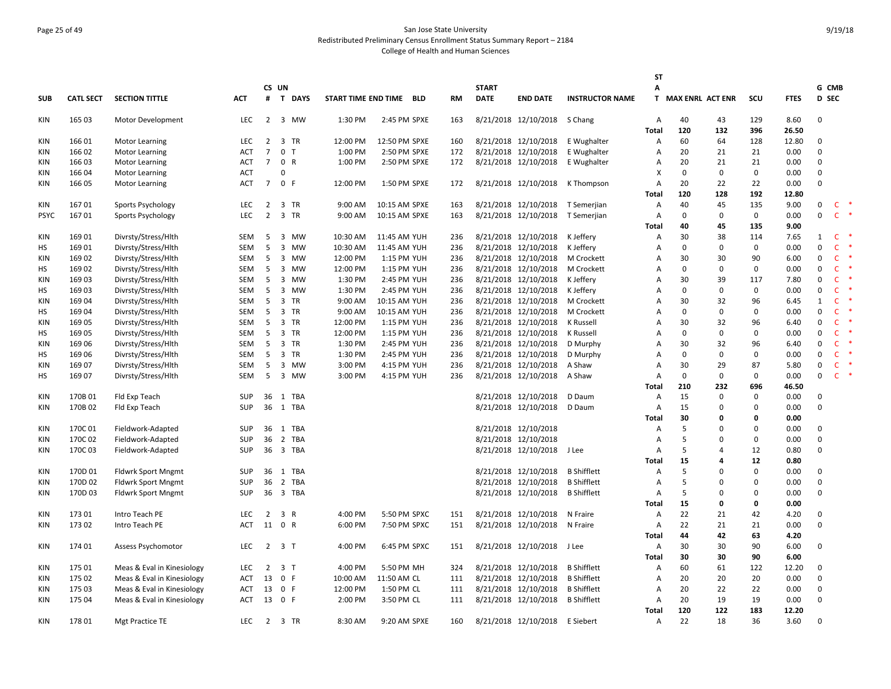San Jose State University
Redistributed Preliminary Census Enrollment Status Summary Report – 2184
College of Health and Human Sciences

| SUB | CATL SECT | SECTION TITTLE | ACT | CS # | UN T | DAYS | START TIME | END TIME | BLD | RM | START DATE | END DATE | INSTRUCTOR NAME | ST A T | MAX ENRL | ACT ENR | SCU | FTES | G D | CMB SEC |
|---|---|---|---|---|---|---|---|---|---|---|---|---|---|---|---|---|---|---|---|---|
| KIN | 165 03 | Motor Development | LEC | 2 | 3 | MW | 1:30 PM | 2:45 PM | SPXE | 163 | 8/21/2018 | 12/10/2018 | S Chang | A | 40 | 43 | 129 | 8.60 | 0 | |
| | | | | | | | | | | | | | | Total | 120 | 132 | 396 | 26.50 | | |
| KIN | 166 01 | Motor Learning | LEC | 2 | 3 | TR | 12:00 PM | 12:50 PM | SPXE | 160 | 8/21/2018 | 12/10/2018 | E Wughalter | A | 60 | 64 | 128 | 12.80 | 0 | |
| KIN | 166 02 | Motor Learning | ACT | 7 | 0 | T | 1:00 PM | 2:50 PM | SPXE | 172 | 8/21/2018 | 12/10/2018 | E Wughalter | A | 20 | 21 | 21 | 0.00 | 0 | |
| KIN | 166 03 | Motor Learning | ACT | 7 | 0 | R | 1:00 PM | 2:50 PM | SPXE | 172 | 8/21/2018 | 12/10/2018 | E Wughalter | A | 20 | 21 | 21 | 0.00 | 0 | |
| KIN | 166 04 | Motor Learning | ACT | | 0 | | | | | | | | | X | 0 | 0 | 0 | 0.00 | 0 | |
| KIN | 166 05 | Motor Learning | ACT | 7 | 0 | F | 12:00 PM | 1:50 PM | SPXE | 172 | 8/21/2018 | 12/10/2018 | K Thompson | A | 20 | 22 | 22 | 0.00 | 0 | |
| | | | | | | | | | | | | | | Total | 120 | 128 | 192 | 12.80 | | |
| KIN | 167 01 | Sports Psychology | LEC | 2 | 3 | TR | 9:00 AM | 10:15 AM | SPXE | 163 | 8/21/2018 | 12/10/2018 | T Semerjian | A | 40 | 45 | 135 | 9.00 | 0 | C * |
| PSYC | 167 01 | Sports Psychology | LEC | 2 | 3 | TR | 9:00 AM | 10:15 AM | SPXE | 163 | 8/21/2018 | 12/10/2018 | T Semerjian | A | 0 | 0 | 0 | 0.00 | 0 | C * |
| | | | | | | | | | | | | | | Total | 40 | 45 | 135 | 9.00 | | |
| KIN | 169 01 | Divrsty/Stress/Hlth | SEM | 5 | 3 | MW | 10:30 AM | 11:45 AM | YUH | 236 | 8/21/2018 | 12/10/2018 | K Jeffery | A | 30 | 38 | 114 | 7.65 | 1 | C * |
| HS | 169 01 | Divrsty/Stress/Hlth | SEM | 5 | 3 | MW | 10:30 AM | 11:45 AM | YUH | 236 | 8/21/2018 | 12/10/2018 | K Jeffery | A | 0 | 0 | 0 | 0.00 | 0 | C * |
| KIN | 169 02 | Divrsty/Stress/Hlth | SEM | 5 | 3 | MW | 12:00 PM | 1:15 PM | YUH | 236 | 8/21/2018 | 12/10/2018 | M Crockett | A | 30 | 30 | 90 | 6.00 | 0 | C * |
| HS | 169 02 | Divrsty/Stress/Hlth | SEM | 5 | 3 | MW | 12:00 PM | 1:15 PM | YUH | 236 | 8/21/2018 | 12/10/2018 | M Crockett | A | 0 | 0 | 0 | 0.00 | 0 | C * |
| KIN | 169 03 | Divrsty/Stress/Hlth | SEM | 5 | 3 | MW | 1:30 PM | 2:45 PM | YUH | 236 | 8/21/2018 | 12/10/2018 | K Jeffery | A | 30 | 39 | 117 | 7.80 | 0 | C * |
| HS | 169 03 | Divrsty/Stress/Hlth | SEM | 5 | 3 | MW | 1:30 PM | 2:45 PM | YUH | 236 | 8/21/2018 | 12/10/2018 | K Jeffery | A | 0 | 0 | 0 | 0.00 | 0 | C * |
| KIN | 169 04 | Divrsty/Stress/Hlth | SEM | 5 | 3 | TR | 9:00 AM | 10:15 AM | YUH | 236 | 8/21/2018 | 12/10/2018 | M Crockett | A | 30 | 32 | 96 | 6.45 | 1 | C * |
| HS | 169 04 | Divrsty/Stress/Hlth | SEM | 5 | 3 | TR | 9:00 AM | 10:15 AM | YUH | 236 | 8/21/2018 | 12/10/2018 | M Crockett | A | 0 | 0 | 0 | 0.00 | 0 | C * |
| KIN | 169 05 | Divrsty/Stress/Hlth | SEM | 5 | 3 | TR | 12:00 PM | 1:15 PM | YUH | 236 | 8/21/2018 | 12/10/2018 | K Russell | A | 30 | 32 | 96 | 6.40 | 0 | C * |
| HS | 169 05 | Divrsty/Stress/Hlth | SEM | 5 | 3 | TR | 12:00 PM | 1:15 PM | YUH | 236 | 8/21/2018 | 12/10/2018 | K Russell | A | 0 | 0 | 0 | 0.00 | 0 | C * |
| KIN | 169 06 | Divrsty/Stress/Hlth | SEM | 5 | 3 | TR | 1:30 PM | 2:45 PM | YUH | 236 | 8/21/2018 | 12/10/2018 | D Murphy | A | 30 | 32 | 96 | 6.40 | 0 | C * |
| HS | 169 06 | Divrsty/Stress/Hlth | SEM | 5 | 3 | TR | 1:30 PM | 2:45 PM | YUH | 236 | 8/21/2018 | 12/10/2018 | D Murphy | A | 0 | 0 | 0 | 0.00 | 0 | C * |
| KIN | 169 07 | Divrsty/Stress/Hlth | SEM | 5 | 3 | MW | 3:00 PM | 4:15 PM | YUH | 236 | 8/21/2018 | 12/10/2018 | A Shaw | A | 30 | 29 | 87 | 5.80 | 0 | C * |
| HS | 169 07 | Divrsty/Stress/Hlth | SEM | 5 | 3 | MW | 3:00 PM | 4:15 PM | YUH | 236 | 8/21/2018 | 12/10/2018 | A Shaw | A | 0 | 0 | 0 | 0.00 | 0 | C * |
| | | | | | | | | | | | | | | Total | 210 | 232 | 696 | 46.50 | | |
| KIN | 170B 01 | Fld Exp Teach | SUP | 36 | 1 | TBA | | | | | 8/21/2018 | 12/10/2018 | D Daum | A | 15 | 0 | 0 | 0.00 | 0 | |
| KIN | 170B 02 | Fld Exp Teach | SUP | 36 | 1 | TBA | | | | | 8/21/2018 | 12/10/2018 | D Daum | A | 15 | 0 | 0 | 0.00 | 0 | |
| | | | | | | | | | | | | | | Total | 30 | 0 | 0 | 0.00 | | |
| KIN | 170C 01 | Fieldwork-Adapted | SUP | 36 | 1 | TBA | | | | | 8/21/2018 | 12/10/2018 | | A | 5 | 0 | 0 | 0.00 | 0 | |
| KIN | 170C 02 | Fieldwork-Adapted | SUP | 36 | 2 | TBA | | | | | 8/21/2018 | 12/10/2018 | | A | 5 | 0 | 0 | 0.00 | 0 | |
| KIN | 170C 03 | Fieldwork-Adapted | SUP | 36 | 3 | TBA | | | | | 8/21/2018 | 12/10/2018 | J Lee | A | 5 | 4 | 12 | 0.80 | 0 | |
| | | | | | | | | | | | | | | Total | 15 | 4 | 12 | 0.80 | | |
| KIN | 170D 01 | Fldwrk Sport Mngmt | SUP | 36 | 1 | TBA | | | | | 8/21/2018 | 12/10/2018 | B Shifflett | A | 5 | 0 | 0 | 0.00 | 0 | |
| KIN | 170D 02 | Fldwrk Sport Mngmt | SUP | 36 | 2 | TBA | | | | | 8/21/2018 | 12/10/2018 | B Shifflett | A | 5 | 0 | 0 | 0.00 | 0 | |
| KIN | 170D 03 | Fldwrk Sport Mngmt | SUP | 36 | 3 | TBA | | | | | 8/21/2018 | 12/10/2018 | B Shifflett | A | 5 | 0 | 0 | 0.00 | 0 | |
| | | | | | | | | | | | | | | Total | 15 | 0 | 0 | 0.00 | | |
| KIN | 173 01 | Intro Teach PE | LEC | 2 | 3 | R | 4:00 PM | 5:50 PM | SPXC | 151 | 8/21/2018 | 12/10/2018 | N Fraire | A | 22 | 21 | 42 | 4.20 | 0 | |
| KIN | 173 02 | Intro Teach PE | ACT | 11 | 0 | R | 6:00 PM | 7:50 PM | SPXC | 151 | 8/21/2018 | 12/10/2018 | N Fraire | A | 22 | 21 | 21 | 0.00 | 0 | |
| | | | | | | | | | | | | | | Total | 44 | 42 | 63 | 4.20 | | |
| KIN | 174 01 | Assess Psychomotor | LEC | 2 | 3 | T | 4:00 PM | 6:45 PM | SPXC | 151 | 8/21/2018 | 12/10/2018 | J Lee | A | 30 | 30 | 90 | 6.00 | 0 | |
| | | | | | | | | | | | | | | Total | 30 | 30 | 90 | 6.00 | | |
| KIN | 175 01 | Meas & Eval in Kinesiology | LEC | 2 | 3 | T | 4:00 PM | 5:50 PM | MH | 324 | 8/21/2018 | 12/10/2018 | B Shifflett | A | 60 | 61 | 122 | 12.20 | 0 | |
| KIN | 175 02 | Meas & Eval in Kinesiology | ACT | 13 | 0 | F | 10:00 AM | 11:50 AM | CL | 111 | 8/21/2018 | 12/10/2018 | B Shifflett | A | 20 | 20 | 20 | 0.00 | 0 | |
| KIN | 175 03 | Meas & Eval in Kinesiology | ACT | 13 | 0 | F | 12:00 PM | 1:50 PM | CL | 111 | 8/21/2018 | 12/10/2018 | B Shifflett | A | 20 | 22 | 22 | 0.00 | 0 | |
| KIN | 175 04 | Meas & Eval in Kinesiology | ACT | 13 | 0 | F | 2:00 PM | 3:50 PM | CL | 111 | 8/21/2018 | 12/10/2018 | B Shifflett | A | 20 | 19 | 19 | 0.00 | 0 | |
| | | | | | | | | | | | | | | Total | 120 | 122 | 183 | 12.20 | | |
| KIN | 178 01 | Mgt Practice TE | LEC | 2 | 3 | TR | 8:30 AM | 9:20 AM | SPXE | 160 | 8/21/2018 | 12/10/2018 | E Siebert | A | 22 | 18 | 36 | 3.60 | 0 | |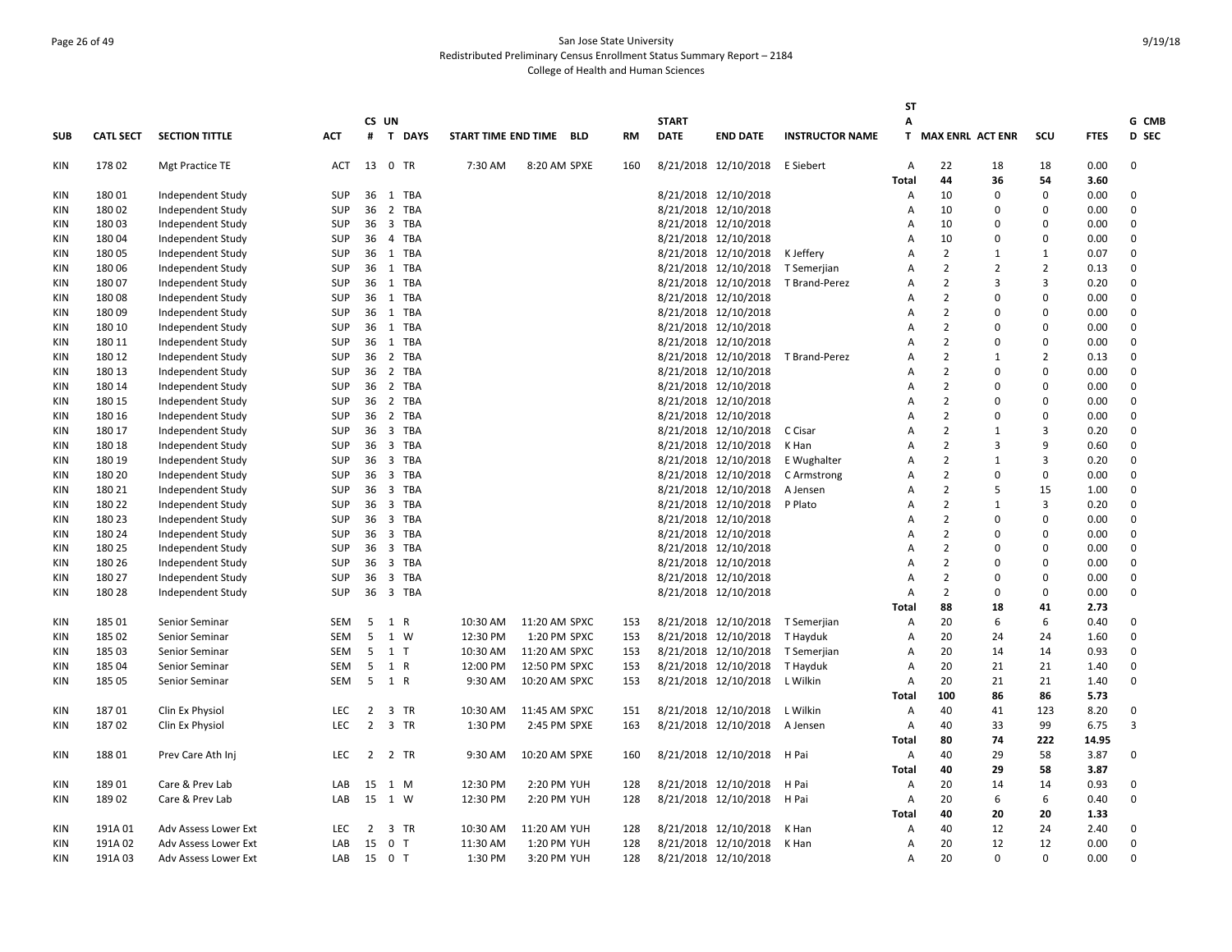San Jose State University
Redistributed Preliminary Census Enrollment Status Summary Report – 2184
College of Health and Human Sciences

| SUB | CATL SECT | SECTION TITTLE | ACT | CS # | UN T | DAYS | START TIME | END TIME | BLD | RM | START DATE | END DATE | INSTRUCTOR NAME | STAT | MAX ENRL | ACT ENR | SCU | FTES | G CMB D SEC |
|---|---|---|---|---|---|---|---|---|---|---|---|---|---|---|---|---|---|---|---|
| KIN | 178 02 | Mgt Practice TE | ACT | 13 | 0 | TR | 7:30 AM | 8:20 AM | SPXE | 160 | 8/21/2018 | 12/10/2018 | E Siebert | A | 22 | 18 | 18 | 0.00 | 0 |
| | | | | | | | | | | | | | | Total | 44 | 36 | 54 | 3.60 | |
| KIN | 180 01 | Independent Study | SUP | 36 | 1 | TBA | | | | | 8/21/2018 | 12/10/2018 | | A | 10 | 0 | 0 | 0.00 | 0 |
| KIN | 180 02 | Independent Study | SUP | 36 | 2 | TBA | | | | | 8/21/2018 | 12/10/2018 | | A | 10 | 0 | 0 | 0.00 | 0 |
| KIN | 180 03 | Independent Study | SUP | 36 | 3 | TBA | | | | | 8/21/2018 | 12/10/2018 | | A | 10 | 0 | 0 | 0.00 | 0 |
| KIN | 180 04 | Independent Study | SUP | 36 | 4 | TBA | | | | | 8/21/2018 | 12/10/2018 | | A | 10 | 0 | 0 | 0.00 | 0 |
| KIN | 180 05 | Independent Study | SUP | 36 | 1 | TBA | | | | | 8/21/2018 | 12/10/2018 | K Jeffery | A | 2 | 1 | 1 | 0.07 | 0 |
| KIN | 180 06 | Independent Study | SUP | 36 | 1 | TBA | | | | | 8/21/2018 | 12/10/2018 | T Semerjian | A | 2 | 2 | 2 | 0.13 | 0 |
| KIN | 180 07 | Independent Study | SUP | 36 | 1 | TBA | | | | | 8/21/2018 | 12/10/2018 | T Brand-Perez | A | 2 | 3 | 3 | 0.20 | 0 |
| KIN | 180 08 | Independent Study | SUP | 36 | 1 | TBA | | | | | 8/21/2018 | 12/10/2018 | | A | 2 | 0 | 0 | 0.00 | 0 |
| KIN | 180 09 | Independent Study | SUP | 36 | 1 | TBA | | | | | 8/21/2018 | 12/10/2018 | | A | 2 | 0 | 0 | 0.00 | 0 |
| KIN | 180 10 | Independent Study | SUP | 36 | 1 | TBA | | | | | 8/21/2018 | 12/10/2018 | | A | 2 | 0 | 0 | 0.00 | 0 |
| KIN | 180 11 | Independent Study | SUP | 36 | 1 | TBA | | | | | 8/21/2018 | 12/10/2018 | | A | 2 | 0 | 0 | 0.00 | 0 |
| KIN | 180 12 | Independent Study | SUP | 36 | 2 | TBA | | | | | 8/21/2018 | 12/10/2018 | T Brand-Perez | A | 2 | 1 | 2 | 0.13 | 0 |
| KIN | 180 13 | Independent Study | SUP | 36 | 2 | TBA | | | | | 8/21/2018 | 12/10/2018 | | A | 2 | 0 | 0 | 0.00 | 0 |
| KIN | 180 14 | Independent Study | SUP | 36 | 2 | TBA | | | | | 8/21/2018 | 12/10/2018 | | A | 2 | 0 | 0 | 0.00 | 0 |
| KIN | 180 15 | Independent Study | SUP | 36 | 2 | TBA | | | | | 8/21/2018 | 12/10/2018 | | A | 2 | 0 | 0 | 0.00 | 0 |
| KIN | 180 16 | Independent Study | SUP | 36 | 2 | TBA | | | | | 8/21/2018 | 12/10/2018 | | A | 2 | 0 | 0 | 0.00 | 0 |
| KIN | 180 17 | Independent Study | SUP | 36 | 3 | TBA | | | | | 8/21/2018 | 12/10/2018 | C Cisar | A | 2 | 1 | 3 | 0.20 | 0 |
| KIN | 180 18 | Independent Study | SUP | 36 | 3 | TBA | | | | | 8/21/2018 | 12/10/2018 | K Han | A | 2 | 3 | 9 | 0.60 | 0 |
| KIN | 180 19 | Independent Study | SUP | 36 | 3 | TBA | | | | | 8/21/2018 | 12/10/2018 | E Wughalter | A | 2 | 1 | 3 | 0.20 | 0 |
| KIN | 180 20 | Independent Study | SUP | 36 | 3 | TBA | | | | | 8/21/2018 | 12/10/2018 | C Armstrong | A | 2 | 0 | 0 | 0.00 | 0 |
| KIN | 180 21 | Independent Study | SUP | 36 | 3 | TBA | | | | | 8/21/2018 | 12/10/2018 | A Jensen | A | 2 | 5 | 15 | 1.00 | 0 |
| KIN | 180 22 | Independent Study | SUP | 36 | 3 | TBA | | | | | 8/21/2018 | 12/10/2018 | P Plato | A | 2 | 1 | 3 | 0.20 | 0 |
| KIN | 180 23 | Independent Study | SUP | 36 | 3 | TBA | | | | | 8/21/2018 | 12/10/2018 | | A | 2 | 0 | 0 | 0.00 | 0 |
| KIN | 180 24 | Independent Study | SUP | 36 | 3 | TBA | | | | | 8/21/2018 | 12/10/2018 | | A | 2 | 0 | 0 | 0.00 | 0 |
| KIN | 180 25 | Independent Study | SUP | 36 | 3 | TBA | | | | | 8/21/2018 | 12/10/2018 | | A | 2 | 0 | 0 | 0.00 | 0 |
| KIN | 180 26 | Independent Study | SUP | 36 | 3 | TBA | | | | | 8/21/2018 | 12/10/2018 | | A | 2 | 0 | 0 | 0.00 | 0 |
| KIN | 180 27 | Independent Study | SUP | 36 | 3 | TBA | | | | | 8/21/2018 | 12/10/2018 | | A | 2 | 0 | 0 | 0.00 | 0 |
| KIN | 180 28 | Independent Study | SUP | 36 | 3 | TBA | | | | | 8/21/2018 | 12/10/2018 | | A | 2 | 0 | 0 | 0.00 | 0 |
| | | | | | | | | | | | | | | Total | 88 | 18 | 41 | 2.73 | |
| KIN | 185 01 | Senior Seminar | SEM | 5 | 1 | R | 10:30 AM | 11:20 AM | SPXC | 153 | 8/21/2018 | 12/10/2018 | T Semerjian | A | 20 | 6 | 6 | 0.40 | 0 |
| KIN | 185 02 | Senior Seminar | SEM | 5 | 1 | W | 12:30 PM | 1:20 PM | SPXC | 153 | 8/21/2018 | 12/10/2018 | T Hayduk | A | 20 | 24 | 24 | 1.60 | 0 |
| KIN | 185 03 | Senior Seminar | SEM | 5 | 1 | T | 10:30 AM | 11:20 AM | SPXC | 153 | 8/21/2018 | 12/10/2018 | T Semerjian | A | 20 | 14 | 14 | 0.93 | 0 |
| KIN | 185 04 | Senior Seminar | SEM | 5 | 1 | R | 12:00 PM | 12:50 PM | SPXC | 153 | 8/21/2018 | 12/10/2018 | T Hayduk | A | 20 | 21 | 21 | 1.40 | 0 |
| KIN | 185 05 | Senior Seminar | SEM | 5 | 1 | R | 9:30 AM | 10:20 AM | SPXC | 153 | 8/21/2018 | 12/10/2018 | L Wilkin | A | 20 | 21 | 21 | 1.40 | 0 |
| | | | | | | | | | | | | | | Total | 100 | 86 | 86 | 5.73 | |
| KIN | 187 01 | Clin Ex Physiol | LEC | 2 | 3 | TR | 10:30 AM | 11:45 AM | SPXC | 151 | 8/21/2018 | 12/10/2018 | L Wilkin | A | 40 | 41 | 123 | 8.20 | 0 |
| KIN | 187 02 | Clin Ex Physiol | LEC | 2 | 3 | TR | 1:30 PM | 2:45 PM | SPXE | 163 | 8/21/2018 | 12/10/2018 | A Jensen | A | 40 | 33 | 99 | 6.75 | 3 |
| | | | | | | | | | | | | | | Total | 80 | 74 | 222 | 14.95 | |
| KIN | 188 01 | Prev Care Ath Inj | LEC | 2 | 2 | TR | 9:30 AM | 10:20 AM | SPXE | 160 | 8/21/2018 | 12/10/2018 | H Pai | A | 40 | 29 | 58 | 3.87 | 0 |
| | | | | | | | | | | | | | | Total | 40 | 29 | 58 | 3.87 | |
| KIN | 189 01 | Care & Prev Lab | LAB | 15 | 1 | M | 12:30 PM | 2:20 PM | YUH | 128 | 8/21/2018 | 12/10/2018 | H Pai | A | 20 | 14 | 14 | 0.93 | 0 |
| KIN | 189 02 | Care & Prev Lab | LAB | 15 | 1 | W | 12:30 PM | 2:20 PM | YUH | 128 | 8/21/2018 | 12/10/2018 | H Pai | A | 20 | 6 | 6 | 0.40 | 0 |
| | | | | | | | | | | | | | | Total | 40 | 20 | 20 | 1.33 | |
| KIN | 191A 01 | Adv Assess Lower Ext | LEC | 2 | 3 | TR | 10:30 AM | 11:20 AM | YUH | 128 | 8/21/2018 | 12/10/2018 | K Han | A | 40 | 12 | 24 | 2.40 | 0 |
| KIN | 191A 02 | Adv Assess Lower Ext | LAB | 15 | 0 | T | 11:30 AM | 1:20 PM | YUH | 128 | 8/21/2018 | 12/10/2018 | K Han | A | 20 | 12 | 12 | 0.00 | 0 |
| KIN | 191A 03 | Adv Assess Lower Ext | LAB | 15 | 0 | T | 1:30 PM | 3:20 PM | YUH | 128 | 8/21/2018 | 12/10/2018 | | A | 20 | 0 | 0 | 0.00 | 0 |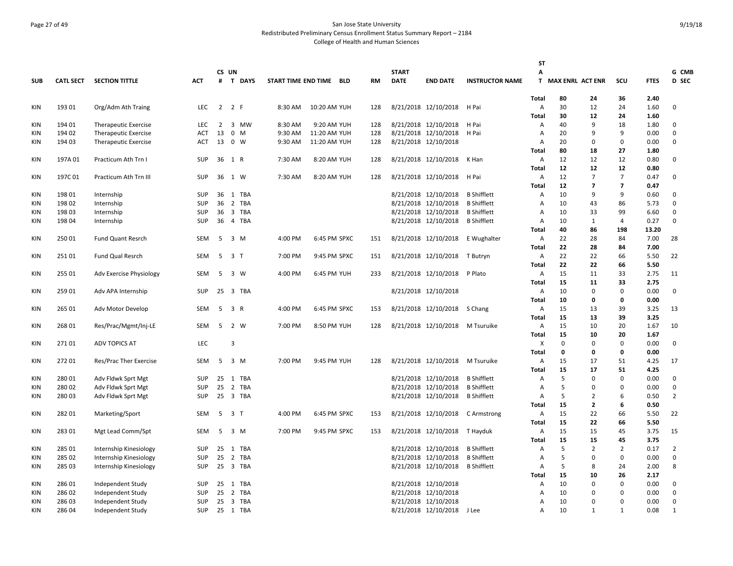# San Jose State University
## Redistributed Preliminary Census Enrollment Status Summary Report – 2184
### College of Health and Human Sciences

| SUB | CATL SECT | SECTION TITTLE | ACT | CS # | UN T | DAYS | START TIME | END TIME | BLD | RM | START DATE | END DATE | INSTRUCTOR NAME | STAT | MAX ENRL | ACT ENR | SCU | FTES | G CMB D SEC |
|---|---|---|---|---|---|---|---|---|---|---|---|---|---|---|---|---|---|---|---|
| | | | | | | | | | | | | | | Total | 80 | 24 | 36 | 2.40 | |
| KIN | 193 01 | Org/Adm Ath Traing | LEC | 2 | 2 | F | 8:30 AM | 10:20 AM | YUH | 128 | 8/21/2018 | 12/10/2018 | H Pai | A | 30 | 12 | 24 | 1.60 | 0 |
| | | | | | | | | | | | | | | Total | 30 | 12 | 24 | 1.60 | |
| KIN | 194 01 | Therapeutic Exercise | LEC | 2 | 3 | MW | 8:30 AM | 9:20 AM | YUH | 128 | 8/21/2018 | 12/10/2018 | H Pai | A | 40 | 9 | 18 | 1.80 | 0 |
| KIN | 194 02 | Therapeutic Exercise | ACT | 13 | 0 | M | 9:30 AM | 11:20 AM | YUH | 128 | 8/21/2018 | 12/10/2018 | H Pai | A | 20 | 9 | 9 | 0.00 | 0 |
| KIN | 194 03 | Therapeutic Exercise | ACT | 13 | 0 | W | 9:30 AM | 11:20 AM | YUH | 128 | 8/21/2018 | 12/10/2018 | | A | 20 | 0 | 0 | 0.00 | 0 |
| | | | | | | | | | | | | | | Total | 80 | 18 | 27 | 1.80 | |
| KIN | 197A 01 | Practicum Ath Trn I | SUP | 36 | 1 | R | 7:30 AM | 8:20 AM | YUH | 128 | 8/21/2018 | 12/10/2018 | K Han | A | 12 | 12 | 12 | 0.80 | 0 |
| | | | | | | | | | | | | | | Total | 12 | 12 | 12 | 0.80 | |
| KIN | 197C 01 | Practicum Ath Trn III | SUP | 36 | 1 | W | 7:30 AM | 8:20 AM | YUH | 128 | 8/21/2018 | 12/10/2018 | H Pai | A | 12 | 7 | 7 | 0.47 | 0 |
| | | | | | | | | | | | | | | Total | 12 | 7 | 7 | 0.47 | |
| KIN | 198 01 | Internship | SUP | 36 | 1 | TBA | | | | | 8/21/2018 | 12/10/2018 | B Shifflett | A | 10 | 9 | 9 | 0.60 | 0 |
| KIN | 198 02 | Internship | SUP | 36 | 2 | TBA | | | | | 8/21/2018 | 12/10/2018 | B Shifflett | A | 10 | 43 | 86 | 5.73 | 0 |
| KIN | 198 03 | Internship | SUP | 36 | 3 | TBA | | | | | 8/21/2018 | 12/10/2018 | B Shifflett | A | 10 | 33 | 99 | 6.60 | 0 |
| KIN | 198 04 | Internship | SUP | 36 | 4 | TBA | | | | | 8/21/2018 | 12/10/2018 | B Shifflett | A | 10 | 1 | 4 | 0.27 | 0 |
| | | | | | | | | | | | | | | Total | 40 | 86 | 198 | 13.20 | |
| KIN | 250 01 | Fund Quant Resrch | SEM | 5 | 3 | M | 4:00 PM | 6:45 PM | SPXC | 151 | 8/21/2018 | 12/10/2018 | E Wughalter | A | 22 | 28 | 84 | 7.00 | 28 |
| | | | | | | | | | | | | | | Total | 22 | 28 | 84 | 7.00 | |
| KIN | 251 01 | Fund Qual Resrch | SEM | 5 | 3 | T | 7:00 PM | 9:45 PM | SPXC | 151 | 8/21/2018 | 12/10/2018 | T Butryn | A | 22 | 22 | 66 | 5.50 | 22 |
| | | | | | | | | | | | | | | Total | 22 | 22 | 66 | 5.50 | |
| KIN | 255 01 | Adv Exercise Physiology | SEM | 5 | 3 | W | 4:00 PM | 6:45 PM | YUH | 233 | 8/21/2018 | 12/10/2018 | P Plato | A | 15 | 11 | 33 | 2.75 | 11 |
| | | | | | | | | | | | | | | Total | 15 | 11 | 33 | 2.75 | |
| KIN | 259 01 | Adv APA Internship | SUP | 25 | 3 | TBA | | | | | 8/21/2018 | 12/10/2018 | | A | 10 | 0 | 0 | 0.00 | 0 |
| | | | | | | | | | | | | | | Total | 10 | 0 | 0 | 0.00 | |
| KIN | 265 01 | Adv Motor Develop | SEM | 5 | 3 | R | 4:00 PM | 6:45 PM | SPXC | 153 | 8/21/2018 | 12/10/2018 | S Chang | A | 15 | 13 | 39 | 3.25 | 13 |
| | | | | | | | | | | | | | | Total | 15 | 13 | 39 | 3.25 | |
| KIN | 268 01 | Res/Prac/Mgmt/Inj-LE | SEM | 5 | 2 | W | 7:00 PM | 8:50 PM | YUH | 128 | 8/21/2018 | 12/10/2018 | M Tsuruike | A | 15 | 10 | 20 | 1.67 | 10 |
| | | | | | | | | | | | | | | Total | 15 | 10 | 20 | 1.67 | |
| KIN | 271 01 | ADV TOPICS AT | LEC | | 3 | | | | | | | | | X | 0 | 0 | 0 | 0.00 | 0 |
| | | | | | | | | | | | | | | Total | 0 | 0 | 0 | 0.00 | |
| KIN | 272 01 | Res/Prac Ther Exercise | SEM | 5 | 3 | M | 7:00 PM | 9:45 PM | YUH | 128 | 8/21/2018 | 12/10/2018 | M Tsuruike | A | 15 | 17 | 51 | 4.25 | 17 |
| | | | | | | | | | | | | | | Total | 15 | 17 | 51 | 4.25 | |
| KIN | 280 01 | Adv Fldwk Sprt Mgt | SUP | 25 | 1 | TBA | | | | | 8/21/2018 | 12/10/2018 | B Shifflett | A | 5 | 0 | 0 | 0.00 | 0 |
| KIN | 280 02 | Adv Fldwk Sprt Mgt | SUP | 25 | 2 | TBA | | | | | 8/21/2018 | 12/10/2018 | B Shifflett | A | 5 | 0 | 0 | 0.00 | 0 |
| KIN | 280 03 | Adv Fldwk Sprt Mgt | SUP | 25 | 3 | TBA | | | | | 8/21/2018 | 12/10/2018 | B Shifflett | A | 5 | 2 | 6 | 0.50 | 2 |
| | | | | | | | | | | | | | | Total | 15 | 2 | 6 | 0.50 | |
| KIN | 282 01 | Marketing/Sport | SEM | 5 | 3 | T | 4:00 PM | 6:45 PM | SPXC | 153 | 8/21/2018 | 12/10/2018 | C Armstrong | A | 15 | 22 | 66 | 5.50 | 22 |
| | | | | | | | | | | | | | | Total | 15 | 22 | 66 | 5.50 | |
| KIN | 283 01 | Mgt Lead Comm/Spt | SEM | 5 | 3 | M | 7:00 PM | 9:45 PM | SPXC | 153 | 8/21/2018 | 12/10/2018 | T Hayduk | A | 15 | 15 | 45 | 3.75 | 15 |
| | | | | | | | | | | | | | | Total | 15 | 15 | 45 | 3.75 | |
| KIN | 285 01 | Internship Kinesiology | SUP | 25 | 1 | TBA | | | | | 8/21/2018 | 12/10/2018 | B Shifflett | A | 5 | 2 | 2 | 0.17 | 2 |
| KIN | 285 02 | Internship Kinesiology | SUP | 25 | 2 | TBA | | | | | 8/21/2018 | 12/10/2018 | B Shifflett | A | 5 | 0 | 0 | 0.00 | 0 |
| KIN | 285 03 | Internship Kinesiology | SUP | 25 | 3 | TBA | | | | | 8/21/2018 | 12/10/2018 | B Shifflett | A | 5 | 8 | 24 | 2.00 | 8 |
| | | | | | | | | | | | | | | Total | 15 | 10 | 26 | 2.17 | |
| KIN | 286 01 | Independent Study | SUP | 25 | 1 | TBA | | | | | 8/21/2018 | 12/10/2018 | | A | 10 | 0 | 0 | 0.00 | 0 |
| KIN | 286 02 | Independent Study | SUP | 25 | 2 | TBA | | | | | 8/21/2018 | 12/10/2018 | | A | 10 | 0 | 0 | 0.00 | 0 |
| KIN | 286 03 | Independent Study | SUP | 25 | 3 | TBA | | | | | 8/21/2018 | 12/10/2018 | | A | 10 | 0 | 0 | 0.00 | 0 |
| KIN | 286 04 | Independent Study | SUP | 25 | 1 | TBA | | | | | 8/21/2018 | 12/10/2018 | J Lee | A | 10 | 1 | 1 | 0.08 | 1 |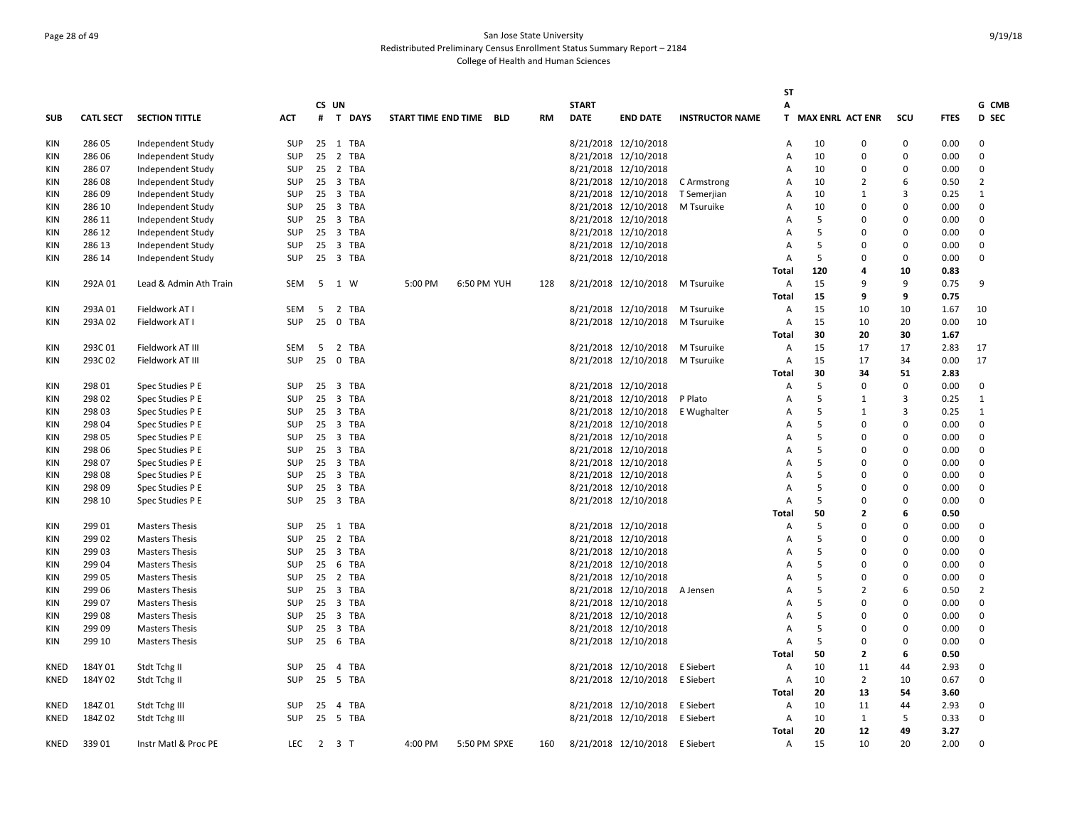San Jose State University
Redistributed Preliminary Census Enrollment Status Summary Report – 2184
College of Health and Human Sciences

| SUB | CATL SECT | SECTION TITTLE | ACT | CS # | UN T | DAYS | START TIME | END TIME | BLD | RM | START DATE | END DATE | INSTRUCTOR NAME | STA T | MAX ENRL | ACT ENR | SCU | FTES | G CMB D SEC |
|---|---|---|---|---|---|---|---|---|---|---|---|---|---|---|---|---|---|---|---|
| KIN | 286 05 | Independent Study | SUP | 25 | 1 | TBA | | | | | 8/21/2018 | 12/10/2018 | | A | 10 | 0 | 0 | 0.00 | 0 |
| KIN | 286 06 | Independent Study | SUP | 25 | 2 | TBA | | | | | 8/21/2018 | 12/10/2018 | | A | 10 | 0 | 0 | 0.00 | 0 |
| KIN | 286 07 | Independent Study | SUP | 25 | 2 | TBA | | | | | 8/21/2018 | 12/10/2018 | | A | 10 | 0 | 0 | 0.00 | 0 |
| KIN | 286 08 | Independent Study | SUP | 25 | 3 | TBA | | | | | 8/21/2018 | 12/10/2018 | C Armstrong | A | 10 | 2 | 6 | 0.50 | 2 |
| KIN | 286 09 | Independent Study | SUP | 25 | 3 | TBA | | | | | 8/21/2018 | 12/10/2018 | T Semerjian | A | 10 | 1 | 3 | 0.25 | 1 |
| KIN | 286 10 | Independent Study | SUP | 25 | 3 | TBA | | | | | 8/21/2018 | 12/10/2018 | M Tsuruike | A | 10 | 0 | 0 | 0.00 | 0 |
| KIN | 286 11 | Independent Study | SUP | 25 | 3 | TBA | | | | | 8/21/2018 | 12/10/2018 | | A | 5 | 0 | 0 | 0.00 | 0 |
| KIN | 286 12 | Independent Study | SUP | 25 | 3 | TBA | | | | | 8/21/2018 | 12/10/2018 | | A | 5 | 0 | 0 | 0.00 | 0 |
| KIN | 286 13 | Independent Study | SUP | 25 | 3 | TBA | | | | | 8/21/2018 | 12/10/2018 | | A | 5 | 0 | 0 | 0.00 | 0 |
| KIN | 286 14 | Independent Study | SUP | 25 | 3 | TBA | | | | | 8/21/2018 | 12/10/2018 | | A | 5 | 0 | 0 | 0.00 | 0 |
| | | | | | | | | | | | | | | **Total** | **120** | **4** | **10** | **0.83** | |
| KIN | 292A 01 | Lead & Admin Ath Train | SEM | 5 | 1 | W | 5:00 PM | 6:50 PM | YUH | 128 | 8/21/2018 | 12/10/2018 | M Tsuruike | A | 15 | 9 | 9 | 0.75 | 9 |
| | | | | | | | | | | | | | | **Total** | **15** | **9** | **9** | **0.75** | |
| KIN | 293A 01 | Fieldwork AT I | SEM | 5 | 2 | TBA | | | | | 8/21/2018 | 12/10/2018 | M Tsuruike | A | 15 | 10 | 10 | 1.67 | 10 |
| KIN | 293A 02 | Fieldwork AT I | SUP | 25 | 0 | TBA | | | | | 8/21/2018 | 12/10/2018 | M Tsuruike | A | 15 | 10 | 20 | 0.00 | 10 |
| | | | | | | | | | | | | | | **Total** | **30** | **20** | **30** | **1.67** | |
| KIN | 293C 01 | Fieldwork AT III | SEM | 5 | 2 | TBA | | | | | 8/21/2018 | 12/10/2018 | M Tsuruike | A | 15 | 17 | 17 | 2.83 | 17 |
| KIN | 293C 02 | Fieldwork AT III | SUP | 25 | 0 | TBA | | | | | 8/21/2018 | 12/10/2018 | M Tsuruike | A | 15 | 17 | 34 | 0.00 | 17 |
| | | | | | | | | | | | | | | **Total** | **30** | **34** | **51** | **2.83** | |
| KIN | 298 01 | Spec Studies P E | SUP | 25 | 3 | TBA | | | | | 8/21/2018 | 12/10/2018 | | A | 5 | 0 | 0 | 0.00 | 0 |
| KIN | 298 02 | Spec Studies P E | SUP | 25 | 3 | TBA | | | | | 8/21/2018 | 12/10/2018 | P Plato | A | 5 | 1 | 3 | 0.25 | 1 |
| KIN | 298 03 | Spec Studies P E | SUP | 25 | 3 | TBA | | | | | 8/21/2018 | 12/10/2018 | E Wughalter | A | 5 | 1 | 3 | 0.25 | 1 |
| KIN | 298 04 | Spec Studies P E | SUP | 25 | 3 | TBA | | | | | 8/21/2018 | 12/10/2018 | | A | 5 | 0 | 0 | 0.00 | 0 |
| KIN | 298 05 | Spec Studies P E | SUP | 25 | 3 | TBA | | | | | 8/21/2018 | 12/10/2018 | | A | 5 | 0 | 0 | 0.00 | 0 |
| KIN | 298 06 | Spec Studies P E | SUP | 25 | 3 | TBA | | | | | 8/21/2018 | 12/10/2018 | | A | 5 | 0 | 0 | 0.00 | 0 |
| KIN | 298 07 | Spec Studies P E | SUP | 25 | 3 | TBA | | | | | 8/21/2018 | 12/10/2018 | | A | 5 | 0 | 0 | 0.00 | 0 |
| KIN | 298 08 | Spec Studies P E | SUP | 25 | 3 | TBA | | | | | 8/21/2018 | 12/10/2018 | | A | 5 | 0 | 0 | 0.00 | 0 |
| KIN | 298 09 | Spec Studies P E | SUP | 25 | 3 | TBA | | | | | 8/21/2018 | 12/10/2018 | | A | 5 | 0 | 0 | 0.00 | 0 |
| KIN | 298 10 | Spec Studies P E | SUP | 25 | 3 | TBA | | | | | 8/21/2018 | 12/10/2018 | | A | 5 | 0 | 0 | 0.00 | 0 |
| | | | | | | | | | | | | | | **Total** | **50** | **2** | **6** | **0.50** | |
| KIN | 299 01 | Masters Thesis | SUP | 25 | 1 | TBA | | | | | 8/21/2018 | 12/10/2018 | | A | 5 | 0 | 0 | 0.00 | 0 |
| KIN | 299 02 | Masters Thesis | SUP | 25 | 2 | TBA | | | | | 8/21/2018 | 12/10/2018 | | A | 5 | 0 | 0 | 0.00 | 0 |
| KIN | 299 03 | Masters Thesis | SUP | 25 | 3 | TBA | | | | | 8/21/2018 | 12/10/2018 | | A | 5 | 0 | 0 | 0.00 | 0 |
| KIN | 299 04 | Masters Thesis | SUP | 25 | 6 | TBA | | | | | 8/21/2018 | 12/10/2018 | | A | 5 | 0 | 0 | 0.00 | 0 |
| KIN | 299 05 | Masters Thesis | SUP | 25 | 2 | TBA | | | | | 8/21/2018 | 12/10/2018 | | A | 5 | 0 | 0 | 0.00 | 0 |
| KIN | 299 06 | Masters Thesis | SUP | 25 | 3 | TBA | | | | | 8/21/2018 | 12/10/2018 | A Jensen | A | 5 | 2 | 6 | 0.50 | 2 |
| KIN | 299 07 | Masters Thesis | SUP | 25 | 3 | TBA | | | | | 8/21/2018 | 12/10/2018 | | A | 5 | 0 | 0 | 0.00 | 0 |
| KIN | 299 08 | Masters Thesis | SUP | 25 | 3 | TBA | | | | | 8/21/2018 | 12/10/2018 | | A | 5 | 0 | 0 | 0.00 | 0 |
| KIN | 299 09 | Masters Thesis | SUP | 25 | 3 | TBA | | | | | 8/21/2018 | 12/10/2018 | | A | 5 | 0 | 0 | 0.00 | 0 |
| KIN | 299 10 | Masters Thesis | SUP | 25 | 6 | TBA | | | | | 8/21/2018 | 12/10/2018 | | A | 5 | 0 | 0 | 0.00 | 0 |
| | | | | | | | | | | | | | | **Total** | **50** | **2** | **6** | **0.50** | |
| KNED | 184Y 01 | Stdt Tchg II | SUP | 25 | 4 | TBA | | | | | 8/21/2018 | 12/10/2018 | E Siebert | A | 10 | 11 | 44 | 2.93 | 0 |
| KNED | 184Y 02 | Stdt Tchg II | SUP | 25 | 5 | TBA | | | | | 8/21/2018 | 12/10/2018 | E Siebert | A | 10 | 2 | 10 | 0.67 | 0 |
| | | | | | | | | | | | | | | **Total** | **20** | **13** | **54** | **3.60** | |
| KNED | 184Z 01 | Stdt Tchg III | SUP | 25 | 4 | TBA | | | | | 8/21/2018 | 12/10/2018 | E Siebert | A | 10 | 11 | 44 | 2.93 | 0 |
| KNED | 184Z 02 | Stdt Tchg III | SUP | 25 | 5 | TBA | | | | | 8/21/2018 | 12/10/2018 | E Siebert | A | 10 | 1 | 5 | 0.33 | 0 |
| | | | | | | | | | | | | | | **Total** | **20** | **12** | **49** | **3.27** | |
| KNED | 339 01 | Instr Matl & Proc PE | LEC | 2 | 3 | T | 4:00 PM | 5:50 PM | SPXE | 160 | 8/21/2018 | 12/10/2018 | E Siebert | A | 15 | 10 | 20 | 2.00 | 0 |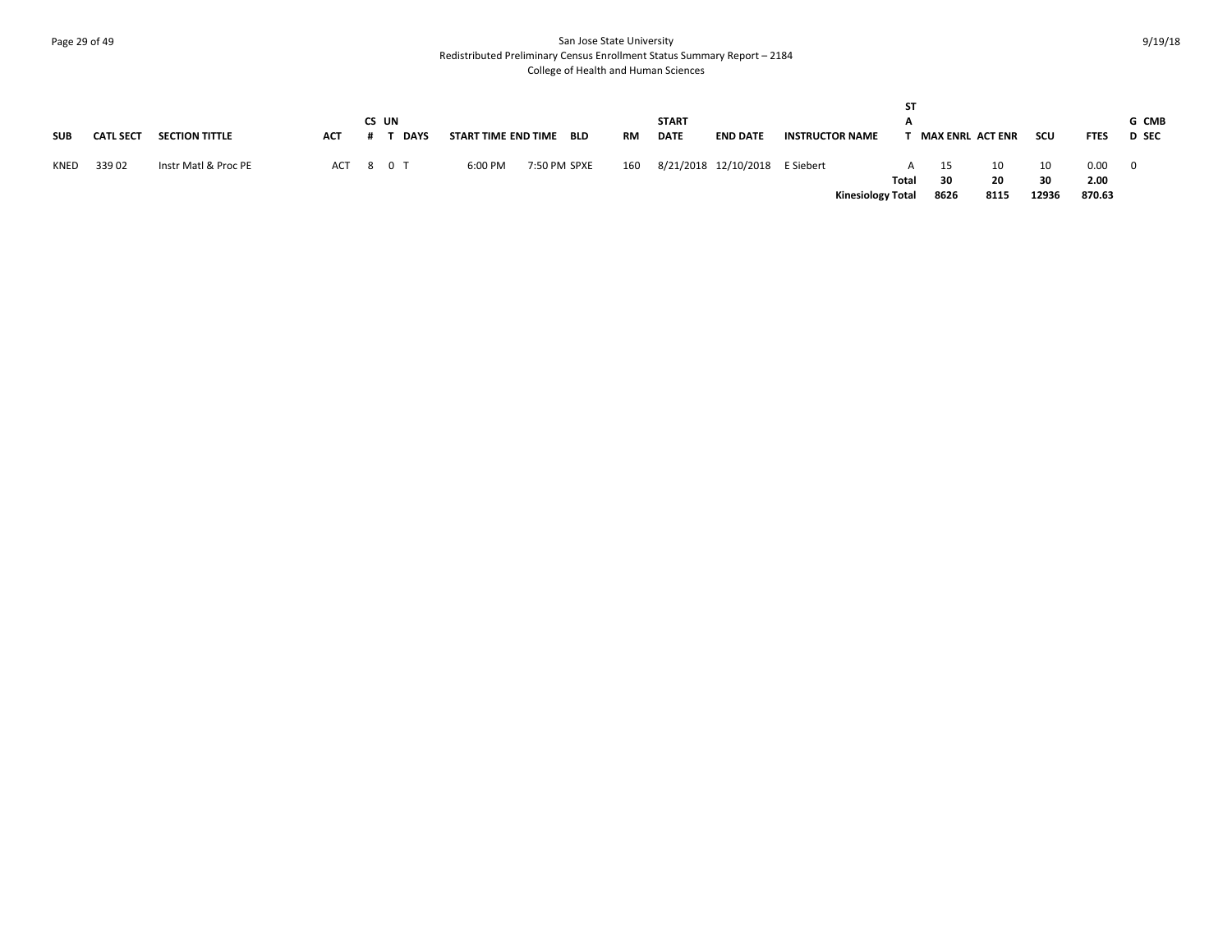| SUB | CATL SECT | SECTION TITTLE | ACT | CS # | UN T | DAYS | START TIME | END TIME | BLD | RM | START DATE | END DATE | INSTRUCTOR NAME | STAT | MAX ENRL | ACT ENR | SCU | FTES | GD | CMB SEC |
|---|---|---|---|---|---|---|---|---|---|---|---|---|---|---|---|---|---|---|---|---|
| KNED | 339 02 | Instr Matl & Proc PE | ACT | 8 | 0 | T | 6:00 PM | 7:50 PM | SPXE | 160 | 8/21/2018 | 12/10/2018 | E Siebert | A | 15 | 10 | 10 | 0.00 | 0 | |
| | | | | | | | | | | | | | | **Total** | **30** | **20** | **30** | **2.00** | | |
| | | | | | | | | | | | | | **Kinesiology Total** | | **8626** | **8115** | **12936** | **870.63** | | |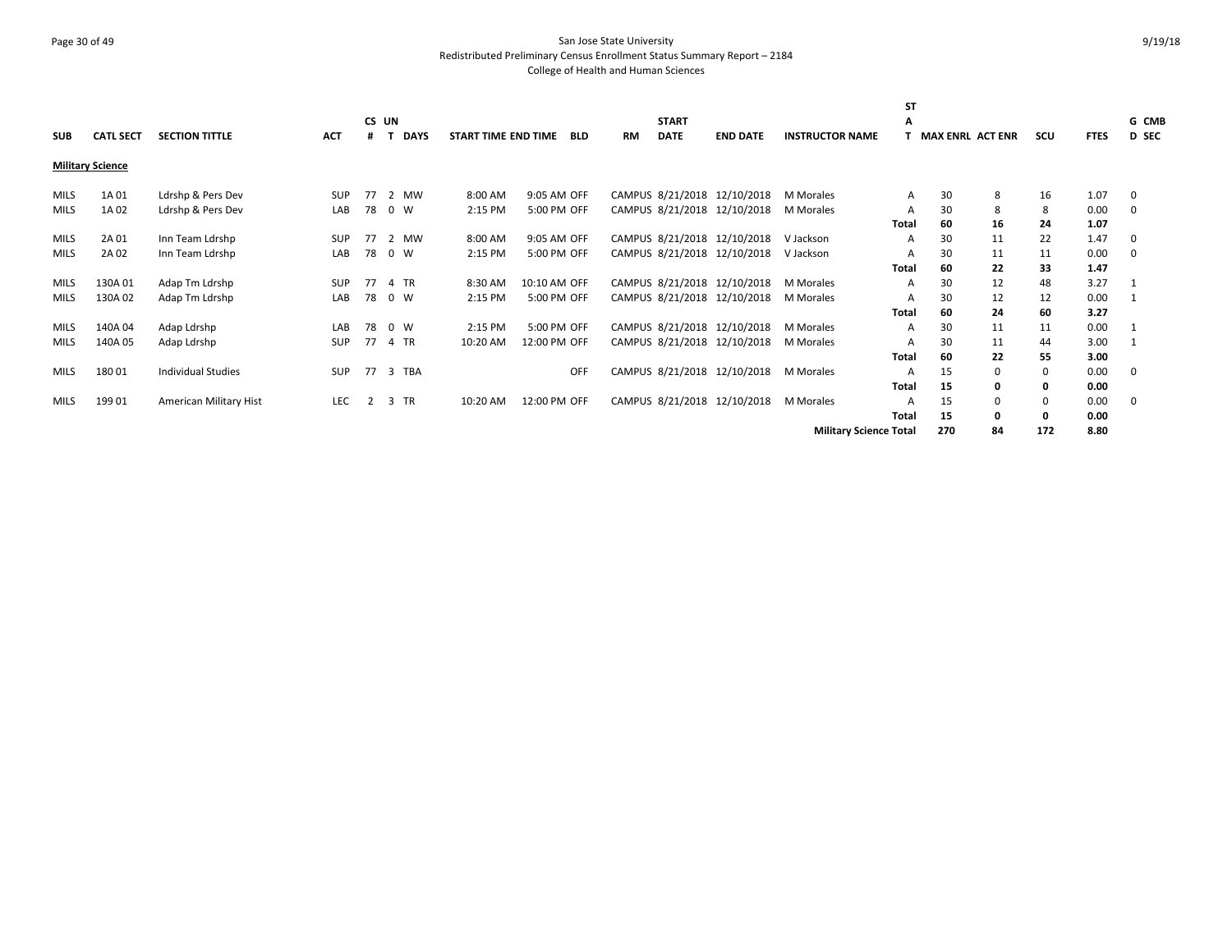San Jose State University
Redistributed Preliminary Census Enrollment Status Summary Report – 2184
College of Health and Human Sciences

9/19/18

| SUB | CATL SECT | SECTION TITTLE | ACT | CS # | UN T | DAYS | START TIME | END TIME | BLD | RM | START DATE | END DATE | INSTRUCTOR NAME | STAT | MAX ENRL | ACT ENR | SCU | FTES | GD | CMB SEC |
|---|---|---|---|---|---|---|---|---|---|---|---|---|---|---|---|---|---|---|---|---|
| **Military Science** | | | | | | | | | | | | | | | | | | | | |
| MILS | 1A 01 | Ldrshp & Pers Dev | SUP | 77 | 2 | MW | 8:00 AM | 9:05 AM | OFF | CAMPUS | 8/21/2018 | 12/10/2018 | M Morales | A | 30 | 8 | 16 | 1.07 | 0 | |
| MILS | 1A 02 | Ldrshp & Pers Dev | LAB | 78 | 0 | W | 2:15 PM | 5:00 PM | OFF | CAMPUS | 8/21/2018 | 12/10/2018 | M Morales | A | 30 | 8 | 8 | 0.00 | 0 | |
| | | | | | | | | | | | | | | **Total** | **60** | **16** | **24** | **1.07** | | |
| MILS | 2A 01 | Inn Team Ldrshp | SUP | 77 | 2 | MW | 8:00 AM | 9:05 AM | OFF | CAMPUS | 8/21/2018 | 12/10/2018 | V Jackson | A | 30 | 11 | 22 | 1.47 | 0 | |
| MILS | 2A 02 | Inn Team Ldrshp | LAB | 78 | 0 | W | 2:15 PM | 5:00 PM | OFF | CAMPUS | 8/21/2018 | 12/10/2018 | V Jackson | A | 30 | 11 | 11 | 0.00 | 0 | |
| | | | | | | | | | | | | | | **Total** | **60** | **22** | **33** | **1.47** | | |
| MILS | 130A 01 | Adap Tm Ldrshp | SUP | 77 | 4 | TR | 8:30 AM | 10:10 AM | OFF | CAMPUS | 8/21/2018 | 12/10/2018 | M Morales | A | 30 | 12 | 48 | 3.27 | 1 | |
| MILS | 130A 02 | Adap Tm Ldrshp | LAB | 78 | 0 | W | 2:15 PM | 5:00 PM | OFF | CAMPUS | 8/21/2018 | 12/10/2018 | M Morales | A | 30 | 12 | 12 | 0.00 | 1 | |
| | | | | | | | | | | | | | | **Total** | **60** | **24** | **60** | **3.27** | | |
| MILS | 140A 04 | Adap Ldrshp | LAB | 78 | 0 | W | 2:15 PM | 5:00 PM | OFF | CAMPUS | 8/21/2018 | 12/10/2018 | M Morales | A | 30 | 11 | 11 | 0.00 | 1 | |
| MILS | 140A 05 | Adap Ldrshp | SUP | 77 | 4 | TR | 10:20 AM | 12:00 PM | OFF | CAMPUS | 8/21/2018 | 12/10/2018 | M Morales | A | 30 | 11 | 44 | 3.00 | 1 | |
| | | | | | | | | | | | | | | **Total** | **60** | **22** | **55** | **3.00** | | |
| MILS | 180 01 | Individual Studies | SUP | 77 | 3 | TBA | | | OFF | CAMPUS | 8/21/2018 | 12/10/2018 | M Morales | A | 15 | 0 | 0 | 0.00 | 0 | |
| | | | | | | | | | | | | | | **Total** | **15** | **0** | **0** | **0.00** | | |
| MILS | 199 01 | American Military Hist | LEC | 2 | 3 | TR | 10:20 AM | 12:00 PM | OFF | CAMPUS | 8/21/2018 | 12/10/2018 | M Morales | A | 15 | 0 | 0 | 0.00 | 0 | |
| | | | | | | | | | | | | | | **Total** | **15** | **0** | **0** | **0.00** | | |
| | | | | | | | | | | | | | **Military Science Total** | | **270** | **84** | **172** | **8.80** | | |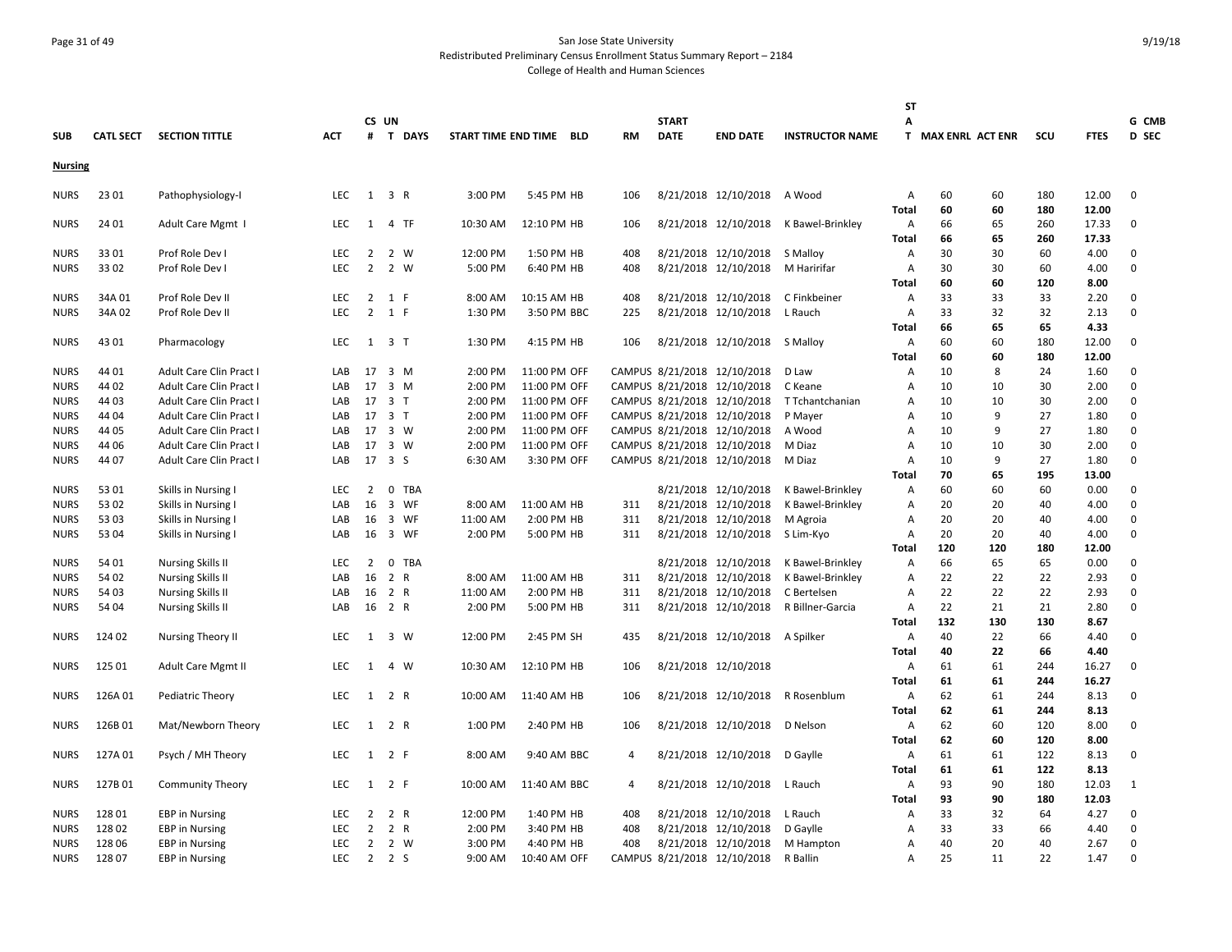San Jose State University
Redistributed Preliminary Census Enrollment Status Summary Report – 2184
College of Health and Human Sciences

| SUB | CATL SECT | SECTION TITTLE | ACT | CS # | UN T | DAYS | START TIME | END TIME | BLD | RM | START DATE | END DATE | INSTRUCTOR NAME | ST A T | MAX ENRL | ACT ENR | SCU | FTES | G D | CMB SEC |
|---|---|---|---|---|---|---|---|---|---|---|---|---|---|---|---|---|---|---|---|---|
| **Nursing** | | | | | | | | | | | | | | | | | | | | |
| NURS | 23 01 | Pathophysiology-I | LEC | 1 | 3 | R | 3:00 PM | 5:45 PM | HB | 106 | 8/21/2018 | 12/10/2018 | A Wood | A | 60 | 60 | 180 | 12.00 | 0 | |
| | | | | | | | | | | | | | | **Total** | **60** | **60** | **180** | **12.00** | | |
| NURS | 24 01 | Adult Care Mgmt I | LEC | 1 | 4 | TF | 10:30 AM | 12:10 PM | HB | 106 | 8/21/2018 | 12/10/2018 | K Bawel-Brinkley | A | 66 | 65 | 260 | 17.33 | 0 | |
| | | | | | | | | | | | | | | **Total** | **66** | **65** | **260** | **17.33** | | |
| NURS | 33 01 | Prof Role Dev I | LEC | 2 | 2 | W | 12:00 PM | 1:50 PM | HB | 408 | 8/21/2018 | 12/10/2018 | S Malloy | A | 30 | 30 | 60 | 4.00 | 0 | |
| NURS | 33 02 | Prof Role Dev I | LEC | 2 | 2 | W | 5:00 PM | 6:40 PM | HB | 408 | 8/21/2018 | 12/10/2018 | M Haririfar | A | 30 | 30 | 60 | 4.00 | 0 | |
| | | | | | | | | | | | | | | **Total** | **60** | **60** | **120** | **8.00** | | |
| NURS | 34A 01 | Prof Role Dev II | LEC | 2 | 1 | F | 8:00 AM | 10:15 AM | HB | 408 | 8/21/2018 | 12/10/2018 | C Finkbeiner | A | 33 | 33 | 33 | 2.20 | 0 | |
| NURS | 34A 02 | Prof Role Dev II | LEC | 2 | 1 | F | 1:30 PM | 3:50 PM | BBC | 225 | 8/21/2018 | 12/10/2018 | L Rauch | A | 33 | 32 | 32 | 2.13 | 0 | |
| | | | | | | | | | | | | | | **Total** | **66** | **65** | **65** | **4.33** | | |
| NURS | 43 01 | Pharmacology | LEC | 1 | 3 | T | 1:30 PM | 4:15 PM | HB | 106 | 8/21/2018 | 12/10/2018 | S Malloy | A | 60 | 60 | 180 | 12.00 | 0 | |
| | | | | | | | | | | | | | | **Total** | **60** | **60** | **180** | **12.00** | | |
| NURS | 44 01 | Adult Care Clin Pract I | LAB | 17 | 3 | M | 2:00 PM | 11:00 PM | OFF | CAMPUS | 8/21/2018 | 12/10/2018 | D Law | A | 10 | 8 | 24 | 1.60 | 0 | |
| NURS | 44 02 | Adult Care Clin Pract I | LAB | 17 | 3 | M | 2:00 PM | 11:00 PM | OFF | CAMPUS | 8/21/2018 | 12/10/2018 | C Keane | A | 10 | 10 | 30 | 2.00 | 0 | |
| NURS | 44 03 | Adult Care Clin Pract I | LAB | 17 | 3 | T | 2:00 PM | 11:00 PM | OFF | CAMPUS | 8/21/2018 | 12/10/2018 | T Tchantchanian | A | 10 | 10 | 30 | 2.00 | 0 | |
| NURS | 44 04 | Adult Care Clin Pract I | LAB | 17 | 3 | T | 2:00 PM | 11:00 PM | OFF | CAMPUS | 8/21/2018 | 12/10/2018 | P Mayer | A | 10 | 9 | 27 | 1.80 | 0 | |
| NURS | 44 05 | Adult Care Clin Pract I | LAB | 17 | 3 | W | 2:00 PM | 11:00 PM | OFF | CAMPUS | 8/21/2018 | 12/10/2018 | A Wood | A | 10 | 9 | 27 | 1.80 | 0 | |
| NURS | 44 06 | Adult Care Clin Pract I | LAB | 17 | 3 | W | 2:00 PM | 11:00 PM | OFF | CAMPUS | 8/21/2018 | 12/10/2018 | M Diaz | A | 10 | 10 | 30 | 2.00 | 0 | |
| NURS | 44 07 | Adult Care Clin Pract I | LAB | 17 | 3 | S | 6:30 AM | 3:30 PM | OFF | CAMPUS | 8/21/2018 | 12/10/2018 | M Diaz | A | 10 | 9 | 27 | 1.80 | 0 | |
| | | | | | | | | | | | | | | **Total** | **70** | **65** | **195** | **13.00** | | |
| NURS | 53 01 | Skills in Nursing I | LEC | 2 | 0 | TBA | | | | | 8/21/2018 | 12/10/2018 | K Bawel-Brinkley | A | 60 | 60 | 60 | 0.00 | 0 | |
| NURS | 53 02 | Skills in Nursing I | LAB | 16 | 3 | WF | 8:00 AM | 11:00 AM | HB | 311 | 8/21/2018 | 12/10/2018 | K Bawel-Brinkley | A | 20 | 20 | 40 | 4.00 | 0 | |
| NURS | 53 03 | Skills in Nursing I | LAB | 16 | 3 | WF | 11:00 AM | 2:00 PM | HB | 311 | 8/21/2018 | 12/10/2018 | M Agroia | A | 20 | 20 | 40 | 4.00 | 0 | |
| NURS | 53 04 | Skills in Nursing I | LAB | 16 | 3 | WF | 2:00 PM | 5:00 PM | HB | 311 | 8/21/2018 | 12/10/2018 | S Lim-Kyo | A | 20 | 20 | 40 | 4.00 | 0 | |
| | | | | | | | | | | | | | | **Total** | **120** | **120** | **180** | **12.00** | | |
| NURS | 54 01 | Nursing Skills II | LEC | 2 | 0 | TBA | | | | | 8/21/2018 | 12/10/2018 | K Bawel-Brinkley | A | 66 | 65 | 65 | 0.00 | 0 | |
| NURS | 54 02 | Nursing Skills II | LAB | 16 | 2 | R | 8:00 AM | 11:00 AM | HB | 311 | 8/21/2018 | 12/10/2018 | K Bawel-Brinkley | A | 22 | 22 | 22 | 2.93 | 0 | |
| NURS | 54 03 | Nursing Skills II | LAB | 16 | 2 | R | 11:00 AM | 2:00 PM | HB | 311 | 8/21/2018 | 12/10/2018 | C Bertelsen | A | 22 | 22 | 22 | 2.93 | 0 | |
| NURS | 54 04 | Nursing Skills II | LAB | 16 | 2 | R | 2:00 PM | 5:00 PM | HB | 311 | 8/21/2018 | 12/10/2018 | R Billner-Garcia | A | 22 | 21 | 21 | 2.80 | 0 | |
| | | | | | | | | | | | | | | **Total** | **132** | **130** | **130** | **8.67** | | |
| NURS | 124 02 | Nursing Theory II | LEC | 1 | 3 | W | 12:00 PM | 2:45 PM | SH | 435 | 8/21/2018 | 12/10/2018 | A Spilker | A | 40 | 22 | 66 | 4.40 | 0 | |
| | | | | | | | | | | | | | | **Total** | **40** | **22** | **66** | **4.40** | | |
| NURS | 125 01 | Adult Care Mgmt II | LEC | 1 | 4 | W | 10:30 AM | 12:10 PM | HB | 106 | 8/21/2018 | 12/10/2018 | | A | 61 | 61 | 244 | 16.27 | 0 | |
| | | | | | | | | | | | | | | **Total** | **61** | **61** | **244** | **16.27** | | |
| NURS | 126A 01 | Pediatric Theory | LEC | 1 | 2 | R | 10:00 AM | 11:40 AM | HB | 106 | 8/21/2018 | 12/10/2018 | R Rosenblum | A | 62 | 61 | 244 | 8.13 | 0 | |
| | | | | | | | | | | | | | | **Total** | **62** | **61** | **244** | **8.13** | | |
| NURS | 126B 01 | Mat/Newborn Theory | LEC | 1 | 2 | R | 1:00 PM | 2:40 PM | HB | 106 | 8/21/2018 | 12/10/2018 | D Nelson | A | 62 | 60 | 120 | 8.00 | 0 | |
| | | | | | | | | | | | | | | **Total** | **62** | **60** | **120** | **8.00** | | |
| NURS | 127A 01 | Psych / MH Theory | LEC | 1 | 2 | F | 8:00 AM | 9:40 AM | BBC | 4 | 8/21/2018 | 12/10/2018 | D Gaylle | A | 61 | 61 | 122 | 8.13 | 0 | |
| | | | | | | | | | | | | | | **Total** | **61** | **61** | **122** | **8.13** | | |
| NURS | 127B 01 | Community Theory | LEC | 1 | 2 | F | 10:00 AM | 11:40 AM | BBC | 4 | 8/21/2018 | 12/10/2018 | L Rauch | A | 93 | 90 | 180 | 12.03 | 1 | |
| | | | | | | | | | | | | | | **Total** | **93** | **90** | **180** | **12.03** | | |
| NURS | 128 01 | EBP in Nursing | LEC | 2 | 2 | R | 12:00 PM | 1:40 PM | HB | 408 | 8/21/2018 | 12/10/2018 | L Rauch | A | 33 | 32 | 64 | 4.27 | 0 | |
| NURS | 128 02 | EBP in Nursing | LEC | 2 | 2 | R | 2:00 PM | 3:40 PM | HB | 408 | 8/21/2018 | 12/10/2018 | D Gaylle | A | 33 | 33 | 66 | 4.40 | 0 | |
| NURS | 128 06 | EBP in Nursing | LEC | 2 | 2 | W | 3:00 PM | 4:40 PM | HB | 408 | 8/21/2018 | 12/10/2018 | M Hampton | A | 40 | 20 | 40 | 2.67 | 0 | |
| NURS | 128 07 | EBP in Nursing | LEC | 2 | 2 | S | 9:00 AM | 10:40 AM | OFF | CAMPUS | 8/21/2018 | 12/10/2018 | R Ballin | A | 25 | 11 | 22 | 1.47 | 0 | |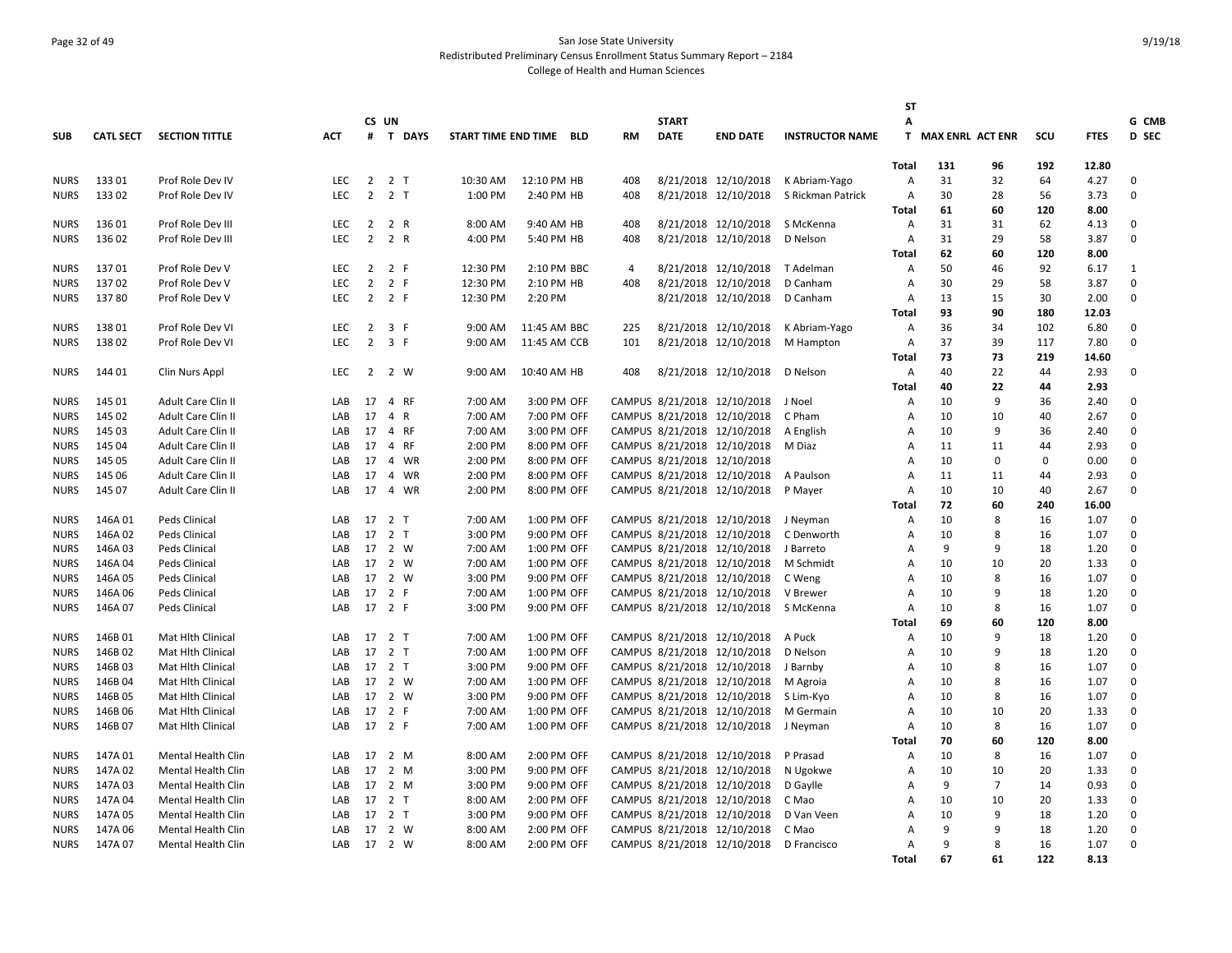# San Jose State University
## Redistributed Preliminary Census Enrollment Status Summary Report – 2184
### College of Health and Human Sciences

| SUB | CATL SECT | SECTION TITTLE | ACT | CS # | UN T | DAYS | START TIME | END TIME | BLD | RM | START DATE | END DATE | INSTRUCTOR NAME | STAT | MAX ENRL | ACT ENR | SCU | FTES | G CMB D SEC |
|---|---|---|---|---|---|---|---|---|---|---|---|---|---|---|---|---|---|---|---|
| | | | | | | | | | | | | | | Total | 131 | 96 | 192 | 12.80 | |
| NURS | 133 01 | Prof Role Dev IV | LEC | 2 | 2 | T | 10:30 AM | 12:10 PM | HB | 408 | 8/21/2018 | 12/10/2018 | K Abriam-Yago | A | 31 | 32 | 64 | 4.27 | 0 |
| NURS | 133 02 | Prof Role Dev IV | LEC | 2 | 2 | T | 1:00 PM | 2:40 PM | HB | 408 | 8/21/2018 | 12/10/2018 | S Rickman Patrick | A | 30 | 28 | 56 | 3.73 | 0 |
| | | | | | | | | | | | | | | Total | 61 | 60 | 120 | 8.00 | |
| NURS | 136 01 | Prof Role Dev III | LEC | 2 | 2 | R | 8:00 AM | 9:40 AM | HB | 408 | 8/21/2018 | 12/10/2018 | S McKenna | A | 31 | 31 | 62 | 4.13 | 0 |
| NURS | 136 02 | Prof Role Dev III | LEC | 2 | 2 | R | 4:00 PM | 5:40 PM | HB | 408 | 8/21/2018 | 12/10/2018 | D Nelson | A | 31 | 29 | 58 | 3.87 | 0 |
| | | | | | | | | | | | | | | Total | 62 | 60 | 120 | 8.00 | |
| NURS | 137 01 | Prof Role Dev V | LEC | 2 | 2 | F | 12:30 PM | 2:10 PM | BBC | 4 | 8/21/2018 | 12/10/2018 | T Adelman | A | 50 | 46 | 92 | 6.17 | 1 |
| NURS | 137 02 | Prof Role Dev V | LEC | 2 | 2 | F | 12:30 PM | 2:10 PM | HB | 408 | 8/21/2018 | 12/10/2018 | D Canham | A | 30 | 29 | 58 | 3.87 | 0 |
| NURS | 137 80 | Prof Role Dev V | LEC | 2 | 2 | F | 12:30 PM | 2:20 PM | | | 8/21/2018 | 12/10/2018 | D Canham | A | 13 | 15 | 30 | 2.00 | 0 |
| | | | | | | | | | | | | | | Total | 93 | 90 | 180 | 12.03 | |
| NURS | 138 01 | Prof Role Dev VI | LEC | 2 | 3 | F | 9:00 AM | 11:45 AM | BBC | 225 | 8/21/2018 | 12/10/2018 | K Abriam-Yago | A | 36 | 34 | 102 | 6.80 | 0 |
| NURS | 138 02 | Prof Role Dev VI | LEC | 2 | 3 | F | 9:00 AM | 11:45 AM | CCB | 101 | 8/21/2018 | 12/10/2018 | M Hampton | A | 37 | 39 | 117 | 7.80 | 0 |
| | | | | | | | | | | | | | | Total | 73 | 73 | 219 | 14.60 | |
| NURS | 144 01 | Clin Nurs Appl | LEC | 2 | 2 | W | 9:00 AM | 10:40 AM | HB | 408 | 8/21/2018 | 12/10/2018 | D Nelson | A | 40 | 22 | 44 | 2.93 | 0 |
| | | | | | | | | | | | | | | Total | 40 | 22 | 44 | 2.93 | |
| NURS | 145 01 | Adult Care Clin II | LAB | 17 | 4 | RF | 7:00 AM | 3:00 PM | OFF | CAMPUS | 8/21/2018 | 12/10/2018 | J Noel | A | 10 | 9 | 36 | 2.40 | 0 |
| NURS | 145 02 | Adult Care Clin II | LAB | 17 | 4 | R | 7:00 AM | 7:00 PM | OFF | CAMPUS | 8/21/2018 | 12/10/2018 | C Pham | A | 10 | 10 | 40 | 2.67 | 0 |
| NURS | 145 03 | Adult Care Clin II | LAB | 17 | 4 | RF | 7:00 AM | 3:00 PM | OFF | CAMPUS | 8/21/2018 | 12/10/2018 | A English | A | 10 | 9 | 36 | 2.40 | 0 |
| NURS | 145 04 | Adult Care Clin II | LAB | 17 | 4 | RF | 2:00 PM | 8:00 PM | OFF | CAMPUS | 8/21/2018 | 12/10/2018 | M Diaz | A | 11 | 11 | 44 | 2.93 | 0 |
| NURS | 145 05 | Adult Care Clin II | LAB | 17 | 4 | WR | 2:00 PM | 8:00 PM | OFF | CAMPUS | 8/21/2018 | 12/10/2018 | | A | 10 | 0 | 0 | 0.00 | 0 |
| NURS | 145 06 | Adult Care Clin II | LAB | 17 | 4 | WR | 2:00 PM | 8:00 PM | OFF | CAMPUS | 8/21/2018 | 12/10/2018 | A Paulson | A | 11 | 11 | 44 | 2.93 | 0 |
| NURS | 145 07 | Adult Care Clin II | LAB | 17 | 4 | WR | 2:00 PM | 8:00 PM | OFF | CAMPUS | 8/21/2018 | 12/10/2018 | P Mayer | A | 10 | 10 | 40 | 2.67 | 0 |
| | | | | | | | | | | | | | | Total | 72 | 60 | 240 | 16.00 | |
| NURS | 146A 01 | Peds Clinical | LAB | 17 | 2 | T | 7:00 AM | 1:00 PM | OFF | CAMPUS | 8/21/2018 | 12/10/2018 | J Neyman | A | 10 | 8 | 16 | 1.07 | 0 |
| NURS | 146A 02 | Peds Clinical | LAB | 17 | 2 | T | 3:00 PM | 9:00 PM | OFF | CAMPUS | 8/21/2018 | 12/10/2018 | C Denworth | A | 10 | 8 | 16 | 1.07 | 0 |
| NURS | 146A 03 | Peds Clinical | LAB | 17 | 2 | W | 7:00 AM | 1:00 PM | OFF | CAMPUS | 8/21/2018 | 12/10/2018 | J Barreto | A | 9 | 9 | 18 | 1.20 | 0 |
| NURS | 146A 04 | Peds Clinical | LAB | 17 | 2 | W | 7:00 AM | 1:00 PM | OFF | CAMPUS | 8/21/2018 | 12/10/2018 | M Schmidt | A | 10 | 10 | 20 | 1.33 | 0 |
| NURS | 146A 05 | Peds Clinical | LAB | 17 | 2 | W | 3:00 PM | 9:00 PM | OFF | CAMPUS | 8/21/2018 | 12/10/2018 | C Weng | A | 10 | 8 | 16 | 1.07 | 0 |
| NURS | 146A 06 | Peds Clinical | LAB | 17 | 2 | F | 7:00 AM | 1:00 PM | OFF | CAMPUS | 8/21/2018 | 12/10/2018 | V Brewer | A | 10 | 9 | 18 | 1.20 | 0 |
| NURS | 146A 07 | Peds Clinical | LAB | 17 | 2 | F | 3:00 PM | 9:00 PM | OFF | CAMPUS | 8/21/2018 | 12/10/2018 | S McKenna | A | 10 | 8 | 16 | 1.07 | 0 |
| | | | | | | | | | | | | | | Total | 69 | 60 | 120 | 8.00 | |
| NURS | 146B 01 | Mat Hlth Clinical | LAB | 17 | 2 | T | 7:00 AM | 1:00 PM | OFF | CAMPUS | 8/21/2018 | 12/10/2018 | A Puck | A | 10 | 9 | 18 | 1.20 | 0 |
| NURS | 146B 02 | Mat Hlth Clinical | LAB | 17 | 2 | T | 7:00 AM | 1:00 PM | OFF | CAMPUS | 8/21/2018 | 12/10/2018 | D Nelson | A | 10 | 9 | 18 | 1.20 | 0 |
| NURS | 146B 03 | Mat Hlth Clinical | LAB | 17 | 2 | T | 3:00 PM | 9:00 PM | OFF | CAMPUS | 8/21/2018 | 12/10/2018 | J Barnby | A | 10 | 8 | 16 | 1.07 | 0 |
| NURS | 146B 04 | Mat Hlth Clinical | LAB | 17 | 2 | W | 7:00 AM | 1:00 PM | OFF | CAMPUS | 8/21/2018 | 12/10/2018 | M Agroia | A | 10 | 8 | 16 | 1.07 | 0 |
| NURS | 146B 05 | Mat Hlth Clinical | LAB | 17 | 2 | W | 3:00 PM | 9:00 PM | OFF | CAMPUS | 8/21/2018 | 12/10/2018 | S Lim-Kyo | A | 10 | 8 | 16 | 1.07 | 0 |
| NURS | 146B 06 | Mat Hlth Clinical | LAB | 17 | 2 | F | 7:00 AM | 1:00 PM | OFF | CAMPUS | 8/21/2018 | 12/10/2018 | M Germain | A | 10 | 10 | 20 | 1.33 | 0 |
| NURS | 146B 07 | Mat Hlth Clinical | LAB | 17 | 2 | F | 7:00 AM | 1:00 PM | OFF | CAMPUS | 8/21/2018 | 12/10/2018 | J Neyman | A | 10 | 8 | 16 | 1.07 | 0 |
| | | | | | | | | | | | | | | Total | 70 | 60 | 120 | 8.00 | |
| NURS | 147A 01 | Mental Health Clin | LAB | 17 | 2 | M | 8:00 AM | 2:00 PM | OFF | CAMPUS | 8/21/2018 | 12/10/2018 | P Prasad | A | 10 | 8 | 16 | 1.07 | 0 |
| NURS | 147A 02 | Mental Health Clin | LAB | 17 | 2 | M | 3:00 PM | 9:00 PM | OFF | CAMPUS | 8/21/2018 | 12/10/2018 | N Ugokwe | A | 10 | 10 | 20 | 1.33 | 0 |
| NURS | 147A 03 | Mental Health Clin | LAB | 17 | 2 | M | 3:00 PM | 9:00 PM | OFF | CAMPUS | 8/21/2018 | 12/10/2018 | D Gaylle | A | 9 | 7 | 14 | 0.93 | 0 |
| NURS | 147A 04 | Mental Health Clin | LAB | 17 | 2 | T | 8:00 AM | 2:00 PM | OFF | CAMPUS | 8/21/2018 | 12/10/2018 | C Mao | A | 10 | 10 | 20 | 1.33 | 0 |
| NURS | 147A 05 | Mental Health Clin | LAB | 17 | 2 | T | 3:00 PM | 9:00 PM | OFF | CAMPUS | 8/21/2018 | 12/10/2018 | D Van Veen | A | 10 | 9 | 18 | 1.20 | 0 |
| NURS | 147A 06 | Mental Health Clin | LAB | 17 | 2 | W | 8:00 AM | 2:00 PM | OFF | CAMPUS | 8/21/2018 | 12/10/2018 | C Mao | A | 9 | 9 | 18 | 1.20 | 0 |
| NURS | 147A 07 | Mental Health Clin | LAB | 17 | 2 | W | 8:00 AM | 2:00 PM | OFF | CAMPUS | 8/21/2018 | 12/10/2018 | D Francisco | A | 9 | 8 | 16 | 1.07 | 0 |
| | | | | | | | | | | | | | | Total | 67 | 61 | 122 | 8.13 | |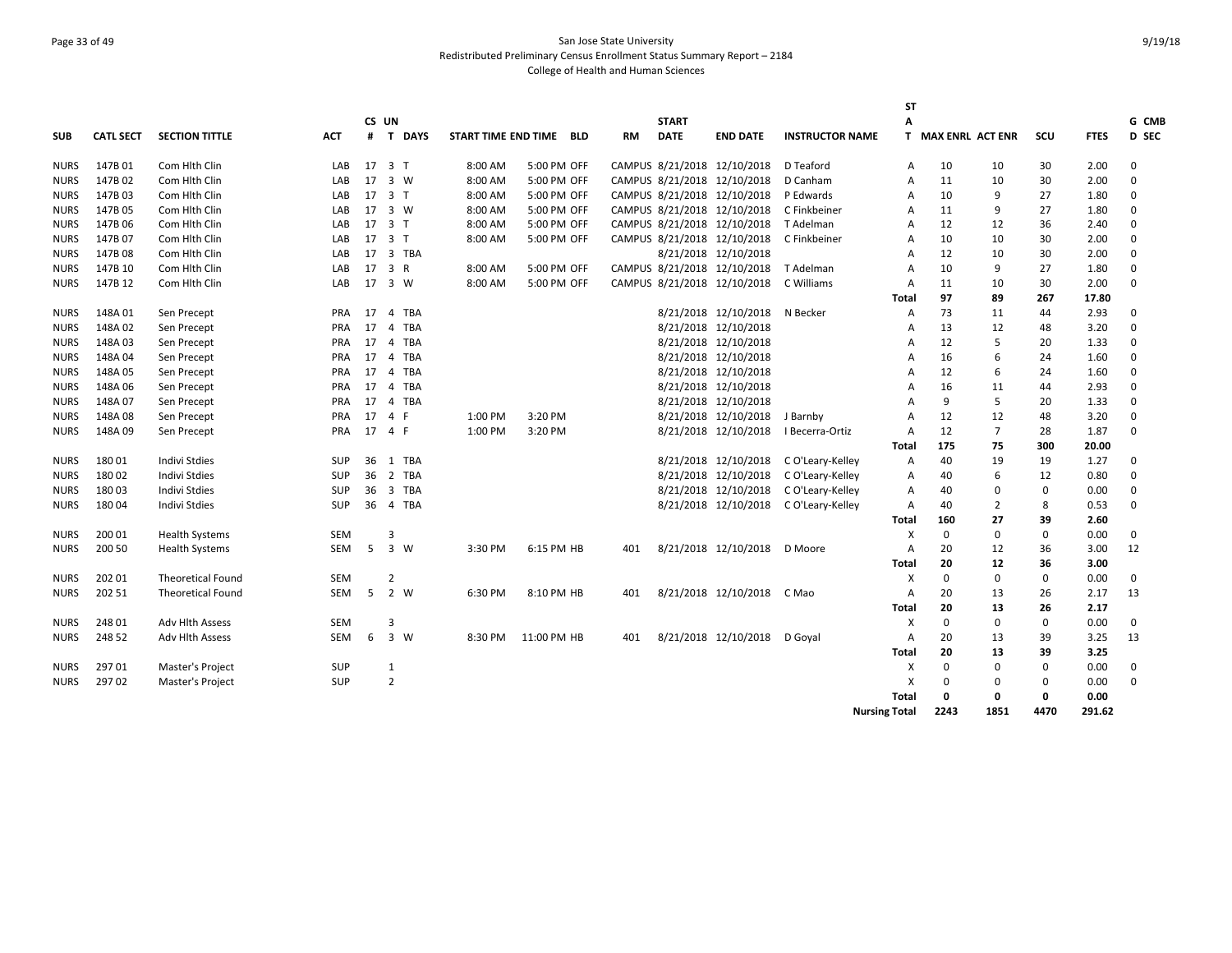# San Jose State University

## Redistributed Preliminary Census Enrollment Status Summary Report – 2184

### College of Health and Human Sciences

| SUB | CATL SECT | SECTION TITTLE | ACT | CS # | UN T | DAYS | START TIME | END TIME | BLD | RM | START DATE | END DATE | INSTRUCTOR NAME | STAT | MAX ENRL | ACT ENR | SCU | FTES | G D | CMB SEC |
|---|---|---|---|---|---|---|---|---|---|---|---|---|---|---|---|---|---|---|---|---|
| NURS | 147B 01 | Com Hlth Clin | LAB | 17 | 3 | T | 8:00 AM | 5:00 PM | OFF | CAMPUS | 8/21/2018 | 12/10/2018 | D Teaford | A | 10 | 10 | 30 | 2.00 | 0 | |
| NURS | 147B 02 | Com Hlth Clin | LAB | 17 | 3 | W | 8:00 AM | 5:00 PM | OFF | CAMPUS | 8/21/2018 | 12/10/2018 | D Canham | A | 11 | 10 | 30 | 2.00 | 0 | |
| NURS | 147B 03 | Com Hlth Clin | LAB | 17 | 3 | T | 8:00 AM | 5:00 PM | OFF | CAMPUS | 8/21/2018 | 12/10/2018 | P Edwards | A | 10 | 9 | 27 | 1.80 | 0 | |
| NURS | 147B 05 | Com Hlth Clin | LAB | 17 | 3 | W | 8:00 AM | 5:00 PM | OFF | CAMPUS | 8/21/2018 | 12/10/2018 | C Finkbeiner | A | 11 | 9 | 27 | 1.80 | 0 | |
| NURS | 147B 06 | Com Hlth Clin | LAB | 17 | 3 | T | 8:00 AM | 5:00 PM | OFF | CAMPUS | 8/21/2018 | 12/10/2018 | T Adelman | A | 12 | 12 | 36 | 2.40 | 0 | |
| NURS | 147B 07 | Com Hlth Clin | LAB | 17 | 3 | T | 8:00 AM | 5:00 PM | OFF | CAMPUS | 8/21/2018 | 12/10/2018 | C Finkbeiner | A | 10 | 10 | 30 | 2.00 | 0 | |
| NURS | 147B 08 | Com Hlth Clin | LAB | 17 | 3 | TBA | | | | | 8/21/2018 | 12/10/2018 | | A | 12 | 10 | 30 | 2.00 | 0 | |
| NURS | 147B 10 | Com Hlth Clin | LAB | 17 | 3 | R | 8:00 AM | 5:00 PM | OFF | CAMPUS | 8/21/2018 | 12/10/2018 | T Adelman | A | 10 | 9 | 27 | 1.80 | 0 | |
| NURS | 147B 12 | Com Hlth Clin | LAB | 17 | 3 | W | 8:00 AM | 5:00 PM | OFF | CAMPUS | 8/21/2018 | 12/10/2018 | C Williams | A | 11 | 10 | 30 | 2.00 | 0 | |
| | | | | | | | | | | | | | | **Total** | **97** | **89** | **267** | **17.80** | | |
| NURS | 148A 01 | Sen Precept | PRA | 17 | 4 | TBA | | | | | 8/21/2018 | 12/10/2018 | N Becker | A | 73 | 11 | 44 | 2.93 | 0 | |
| NURS | 148A 02 | Sen Precept | PRA | 17 | 4 | TBA | | | | | 8/21/2018 | 12/10/2018 | | A | 13 | 12 | 48 | 3.20 | 0 | |
| NURS | 148A 03 | Sen Precept | PRA | 17 | 4 | TBA | | | | | 8/21/2018 | 12/10/2018 | | A | 12 | 5 | 20 | 1.33 | 0 | |
| NURS | 148A 04 | Sen Precept | PRA | 17 | 4 | TBA | | | | | 8/21/2018 | 12/10/2018 | | A | 16 | 6 | 24 | 1.60 | 0 | |
| NURS | 148A 05 | Sen Precept | PRA | 17 | 4 | TBA | | | | | 8/21/2018 | 12/10/2018 | | A | 12 | 6 | 24 | 1.60 | 0 | |
| NURS | 148A 06 | Sen Precept | PRA | 17 | 4 | TBA | | | | | 8/21/2018 | 12/10/2018 | | A | 16 | 11 | 44 | 2.93 | 0 | |
| NURS | 148A 07 | Sen Precept | PRA | 17 | 4 | TBA | | | | | 8/21/2018 | 12/10/2018 | | A | 9 | 5 | 20 | 1.33 | 0 | |
| NURS | 148A 08 | Sen Precept | PRA | 17 | 4 | F | 1:00 PM | 3:20 PM | | | 8/21/2018 | 12/10/2018 | J Barnby | A | 12 | 12 | 48 | 3.20 | 0 | |
| NURS | 148A 09 | Sen Precept | PRA | 17 | 4 | F | 1:00 PM | 3:20 PM | | | 8/21/2018 | 12/10/2018 | I Becerra-Ortiz | A | 12 | 7 | 28 | 1.87 | 0 | |
| | | | | | | | | | | | | | | **Total** | **175** | **75** | **300** | **20.00** | | |
| NURS | 180 01 | Indivi Stdies | SUP | 36 | 1 | TBA | | | | | 8/21/2018 | 12/10/2018 | C O'Leary-Kelley | A | 40 | 19 | 19 | 1.27 | 0 | |
| NURS | 180 02 | Indivi Stdies | SUP | 36 | 2 | TBA | | | | | 8/21/2018 | 12/10/2018 | C O'Leary-Kelley | A | 40 | 6 | 12 | 0.80 | 0 | |
| NURS | 180 03 | Indivi Stdies | SUP | 36 | 3 | TBA | | | | | 8/21/2018 | 12/10/2018 | C O'Leary-Kelley | A | 40 | 0 | 0 | 0.00 | 0 | |
| NURS | 180 04 | Indivi Stdies | SUP | 36 | 4 | TBA | | | | | 8/21/2018 | 12/10/2018 | C O'Leary-Kelley | A | 40 | 2 | 8 | 0.53 | 0 | |
| | | | | | | | | | | | | | | **Total** | **160** | **27** | **39** | **2.60** | | |
| NURS | 200 01 | Health Systems | SEM | | 3 | | | | | | | | | X | 0 | 0 | 0 | 0.00 | 0 | |
| NURS | 200 50 | Health Systems | SEM | 5 | 3 | W | 3:30 PM | 6:15 PM | HB | 401 | 8/21/2018 | 12/10/2018 | D Moore | A | 20 | 12 | 36 | 3.00 | 12 | |
| | | | | | | | | | | | | | | **Total** | **20** | **12** | **36** | **3.00** | | |
| NURS | 202 01 | Theoretical Found | SEM | | 2 | | | | | | | | | X | 0 | 0 | 0 | 0.00 | 0 | |
| NURS | 202 51 | Theoretical Found | SEM | 5 | 2 | W | 6:30 PM | 8:10 PM | HB | 401 | 8/21/2018 | 12/10/2018 | C Mao | A | 20 | 13 | 26 | 2.17 | 13 | |
| | | | | | | | | | | | | | | **Total** | **20** | **13** | **26** | **2.17** | | |
| NURS | 248 01 | Adv Hlth Assess | SEM | | 3 | | | | | | | | | X | 0 | 0 | 0 | 0.00 | 0 | |
| NURS | 248 52 | Adv Hlth Assess | SEM | 6 | 3 | W | 8:30 PM | 11:00 PM | HB | 401 | 8/21/2018 | 12/10/2018 | D Goyal | A | 20 | 13 | 39 | 3.25 | 13 | |
| | | | | | | | | | | | | | | **Total** | **20** | **13** | **39** | **3.25** | | |
| NURS | 297 01 | Master's Project | SUP | | 1 | | | | | | | | | X | 0 | 0 | 0 | 0.00 | 0 | |
| NURS | 297 02 | Master's Project | SUP | | 2 | | | | | | | | | X | 0 | 0 | 0 | 0.00 | 0 | |
| | | | | | | | | | | | | | | **Total** | **0** | **0** | **0** | **0.00** | | |
| | | | | | | | | | | | | | | **Nursing Total** | **2243** | **1851** | **4470** | **291.62** | | |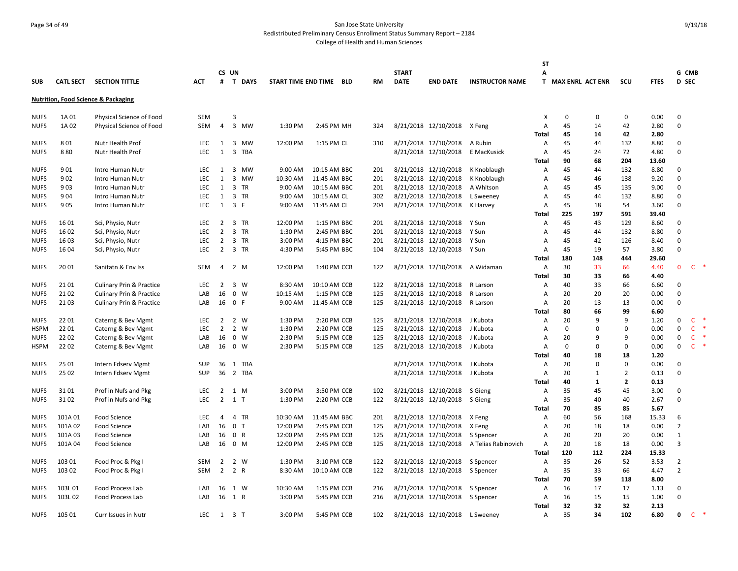San Jose State University
Redistributed Preliminary Census Enrollment Status Summary Report – 2184
College of Health and Human Sciences

9/19/18

| SUB | CATL SECT | SECTION TITTLE | ACT | CS # | UN T | DAYS | START TIME | END TIME | BLD | RM | START DATE | END DATE | INSTRUCTOR NAME | STAT | MAX ENRL | ACT ENR | SCU | FTES | GD | CMB SEC |
|---|---|---|---|---|---|---|---|---|---|---|---|---|---|---|---|---|---|---|---|---|
| **Nutrition, Food Science & Packaging** | | | | | | | | | | | | | | | | | | | | |
| NUFS | 1A 01 | Physical Science of Food | SEM | | 3 | | | | | | | | | X | 0 | 0 | 0 | 0.00 | 0 | |
| NUFS | 1A 02 | Physical Science of Food | SEM | 4 | 3 | MW | 1:30 PM | 2:45 PM | MH | 324 | 8/21/2018 | 12/10/2018 | X Feng | A | 45 | 14 | 42 | 2.80 | 0 | |
| | | | | | | | | | | | | | | **Total** | **45** | **14** | **42** | **2.80** | | |
| NUFS | 8 01 | Nutr Health Prof | LEC | 1 | 3 | MW | 12:00 PM | 1:15 PM | CL | 310 | 8/21/2018 | 12/10/2018 | A Rubin | A | 45 | 44 | 132 | 8.80 | 0 | |
| NUFS | 8 80 | Nutr Health Prof | LEC | 1 | 3 | TBA | | | | | 8/21/2018 | 12/10/2018 | E MacKusick | A | 45 | 24 | 72 | 4.80 | 0 | |
| | | | | | | | | | | | | | | **Total** | **90** | **68** | **204** | **13.60** | | |
| NUFS | 9 01 | Intro Human Nutr | LEC | 1 | 3 | MW | 9:00 AM | 10:15 AM | BBC | 201 | 8/21/2018 | 12/10/2018 | K Knoblaugh | A | 45 | 44 | 132 | 8.80 | 0 | |
| NUFS | 9 02 | Intro Human Nutr | LEC | 1 | 3 | MW | 10:30 AM | 11:45 AM | BBC | 201 | 8/21/2018 | 12/10/2018 | K Knoblaugh | A | 45 | 46 | 138 | 9.20 | 0 | |
| NUFS | 9 03 | Intro Human Nutr | LEC | 1 | 3 | TR | 9:00 AM | 10:15 AM | BBC | 201 | 8/21/2018 | 12/10/2018 | A Whitson | A | 45 | 45 | 135 | 9.00 | 0 | |
| NUFS | 9 04 | Intro Human Nutr | LEC | 1 | 3 | TR | 9:00 AM | 10:15 AM | CL | 302 | 8/21/2018 | 12/10/2018 | L Sweeney | A | 45 | 44 | 132 | 8.80 | 0 | |
| NUFS | 9 05 | Intro Human Nutr | LEC | 1 | 3 | F | 9:00 AM | 11:45 AM | CL | 204 | 8/21/2018 | 12/10/2018 | K Harvey | A | 45 | 18 | 54 | 3.60 | 0 | |
| | | | | | | | | | | | | | | **Total** | **225** | **197** | **591** | **39.40** | | |
| NUFS | 16 01 | Sci, Physio, Nutr | LEC | 2 | 3 | TR | 12:00 PM | 1:15 PM | BBC | 201 | 8/21/2018 | 12/10/2018 | Y Sun | A | 45 | 43 | 129 | 8.60 | 0 | |
| NUFS | 16 02 | Sci, Physio, Nutr | LEC | 2 | 3 | TR | 1:30 PM | 2:45 PM | BBC | 201 | 8/21/2018 | 12/10/2018 | Y Sun | A | 45 | 44 | 132 | 8.80 | 0 | |
| NUFS | 16 03 | Sci, Physio, Nutr | LEC | 2 | 3 | TR | 3:00 PM | 4:15 PM | BBC | 201 | 8/21/2018 | 12/10/2018 | Y Sun | A | 45 | 42 | 126 | 8.40 | 0 | |
| NUFS | 16 04 | Sci, Physio, Nutr | LEC | 2 | 3 | TR | 4:30 PM | 5:45 PM | BBC | 104 | 8/21/2018 | 12/10/2018 | Y Sun | A | 45 | 19 | 57 | 3.80 | 0 | |
| | | | | | | | | | | | | | | **Total** | **180** | **148** | **444** | **29.60** | | |
| NUFS | 20 01 | Sanitatn & Env Iss | SEM | 4 | 2 | M | 12:00 PM | 1:40 PM | CCB | 122 | 8/21/2018 | 12/10/2018 | A Widaman | A | 30 | 33 | 66 | 4.40 | 0 | C * |
| | | | | | | | | | | | | | | **Total** | **30** | **33** | **66** | **4.40** | | |
| NUFS | 21 01 | Culinary Prin & Practice | LEC | 2 | 3 | W | 8:30 AM | 10:10 AM | CCB | 122 | 8/21/2018 | 12/10/2018 | R Larson | A | 40 | 33 | 66 | 6.60 | 0 | |
| NUFS | 21 02 | Culinary Prin & Practice | LAB | 16 | 0 | W | 10:15 AM | 1:15 PM | CCB | 125 | 8/21/2018 | 12/10/2018 | R Larson | A | 20 | 20 | 20 | 0.00 | 0 | |
| NUFS | 21 03 | Culinary Prin & Practice | LAB | 16 | 0 | F | 9:00 AM | 11:45 AM | CCB | 125 | 8/21/2018 | 12/10/2018 | R Larson | A | 20 | 13 | 13 | 0.00 | 0 | |
| | | | | | | | | | | | | | | **Total** | **80** | **66** | **99** | **6.60** | | |
| NUFS | 22 01 | Caterng & Bev Mgmt | LEC | 2 | 2 | W | 1:30 PM | 2:20 PM | CCB | 125 | 8/21/2018 | 12/10/2018 | J Kubota | A | 20 | 9 | 9 | 1.20 | 0 | C * |
| HSPM | 22 01 | Caterng & Bev Mgmt | LEC | 2 | 2 | W | 1:30 PM | 2:20 PM | CCB | 125 | 8/21/2018 | 12/10/2018 | J Kubota | A | 0 | 0 | 0 | 0.00 | 0 | C * |
| NUFS | 22 02 | Caterng & Bev Mgmt | LAB | 16 | 0 | W | 2:30 PM | 5:15 PM | CCB | 125 | 8/21/2018 | 12/10/2018 | J Kubota | A | 20 | 9 | 9 | 0.00 | 0 | C * |
| HSPM | 22 02 | Caterng & Bev Mgmt | LAB | 16 | 0 | W | 2:30 PM | 5:15 PM | CCB | 125 | 8/21/2018 | 12/10/2018 | J Kubota | A | 0 | 0 | 0 | 0.00 | 0 | C * |
| | | | | | | | | | | | | | | **Total** | **40** | **18** | **18** | **1.20** | | |
| NUFS | 25 01 | Intern Fdserv Mgmt | SUP | 36 | 1 | TBA | | | | | 8/21/2018 | 12/10/2018 | J Kubota | A | 20 | 0 | 0 | 0.00 | 0 | |
| NUFS | 25 02 | Intern Fdserv Mgmt | SUP | 36 | 2 | TBA | | | | | 8/21/2018 | 12/10/2018 | J Kubota | A | 20 | 1 | 2 | 0.13 | 0 | |
| | | | | | | | | | | | | | | **Total** | **40** | **1** | **2** | **0.13** | | |
| NUFS | 31 01 | Prof in Nufs and Pkg | LEC | 2 | 1 | M | 3:00 PM | 3:50 PM | CCB | 102 | 8/21/2018 | 12/10/2018 | S Gieng | A | 35 | 45 | 45 | 3.00 | 0 | |
| NUFS | 31 02 | Prof in Nufs and Pkg | LEC | 2 | 1 | T | 1:30 PM | 2:20 PM | CCB | 122 | 8/21/2018 | 12/10/2018 | S Gieng | A | 35 | 40 | 40 | 2.67 | 0 | |
| | | | | | | | | | | | | | | **Total** | **70** | **85** | **85** | **5.67** | | |
| NUFS | 101A 01 | Food Science | LEC | 4 | 4 | TR | 10:30 AM | 11:45 AM | BBC | 201 | 8/21/2018 | 12/10/2018 | X Feng | A | 60 | 56 | 168 | 15.33 | 6 | |
| NUFS | 101A 02 | Food Science | LAB | 16 | 0 | T | 12:00 PM | 2:45 PM | CCB | 125 | 8/21/2018 | 12/10/2018 | X Feng | A | 20 | 18 | 18 | 0.00 | 2 | |
| NUFS | 101A 03 | Food Science | LAB | 16 | 0 | R | 12:00 PM | 2:45 PM | CCB | 125 | 8/21/2018 | 12/10/2018 | S Spencer | A | 20 | 20 | 20 | 0.00 | 1 | |
| NUFS | 101A 04 | Food Science | LAB | 16 | 0 | M | 12:00 PM | 2:45 PM | CCB | 125 | 8/21/2018 | 12/10/2018 | A Telias Rabinovich | A | 20 | 18 | 18 | 0.00 | 3 | |
| | | | | | | | | | | | | | | **Total** | **120** | **112** | **224** | **15.33** | | |
| NUFS | 103 01 | Food Proc & Pkg I | SEM | 2 | 2 | W | 1:30 PM | 3:10 PM | CCB | 122 | 8/21/2018 | 12/10/2018 | S Spencer | A | 35 | 26 | 52 | 3.53 | 2 | |
| NUFS | 103 02 | Food Proc & Pkg I | SEM | 2 | 2 | R | 8:30 AM | 10:10 AM | CCB | 122 | 8/21/2018 | 12/10/2018 | S Spencer | A | 35 | 33 | 66 | 4.47 | 2 | |
| | | | | | | | | | | | | | | **Total** | **70** | **59** | **118** | **8.00** | | |
| NUFS | 103L 01 | Food Process Lab | LAB | 16 | 1 | W | 10:30 AM | 1:15 PM | CCB | 216 | 8/21/2018 | 12/10/2018 | S Spencer | A | 16 | 17 | 17 | 1.13 | 0 | |
| NUFS | 103L 02 | Food Process Lab | LAB | 16 | 1 | R | 3:00 PM | 5:45 PM | CCB | 216 | 8/21/2018 | 12/10/2018 | S Spencer | A | 16 | 15 | 15 | 1.00 | 0 | |
| | | | | | | | | | | | | | | **Total** | **32** | **32** | **32** | **2.13** | | |
| NUFS | 105 01 | Curr Issues in Nutr | LEC | 1 | 3 | T | 3:00 PM | 5:45 PM | CCB | 102 | 8/21/2018 | 12/10/2018 | L Sweeney | A | 35 | 34 | 102 | 6.80 | 0 | C * |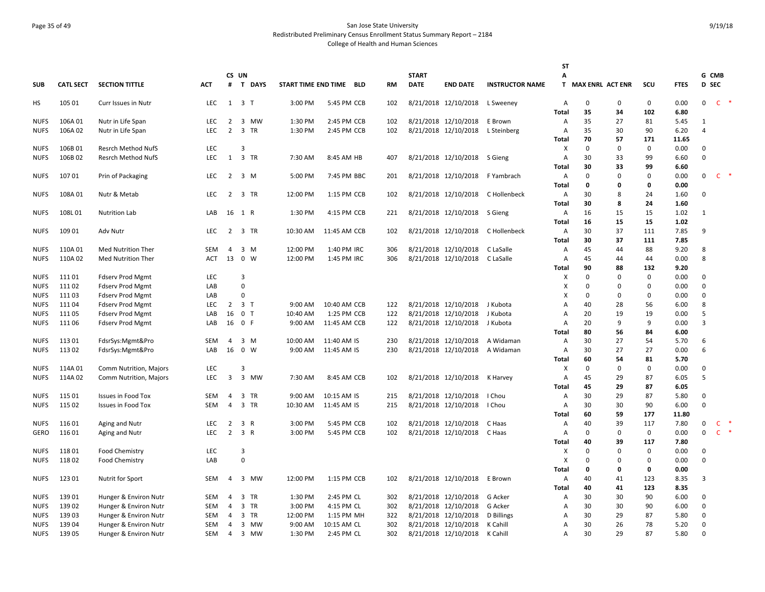San Jose State University
Redistributed Preliminary Census Enrollment Status Summary Report – 2184
College of Health and Human Sciences

| SUB | CATL SECT | SECTION TITTLE | ACT | CS # | UN T | DAYS | START TIME | END TIME | BLD | RM | START DATE | END DATE | INSTRUCTOR NAME | ST A T | MAX ENRL | ACT ENR | SCU | FTES | G D | CMB SEC |
|---|---|---|---|---|---|---|---|---|---|---|---|---|---|---|---|---|---|---|---|---|
| HS | 105 01 | Curr Issues in Nutr | LEC | 1 | 3 | T | 3:00 PM | 5:45 PM | CCB | 102 | 8/21/2018 | 12/10/2018 | L Sweeney | A | 0 | 0 | 0 | 0.00 | 0 | C * |
| | | | | | | | | | | | | | | Total | 35 | 34 | 102 | 6.80 | | |
| NUFS | 106A 01 | Nutr in Life Span | LEC | 2 | 3 | MW | 1:30 PM | 2:45 PM | CCB | 102 | 8/21/2018 | 12/10/2018 | E Brown | A | 35 | 27 | 81 | 5.45 | 1 | |
| NUFS | 106A 02 | Nutr in Life Span | LEC | 2 | 3 | TR | 1:30 PM | 2:45 PM | CCB | 102 | 8/21/2018 | 12/10/2018 | L Steinberg | A | 35 | 30 | 90 | 6.20 | 4 | |
| | | | | | | | | | | | | | | Total | 70 | 57 | 171 | 11.65 | | |
| NUFS | 106B 01 | Resrch Method NufS | LEC | | 3 | | | | | | | | | X | 0 | 0 | 0 | 0.00 | 0 | |
| NUFS | 106B 02 | Resrch Method NufS | LEC | 1 | 3 | TR | 7:30 AM | 8:45 AM | HB | 407 | 8/21/2018 | 12/10/2018 | S Gieng | A | 30 | 33 | 99 | 6.60 | 0 | |
| | | | | | | | | | | | | | | Total | 30 | 33 | 99 | 6.60 | | |
| NUFS | 107 01 | Prin of Packaging | LEC | 2 | 3 | M | 5:00 PM | 7:45 PM | BBC | 201 | 8/21/2018 | 12/10/2018 | F Yambrach | A | 0 | 0 | 0 | 0.00 | 0 | C * |
| | | | | | | | | | | | | | | Total | 0 | 0 | 0 | 0.00 | | |
| NUFS | 108A 01 | Nutr & Metab | LEC | 2 | 3 | TR | 12:00 PM | 1:15 PM | CCB | 102 | 8/21/2018 | 12/10/2018 | C Hollenbeck | A | 30 | 8 | 24 | 1.60 | 0 | |
| | | | | | | | | | | | | | | Total | 30 | 8 | 24 | 1.60 | | |
| NUFS | 108L 01 | Nutrition Lab | LAB | 16 | 1 | R | 1:30 PM | 4:15 PM | CCB | 221 | 8/21/2018 | 12/10/2018 | S Gieng | A | 16 | 15 | 15 | 1.02 | 1 | |
| | | | | | | | | | | | | | | Total | 16 | 15 | 15 | 1.02 | | |
| NUFS | 109 01 | Adv Nutr | LEC | 2 | 3 | TR | 10:30 AM | 11:45 AM | CCB | 102 | 8/21/2018 | 12/10/2018 | C Hollenbeck | A | 30 | 37 | 111 | 7.85 | 9 | |
| | | | | | | | | | | | | | | Total | 30 | 37 | 111 | 7.85 | | |
| NUFS | 110A 01 | Med Nutrition Ther | SEM | 4 | 3 | M | 12:00 PM | 1:40 PM | IRC | 306 | 8/21/2018 | 12/10/2018 | C LaSalle | A | 45 | 44 | 88 | 9.20 | 8 | |
| NUFS | 110A 02 | Med Nutrition Ther | ACT | 13 | 0 | W | 12:00 PM | 1:45 PM | IRC | 306 | 8/21/2018 | 12/10/2018 | C LaSalle | A | 45 | 44 | 44 | 0.00 | 8 | |
| | | | | | | | | | | | | | | Total | 90 | 88 | 132 | 9.20 | | |
| NUFS | 111 01 | Fdserv Prod Mgmt | LEC | | 3 | | | | | | | | | X | 0 | 0 | 0 | 0.00 | 0 | |
| NUFS | 111 02 | Fdserv Prod Mgmt | LAB | | 0 | | | | | | | | | X | 0 | 0 | 0 | 0.00 | 0 | |
| NUFS | 111 03 | Fdserv Prod Mgmt | LAB | | 0 | | | | | | | | | X | 0 | 0 | 0 | 0.00 | 0 | |
| NUFS | 111 04 | Fdserv Prod Mgmt | LEC | 2 | 3 | T | 9:00 AM | 10:40 AM | CCB | 122 | 8/21/2018 | 12/10/2018 | J Kubota | A | 40 | 28 | 56 | 6.00 | 8 | |
| NUFS | 111 05 | Fdserv Prod Mgmt | LAB | 16 | 0 | T | 10:40 AM | 1:25 PM | CCB | 122 | 8/21/2018 | 12/10/2018 | J Kubota | A | 20 | 19 | 19 | 0.00 | 5 | |
| NUFS | 111 06 | Fdserv Prod Mgmt | LAB | 16 | 0 | F | 9:00 AM | 11:45 AM | CCB | 122 | 8/21/2018 | 12/10/2018 | J Kubota | A | 20 | 9 | 9 | 0.00 | 3 | |
| | | | | | | | | | | | | | | Total | 80 | 56 | 84 | 6.00 | | |
| NUFS | 113 01 | FdsrSys:Mgmt&Pro | SEM | 4 | 3 | M | 10:00 AM | 11:40 AM | IS | 230 | 8/21/2018 | 12/10/2018 | A Widaman | A | 30 | 27 | 54 | 5.70 | 6 | |
| NUFS | 113 02 | FdsrSys:Mgmt&Pro | LAB | 16 | 0 | W | 9:00 AM | 11:45 AM | IS | 230 | 8/21/2018 | 12/10/2018 | A Widaman | A | 30 | 27 | 27 | 0.00 | 6 | |
| | | | | | | | | | | | | | | Total | 60 | 54 | 81 | 5.70 | | |
| NUFS | 114A 01 | Comm Nutrition, Majors | LEC | | 3 | | | | | | | | | X | 0 | 0 | 0 | 0.00 | 0 | |
| NUFS | 114A 02 | Comm Nutrition, Majors | LEC | 3 | 3 | MW | 7:30 AM | 8:45 AM | CCB | 102 | 8/21/2018 | 12/10/2018 | K Harvey | A | 45 | 29 | 87 | 6.05 | 5 | |
| | | | | | | | | | | | | | | Total | 45 | 29 | 87 | 6.05 | | |
| NUFS | 115 01 | Issues in Food Tox | SEM | 4 | 3 | TR | 9:00 AM | 10:15 AM | IS | 215 | 8/21/2018 | 12/10/2018 | I Chou | A | 30 | 29 | 87 | 5.80 | 0 | |
| NUFS | 115 02 | Issues in Food Tox | SEM | 4 | 3 | TR | 10:30 AM | 11:45 AM | IS | 215 | 8/21/2018 | 12/10/2018 | I Chou | A | 30 | 30 | 90 | 6.00 | 0 | |
| | | | | | | | | | | | | | | Total | 60 | 59 | 177 | 11.80 | | |
| NUFS | 116 01 | Aging and Nutr | LEC | 2 | 3 | R | 3:00 PM | 5:45 PM | CCB | 102 | 8/21/2018 | 12/10/2018 | C Haas | A | 40 | 39 | 117 | 7.80 | 0 | C * |
| GERO | 116 01 | Aging and Nutr | LEC | 2 | 3 | R | 3:00 PM | 5:45 PM | CCB | 102 | 8/21/2018 | 12/10/2018 | C Haas | A | 0 | 0 | 0 | 0.00 | 0 | C * |
| | | | | | | | | | | | | | | Total | 40 | 39 | 117 | 7.80 | | |
| NUFS | 118 01 | Food Chemistry | LEC | | 3 | | | | | | | | | X | 0 | 0 | 0 | 0.00 | 0 | |
| NUFS | 118 02 | Food Chemistry | LAB | | 0 | | | | | | | | | X | 0 | 0 | 0 | 0.00 | 0 | |
| | | | | | | | | | | | | | | Total | 0 | 0 | 0 | 0.00 | | |
| NUFS | 123 01 | Nutrit for Sport | SEM | 4 | 3 | MW | 12:00 PM | 1:15 PM | CCB | 102 | 8/21/2018 | 12/10/2018 | E Brown | A | 40 | 41 | 123 | 8.35 | 3 | |
| | | | | | | | | | | | | | | Total | 40 | 41 | 123 | 8.35 | | |
| NUFS | 139 01 | Hunger & Environ Nutr | SEM | 4 | 3 | TR | 1:30 PM | 2:45 PM | CL | 302 | 8/21/2018 | 12/10/2018 | G Acker | A | 30 | 30 | 90 | 6.00 | 0 | |
| NUFS | 139 02 | Hunger & Environ Nutr | SEM | 4 | 3 | TR | 3:00 PM | 4:15 PM | CL | 302 | 8/21/2018 | 12/10/2018 | G Acker | A | 30 | 30 | 90 | 6.00 | 0 | |
| NUFS | 139 03 | Hunger & Environ Nutr | SEM | 4 | 3 | TR | 12:00 PM | 1:15 PM | MH | 322 | 8/21/2018 | 12/10/2018 | D Billings | A | 30 | 29 | 87 | 5.80 | 0 | |
| NUFS | 139 04 | Hunger & Environ Nutr | SEM | 4 | 3 | MW | 9:00 AM | 10:15 AM | CL | 302 | 8/21/2018 | 12/10/2018 | K Cahill | A | 30 | 26 | 78 | 5.20 | 0 | |
| NUFS | 139 05 | Hunger & Environ Nutr | SEM | 4 | 3 | MW | 1:30 PM | 2:45 PM | CL | 302 | 8/21/2018 | 12/10/2018 | K Cahill | A | 30 | 29 | 87 | 5.80 | 0 | |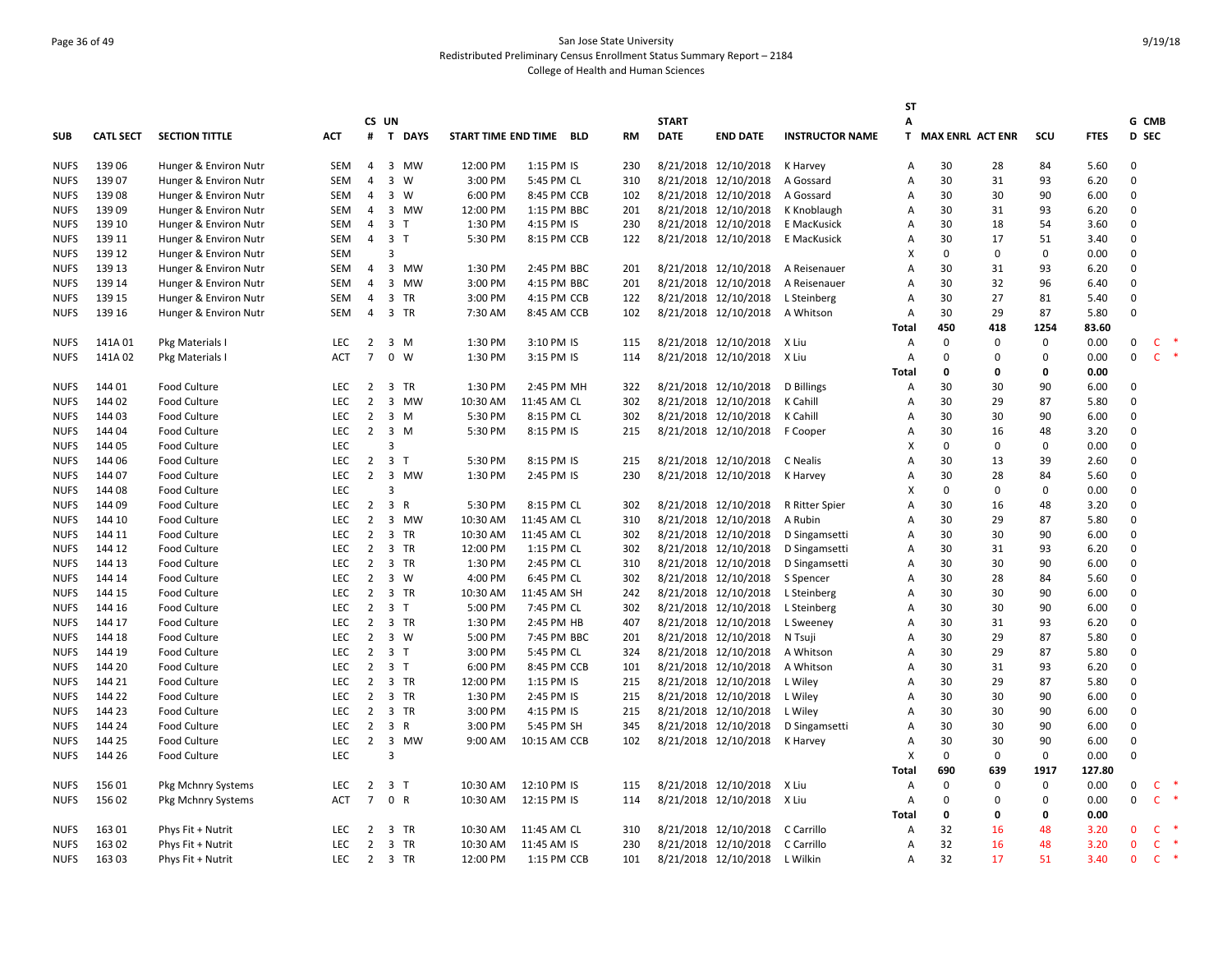San Jose State University
Redistributed Preliminary Census Enrollment Status Summary Report – 2184
College of Health and Human Sciences

| SUB | CATL SECT | SECTION TITTLE | ACT | CS # | UN T | DAYS | START TIME | END TIME | BLD | RM | START DATE | END DATE | INSTRUCTOR NAME | STAT | MAX ENRL | ACT ENR | SCU | FTES | G D | CMB SEC |
|---|---|---|---|---|---|---|---|---|---|---|---|---|---|---|---|---|---|---|---|---|
| NUFS | 139 06 | Hunger & Environ Nutr | SEM | 4 | 3 | MW | 12:00 PM | 1:15 PM | IS | 230 | 8/21/2018 | 12/10/2018 | K Harvey | A | 30 | 28 | 84 | 5.60 | 0 | |
| NUFS | 139 07 | Hunger & Environ Nutr | SEM | 4 | 3 | W | 3:00 PM | 5:45 PM | CL | 310 | 8/21/2018 | 12/10/2018 | A Gossard | A | 30 | 31 | 93 | 6.20 | 0 | |
| NUFS | 139 08 | Hunger & Environ Nutr | SEM | 4 | 3 | W | 6:00 PM | 8:45 PM | CCB | 102 | 8/21/2018 | 12/10/2018 | A Gossard | A | 30 | 30 | 90 | 6.00 | 0 | |
| NUFS | 139 09 | Hunger & Environ Nutr | SEM | 4 | 3 | MW | 12:00 PM | 1:15 PM | BBC | 201 | 8/21/2018 | 12/10/2018 | K Knoblaugh | A | 30 | 31 | 93 | 6.20 | 0 | |
| NUFS | 139 10 | Hunger & Environ Nutr | SEM | 4 | 3 | T | 1:30 PM | 4:15 PM | IS | 230 | 8/21/2018 | 12/10/2018 | E MacKusick | A | 30 | 18 | 54 | 3.60 | 0 | |
| NUFS | 139 11 | Hunger & Environ Nutr | SEM | 4 | 3 | T | 5:30 PM | 8:15 PM | CCB | 122 | 8/21/2018 | 12/10/2018 | E MacKusick | A | 30 | 17 | 51 | 3.40 | 0 | |
| NUFS | 139 12 | Hunger & Environ Nutr | SEM | | 3 | | | | | | | | | X | 0 | 0 | 0 | 0.00 | 0 | |
| NUFS | 139 13 | Hunger & Environ Nutr | SEM | 4 | 3 | MW | 1:30 PM | 2:45 PM | BBC | 201 | 8/21/2018 | 12/10/2018 | A Reisenauer | A | 30 | 31 | 93 | 6.20 | 0 | |
| NUFS | 139 14 | Hunger & Environ Nutr | SEM | 4 | 3 | MW | 3:00 PM | 4:15 PM | BBC | 201 | 8/21/2018 | 12/10/2018 | A Reisenauer | A | 30 | 32 | 96 | 6.40 | 0 | |
| NUFS | 139 15 | Hunger & Environ Nutr | SEM | 4 | 3 | TR | 3:00 PM | 4:15 PM | CCB | 122 | 8/21/2018 | 12/10/2018 | L Steinberg | A | 30 | 27 | 81 | 5.40 | 0 | |
| NUFS | 139 16 | Hunger & Environ Nutr | SEM | 4 | 3 | TR | 7:30 AM | 8:45 AM | CCB | 102 | 8/21/2018 | 12/10/2018 | A Whitson | A | 30 | 29 | 87 | 5.80 | 0 | |
| | | | | | | | | | | | | | | **Total** | **450** | **418** | **1254** | **83.60** | | |
| NUFS | 141A 01 | Pkg Materials I | LEC | 2 | 3 | M | 1:30 PM | 3:10 PM | IS | 115 | 8/21/2018 | 12/10/2018 | X Liu | A | 0 | 0 | 0 | 0.00 | 0 | C * |
| NUFS | 141A 02 | Pkg Materials I | ACT | 7 | 0 | W | 1:30 PM | 3:15 PM | IS | 114 | 8/21/2018 | 12/10/2018 | X Liu | A | 0 | 0 | 0 | 0.00 | 0 | C * |
| | | | | | | | | | | | | | | **Total** | **0** | **0** | **0** | **0.00** | | |
| NUFS | 144 01 | Food Culture | LEC | 2 | 3 | TR | 1:30 PM | 2:45 PM | MH | 322 | 8/21/2018 | 12/10/2018 | D Billings | A | 30 | 30 | 90 | 6.00 | 0 | |
| NUFS | 144 02 | Food Culture | LEC | 2 | 3 | MW | 10:30 AM | 11:45 AM | CL | 302 | 8/21/2018 | 12/10/2018 | K Cahill | A | 30 | 29 | 87 | 5.80 | 0 | |
| NUFS | 144 03 | Food Culture | LEC | 2 | 3 | M | 5:30 PM | 8:15 PM | CL | 302 | 8/21/2018 | 12/10/2018 | K Cahill | A | 30 | 30 | 90 | 6.00 | 0 | |
| NUFS | 144 04 | Food Culture | LEC | 2 | 3 | M | 5:30 PM | 8:15 PM | IS | 215 | 8/21/2018 | 12/10/2018 | F Cooper | A | 30 | 16 | 48 | 3.20 | 0 | |
| NUFS | 144 05 | Food Culture | LEC | | 3 | | | | | | | | | X | 0 | 0 | 0 | 0.00 | 0 | |
| NUFS | 144 06 | Food Culture | LEC | 2 | 3 | T | 5:30 PM | 8:15 PM | IS | 215 | 8/21/2018 | 12/10/2018 | C Nealis | A | 30 | 13 | 39 | 2.60 | 0 | |
| NUFS | 144 07 | Food Culture | LEC | 2 | 3 | MW | 1:30 PM | 2:45 PM | IS | 230 | 8/21/2018 | 12/10/2018 | K Harvey | A | 30 | 28 | 84 | 5.60 | 0 | |
| NUFS | 144 08 | Food Culture | LEC | | 3 | | | | | | | | | X | 0 | 0 | 0 | 0.00 | 0 | |
| NUFS | 144 09 | Food Culture | LEC | 2 | 3 | R | 5:30 PM | 8:15 PM | CL | 302 | 8/21/2018 | 12/10/2018 | R Ritter Spier | A | 30 | 16 | 48 | 3.20 | 0 | |
| NUFS | 144 10 | Food Culture | LEC | 2 | 3 | MW | 10:30 AM | 11:45 AM | CL | 310 | 8/21/2018 | 12/10/2018 | A Rubin | A | 30 | 29 | 87 | 5.80 | 0 | |
| NUFS | 144 11 | Food Culture | LEC | 2 | 3 | TR | 10:30 AM | 11:45 AM | CL | 302 | 8/21/2018 | 12/10/2018 | D Singamsetti | A | 30 | 30 | 90 | 6.00 | 0 | |
| NUFS | 144 12 | Food Culture | LEC | 2 | 3 | TR | 12:00 PM | 1:15 PM | CL | 302 | 8/21/2018 | 12/10/2018 | D Singamsetti | A | 30 | 31 | 93 | 6.20 | 0 | |
| NUFS | 144 13 | Food Culture | LEC | 2 | 3 | TR | 1:30 PM | 2:45 PM | CL | 310 | 8/21/2018 | 12/10/2018 | D Singamsetti | A | 30 | 30 | 90 | 6.00 | 0 | |
| NUFS | 144 14 | Food Culture | LEC | 2 | 3 | W | 4:00 PM | 6:45 PM | CL | 302 | 8/21/2018 | 12/10/2018 | S Spencer | A | 30 | 28 | 84 | 5.60 | 0 | |
| NUFS | 144 15 | Food Culture | LEC | 2 | 3 | TR | 10:30 AM | 11:45 AM | SH | 242 | 8/21/2018 | 12/10/2018 | L Steinberg | A | 30 | 30 | 90 | 6.00 | 0 | |
| NUFS | 144 16 | Food Culture | LEC | 2 | 3 | T | 5:00 PM | 7:45 PM | CL | 302 | 8/21/2018 | 12/10/2018 | L Steinberg | A | 30 | 30 | 90 | 6.00 | 0 | |
| NUFS | 144 17 | Food Culture | LEC | 2 | 3 | TR | 1:30 PM | 2:45 PM | HB | 407 | 8/21/2018 | 12/10/2018 | L Sweeney | A | 30 | 31 | 93 | 6.20 | 0 | |
| NUFS | 144 18 | Food Culture | LEC | 2 | 3 | W | 5:00 PM | 7:45 PM | BBC | 201 | 8/21/2018 | 12/10/2018 | N Tsuji | A | 30 | 29 | 87 | 5.80 | 0 | |
| NUFS | 144 19 | Food Culture | LEC | 2 | 3 | T | 3:00 PM | 5:45 PM | CL | 324 | 8/21/2018 | 12/10/2018 | A Whitson | A | 30 | 29 | 87 | 5.80 | 0 | |
| NUFS | 144 20 | Food Culture | LEC | 2 | 3 | T | 6:00 PM | 8:45 PM | CCB | 101 | 8/21/2018 | 12/10/2018 | A Whitson | A | 30 | 31 | 93 | 6.20 | 0 | |
| NUFS | 144 21 | Food Culture | LEC | 2 | 3 | TR | 12:00 PM | 1:15 PM | IS | 215 | 8/21/2018 | 12/10/2018 | L Wiley | A | 30 | 29 | 87 | 5.80 | 0 | |
| NUFS | 144 22 | Food Culture | LEC | 2 | 3 | TR | 1:30 PM | 2:45 PM | IS | 215 | 8/21/2018 | 12/10/2018 | L Wiley | A | 30 | 30 | 90 | 6.00 | 0 | |
| NUFS | 144 23 | Food Culture | LEC | 2 | 3 | TR | 3:00 PM | 4:15 PM | IS | 215 | 8/21/2018 | 12/10/2018 | L Wiley | A | 30 | 30 | 90 | 6.00 | 0 | |
| NUFS | 144 24 | Food Culture | LEC | 2 | 3 | R | 3:00 PM | 5:45 PM | SH | 345 | 8/21/2018 | 12/10/2018 | D Singamsetti | A | 30 | 30 | 90 | 6.00 | 0 | |
| NUFS | 144 25 | Food Culture | LEC | 2 | 3 | MW | 9:00 AM | 10:15 AM | CCB | 102 | 8/21/2018 | 12/10/2018 | K Harvey | A | 30 | 30 | 90 | 6.00 | 0 | |
| NUFS | 144 26 | Food Culture | LEC | | 3 | | | | | | | | | X | 0 | 0 | 0 | 0.00 | 0 | |
| | | | | | | | | | | | | | | **Total** | **690** | **639** | **1917** | **127.80** | | |
| NUFS | 156 01 | Pkg Mchnry Systems | LEC | 2 | 3 | T | 10:30 AM | 12:10 PM | IS | 115 | 8/21/2018 | 12/10/2018 | X Liu | A | 0 | 0 | 0 | 0.00 | 0 | C * |
| NUFS | 156 02 | Pkg Mchnry Systems | ACT | 7 | 0 | R | 10:30 AM | 12:15 PM | IS | 114 | 8/21/2018 | 12/10/2018 | X Liu | A | 0 | 0 | 0 | 0.00 | 0 | C * |
| | | | | | | | | | | | | | | **Total** | **0** | **0** | **0** | **0.00** | | |
| NUFS | 163 01 | Phys Fit + Nutrit | LEC | 2 | 3 | TR | 10:30 AM | 11:45 AM | CL | 310 | 8/21/2018 | 12/10/2018 | C Carrillo | A | 32 | 16 | 48 | 3.20 | 0 | C * |
| NUFS | 163 02 | Phys Fit + Nutrit | LEC | 2 | 3 | TR | 10:30 AM | 11:45 AM | IS | 230 | 8/21/2018 | 12/10/2018 | C Carrillo | A | 32 | 16 | 48 | 3.20 | 0 | C * |
| NUFS | 163 03 | Phys Fit + Nutrit | LEC | 2 | 3 | TR | 12:00 PM | 1:15 PM | CCB | 101 | 8/21/2018 | 12/10/2018 | L Wilkin | A | 32 | 17 | 51 | 3.40 | 0 | C * |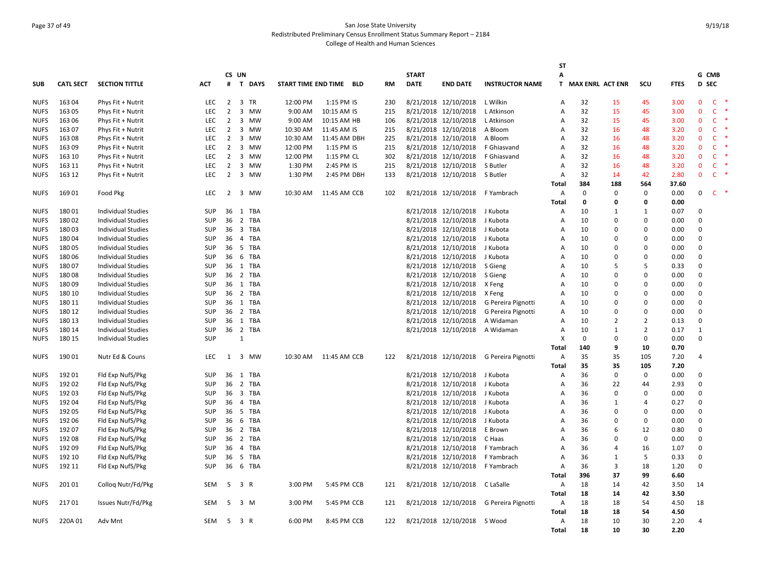San Jose State University
Redistributed Preliminary Census Enrollment Status Summary Report – 2184
College of Health and Human Sciences

| SUB | CATL SECT | SECTION TITTLE | ACT | CS # | UN T | DAYS | START TIME | END TIME | BLD | RM | START DATE | END DATE | INSTRUCTOR NAME | STAT | MAX ENRL | ACT ENR | SCU | FTES | G D | CMB SEC |
|---|---|---|---|---|---|---|---|---|---|---|---|---|---|---|---|---|---|---|---|---|
| NUFS | 163 04 | Phys Fit + Nutrit | LEC | 2 | 3 | TR | 12:00 PM | 1:15 PM | IS | 230 | 8/21/2018 | 12/10/2018 | L Wilkin | A | 32 | 15 | 45 | 3.00 | 0 | C * |
| NUFS | 163 05 | Phys Fit + Nutrit | LEC | 2 | 3 | MW | 9:00 AM | 10:15 AM | IS | 215 | 8/21/2018 | 12/10/2018 | L Atkinson | A | 32 | 15 | 45 | 3.00 | 0 | C * |
| NUFS | 163 06 | Phys Fit + Nutrit | LEC | 2 | 3 | MW | 9:00 AM | 10:15 AM | HB | 106 | 8/21/2018 | 12/10/2018 | L Atkinson | A | 32 | 15 | 45 | 3.00 | 0 | C * |
| NUFS | 163 07 | Phys Fit + Nutrit | LEC | 2 | 3 | MW | 10:30 AM | 11:45 AM | IS | 215 | 8/21/2018 | 12/10/2018 | A Bloom | A | 32 | 16 | 48 | 3.20 | 0 | C * |
| NUFS | 163 08 | Phys Fit + Nutrit | LEC | 2 | 3 | MW | 10:30 AM | 11:45 AM | DBH | 225 | 8/21/2018 | 12/10/2018 | A Bloom | A | 32 | 16 | 48 | 3.20 | 0 | C * |
| NUFS | 163 09 | Phys Fit + Nutrit | LEC | 2 | 3 | MW | 12:00 PM | 1:15 PM | IS | 215 | 8/21/2018 | 12/10/2018 | F Ghiasvand | A | 32 | 16 | 48 | 3.20 | 0 | C * |
| NUFS | 163 10 | Phys Fit + Nutrit | LEC | 2 | 3 | MW | 12:00 PM | 1:15 PM | CL | 302 | 8/21/2018 | 12/10/2018 | F Ghiasvand | A | 32 | 16 | 48 | 3.20 | 0 | C * |
| NUFS | 163 11 | Phys Fit + Nutrit | LEC | 2 | 3 | MW | 1:30 PM | 2:45 PM | IS | 215 | 8/21/2018 | 12/10/2018 | S Butler | A | 32 | 16 | 48 | 3.20 | 0 | C * |
| NUFS | 163 12 | Phys Fit + Nutrit | LEC | 2 | 3 | MW | 1:30 PM | 2:45 PM | DBH | 133 | 8/21/2018 | 12/10/2018 | S Butler | A | 32 | 14 | 42 | 2.80 | 0 | C * |
| | | | | | | | | | | | | | | Total | 384 | 188 | 564 | 37.60 | | |
| NUFS | 169 01 | Food Pkg | LEC | 2 | 3 | MW | 10:30 AM | 11:45 AM | CCB | 102 | 8/21/2018 | 12/10/2018 | F Yambrach | A | 0 | 0 | 0 | 0.00 | 0 | C * |
| | | | | | | | | | | | | | | Total | 0 | 0 | 0 | 0.00 | | |
| NUFS | 180 01 | Individual Studies | SUP | 36 | 1 | TBA | | | | | 8/21/2018 | 12/10/2018 | J Kubota | A | 10 | 1 | 1 | 0.07 | 0 | |
| NUFS | 180 02 | Individual Studies | SUP | 36 | 2 | TBA | | | | | 8/21/2018 | 12/10/2018 | J Kubota | A | 10 | 0 | 0 | 0.00 | 0 | |
| NUFS | 180 03 | Individual Studies | SUP | 36 | 3 | TBA | | | | | 8/21/2018 | 12/10/2018 | J Kubota | A | 10 | 0 | 0 | 0.00 | 0 | |
| NUFS | 180 04 | Individual Studies | SUP | 36 | 4 | TBA | | | | | 8/21/2018 | 12/10/2018 | J Kubota | A | 10 | 0 | 0 | 0.00 | 0 | |
| NUFS | 180 05 | Individual Studies | SUP | 36 | 5 | TBA | | | | | 8/21/2018 | 12/10/2018 | J Kubota | A | 10 | 0 | 0 | 0.00 | 0 | |
| NUFS | 180 06 | Individual Studies | SUP | 36 | 6 | TBA | | | | | 8/21/2018 | 12/10/2018 | J Kubota | A | 10 | 0 | 0 | 0.00 | 0 | |
| NUFS | 180 07 | Individual Studies | SUP | 36 | 1 | TBA | | | | | 8/21/2018 | 12/10/2018 | S Gieng | A | 10 | 5 | 5 | 0.33 | 0 | |
| NUFS | 180 08 | Individual Studies | SUP | 36 | 2 | TBA | | | | | 8/21/2018 | 12/10/2018 | S Gieng | A | 10 | 0 | 0 | 0.00 | 0 | |
| NUFS | 180 09 | Individual Studies | SUP | 36 | 1 | TBA | | | | | 8/21/2018 | 12/10/2018 | X Feng | A | 10 | 0 | 0 | 0.00 | 0 | |
| NUFS | 180 10 | Individual Studies | SUP | 36 | 2 | TBA | | | | | 8/21/2018 | 12/10/2018 | X Feng | A | 10 | 0 | 0 | 0.00 | 0 | |
| NUFS | 180 11 | Individual Studies | SUP | 36 | 1 | TBA | | | | | 8/21/2018 | 12/10/2018 | G Pereira Pignotti | A | 10 | 0 | 0 | 0.00 | 0 | |
| NUFS | 180 12 | Individual Studies | SUP | 36 | 2 | TBA | | | | | 8/21/2018 | 12/10/2018 | G Pereira Pignotti | A | 10 | 0 | 0 | 0.00 | 0 | |
| NUFS | 180 13 | Individual Studies | SUP | 36 | 1 | TBA | | | | | 8/21/2018 | 12/10/2018 | A Widaman | A | 10 | 2 | 2 | 0.13 | 0 | |
| NUFS | 180 14 | Individual Studies | SUP | 36 | 2 | TBA | | | | | 8/21/2018 | 12/10/2018 | A Widaman | A | 10 | 1 | 2 | 0.17 | 1 | |
| NUFS | 180 15 | Individual Studies | SUP | | 1 | | | | | | | | | X | 0 | 0 | 0 | 0.00 | 0 | |
| | | | | | | | | | | | | | | Total | 140 | 9 | 10 | 0.70 | | |
| NUFS | 190 01 | Nutr Ed & Couns | LEC | 1 | 3 | MW | 10:30 AM | 11:45 AM | CCB | 122 | 8/21/2018 | 12/10/2018 | G Pereira Pignotti | A | 35 | 35 | 105 | 7.20 | 4 | |
| | | | | | | | | | | | | | | Total | 35 | 35 | 105 | 7.20 | | |
| NUFS | 192 01 | Fld Exp NufS/Pkg | SUP | 36 | 1 | TBA | | | | | 8/21/2018 | 12/10/2018 | J Kubota | A | 36 | 0 | 0 | 0.00 | 0 | |
| NUFS | 192 02 | Fld Exp NufS/Pkg | SUP | 36 | 2 | TBA | | | | | 8/21/2018 | 12/10/2018 | J Kubota | A | 36 | 22 | 44 | 2.93 | 0 | |
| NUFS | 192 03 | Fld Exp NufS/Pkg | SUP | 36 | 3 | TBA | | | | | 8/21/2018 | 12/10/2018 | J Kubota | A | 36 | 0 | 0 | 0.00 | 0 | |
| NUFS | 192 04 | Fld Exp NufS/Pkg | SUP | 36 | 4 | TBA | | | | | 8/21/2018 | 12/10/2018 | J Kubota | A | 36 | 1 | 4 | 0.27 | 0 | |
| NUFS | 192 05 | Fld Exp NufS/Pkg | SUP | 36 | 5 | TBA | | | | | 8/21/2018 | 12/10/2018 | J Kubota | A | 36 | 0 | 0 | 0.00 | 0 | |
| NUFS | 192 06 | Fld Exp NufS/Pkg | SUP | 36 | 6 | TBA | | | | | 8/21/2018 | 12/10/2018 | J Kubota | A | 36 | 0 | 0 | 0.00 | 0 | |
| NUFS | 192 07 | Fld Exp NufS/Pkg | SUP | 36 | 2 | TBA | | | | | 8/21/2018 | 12/10/2018 | E Brown | A | 36 | 6 | 12 | 0.80 | 0 | |
| NUFS | 192 08 | Fld Exp NufS/Pkg | SUP | 36 | 2 | TBA | | | | | 8/21/2018 | 12/10/2018 | C Haas | A | 36 | 0 | 0 | 0.00 | 0 | |
| NUFS | 192 09 | Fld Exp NufS/Pkg | SUP | 36 | 4 | TBA | | | | | 8/21/2018 | 12/10/2018 | F Yambrach | A | 36 | 4 | 16 | 1.07 | 0 | |
| NUFS | 192 10 | Fld Exp NufS/Pkg | SUP | 36 | 5 | TBA | | | | | 8/21/2018 | 12/10/2018 | F Yambrach | A | 36 | 1 | 5 | 0.33 | 0 | |
| NUFS | 192 11 | Fld Exp NufS/Pkg | SUP | 36 | 6 | TBA | | | | | 8/21/2018 | 12/10/2018 | F Yambrach | A | 36 | 3 | 18 | 1.20 | 0 | |
| | | | | | | | | | | | | | | Total | 396 | 37 | 99 | 6.60 | | |
| NUFS | 201 01 | Colloq Nutr/Fd/Pkg | SEM | 5 | 3 | R | 3:00 PM | 5:45 PM | CCB | 121 | 8/21/2018 | 12/10/2018 | C LaSalle | A | 18 | 14 | 42 | 3.50 | 14 | |
| | | | | | | | | | | | | | | Total | 18 | 14 | 42 | 3.50 | | |
| NUFS | 217 01 | Issues Nutr/Fd/Pkg | SEM | 5 | 3 | M | 3:00 PM | 5:45 PM | CCB | 121 | 8/21/2018 | 12/10/2018 | G Pereira Pignotti | A | 18 | 18 | 54 | 4.50 | 18 | |
| | | | | | | | | | | | | | | Total | 18 | 18 | 54 | 4.50 | | |
| NUFS | 220A 01 | Adv Mnt | SEM | 5 | 3 | R | 6:00 PM | 8:45 PM | CCB | 122 | 8/21/2018 | 12/10/2018 | S Wood | A | 18 | 10 | 30 | 2.20 | 4 | |
| | | | | | | | | | | | | | | Total | 18 | 10 | 30 | 2.20 | | |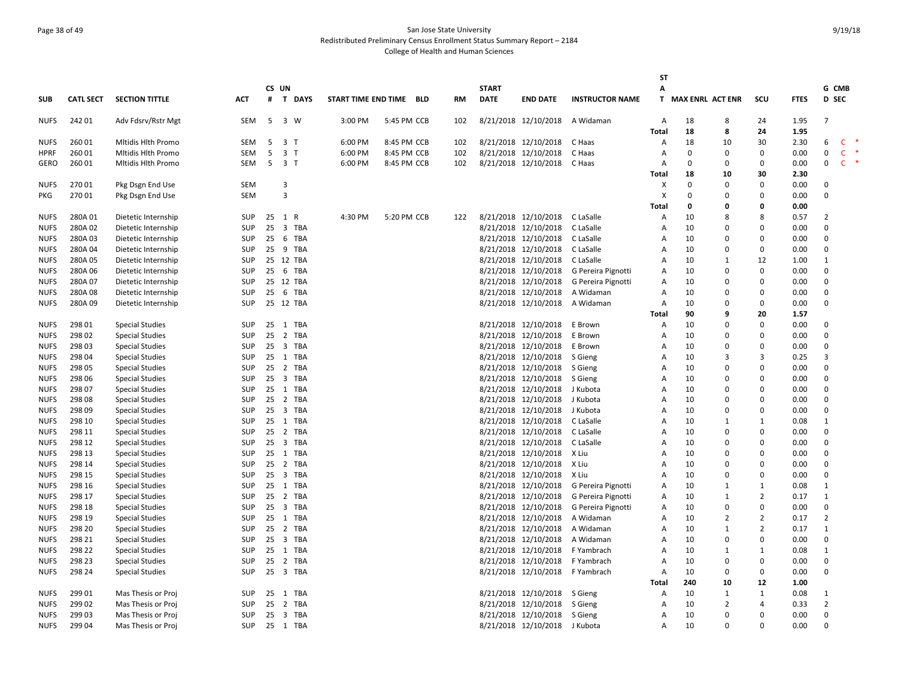San Jose State University
Redistributed Preliminary Census Enrollment Status Summary Report – 2184
College of Health and Human Sciences

| SUB | CATL SECT | SECTION TITTLE | ACT | CS # | UN T | DAYS | START TIME | END TIME | BLD | RM | START DATE | END DATE | INSTRUCTOR NAME | ST A T | MAX ENRL | ACT ENR | SCU | FTES | G D | CMB SEC |
|---|---|---|---|---|---|---|---|---|---|---|---|---|---|---|---|---|---|---|---|---|
| NUFS | 242 01 | Adv Fdsrv/Rstr Mgt | SEM | 5 | 3 | W | 3:00 PM | 5:45 PM | CCB | 102 | 8/21/2018 | 12/10/2018 | A Widaman | A | 18 | 8 | 24 | 1.95 | 7 | |
| | | | | | | | | | | | | | | Total | 18 | 8 | 24 | 1.95 | | |
| NUFS | 260 01 | Mltidis Hlth Promo | SEM | 5 | 3 | T | 6:00 PM | 8:45 PM | CCB | 102 | 8/21/2018 | 12/10/2018 | C Haas | A | 18 | 10 | 30 | 2.30 | 6 | C * |
| HPRF | 260 01 | Mltidis Hlth Promo | SEM | 5 | 3 | T | 6:00 PM | 8:45 PM | CCB | 102 | 8/21/2018 | 12/10/2018 | C Haas | A | 0 | 0 | 0 | 0.00 | 0 | C * |
| GERO | 260 01 | Mltidis Hlth Promo | SEM | 5 | 3 | T | 6:00 PM | 8:45 PM | CCB | 102 | 8/21/2018 | 12/10/2018 | C Haas | A | 0 | 0 | 0 | 0.00 | 0 | C * |
| | | | | | | | | | | | | | | Total | 18 | 10 | 30 | 2.30 | | |
| NUFS | 270 01 | Pkg Dsgn End Use | SEM | | 3 | | | | | | | | | X | 0 | 0 | 0 | 0.00 | 0 | |
| PKG | 270 01 | Pkg Dsgn End Use | SEM | | 3 | | | | | | | | | X | 0 | 0 | 0 | 0.00 | 0 | |
| | | | | | | | | | | | | | | Total | 0 | 0 | 0 | 0.00 | | |
| NUFS | 280A 01 | Dietetic Internship | SUP | 25 | 1 | R | 4:30 PM | 5:20 PM | CCB | 122 | 8/21/2018 | 12/10/2018 | C LaSalle | A | 10 | 8 | 8 | 0.57 | 2 | |
| NUFS | 280A 02 | Dietetic Internship | SUP | 25 | 3 | TBA | | | | | 8/21/2018 | 12/10/2018 | C LaSalle | A | 10 | 0 | 0 | 0.00 | 0 | |
| NUFS | 280A 03 | Dietetic Internship | SUP | 25 | 6 | TBA | | | | | 8/21/2018 | 12/10/2018 | C LaSalle | A | 10 | 0 | 0 | 0.00 | 0 | |
| NUFS | 280A 04 | Dietetic Internship | SUP | 25 | 9 | TBA | | | | | 8/21/2018 | 12/10/2018 | C LaSalle | A | 10 | 0 | 0 | 0.00 | 0 | |
| NUFS | 280A 05 | Dietetic Internship | SUP | 25 | 12 | TBA | | | | | 8/21/2018 | 12/10/2018 | C LaSalle | A | 10 | 1 | 12 | 1.00 | 1 | |
| NUFS | 280A 06 | Dietetic Internship | SUP | 25 | 6 | TBA | | | | | 8/21/2018 | 12/10/2018 | G Pereira Pignotti | A | 10 | 0 | 0 | 0.00 | 0 | |
| NUFS | 280A 07 | Dietetic Internship | SUP | 25 | 12 | TBA | | | | | 8/21/2018 | 12/10/2018 | G Pereira Pignotti | A | 10 | 0 | 0 | 0.00 | 0 | |
| NUFS | 280A 08 | Dietetic Internship | SUP | 25 | 6 | TBA | | | | | 8/21/2018 | 12/10/2018 | A Widaman | A | 10 | 0 | 0 | 0.00 | 0 | |
| NUFS | 280A 09 | Dietetic Internship | SUP | 25 | 12 | TBA | | | | | 8/21/2018 | 12/10/2018 | A Widaman | A | 10 | 0 | 0 | 0.00 | 0 | |
| | | | | | | | | | | | | | | Total | 90 | 9 | 20 | 1.57 | | |
| NUFS | 298 01 | Special Studies | SUP | 25 | 1 | TBA | | | | | 8/21/2018 | 12/10/2018 | E Brown | A | 10 | 0 | 0 | 0.00 | 0 | |
| NUFS | 298 02 | Special Studies | SUP | 25 | 2 | TBA | | | | | 8/21/2018 | 12/10/2018 | E Brown | A | 10 | 0 | 0 | 0.00 | 0 | |
| NUFS | 298 03 | Special Studies | SUP | 25 | 3 | TBA | | | | | 8/21/2018 | 12/10/2018 | E Brown | A | 10 | 0 | 0 | 0.00 | 0 | |
| NUFS | 298 04 | Special Studies | SUP | 25 | 1 | TBA | | | | | 8/21/2018 | 12/10/2018 | S Gieng | A | 10 | 3 | 3 | 0.25 | 3 | |
| NUFS | 298 05 | Special Studies | SUP | 25 | 2 | TBA | | | | | 8/21/2018 | 12/10/2018 | S Gieng | A | 10 | 0 | 0 | 0.00 | 0 | |
| NUFS | 298 06 | Special Studies | SUP | 25 | 3 | TBA | | | | | 8/21/2018 | 12/10/2018 | S Gieng | A | 10 | 0 | 0 | 0.00 | 0 | |
| NUFS | 298 07 | Special Studies | SUP | 25 | 1 | TBA | | | | | 8/21/2018 | 12/10/2018 | J Kubota | A | 10 | 0 | 0 | 0.00 | 0 | |
| NUFS | 298 08 | Special Studies | SUP | 25 | 2 | TBA | | | | | 8/21/2018 | 12/10/2018 | J Kubota | A | 10 | 0 | 0 | 0.00 | 0 | |
| NUFS | 298 09 | Special Studies | SUP | 25 | 3 | TBA | | | | | 8/21/2018 | 12/10/2018 | J Kubota | A | 10 | 0 | 0 | 0.00 | 0 | |
| NUFS | 298 10 | Special Studies | SUP | 25 | 1 | TBA | | | | | 8/21/2018 | 12/10/2018 | C LaSalle | A | 10 | 1 | 1 | 0.08 | 1 | |
| NUFS | 298 11 | Special Studies | SUP | 25 | 2 | TBA | | | | | 8/21/2018 | 12/10/2018 | C LaSalle | A | 10 | 0 | 0 | 0.00 | 0 | |
| NUFS | 298 12 | Special Studies | SUP | 25 | 3 | TBA | | | | | 8/21/2018 | 12/10/2018 | C LaSalle | A | 10 | 0 | 0 | 0.00 | 0 | |
| NUFS | 298 13 | Special Studies | SUP | 25 | 1 | TBA | | | | | 8/21/2018 | 12/10/2018 | X Liu | A | 10 | 0 | 0 | 0.00 | 0 | |
| NUFS | 298 14 | Special Studies | SUP | 25 | 2 | TBA | | | | | 8/21/2018 | 12/10/2018 | X Liu | A | 10 | 0 | 0 | 0.00 | 0 | |
| NUFS | 298 15 | Special Studies | SUP | 25 | 3 | TBA | | | | | 8/21/2018 | 12/10/2018 | X Liu | A | 10 | 0 | 0 | 0.00 | 0 | |
| NUFS | 298 16 | Special Studies | SUP | 25 | 1 | TBA | | | | | 8/21/2018 | 12/10/2018 | G Pereira Pignotti | A | 10 | 1 | 1 | 0.08 | 1 | |
| NUFS | 298 17 | Special Studies | SUP | 25 | 2 | TBA | | | | | 8/21/2018 | 12/10/2018 | G Pereira Pignotti | A | 10 | 1 | 2 | 0.17 | 1 | |
| NUFS | 298 18 | Special Studies | SUP | 25 | 3 | TBA | | | | | 8/21/2018 | 12/10/2018 | G Pereira Pignotti | A | 10 | 0 | 0 | 0.00 | 0 | |
| NUFS | 298 19 | Special Studies | SUP | 25 | 1 | TBA | | | | | 8/21/2018 | 12/10/2018 | A Widaman | A | 10 | 2 | 2 | 0.17 | 2 | |
| NUFS | 298 20 | Special Studies | SUP | 25 | 2 | TBA | | | | | 8/21/2018 | 12/10/2018 | A Widaman | A | 10 | 1 | 2 | 0.17 | 1 | |
| NUFS | 298 21 | Special Studies | SUP | 25 | 3 | TBA | | | | | 8/21/2018 | 12/10/2018 | A Widaman | A | 10 | 0 | 0 | 0.00 | 0 | |
| NUFS | 298 22 | Special Studies | SUP | 25 | 1 | TBA | | | | | 8/21/2018 | 12/10/2018 | F Yambrach | A | 10 | 1 | 1 | 0.08 | 1 | |
| NUFS | 298 23 | Special Studies | SUP | 25 | 2 | TBA | | | | | 8/21/2018 | 12/10/2018 | F Yambrach | A | 10 | 0 | 0 | 0.00 | 0 | |
| NUFS | 298 24 | Special Studies | SUP | 25 | 3 | TBA | | | | | 8/21/2018 | 12/10/2018 | F Yambrach | A | 10 | 0 | 0 | 0.00 | 0 | |
| | | | | | | | | | | | | | | Total | 240 | 10 | 12 | 1.00 | | |
| NUFS | 299 01 | Mas Thesis or Proj | SUP | 25 | 1 | TBA | | | | | 8/21/2018 | 12/10/2018 | S Gieng | A | 10 | 1 | 1 | 0.08 | 1 | |
| NUFS | 299 02 | Mas Thesis or Proj | SUP | 25 | 2 | TBA | | | | | 8/21/2018 | 12/10/2018 | S Gieng | A | 10 | 2 | 4 | 0.33 | 2 | |
| NUFS | 299 03 | Mas Thesis or Proj | SUP | 25 | 3 | TBA | | | | | 8/21/2018 | 12/10/2018 | S Gieng | A | 10 | 0 | 0 | 0.00 | 0 | |
| NUFS | 299 04 | Mas Thesis or Proj | SUP | 25 | 1 | TBA | | | | | 8/21/2018 | 12/10/2018 | J Kubota | A | 10 | 0 | 0 | 0.00 | 0 | |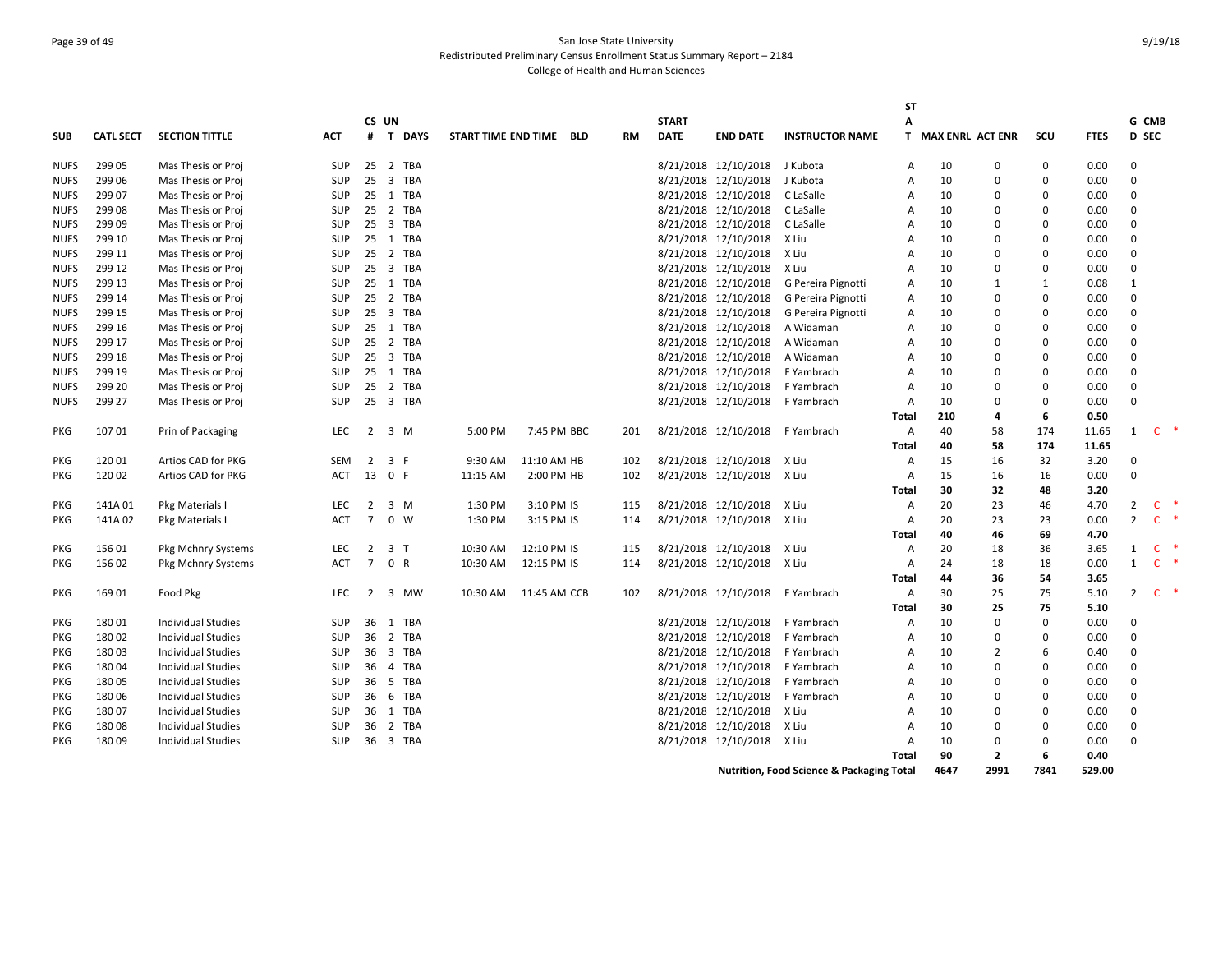San Jose State University
Redistributed Preliminary Census Enrollment Status Summary Report – 2184
College of Health and Human Sciences

| SUB | CATL SECT | SECTION TITTLE | ACT | CS # | UN T | DAYS | START TIME | END TIME | BLD | RM | START DATE | END DATE | INSTRUCTOR NAME | STAT | MAX ENRL | ACT ENR | SCU | FTES | GD | CMB SEC |
|---|---|---|---|---|---|---|---|---|---|---|---|---|---|---|---|---|---|---|---|---|
| NUFS | 299 05 | Mas Thesis or Proj | SUP | 25 | 2 | TBA | | | | | 8/21/2018 | 12/10/2018 | J Kubota | A | 10 | 0 | 0 | 0.00 | 0 | |
| NUFS | 299 06 | Mas Thesis or Proj | SUP | 25 | 3 | TBA | | | | | 8/21/2018 | 12/10/2018 | J Kubota | A | 10 | 0 | 0 | 0.00 | 0 | |
| NUFS | 299 07 | Mas Thesis or Proj | SUP | 25 | 1 | TBA | | | | | 8/21/2018 | 12/10/2018 | C LaSalle | A | 10 | 0 | 0 | 0.00 | 0 | |
| NUFS | 299 08 | Mas Thesis or Proj | SUP | 25 | 2 | TBA | | | | | 8/21/2018 | 12/10/2018 | C LaSalle | A | 10 | 0 | 0 | 0.00 | 0 | |
| NUFS | 299 09 | Mas Thesis or Proj | SUP | 25 | 3 | TBA | | | | | 8/21/2018 | 12/10/2018 | C LaSalle | A | 10 | 0 | 0 | 0.00 | 0 | |
| NUFS | 299 10 | Mas Thesis or Proj | SUP | 25 | 1 | TBA | | | | | 8/21/2018 | 12/10/2018 | X Liu | A | 10 | 0 | 0 | 0.00 | 0 | |
| NUFS | 299 11 | Mas Thesis or Proj | SUP | 25 | 2 | TBA | | | | | 8/21/2018 | 12/10/2018 | X Liu | A | 10 | 0 | 0 | 0.00 | 0 | |
| NUFS | 299 12 | Mas Thesis or Proj | SUP | 25 | 3 | TBA | | | | | 8/21/2018 | 12/10/2018 | X Liu | A | 10 | 0 | 0 | 0.00 | 0 | |
| NUFS | 299 13 | Mas Thesis or Proj | SUP | 25 | 1 | TBA | | | | | 8/21/2018 | 12/10/2018 | G Pereira Pignotti | A | 10 | 1 | 1 | 0.08 | 1 | |
| NUFS | 299 14 | Mas Thesis or Proj | SUP | 25 | 2 | TBA | | | | | 8/21/2018 | 12/10/2018 | G Pereira Pignotti | A | 10 | 0 | 0 | 0.00 | 0 | |
| NUFS | 299 15 | Mas Thesis or Proj | SUP | 25 | 3 | TBA | | | | | 8/21/2018 | 12/10/2018 | G Pereira Pignotti | A | 10 | 0 | 0 | 0.00 | 0 | |
| NUFS | 299 16 | Mas Thesis or Proj | SUP | 25 | 1 | TBA | | | | | 8/21/2018 | 12/10/2018 | A Widaman | A | 10 | 0 | 0 | 0.00 | 0 | |
| NUFS | 299 17 | Mas Thesis or Proj | SUP | 25 | 2 | TBA | | | | | 8/21/2018 | 12/10/2018 | A Widaman | A | 10 | 0 | 0 | 0.00 | 0 | |
| NUFS | 299 18 | Mas Thesis or Proj | SUP | 25 | 3 | TBA | | | | | 8/21/2018 | 12/10/2018 | A Widaman | A | 10 | 0 | 0 | 0.00 | 0 | |
| NUFS | 299 19 | Mas Thesis or Proj | SUP | 25 | 1 | TBA | | | | | 8/21/2018 | 12/10/2018 | F Yambrach | A | 10 | 0 | 0 | 0.00 | 0 | |
| NUFS | 299 20 | Mas Thesis or Proj | SUP | 25 | 2 | TBA | | | | | 8/21/2018 | 12/10/2018 | F Yambrach | A | 10 | 0 | 0 | 0.00 | 0 | |
| NUFS | 299 27 | Mas Thesis or Proj | SUP | 25 | 3 | TBA | | | | | 8/21/2018 | 12/10/2018 | F Yambrach | A | 10 | 0 | 0 | 0.00 | 0 | |
| | | | | | | | | | | | | | | **Total** | **210** | **4** | **6** | **0.50** | | |
| PKG | 107 01 | Prin of Packaging | LEC | 2 | 3 | M | 5:00 PM | 7:45 PM | BBC | 201 | 8/21/2018 | 12/10/2018 | F Yambrach | A | 40 | 58 | 174 | 11.65 | 1 | C * |
| | | | | | | | | | | | | | | **Total** | **40** | **58** | **174** | **11.65** | | |
| PKG | 120 01 | Artios CAD for PKG | SEM | 2 | 3 | F | 9:30 AM | 11:10 AM | HB | 102 | 8/21/2018 | 12/10/2018 | X Liu | A | 15 | 16 | 32 | 3.20 | 0 | |
| PKG | 120 02 | Artios CAD for PKG | ACT | 13 | 0 | F | 11:15 AM | 2:00 PM | HB | 102 | 8/21/2018 | 12/10/2018 | X Liu | A | 15 | 16 | 16 | 0.00 | 0 | |
| | | | | | | | | | | | | | | **Total** | **30** | **32** | **48** | **3.20** | | |
| PKG | 141A 01 | Pkg Materials I | LEC | 2 | 3 | M | 1:30 PM | 3:10 PM | IS | 115 | 8/21/2018 | 12/10/2018 | X Liu | A | 20 | 23 | 46 | 4.70 | 2 | C * |
| PKG | 141A 02 | Pkg Materials I | ACT | 7 | 0 | W | 1:30 PM | 3:15 PM | IS | 114 | 8/21/2018 | 12/10/2018 | X Liu | A | 20 | 23 | 23 | 0.00 | 2 | C * |
| | | | | | | | | | | | | | | **Total** | **40** | **46** | **69** | **4.70** | | |
| PKG | 156 01 | Pkg Mchnry Systems | LEC | 2 | 3 | T | 10:30 AM | 12:10 PM | IS | 115 | 8/21/2018 | 12/10/2018 | X Liu | A | 20 | 18 | 36 | 3.65 | 1 | C * |
| PKG | 156 02 | Pkg Mchnry Systems | ACT | 7 | 0 | R | 10:30 AM | 12:15 PM | IS | 114 | 8/21/2018 | 12/10/2018 | X Liu | A | 24 | 18 | 18 | 0.00 | 1 | C * |
| | | | | | | | | | | | | | | **Total** | **44** | **36** | **54** | **3.65** | | |
| PKG | 169 01 | Food Pkg | LEC | 2 | 3 | MW | 10:30 AM | 11:45 AM | CCB | 102 | 8/21/2018 | 12/10/2018 | F Yambrach | A | 30 | 25 | 75 | 5.10 | 2 | C * |
| | | | | | | | | | | | | | | **Total** | **30** | **25** | **75** | **5.10** | | |
| PKG | 180 01 | Individual Studies | SUP | 36 | 1 | TBA | | | | | 8/21/2018 | 12/10/2018 | F Yambrach | A | 10 | 0 | 0 | 0.00 | 0 | |
| PKG | 180 02 | Individual Studies | SUP | 36 | 2 | TBA | | | | | 8/21/2018 | 12/10/2018 | F Yambrach | A | 10 | 0 | 0 | 0.00 | 0 | |
| PKG | 180 03 | Individual Studies | SUP | 36 | 3 | TBA | | | | | 8/21/2018 | 12/10/2018 | F Yambrach | A | 10 | 2 | 6 | 0.40 | 0 | |
| PKG | 180 04 | Individual Studies | SUP | 36 | 4 | TBA | | | | | 8/21/2018 | 12/10/2018 | F Yambrach | A | 10 | 0 | 0 | 0.00 | 0 | |
| PKG | 180 05 | Individual Studies | SUP | 36 | 5 | TBA | | | | | 8/21/2018 | 12/10/2018 | F Yambrach | A | 10 | 0 | 0 | 0.00 | 0 | |
| PKG | 180 06 | Individual Studies | SUP | 36 | 6 | TBA | | | | | 8/21/2018 | 12/10/2018 | F Yambrach | A | 10 | 0 | 0 | 0.00 | 0 | |
| PKG | 180 07 | Individual Studies | SUP | 36 | 1 | TBA | | | | | 8/21/2018 | 12/10/2018 | X Liu | A | 10 | 0 | 0 | 0.00 | 0 | |
| PKG | 180 08 | Individual Studies | SUP | 36 | 2 | TBA | | | | | 8/21/2018 | 12/10/2018 | X Liu | A | 10 | 0 | 0 | 0.00 | 0 | |
| PKG | 180 09 | Individual Studies | SUP | 36 | 3 | TBA | | | | | 8/21/2018 | 12/10/2018 | X Liu | A | 10 | 0 | 0 | 0.00 | 0 | |
| | | | | | | | | | | | | | | **Total** | **90** | **2** | **6** | **0.40** | | |
| | | | | | | | | | | | | | **Nutrition, Food Science & Packaging Total** | | **4647** | **2991** | **7841** | **529.00** | | |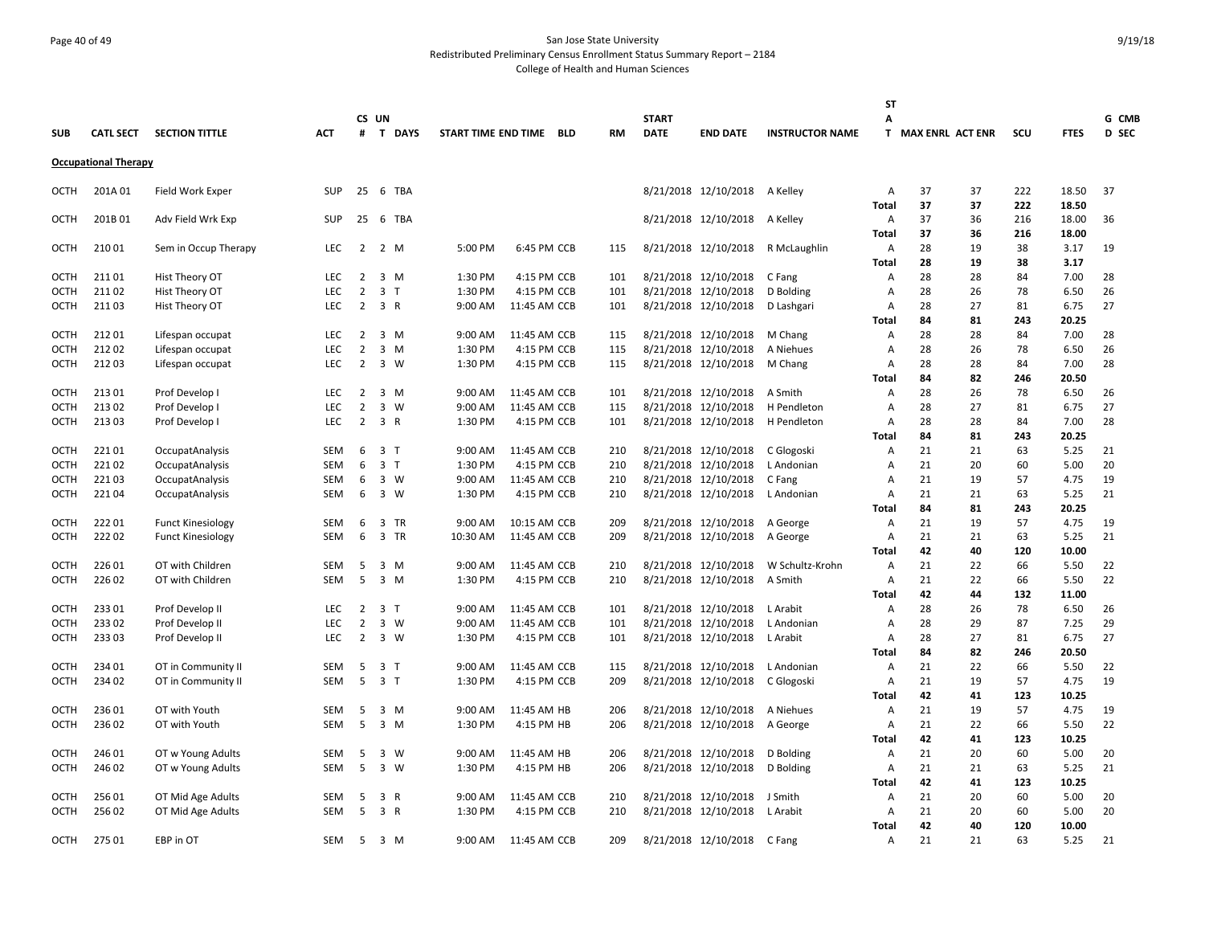San Jose State University
Redistributed Preliminary Census Enrollment Status Summary Report – 2184
College of Health and Human Sciences

| SUB | CATL SECT | SECTION TITTLE | ACT | CS # | UN T | DAYS | START TIME | END TIME | BLD | RM | START DATE | END DATE | INSTRUCTOR NAME | STAT | MAX ENRL | ACT ENR | SCU | FTES | G CMB D SEC |
|---|---|---|---|---|---|---|---|---|---|---|---|---|---|---|---|---|---|---|---|
| **Occupational Therapy** | | | | | | | | | | | | | | | | | | | |
| OCTH | 201A 01 | Field Work Exper | SUP | 25 | 6 | TBA | | | | | 8/21/2018 | 12/10/2018 | A Kelley | A | 37 | 37 | 222 | 18.50 | 37 |
| | | | | | | | | | | | | | | Total | 37 | 37 | 222 | 18.50 | |
| OCTH | 201B 01 | Adv Field Wrk Exp | SUP | 25 | 6 | TBA | | | | | 8/21/2018 | 12/10/2018 | A Kelley | A | 37 | 36 | 216 | 18.00 | 36 |
| | | | | | | | | | | | | | | Total | 37 | 36 | 216 | 18.00 | |
| OCTH | 210 01 | Sem in Occup Therapy | LEC | 2 | 2 | M | 5:00 PM | 6:45 PM | CCB | 115 | 8/21/2018 | 12/10/2018 | R McLaughlin | A | 28 | 19 | 38 | 3.17 | 19 |
| | | | | | | | | | | | | | | Total | 28 | 19 | 38 | 3.17 | |
| OCTH | 211 01 | Hist Theory OT | LEC | 2 | 3 | M | 1:30 PM | 4:15 PM | CCB | 101 | 8/21/2018 | 12/10/2018 | C Fang | A | 28 | 28 | 84 | 7.00 | 28 |
| OCTH | 211 02 | Hist Theory OT | LEC | 2 | 3 | T | 1:30 PM | 4:15 PM | CCB | 101 | 8/21/2018 | 12/10/2018 | D Bolding | A | 28 | 26 | 78 | 6.50 | 26 |
| OCTH | 211 03 | Hist Theory OT | LEC | 2 | 3 | R | 9:00 AM | 11:45 AM | CCB | 101 | 8/21/2018 | 12/10/2018 | D Lashgari | A | 28 | 27 | 81 | 6.75 | 27 |
| | | | | | | | | | | | | | | Total | 84 | 81 | 243 | 20.25 | |
| OCTH | 212 01 | Lifespan occupat | LEC | 2 | 3 | M | 9:00 AM | 11:45 AM | CCB | 115 | 8/21/2018 | 12/10/2018 | M Chang | A | 28 | 28 | 84 | 7.00 | 28 |
| OCTH | 212 02 | Lifespan occupat | LEC | 2 | 3 | M | 1:30 PM | 4:15 PM | CCB | 115 | 8/21/2018 | 12/10/2018 | A Niehues | A | 28 | 26 | 78 | 6.50 | 26 |
| OCTH | 212 03 | Lifespan occupat | LEC | 2 | 3 | W | 1:30 PM | 4:15 PM | CCB | 115 | 8/21/2018 | 12/10/2018 | M Chang | A | 28 | 28 | 84 | 7.00 | 28 |
| | | | | | | | | | | | | | | Total | 84 | 82 | 246 | 20.50 | |
| OCTH | 213 01 | Prof Develop I | LEC | 2 | 3 | M | 9:00 AM | 11:45 AM | CCB | 101 | 8/21/2018 | 12/10/2018 | A Smith | A | 28 | 26 | 78 | 6.50 | 26 |
| OCTH | 213 02 | Prof Develop I | LEC | 2 | 3 | W | 9:00 AM | 11:45 AM | CCB | 115 | 8/21/2018 | 12/10/2018 | H Pendleton | A | 28 | 27 | 81 | 6.75 | 27 |
| OCTH | 213 03 | Prof Develop I | LEC | 2 | 3 | R | 1:30 PM | 4:15 PM | CCB | 101 | 8/21/2018 | 12/10/2018 | H Pendleton | A | 28 | 28 | 84 | 7.00 | 28 |
| | | | | | | | | | | | | | | Total | 84 | 81 | 243 | 20.25 | |
| OCTH | 221 01 | OccupatAnalysis | SEM | 6 | 3 | T | 9:00 AM | 11:45 AM | CCB | 210 | 8/21/2018 | 12/10/2018 | C Glogoski | A | 21 | 21 | 63 | 5.25 | 21 |
| OCTH | 221 02 | OccupatAnalysis | SEM | 6 | 3 | T | 1:30 PM | 4:15 PM | CCB | 210 | 8/21/2018 | 12/10/2018 | L Andonian | A | 21 | 20 | 60 | 5.00 | 20 |
| OCTH | 221 03 | OccupatAnalysis | SEM | 6 | 3 | W | 9:00 AM | 11:45 AM | CCB | 210 | 8/21/2018 | 12/10/2018 | C Fang | A | 21 | 19 | 57 | 4.75 | 19 |
| OCTH | 221 04 | OccupatAnalysis | SEM | 6 | 3 | W | 1:30 PM | 4:15 PM | CCB | 210 | 8/21/2018 | 12/10/2018 | L Andonian | A | 21 | 21 | 63 | 5.25 | 21 |
| | | | | | | | | | | | | | | Total | 84 | 81 | 243 | 20.25 | |
| OCTH | 222 01 | Funct Kinesiology | SEM | 6 | 3 | TR | 9:00 AM | 10:15 AM | CCB | 209 | 8/21/2018 | 12/10/2018 | A George | A | 21 | 19 | 57 | 4.75 | 19 |
| OCTH | 222 02 | Funct Kinesiology | SEM | 6 | 3 | TR | 10:30 AM | 11:45 AM | CCB | 209 | 8/21/2018 | 12/10/2018 | A George | A | 21 | 21 | 63 | 5.25 | 21 |
| | | | | | | | | | | | | | | Total | 42 | 40 | 120 | 10.00 | |
| OCTH | 226 01 | OT with Children | SEM | 5 | 3 | M | 9:00 AM | 11:45 AM | CCB | 210 | 8/21/2018 | 12/10/2018 | W Schultz-Krohn | A | 21 | 22 | 66 | 5.50 | 22 |
| OCTH | 226 02 | OT with Children | SEM | 5 | 3 | M | 1:30 PM | 4:15 PM | CCB | 210 | 8/21/2018 | 12/10/2018 | A Smith | A | 21 | 22 | 66 | 5.50 | 22 |
| | | | | | | | | | | | | | | Total | 42 | 44 | 132 | 11.00 | |
| OCTH | 233 01 | Prof Develop II | LEC | 2 | 3 | T | 9:00 AM | 11:45 AM | CCB | 101 | 8/21/2018 | 12/10/2018 | L Arabit | A | 28 | 26 | 78 | 6.50 | 26 |
| OCTH | 233 02 | Prof Develop II | LEC | 2 | 3 | W | 9:00 AM | 11:45 AM | CCB | 101 | 8/21/2018 | 12/10/2018 | L Andonian | A | 28 | 29 | 87 | 7.25 | 29 |
| OCTH | 233 03 | Prof Develop II | LEC | 2 | 3 | W | 1:30 PM | 4:15 PM | CCB | 101 | 8/21/2018 | 12/10/2018 | L Arabit | A | 28 | 27 | 81 | 6.75 | 27 |
| | | | | | | | | | | | | | | Total | 84 | 82 | 246 | 20.50 | |
| OCTH | 234 01 | OT in Community II | SEM | 5 | 3 | T | 9:00 AM | 11:45 AM | CCB | 115 | 8/21/2018 | 12/10/2018 | L Andonian | A | 21 | 22 | 66 | 5.50 | 22 |
| OCTH | 234 02 | OT in Community II | SEM | 5 | 3 | T | 1:30 PM | 4:15 PM | CCB | 209 | 8/21/2018 | 12/10/2018 | C Glogoski | A | 21 | 19 | 57 | 4.75 | 19 |
| | | | | | | | | | | | | | | Total | 42 | 41 | 123 | 10.25 | |
| OCTH | 236 01 | OT with Youth | SEM | 5 | 3 | M | 9:00 AM | 11:45 AM | HB | 206 | 8/21/2018 | 12/10/2018 | A Niehues | A | 21 | 19 | 57 | 4.75 | 19 |
| OCTH | 236 02 | OT with Youth | SEM | 5 | 3 | M | 1:30 PM | 4:15 PM | HB | 206 | 8/21/2018 | 12/10/2018 | A George | A | 21 | 22 | 66 | 5.50 | 22 |
| | | | | | | | | | | | | | | Total | 42 | 41 | 123 | 10.25 | |
| OCTH | 246 01 | OT w Young Adults | SEM | 5 | 3 | W | 9:00 AM | 11:45 AM | HB | 206 | 8/21/2018 | 12/10/2018 | D Bolding | A | 21 | 20 | 60 | 5.00 | 20 |
| OCTH | 246 02 | OT w Young Adults | SEM | 5 | 3 | W | 1:30 PM | 4:15 PM | HB | 206 | 8/21/2018 | 12/10/2018 | D Bolding | A | 21 | 21 | 63 | 5.25 | 21 |
| | | | | | | | | | | | | | | Total | 42 | 41 | 123 | 10.25 | |
| OCTH | 256 01 | OT Mid Age Adults | SEM | 5 | 3 | R | 9:00 AM | 11:45 AM | CCB | 210 | 8/21/2018 | 12/10/2018 | J Smith | A | 21 | 20 | 60 | 5.00 | 20 |
| OCTH | 256 02 | OT Mid Age Adults | SEM | 5 | 3 | R | 1:30 PM | 4:15 PM | CCB | 210 | 8/21/2018 | 12/10/2018 | L Arabit | A | 21 | 20 | 60 | 5.00 | 20 |
| | | | | | | | | | | | | | | Total | 42 | 40 | 120 | 10.00 | |
| OCTH | 275 01 | EBP in OT | SEM | 5 | 3 | M | 9:00 AM | 11:45 AM | CCB | 209 | 8/21/2018 | 12/10/2018 | C Fang | A | 21 | 21 | 63 | 5.25 | 21 |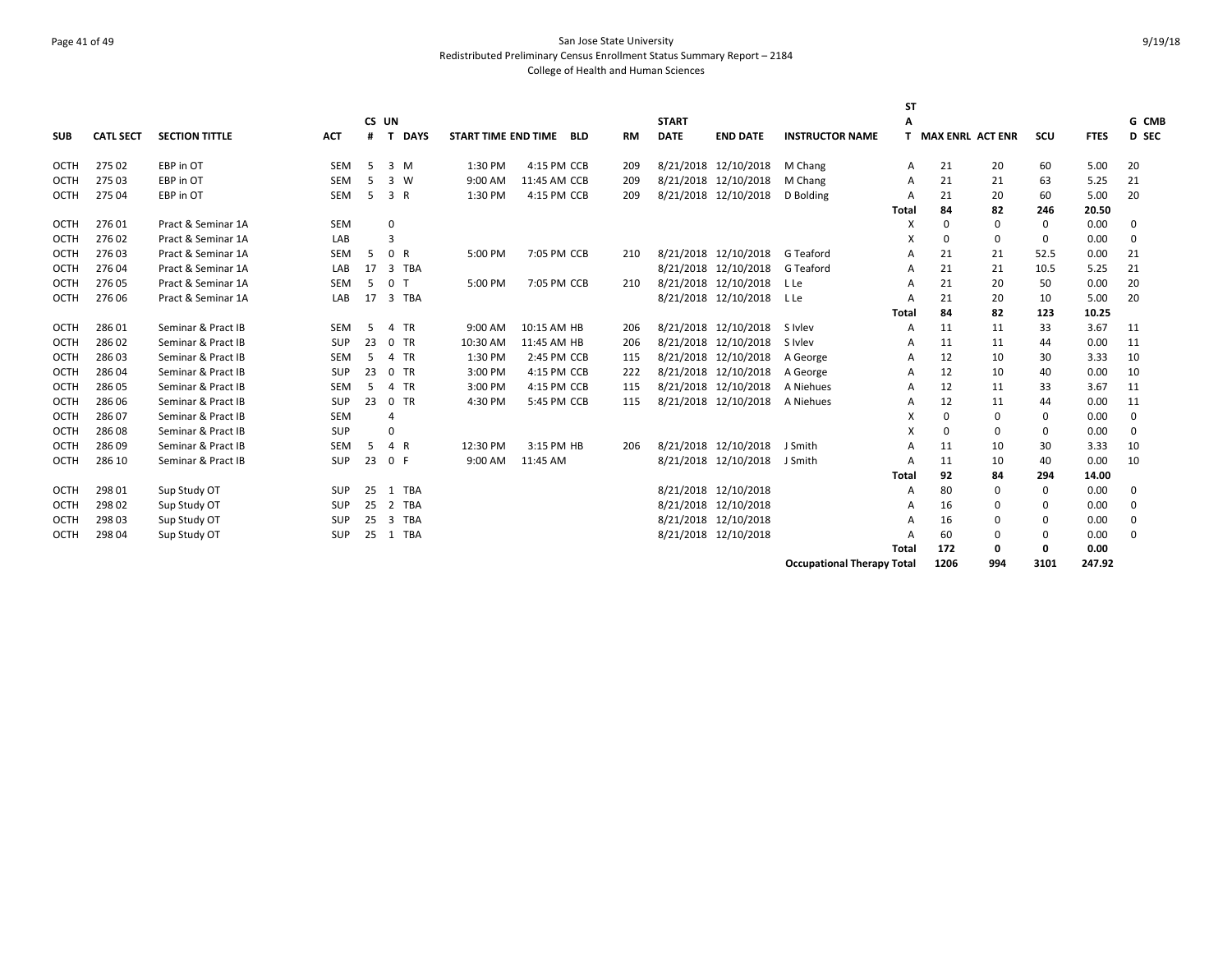San Jose State University
Redistributed Preliminary Census Enrollment Status Summary Report – 2184
College of Health and Human Sciences

| SUB | CATL SECT | SECTION TITTLE | ACT | CS # | UN T | DAYS | START TIME | END TIME | BLD | RM | START DATE | END DATE | INSTRUCTOR NAME | STAT | MAX ENRL | ACT ENR | SCU | FTES | GD | CMB SEC |
|---|---|---|---|---|---|---|---|---|---|---|---|---|---|---|---|---|---|---|---|---|
| OCTH | 275 02 | EBP in OT | SEM | 5 | 3 | M | 1:30 PM | 4:15 PM | CCB | 209 | 8/21/2018 | 12/10/2018 | M Chang | A | 21 | 20 | 60 | 5.00 | 20 | |
| OCTH | 275 03 | EBP in OT | SEM | 5 | 3 | W | 9:00 AM | 11:45 AM | CCB | 209 | 8/21/2018 | 12/10/2018 | M Chang | A | 21 | 21 | 63 | 5.25 | 21 | |
| OCTH | 275 04 | EBP in OT | SEM | 5 | 3 | R | 1:30 PM | 4:15 PM | CCB | 209 | 8/21/2018 | 12/10/2018 | D Bolding | A | 21 | 20 | 60 | 5.00 | 20 | |
| | | | | | | | | | | | | | | **Total** | **84** | **82** | **246** | **20.50** | | |
| OCTH | 276 01 | Pract & Seminar 1A | SEM | | 0 | | | | | | | | | X | 0 | 0 | 0 | 0.00 | 0 | |
| OCTH | 276 02 | Pract & Seminar 1A | LAB | | 3 | | | | | | | | | X | 0 | 0 | 0 | 0.00 | 0 | |
| OCTH | 276 03 | Pract & Seminar 1A | SEM | 5 | 0 | R | 5:00 PM | 7:05 PM | CCB | 210 | 8/21/2018 | 12/10/2018 | G Teaford | A | 21 | 21 | 52.5 | 0.00 | 21 | |
| OCTH | 276 04 | Pract & Seminar 1A | LAB | 17 | 3 | TBA | | | | | 8/21/2018 | 12/10/2018 | G Teaford | A | 21 | 21 | 10.5 | 5.25 | 21 | |
| OCTH | 276 05 | Pract & Seminar 1A | SEM | 5 | 0 | T | 5:00 PM | 7:05 PM | CCB | 210 | 8/21/2018 | 12/10/2018 | L Le | A | 21 | 20 | 50 | 0.00 | 20 | |
| OCTH | 276 06 | Pract & Seminar 1A | LAB | 17 | 3 | TBA | | | | | 8/21/2018 | 12/10/2018 | L Le | A | 21 | 20 | 10 | 5.00 | 20 | |
| | | | | | | | | | | | | | | **Total** | **84** | **82** | **123** | **10.25** | | |
| OCTH | 286 01 | Seminar & Pract IB | SEM | 5 | 4 | TR | 9:00 AM | 10:15 AM | HB | 206 | 8/21/2018 | 12/10/2018 | S Ivlev | A | 11 | 11 | 33 | 3.67 | 11 | |
| OCTH | 286 02 | Seminar & Pract IB | SUP | 23 | 0 | TR | 10:30 AM | 11:45 AM | HB | 206 | 8/21/2018 | 12/10/2018 | S Ivlev | A | 11 | 11 | 44 | 0.00 | 11 | |
| OCTH | 286 03 | Seminar & Pract IB | SEM | 5 | 4 | TR | 1:30 PM | 2:45 PM | CCB | 115 | 8/21/2018 | 12/10/2018 | A George | A | 12 | 10 | 30 | 3.33 | 10 | |
| OCTH | 286 04 | Seminar & Pract IB | SUP | 23 | 0 | TR | 3:00 PM | 4:15 PM | CCB | 222 | 8/21/2018 | 12/10/2018 | A George | A | 12 | 10 | 40 | 0.00 | 10 | |
| OCTH | 286 05 | Seminar & Pract IB | SEM | 5 | 4 | TR | 3:00 PM | 4:15 PM | CCB | 115 | 8/21/2018 | 12/10/2018 | A Niehues | A | 12 | 11 | 33 | 3.67 | 11 | |
| OCTH | 286 06 | Seminar & Pract IB | SUP | 23 | 0 | TR | 4:30 PM | 5:45 PM | CCB | 115 | 8/21/2018 | 12/10/2018 | A Niehues | A | 12 | 11 | 44 | 0.00 | 11 | |
| OCTH | 286 07 | Seminar & Pract IB | SEM | | 4 | | | | | | | | | X | 0 | 0 | 0 | 0.00 | 0 | |
| OCTH | 286 08 | Seminar & Pract IB | SUP | | 0 | | | | | | | | | X | 0 | 0 | 0 | 0.00 | 0 | |
| OCTH | 286 09 | Seminar & Pract IB | SEM | 5 | 4 | R | 12:30 PM | 3:15 PM | HB | 206 | 8/21/2018 | 12/10/2018 | J Smith | A | 11 | 10 | 30 | 3.33 | 10 | |
| OCTH | 286 10 | Seminar & Pract IB | SUP | 23 | 0 | F | 9:00 AM | 11:45 AM | | | 8/21/2018 | 12/10/2018 | J Smith | A | 11 | 10 | 40 | 0.00 | 10 | |
| | | | | | | | | | | | | | | **Total** | **92** | **84** | **294** | **14.00** | | |
| OCTH | 298 01 | Sup Study OT | SUP | 25 | 1 | TBA | | | | | 8/21/2018 | 12/10/2018 | | A | 80 | 0 | 0 | 0.00 | 0 | |
| OCTH | 298 02 | Sup Study OT | SUP | 25 | 2 | TBA | | | | | 8/21/2018 | 12/10/2018 | | A | 16 | 0 | 0 | 0.00 | 0 | |
| OCTH | 298 03 | Sup Study OT | SUP | 25 | 3 | TBA | | | | | 8/21/2018 | 12/10/2018 | | A | 16 | 0 | 0 | 0.00 | 0 | |
| OCTH | 298 04 | Sup Study OT | SUP | 25 | 1 | TBA | | | | | 8/21/2018 | 12/10/2018 | | A | 60 | 0 | 0 | 0.00 | 0 | |
| | | | | | | | | | | | | | | **Total** | **172** | **0** | **0** | **0.00** | | |
| | | | | | | | | | | | | | **Occupational Therapy Total** | | **1206** | **994** | **3101** | **247.92** | | |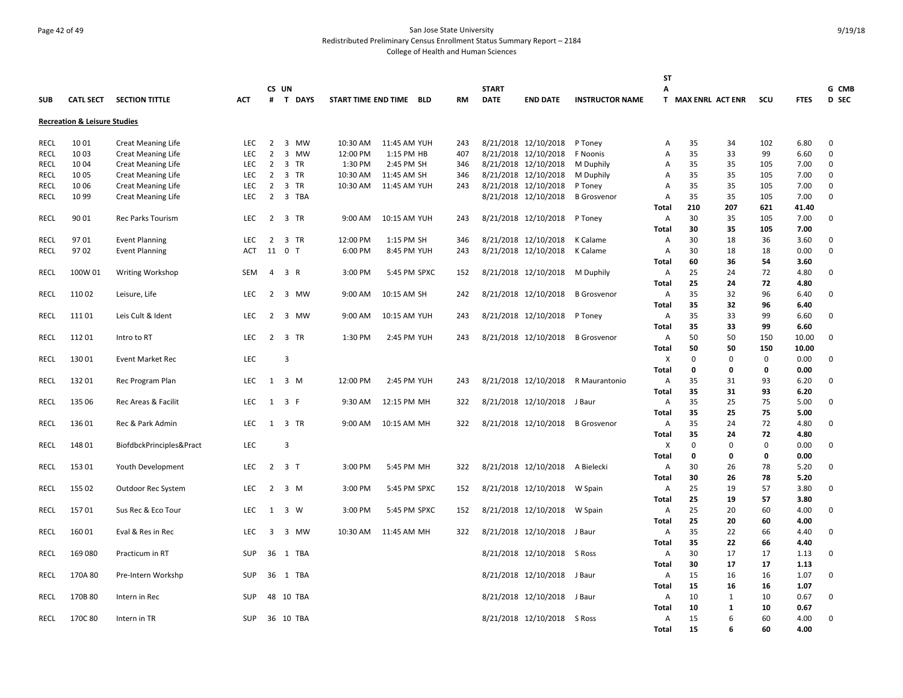San Jose State University
Redistributed Preliminary Census Enrollment Status Summary Report – 2184
College of Health and Human Sciences

| SUB | CATL SECT | SECTION TITTLE | ACT | CS # | UN T | DAYS | START TIME | END TIME | BLD | RM | START DATE | END DATE | INSTRUCTOR NAME | ST A T | MAX ENRL | ACT ENR | SCU | FTES | G CMB D SEC |
|---|---|---|---|---|---|---|---|---|---|---|---|---|---|---|---|---|---|---|---|
| **Recreation & Leisure Studies** | | | | | | | | | | | | | | | | | | | |
| RECL | 10 01 | Creat Meaning Life | LEC | 2 | 3 | MW | 10:30 AM | 11:45 AM | YUH | 243 | 8/21/2018 | 12/10/2018 | P Toney | A | 35 | 34 | 102 | 6.80 | 0 |
| RECL | 10 03 | Creat Meaning Life | LEC | 2 | 3 | MW | 12:00 PM | 1:15 PM | HB | 407 | 8/21/2018 | 12/10/2018 | F Noonis | A | 35 | 33 | 99 | 6.60 | 0 |
| RECL | 10 04 | Creat Meaning Life | LEC | 2 | 3 | TR | 1:30 PM | 2:45 PM | SH | 346 | 8/21/2018 | 12/10/2018 | M Duphily | A | 35 | 35 | 105 | 7.00 | 0 |
| RECL | 10 05 | Creat Meaning Life | LEC | 2 | 3 | TR | 10:30 AM | 11:45 AM | SH | 346 | 8/21/2018 | 12/10/2018 | M Duphily | A | 35 | 35 | 105 | 7.00 | 0 |
| RECL | 10 06 | Creat Meaning Life | LEC | 2 | 3 | TR | 10:30 AM | 11:45 AM | YUH | 243 | 8/21/2018 | 12/10/2018 | P Toney | A | 35 | 35 | 105 | 7.00 | 0 |
| RECL | 10 99 | Creat Meaning Life | LEC | 2 | 3 | TBA | | | | | 8/21/2018 | 12/10/2018 | B Grosvenor | A | 35 | 35 | 105 | 7.00 | 0 |
| | | | | | | | | | | | | | | **Total** | **210** | **207** | **621** | **41.40** | |
| RECL | 90 01 | Rec Parks Tourism | LEC | 2 | 3 | TR | 9:00 AM | 10:15 AM | YUH | 243 | 8/21/2018 | 12/10/2018 | P Toney | A | 30 | 35 | 105 | 7.00 | 0 |
| | | | | | | | | | | | | | | **Total** | **30** | **35** | **105** | **7.00** | |
| RECL | 97 01 | Event Planning | LEC | 2 | 3 | TR | 12:00 PM | 1:15 PM | SH | 346 | 8/21/2018 | 12/10/2018 | K Calame | A | 30 | 18 | 36 | 3.60 | 0 |
| RECL | 97 02 | Event Planning | ACT | 11 | 0 | T | 6:00 PM | 8:45 PM | YUH | 243 | 8/21/2018 | 12/10/2018 | K Calame | A | 30 | 18 | 18 | 0.00 | 0 |
| | | | | | | | | | | | | | | **Total** | **60** | **36** | **54** | **3.60** | |
| RECL | 100W 01 | Writing Workshop | SEM | 4 | 3 | R | 3:00 PM | 5:45 PM | SPXC | 152 | 8/21/2018 | 12/10/2018 | M Duphily | A | 25 | 24 | 72 | 4.80 | 0 |
| | | | | | | | | | | | | | | **Total** | **25** | **24** | **72** | **4.80** | |
| RECL | 110 02 | Leisure, Life | LEC | 2 | 3 | MW | 9:00 AM | 10:15 AM | SH | 242 | 8/21/2018 | 12/10/2018 | B Grosvenor | A | 35 | 32 | 96 | 6.40 | 0 |
| | | | | | | | | | | | | | | **Total** | **35** | **32** | **96** | **6.40** | |
| RECL | 111 01 | Leis Cult & Ident | LEC | 2 | 3 | MW | 9:00 AM | 10:15 AM | YUH | 243 | 8/21/2018 | 12/10/2018 | P Toney | A | 35 | 33 | 99 | 6.60 | 0 |
| | | | | | | | | | | | | | | **Total** | **35** | **33** | **99** | **6.60** | |
| RECL | 112 01 | Intro to RT | LEC | 2 | 3 | TR | 1:30 PM | 2:45 PM | YUH | 243 | 8/21/2018 | 12/10/2018 | B Grosvenor | A | 50 | 50 | 150 | 10.00 | 0 |
| | | | | | | | | | | | | | | **Total** | **50** | **50** | **150** | **10.00** | |
| RECL | 130 01 | Event Market Rec | LEC | | 3 | | | | | | | | | X | 0 | 0 | 0 | 0.00 | 0 |
| | | | | | | | | | | | | | | **Total** | **0** | **0** | **0** | **0.00** | |
| RECL | 132 01 | Rec Program Plan | LEC | 1 | 3 | M | 12:00 PM | 2:45 PM | YUH | 243 | 8/21/2018 | 12/10/2018 | R Maurantonio | A | 35 | 31 | 93 | 6.20 | 0 |
| | | | | | | | | | | | | | | **Total** | **35** | **31** | **93** | **6.20** | |
| RECL | 135 06 | Rec Areas & Facilit | LEC | 1 | 3 | F | 9:30 AM | 12:15 PM | MH | 322 | 8/21/2018 | 12/10/2018 | J Baur | A | 35 | 25 | 75 | 5.00 | 0 |
| | | | | | | | | | | | | | | **Total** | **35** | **25** | **75** | **5.00** | |
| RECL | 136 01 | Rec & Park Admin | LEC | 1 | 3 | TR | 9:00 AM | 10:15 AM | MH | 322 | 8/21/2018 | 12/10/2018 | B Grosvenor | A | 35 | 24 | 72 | 4.80 | 0 |
| | | | | | | | | | | | | | | **Total** | **35** | **24** | **72** | **4.80** | |
| RECL | 148 01 | BiofdbckPrinciples&Pract | LEC | | 3 | | | | | | | | | X | 0 | 0 | 0 | 0.00 | 0 |
| | | | | | | | | | | | | | | **Total** | **0** | **0** | **0** | **0.00** | |
| RECL | 153 01 | Youth Development | LEC | 2 | 3 | T | 3:00 PM | 5:45 PM | MH | 322 | 8/21/2018 | 12/10/2018 | A Bielecki | A | 30 | 26 | 78 | 5.20 | 0 |
| | | | | | | | | | | | | | | **Total** | **30** | **26** | **78** | **5.20** | |
| RECL | 155 02 | Outdoor Rec System | LEC | 2 | 3 | M | 3:00 PM | 5:45 PM | SPXC | 152 | 8/21/2018 | 12/10/2018 | W Spain | A | 25 | 19 | 57 | 3.80 | 0 |
| | | | | | | | | | | | | | | **Total** | **25** | **19** | **57** | **3.80** | |
| RECL | 157 01 | Sus Rec & Eco Tour | LEC | 1 | 3 | W | 3:00 PM | 5:45 PM | SPXC | 152 | 8/21/2018 | 12/10/2018 | W Spain | A | 25 | 20 | 60 | 4.00 | 0 |
| | | | | | | | | | | | | | | **Total** | **25** | **20** | **60** | **4.00** | |
| RECL | 160 01 | Eval & Res in Rec | LEC | 3 | 3 | MW | 10:30 AM | 11:45 AM | MH | 322 | 8/21/2018 | 12/10/2018 | J Baur | A | 35 | 22 | 66 | 4.40 | 0 |
| | | | | | | | | | | | | | | **Total** | **35** | **22** | **66** | **4.40** | |
| RECL | 169 080 | Practicum in RT | SUP | 36 | 1 | TBA | | | | | 8/21/2018 | 12/10/2018 | S Ross | A | 30 | 17 | 17 | 1.13 | 0 |
| | | | | | | | | | | | | | | **Total** | **30** | **17** | **17** | **1.13** | |
| RECL | 170A 80 | Pre-Intern Workshp | SUP | 36 | 1 | TBA | | | | | 8/21/2018 | 12/10/2018 | J Baur | A | 15 | 16 | 16 | 1.07 | 0 |
| | | | | | | | | | | | | | | **Total** | **15** | **16** | **16** | **1.07** | |
| RECL | 170B 80 | Intern in Rec | SUP | 48 | 10 | TBA | | | | | 8/21/2018 | 12/10/2018 | J Baur | A | 10 | 1 | 10 | 0.67 | 0 |
| | | | | | | | | | | | | | | **Total** | **10** | **1** | **10** | **0.67** | |
| RECL | 170C 80 | Intern in TR | SUP | 36 | 10 | TBA | | | | | 8/21/2018 | 12/10/2018 | S Ross | A | 15 | 6 | 60 | 4.00 | 0 |
| | | | | | | | | | | | | | | **Total** | **15** | **6** | **60** | **4.00** | |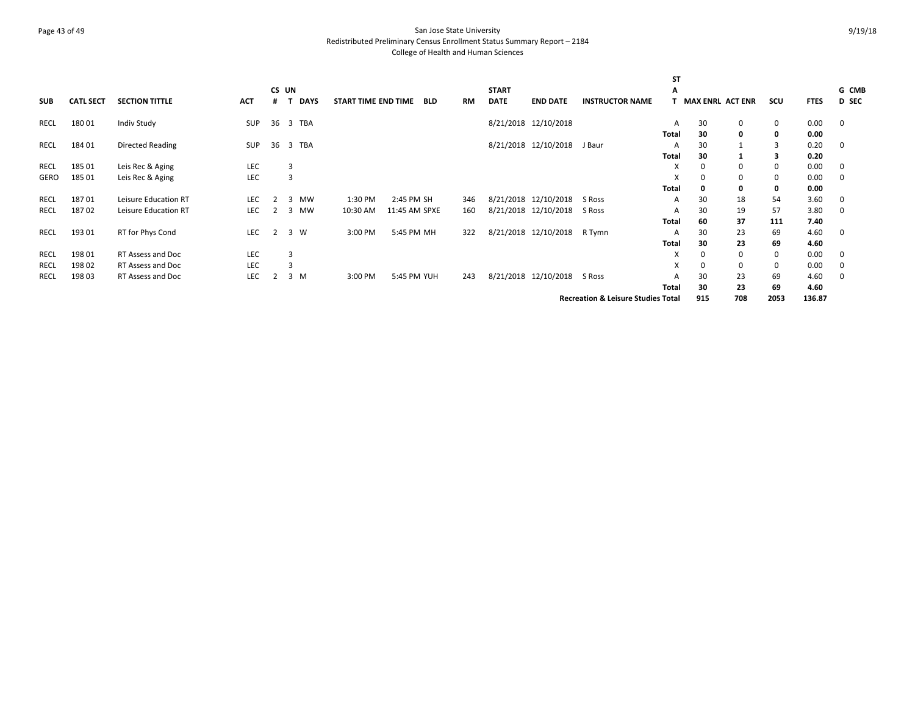San Jose State University
Redistributed Preliminary Census Enrollment Status Summary Report – 2184
College of Health and Human Sciences

| SUB | CATL SECT | SECTION TITTLE | ACT | CS # | UN T | DAYS | START TIME | END TIME | BLD | RM | START DATE | END DATE | INSTRUCTOR NAME | STAT | MAX ENRL | ACT ENR | SCU | FTES | GD | CMB SEC |
|---|---|---|---|---|---|---|---|---|---|---|---|---|---|---|---|---|---|---|---|---|
| RECL | 180 01 | Indiv Study | SUP | 36 | 3 | TBA | | | | | 8/21/2018 | 12/10/2018 | | A | 30 | 0 | 0 | 0.00 | 0 | |
| | | | | | | | | | | | | | | **Total** | **30** | **0** | **0** | **0.00** | | |
| RECL | 184 01 | Directed Reading | SUP | 36 | 3 | TBA | | | | | 8/21/2018 | 12/10/2018 | J Baur | A | 30 | 1 | 3 | 0.20 | 0 | |
| | | | | | | | | | | | | | | **Total** | **30** | **1** | **3** | **0.20** | | |
| RECL | 185 01 | Leis Rec & Aging | LEC | | 3 | | | | | | | | | X | 0 | 0 | 0 | 0.00 | 0 | |
| GERO | 185 01 | Leis Rec & Aging | LEC | | 3 | | | | | | | | | X | 0 | 0 | 0 | 0.00 | 0 | |
| | | | | | | | | | | | | | | **Total** | **0** | **0** | **0** | **0.00** | | |
| RECL | 187 01 | Leisure Education RT | LEC | 2 | 3 | MW | 1:30 PM | 2:45 PM | SH | 346 | 8/21/2018 | 12/10/2018 | S Ross | A | 30 | 18 | 54 | 3.60 | 0 | |
| RECL | 187 02 | Leisure Education RT | LEC | 2 | 3 | MW | 10:30 AM | 11:45 AM | SPXE | 160 | 8/21/2018 | 12/10/2018 | S Ross | A | 30 | 19 | 57 | 3.80 | 0 | |
| | | | | | | | | | | | | | | **Total** | **60** | **37** | **111** | **7.40** | | |
| RECL | 193 01 | RT for Phys Cond | LEC | 2 | 3 | W | 3:00 PM | 5:45 PM | MH | 322 | 8/21/2018 | 12/10/2018 | R Tymn | A | 30 | 23 | 69 | 4.60 | 0 | |
| | | | | | | | | | | | | | | **Total** | **30** | **23** | **69** | **4.60** | | |
| RECL | 198 01 | RT Assess and Doc | LEC | | 3 | | | | | | | | | X | 0 | 0 | 0 | 0.00 | 0 | |
| RECL | 198 02 | RT Assess and Doc | LEC | | 3 | | | | | | | | | X | 0 | 0 | 0 | 0.00 | 0 | |
| RECL | 198 03 | RT Assess and Doc | LEC | 2 | 3 | M | 3:00 PM | 5:45 PM | YUH | 243 | 8/21/2018 | 12/10/2018 | S Ross | A | 30 | 23 | 69 | 4.60 | 0 | |
| | | | | | | | | | | | | | | **Total** | **30** | **23** | **69** | **4.60** | | |
| | | | | | | | | | | | | | **Recreation & Leisure Studies Total** | | **915** | **708** | **2053** | **136.87** | | |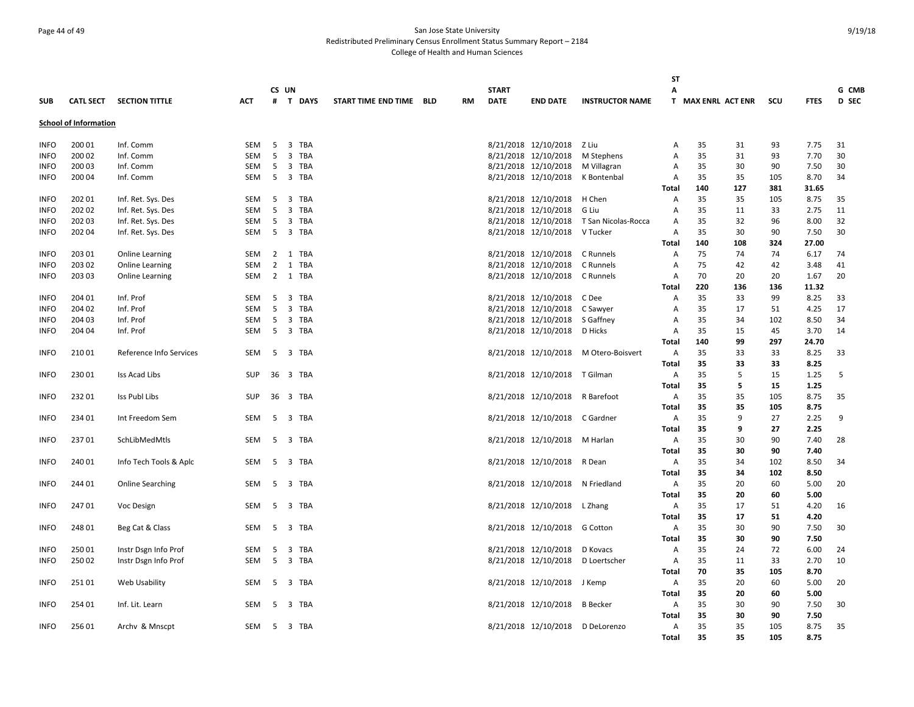San Jose State University
Redistributed Preliminary Census Enrollment Status Summary Report – 2184
College of Health and Human Sciences

| SUB | CATL SECT | SECTION TITTLE | ACT | CS # | UN T | DAYS | START TIME | END TIME | BLD | RM | START DATE | END DATE | INSTRUCTOR NAME | ST A T | MAX ENRL | ACT ENR | SCU | FTES | G CMB D SEC |
|---|---|---|---|---|---|---|---|---|---|---|---|---|---|---|---|---|---|---|---|
| **School of Information** | | | | | | | | | | | | | | | | | | | |
| INFO | 200 01 | Inf. Comm | SEM | 5 | 3 | TBA | | | | | 8/21/2018 | 12/10/2018 | Z Liu | A | 35 | 31 | 93 | 7.75 | 31 |
| INFO | 200 02 | Inf. Comm | SEM | 5 | 3 | TBA | | | | | 8/21/2018 | 12/10/2018 | M Stephens | A | 35 | 31 | 93 | 7.70 | 30 |
| INFO | 200 03 | Inf. Comm | SEM | 5 | 3 | TBA | | | | | 8/21/2018 | 12/10/2018 | M Villagran | A | 35 | 30 | 90 | 7.50 | 30 |
| INFO | 200 04 | Inf. Comm | SEM | 5 | 3 | TBA | | | | | 8/21/2018 | 12/10/2018 | K Bontenbal | A | 35 | 35 | 105 | 8.70 | 34 |
| | | | | | | | | | | | | | | **Total** | **140** | **127** | **381** | **31.65** | |
| INFO | 202 01 | Inf. Ret. Sys. Des | SEM | 5 | 3 | TBA | | | | | 8/21/2018 | 12/10/2018 | H Chen | A | 35 | 35 | 105 | 8.75 | 35 |
| INFO | 202 02 | Inf. Ret. Sys. Des | SEM | 5 | 3 | TBA | | | | | 8/21/2018 | 12/10/2018 | G Liu | A | 35 | 11 | 33 | 2.75 | 11 |
| INFO | 202 03 | Inf. Ret. Sys. Des | SEM | 5 | 3 | TBA | | | | | 8/21/2018 | 12/10/2018 | T San Nicolas-Rocca | A | 35 | 32 | 96 | 8.00 | 32 |
| INFO | 202 04 | Inf. Ret. Sys. Des | SEM | 5 | 3 | TBA | | | | | 8/21/2018 | 12/10/2018 | V Tucker | A | 35 | 30 | 90 | 7.50 | 30 |
| | | | | | | | | | | | | | | **Total** | **140** | **108** | **324** | **27.00** | |
| INFO | 203 01 | Online Learning | SEM | 2 | 1 | TBA | | | | | 8/21/2018 | 12/10/2018 | C Runnels | A | 75 | 74 | 74 | 6.17 | 74 |
| INFO | 203 02 | Online Learning | SEM | 2 | 1 | TBA | | | | | 8/21/2018 | 12/10/2018 | C Runnels | A | 75 | 42 | 42 | 3.48 | 41 |
| INFO | 203 03 | Online Learning | SEM | 2 | 1 | TBA | | | | | 8/21/2018 | 12/10/2018 | C Runnels | A | 70 | 20 | 20 | 1.67 | 20 |
| | | | | | | | | | | | | | | **Total** | **220** | **136** | **136** | **11.32** | |
| INFO | 204 01 | Inf. Prof | SEM | 5 | 3 | TBA | | | | | 8/21/2018 | 12/10/2018 | C Dee | A | 35 | 33 | 99 | 8.25 | 33 |
| INFO | 204 02 | Inf. Prof | SEM | 5 | 3 | TBA | | | | | 8/21/2018 | 12/10/2018 | C Sawyer | A | 35 | 17 | 51 | 4.25 | 17 |
| INFO | 204 03 | Inf. Prof | SEM | 5 | 3 | TBA | | | | | 8/21/2018 | 12/10/2018 | S Gaffney | A | 35 | 34 | 102 | 8.50 | 34 |
| INFO | 204 04 | Inf. Prof | SEM | 5 | 3 | TBA | | | | | 8/21/2018 | 12/10/2018 | D Hicks | A | 35 | 15 | 45 | 3.70 | 14 |
| | | | | | | | | | | | | | | **Total** | **140** | **99** | **297** | **24.70** | |
| INFO | 210 01 | Reference Info Services | SEM | 5 | 3 | TBA | | | | | 8/21/2018 | 12/10/2018 | M Otero-Boisvert | A | 35 | 33 | 33 | 8.25 | 33 |
| | | | | | | | | | | | | | | **Total** | **35** | **33** | **33** | **8.25** | |
| INFO | 230 01 | Iss Acad Libs | SUP | 36 | 3 | TBA | | | | | 8/21/2018 | 12/10/2018 | T Gilman | A | 35 | 5 | 15 | 1.25 | 5 |
| | | | | | | | | | | | | | | **Total** | **35** | **5** | **15** | **1.25** | |
| INFO | 232 01 | Iss Publ Libs | SUP | 36 | 3 | TBA | | | | | 8/21/2018 | 12/10/2018 | R Barefoot | A | 35 | 35 | 105 | 8.75 | 35 |
| | | | | | | | | | | | | | | **Total** | **35** | **35** | **105** | **8.75** | |
| INFO | 234 01 | Int Freedom Sem | SEM | 5 | 3 | TBA | | | | | 8/21/2018 | 12/10/2018 | C Gardner | A | 35 | 9 | 27 | 2.25 | 9 |
| | | | | | | | | | | | | | | **Total** | **35** | **9** | **27** | **2.25** | |
| INFO | 237 01 | SchLibMedMtls | SEM | 5 | 3 | TBA | | | | | 8/21/2018 | 12/10/2018 | M Harlan | A | 35 | 30 | 90 | 7.40 | 28 |
| | | | | | | | | | | | | | | **Total** | **35** | **30** | **90** | **7.40** | |
| INFO | 240 01 | Info Tech Tools & Aplc | SEM | 5 | 3 | TBA | | | | | 8/21/2018 | 12/10/2018 | R Dean | A | 35 | 34 | 102 | 8.50 | 34 |
| | | | | | | | | | | | | | | **Total** | **35** | **34** | **102** | **8.50** | |
| INFO | 244 01 | Online Searching | SEM | 5 | 3 | TBA | | | | | 8/21/2018 | 12/10/2018 | N Friedland | A | 35 | 20 | 60 | 5.00 | 20 |
| | | | | | | | | | | | | | | **Total** | **35** | **20** | **60** | **5.00** | |
| INFO | 247 01 | Voc Design | SEM | 5 | 3 | TBA | | | | | 8/21/2018 | 12/10/2018 | L Zhang | A | 35 | 17 | 51 | 4.20 | 16 |
| | | | | | | | | | | | | | | **Total** | **35** | **17** | **51** | **4.20** | |
| INFO | 248 01 | Beg Cat & Class | SEM | 5 | 3 | TBA | | | | | 8/21/2018 | 12/10/2018 | G Cotton | A | 35 | 30 | 90 | 7.50 | 30 |
| | | | | | | | | | | | | | | **Total** | **35** | **30** | **90** | **7.50** | |
| INFO | 250 01 | Instr Dsgn Info Prof | SEM | 5 | 3 | TBA | | | | | 8/21/2018 | 12/10/2018 | D Kovacs | A | 35 | 24 | 72 | 6.00 | 24 |
| INFO | 250 02 | Instr Dsgn Info Prof | SEM | 5 | 3 | TBA | | | | | 8/21/2018 | 12/10/2018 | D Loertscher | A | 35 | 11 | 33 | 2.70 | 10 |
| | | | | | | | | | | | | | | **Total** | **70** | **35** | **105** | **8.70** | |
| INFO | 251 01 | Web Usability | SEM | 5 | 3 | TBA | | | | | 8/21/2018 | 12/10/2018 | J Kemp | A | 35 | 20 | 60 | 5.00 | 20 |
| | | | | | | | | | | | | | | **Total** | **35** | **20** | **60** | **5.00** | |
| INFO | 254 01 | Inf. Lit. Learn | SEM | 5 | 3 | TBA | | | | | 8/21/2018 | 12/10/2018 | B Becker | A | 35 | 30 | 90 | 7.50 | 30 |
| | | | | | | | | | | | | | | **Total** | **35** | **30** | **90** | **7.50** | |
| INFO | 256 01 | Archv & Mnscpt | SEM | 5 | 3 | TBA | | | | | 8/21/2018 | 12/10/2018 | D DeLorenzo | A | 35 | 35 | 105 | 8.75 | 35 |
| | | | | | | | | | | | | | | **Total** | **35** | **35** | **105** | **8.75** | |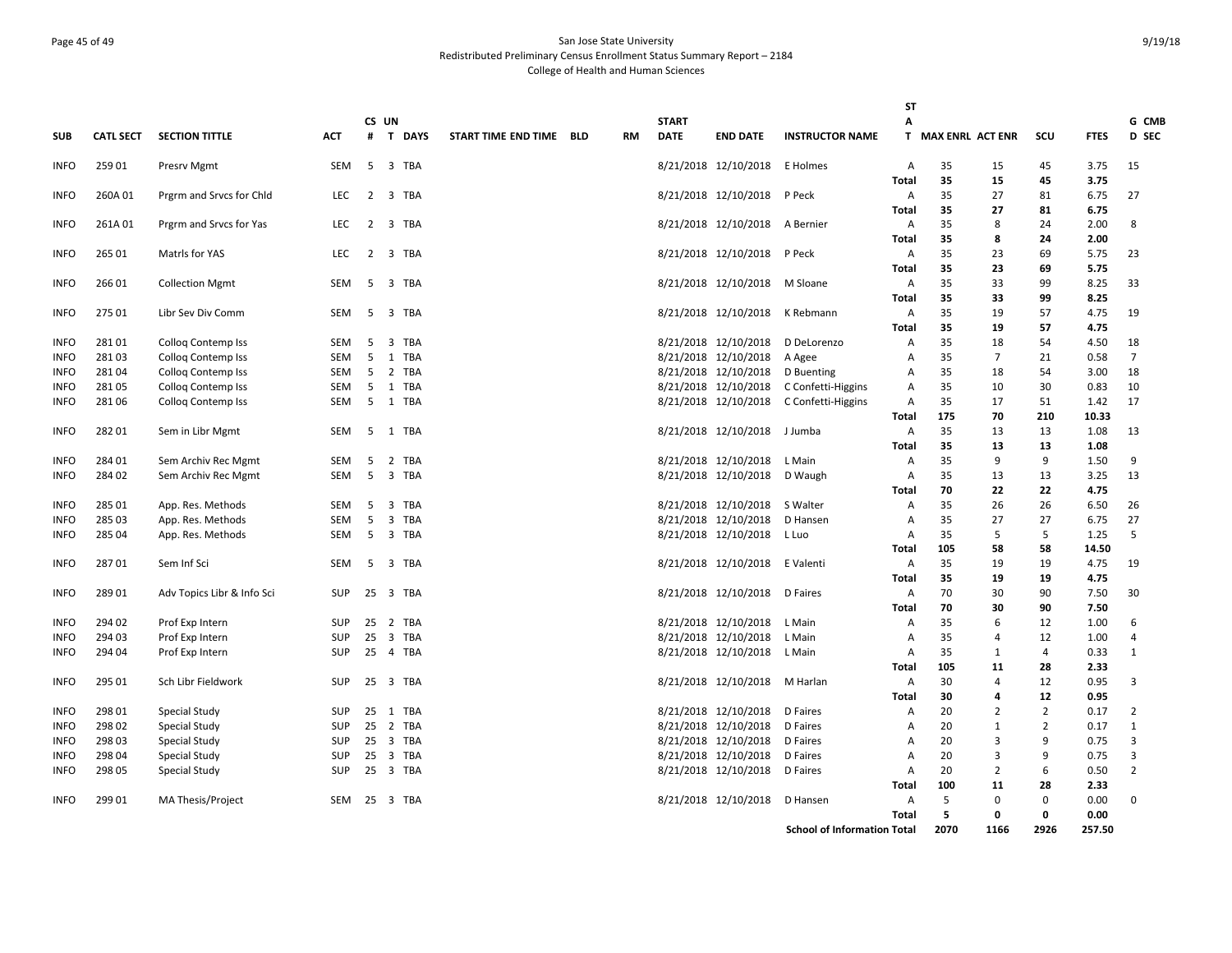San Jose State University
Redistributed Preliminary Census Enrollment Status Summary Report – 2184
College of Health and Human Sciences

| SUB | CATL SECT | SECTION TITTLE | ACT | CS # | UN T | DAYS | START TIME | END TIME | BLD | RM | START DATE | END DATE | INSTRUCTOR NAME | STAT | MAX ENRL | ACT ENR | SCU | FTES | G D | CMB SEC |
|---|---|---|---|---|---|---|---|---|---|---|---|---|---|---|---|---|---|---|---|---|
| INFO | 259 01 | Presrv Mgmt | SEM | 5 | 3 | TBA | | | | | 8/21/2018 | 12/10/2018 | E Holmes | A | 35 | 15 | 45 | 3.75 | 15 | |
| | | | | | | | | | | | | | | Total | 35 | 15 | 45 | 3.75 | | |
| INFO | 260A 01 | Prgrm and Srvcs for Chld | LEC | 2 | 3 | TBA | | | | | 8/21/2018 | 12/10/2018 | P Peck | A | 35 | 27 | 81 | 6.75 | 27 | |
| | | | | | | | | | | | | | | Total | 35 | 27 | 81 | 6.75 | | |
| INFO | 261A 01 | Prgrm and Srvcs for Yas | LEC | 2 | 3 | TBA | | | | | 8/21/2018 | 12/10/2018 | A Bernier | A | 35 | 8 | 24 | 2.00 | 8 | |
| | | | | | | | | | | | | | | Total | 35 | 8 | 24 | 2.00 | | |
| INFO | 265 01 | Matrls for YAS | LEC | 2 | 3 | TBA | | | | | 8/21/2018 | 12/10/2018 | P Peck | A | 35 | 23 | 69 | 5.75 | 23 | |
| | | | | | | | | | | | | | | Total | 35 | 23 | 69 | 5.75 | | |
| INFO | 266 01 | Collection Mgmt | SEM | 5 | 3 | TBA | | | | | 8/21/2018 | 12/10/2018 | M Sloane | A | 35 | 33 | 99 | 8.25 | 33 | |
| | | | | | | | | | | | | | | Total | 35 | 33 | 99 | 8.25 | | |
| INFO | 275 01 | Libr Sev Div Comm | SEM | 5 | 3 | TBA | | | | | 8/21/2018 | 12/10/2018 | K Rebmann | A | 35 | 19 | 57 | 4.75 | 19 | |
| | | | | | | | | | | | | | | Total | 35 | 19 | 57 | 4.75 | | |
| INFO | 281 01 | Colloq Contemp Iss | SEM | 5 | 3 | TBA | | | | | 8/21/2018 | 12/10/2018 | D DeLorenzo | A | 35 | 18 | 54 | 4.50 | 18 | |
| INFO | 281 03 | Colloq Contemp Iss | SEM | 5 | 1 | TBA | | | | | 8/21/2018 | 12/10/2018 | A Agee | A | 35 | 7 | 21 | 0.58 | 7 | |
| INFO | 281 04 | Colloq Contemp Iss | SEM | 5 | 2 | TBA | | | | | 8/21/2018 | 12/10/2018 | D Buenting | A | 35 | 18 | 54 | 3.00 | 18 | |
| INFO | 281 05 | Colloq Contemp Iss | SEM | 5 | 1 | TBA | | | | | 8/21/2018 | 12/10/2018 | C Confetti-Higgins | A | 35 | 10 | 30 | 0.83 | 10 | |
| INFO | 281 06 | Colloq Contemp Iss | SEM | 5 | 1 | TBA | | | | | 8/21/2018 | 12/10/2018 | C Confetti-Higgins | A | 35 | 17 | 51 | 1.42 | 17 | |
| | | | | | | | | | | | | | | Total | 175 | 70 | 210 | 10.33 | | |
| INFO | 282 01 | Sem in Libr Mgmt | SEM | 5 | 1 | TBA | | | | | 8/21/2018 | 12/10/2018 | J Jumba | A | 35 | 13 | 13 | 1.08 | 13 | |
| | | | | | | | | | | | | | | Total | 35 | 13 | 13 | 1.08 | | |
| INFO | 284 01 | Sem Archiv Rec Mgmt | SEM | 5 | 2 | TBA | | | | | 8/21/2018 | 12/10/2018 | L Main | A | 35 | 9 | 9 | 1.50 | 9 | |
| INFO | 284 02 | Sem Archiv Rec Mgmt | SEM | 5 | 3 | TBA | | | | | 8/21/2018 | 12/10/2018 | D Waugh | A | 35 | 13 | 13 | 3.25 | 13 | |
| | | | | | | | | | | | | | | Total | 70 | 22 | 22 | 4.75 | | |
| INFO | 285 01 | App. Res. Methods | SEM | 5 | 3 | TBA | | | | | 8/21/2018 | 12/10/2018 | S Walter | A | 35 | 26 | 26 | 6.50 | 26 | |
| INFO | 285 03 | App. Res. Methods | SEM | 5 | 3 | TBA | | | | | 8/21/2018 | 12/10/2018 | D Hansen | A | 35 | 27 | 27 | 6.75 | 27 | |
| INFO | 285 04 | App. Res. Methods | SEM | 5 | 3 | TBA | | | | | 8/21/2018 | 12/10/2018 | L Luo | A | 35 | 5 | 5 | 1.25 | 5 | |
| | | | | | | | | | | | | | | Total | 105 | 58 | 58 | 14.50 | | |
| INFO | 287 01 | Sem Inf Sci | SEM | 5 | 3 | TBA | | | | | 8/21/2018 | 12/10/2018 | E Valenti | A | 35 | 19 | 19 | 4.75 | 19 | |
| | | | | | | | | | | | | | | Total | 35 | 19 | 19 | 4.75 | | |
| INFO | 289 01 | Adv Topics Libr & Info Sci | SUP | 25 | 3 | TBA | | | | | 8/21/2018 | 12/10/2018 | D Faires | A | 70 | 30 | 90 | 7.50 | 30 | |
| | | | | | | | | | | | | | | Total | 70 | 30 | 90 | 7.50 | | |
| INFO | 294 02 | Prof Exp Intern | SUP | 25 | 2 | TBA | | | | | 8/21/2018 | 12/10/2018 | L Main | A | 35 | 6 | 12 | 1.00 | 6 | |
| INFO | 294 03 | Prof Exp Intern | SUP | 25 | 3 | TBA | | | | | 8/21/2018 | 12/10/2018 | L Main | A | 35 | 4 | 12 | 1.00 | 4 | |
| INFO | 294 04 | Prof Exp Intern | SUP | 25 | 4 | TBA | | | | | 8/21/2018 | 12/10/2018 | L Main | A | 35 | 1 | 4 | 0.33 | 1 | |
| | | | | | | | | | | | | | | Total | 105 | 11 | 28 | 2.33 | | |
| INFO | 295 01 | Sch Libr Fieldwork | SUP | 25 | 3 | TBA | | | | | 8/21/2018 | 12/10/2018 | M Harlan | A | 30 | 4 | 12 | 0.95 | 3 | |
| | | | | | | | | | | | | | | Total | 30 | 4 | 12 | 0.95 | | |
| INFO | 298 01 | Special Study | SUP | 25 | 1 | TBA | | | | | 8/21/2018 | 12/10/2018 | D Faires | A | 20 | 2 | 2 | 0.17 | 2 | |
| INFO | 298 02 | Special Study | SUP | 25 | 2 | TBA | | | | | 8/21/2018 | 12/10/2018 | D Faires | A | 20 | 1 | 2 | 0.17 | 1 | |
| INFO | 298 03 | Special Study | SUP | 25 | 3 | TBA | | | | | 8/21/2018 | 12/10/2018 | D Faires | A | 20 | 3 | 9 | 0.75 | 3 | |
| INFO | 298 04 | Special Study | SUP | 25 | 3 | TBA | | | | | 8/21/2018 | 12/10/2018 | D Faires | A | 20 | 3 | 9 | 0.75 | 3 | |
| INFO | 298 05 | Special Study | SUP | 25 | 3 | TBA | | | | | 8/21/2018 | 12/10/2018 | D Faires | A | 20 | 2 | 6 | 0.50 | 2 | |
| | | | | | | | | | | | | | | Total | 100 | 11 | 28 | 2.33 | | |
| INFO | 299 01 | MA Thesis/Project | SEM | 25 | 3 | TBA | | | | | 8/21/2018 | 12/10/2018 | D Hansen | A | 5 | 0 | 0 | 0.00 | 0 | |
| | | | | | | | | | | | | | | Total | 5 | 0 | 0 | 0.00 | | |
| | | | | | | | | | | | | | School of Information Total | | 2070 | 1166 | 2926 | 257.50 | | |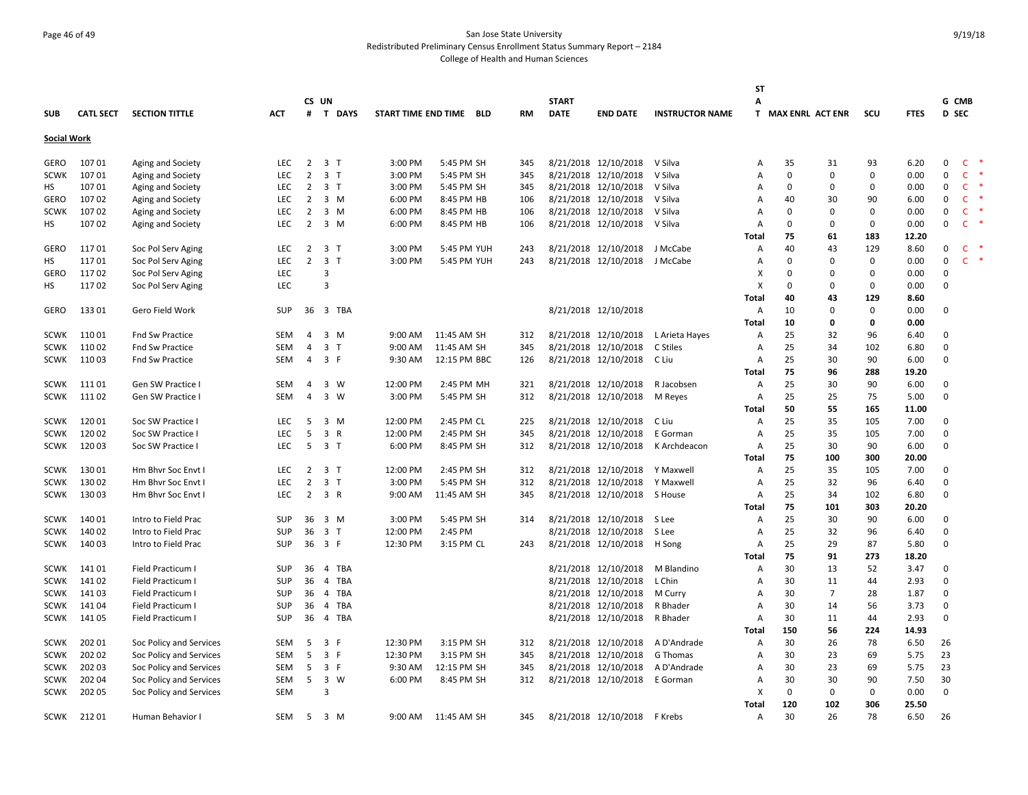San Jose State University
Redistributed Preliminary Census Enrollment Status Summary Report – 2184
College of Health and Human Sciences

9/19/18

| SUB | CATL SECT | SECTION TITTLE | ACT | CS # | UN T | DAYS | START TIME | END TIME | BLD | RM | START DATE | END DATE | INSTRUCTOR NAME | ST A T | MAX ENRL | ACT ENR | SCU | FTES | G D | CMB SEC |
|---|---|---|---|---|---|---|---|---|---|---|---|---|---|---|---|---|---|---|---|---|
| **Social Work** | | | | | | | | | | | | | | | | | | | | |
| GERO | 107 01 | Aging and Society | LEC | 2 | 3 | T | 3:00 PM | 5:45 PM | SH | 345 | 8/21/2018 | 12/10/2018 | V Silva | A | 35 | 31 | 93 | 6.20 | 0 | C * |
| SCWK | 107 01 | Aging and Society | LEC | 2 | 3 | T | 3:00 PM | 5:45 PM | SH | 345 | 8/21/2018 | 12/10/2018 | V Silva | A | 0 | 0 | 0 | 0.00 | 0 | C * |
| HS | 107 01 | Aging and Society | LEC | 2 | 3 | T | 3:00 PM | 5:45 PM | SH | 345 | 8/21/2018 | 12/10/2018 | V Silva | A | 0 | 0 | 0 | 0.00 | 0 | C * |
| GERO | 107 02 | Aging and Society | LEC | 2 | 3 | M | 6:00 PM | 8:45 PM | HB | 106 | 8/21/2018 | 12/10/2018 | V Silva | A | 40 | 30 | 90 | 6.00 | 0 | C * |
| SCWK | 107 02 | Aging and Society | LEC | 2 | 3 | M | 6:00 PM | 8:45 PM | HB | 106 | 8/21/2018 | 12/10/2018 | V Silva | A | 0 | 0 | 0 | 0.00 | 0 | C * |
| HS | 107 02 | Aging and Society | LEC | 2 | 3 | M | 6:00 PM | 8:45 PM | HB | 106 | 8/21/2018 | 12/10/2018 | V Silva | A | 0 | 0 | 0 | 0.00 | 0 | C * |
| | | | | | | | | | | | | | | **Total** | **75** | **61** | **183** | **12.20** | | |
| GERO | 117 01 | Soc Pol Serv Aging | LEC | 2 | 3 | T | 3:00 PM | 5:45 PM | YUH | 243 | 8/21/2018 | 12/10/2018 | J McCabe | A | 40 | 43 | 129 | 8.60 | 0 | C * |
| HS | 117 01 | Soc Pol Serv Aging | LEC | 2 | 3 | T | 3:00 PM | 5:45 PM | YUH | 243 | 8/21/2018 | 12/10/2018 | J McCabe | A | 0 | 0 | 0 | 0.00 | 0 | C * |
| GERO | 117 02 | Soc Pol Serv Aging | LEC | | 3 | | | | | | | | | X | 0 | 0 | 0 | 0.00 | 0 | |
| HS | 117 02 | Soc Pol Serv Aging | LEC | | 3 | | | | | | | | | X | 0 | 0 | 0 | 0.00 | 0 | |
| | | | | | | | | | | | | | | **Total** | **40** | **43** | **129** | **8.60** | | |
| GERO | 133 01 | Gero Field Work | SUP | 36 | 3 | TBA | | | | | 8/21/2018 | 12/10/2018 | | A | 10 | 0 | 0 | 0.00 | 0 | |
| | | | | | | | | | | | | | | **Total** | **10** | **0** | **0** | **0.00** | | |
| SCWK | 110 01 | Fnd Sw Practice | SEM | 4 | 3 | M | 9:00 AM | 11:45 AM | SH | 312 | 8/21/2018 | 12/10/2018 | L Arieta Hayes | A | 25 | 32 | 96 | 6.40 | 0 | |
| SCWK | 110 02 | Fnd Sw Practice | SEM | 4 | 3 | T | 9:00 AM | 11:45 AM | SH | 345 | 8/21/2018 | 12/10/2018 | C Stiles | A | 25 | 34 | 102 | 6.80 | 0 | |
| SCWK | 110 03 | Fnd Sw Practice | SEM | 4 | 3 | F | 9:30 AM | 12:15 PM | BBC | 126 | 8/21/2018 | 12/10/2018 | C Liu | A | 25 | 30 | 90 | 6.00 | 0 | |
| | | | | | | | | | | | | | | **Total** | **75** | **96** | **288** | **19.20** | | |
| SCWK | 111 01 | Gen SW Practice I | SEM | 4 | 3 | W | 12:00 PM | 2:45 PM | MH | 321 | 8/21/2018 | 12/10/2018 | R Jacobsen | A | 25 | 30 | 90 | 6.00 | 0 | |
| SCWK | 111 02 | Gen SW Practice I | SEM | 4 | 3 | W | 3:00 PM | 5:45 PM | SH | 312 | 8/21/2018 | 12/10/2018 | M Reyes | A | 25 | 25 | 75 | 5.00 | 0 | |
| | | | | | | | | | | | | | | **Total** | **50** | **55** | **165** | **11.00** | | |
| SCWK | 120 01 | Soc SW Practice I | LEC | 5 | 3 | M | 12:00 PM | 2:45 PM | CL | 225 | 8/21/2018 | 12/10/2018 | C Liu | A | 25 | 35 | 105 | 7.00 | 0 | |
| SCWK | 120 02 | Soc SW Practice I | LEC | 5 | 3 | R | 12:00 PM | 2:45 PM | SH | 345 | 8/21/2018 | 12/10/2018 | E Gorman | A | 25 | 35 | 105 | 7.00 | 0 | |
| SCWK | 120 03 | Soc SW Practice I | LEC | 5 | 3 | T | 6:00 PM | 8:45 PM | SH | 312 | 8/21/2018 | 12/10/2018 | K Archdeacon | A | 25 | 30 | 90 | 6.00 | 0 | |
| | | | | | | | | | | | | | | **Total** | **75** | **100** | **300** | **20.00** | | |
| SCWK | 130 01 | Hm Bhvr Soc Envt I | LEC | 2 | 3 | T | 12:00 PM | 2:45 PM | SH | 312 | 8/21/2018 | 12/10/2018 | Y Maxwell | A | 25 | 35 | 105 | 7.00 | 0 | |
| SCWK | 130 02 | Hm Bhvr Soc Envt I | LEC | 2 | 3 | T | 3:00 PM | 5:45 PM | SH | 312 | 8/21/2018 | 12/10/2018 | Y Maxwell | A | 25 | 32 | 96 | 6.40 | 0 | |
| SCWK | 130 03 | Hm Bhvr Soc Envt I | LEC | 2 | 3 | R | 9:00 AM | 11:45 AM | SH | 345 | 8/21/2018 | 12/10/2018 | S House | A | 25 | 34 | 102 | 6.80 | 0 | |
| | | | | | | | | | | | | | | **Total** | **75** | **101** | **303** | **20.20** | | |
| SCWK | 140 01 | Intro to Field Prac | SUP | 36 | 3 | M | 3:00 PM | 5:45 PM | SH | 314 | 8/21/2018 | 12/10/2018 | S Lee | A | 25 | 30 | 90 | 6.00 | 0 | |
| SCWK | 140 02 | Intro to Field Prac | SUP | 36 | 3 | T | 12:00 PM | 2:45 PM | | | 8/21/2018 | 12/10/2018 | S Lee | A | 25 | 32 | 96 | 6.40 | 0 | |
| SCWK | 140 03 | Intro to Field Prac | SUP | 36 | 3 | F | 12:30 PM | 3:15 PM | CL | 243 | 8/21/2018 | 12/10/2018 | H Song | A | 25 | 29 | 87 | 5.80 | 0 | |
| | | | | | | | | | | | | | | **Total** | **75** | **91** | **273** | **18.20** | | |
| SCWK | 141 01 | Field Practicum I | SUP | 36 | 4 | TBA | | | | | 8/21/2018 | 12/10/2018 | M Blandino | A | 30 | 13 | 52 | 3.47 | 0 | |
| SCWK | 141 02 | Field Practicum I | SUP | 36 | 4 | TBA | | | | | 8/21/2018 | 12/10/2018 | L Chin | A | 30 | 11 | 44 | 2.93 | 0 | |
| SCWK | 141 03 | Field Practicum I | SUP | 36 | 4 | TBA | | | | | 8/21/2018 | 12/10/2018 | M Curry | A | 30 | 7 | 28 | 1.87 | 0 | |
| SCWK | 141 04 | Field Practicum I | SUP | 36 | 4 | TBA | | | | | 8/21/2018 | 12/10/2018 | R Bhader | A | 30 | 14 | 56 | 3.73 | 0 | |
| SCWK | 141 05 | Field Practicum I | SUP | 36 | 4 | TBA | | | | | 8/21/2018 | 12/10/2018 | R Bhader | A | 30 | 11 | 44 | 2.93 | 0 | |
| | | | | | | | | | | | | | | **Total** | **150** | **56** | **224** | **14.93** | | |
| SCWK | 202 01 | Soc Policy and Services | SEM | 5 | 3 | F | 12:30 PM | 3:15 PM | SH | 312 | 8/21/2018 | 12/10/2018 | A D'Andrade | A | 30 | 26 | 78 | 6.50 | 26 | |
| SCWK | 202 02 | Soc Policy and Services | SEM | 5 | 3 | F | 12:30 PM | 3:15 PM | SH | 345 | 8/21/2018 | 12/10/2018 | G Thomas | A | 30 | 23 | 69 | 5.75 | 23 | |
| SCWK | 202 03 | Soc Policy and Services | SEM | 5 | 3 | F | 9:30 AM | 12:15 PM | SH | 345 | 8/21/2018 | 12/10/2018 | A D'Andrade | A | 30 | 23 | 69 | 5.75 | 23 | |
| SCWK | 202 04 | Soc Policy and Services | SEM | 5 | 3 | W | 6:00 PM | 8:45 PM | SH | 312 | 8/21/2018 | 12/10/2018 | E Gorman | A | 30 | 30 | 90 | 7.50 | 30 | |
| SCWK | 202 05 | Soc Policy and Services | SEM | | 3 | | | | | | | | | X | 0 | 0 | 0 | 0.00 | 0 | |
| | | | | | | | | | | | | | | **Total** | **120** | **102** | **306** | **25.50** | | |
| SCWK | 212 01 | Human Behavior I | SEM | 5 | 3 | M | 9:00 AM | 11:45 AM | SH | 345 | 8/21/2018 | 12/10/2018 | F Krebs | A | 30 | 26 | 78 | 6.50 | 26 | |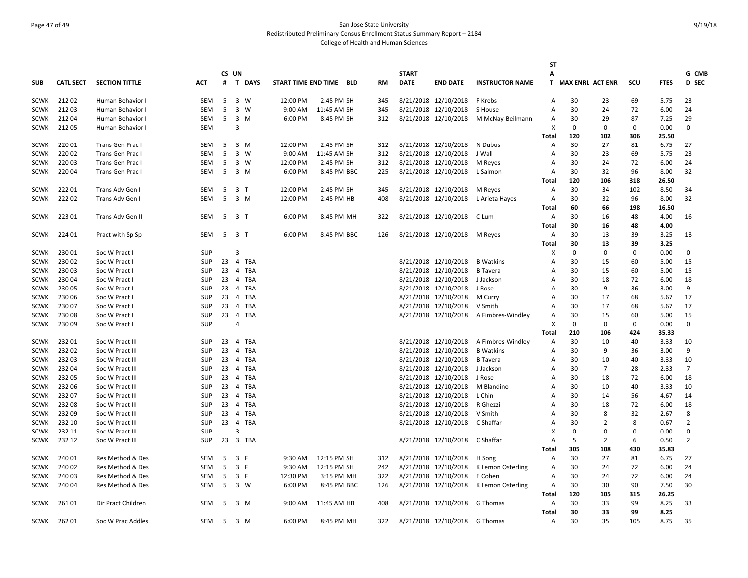San Jose State University
Redistributed Preliminary Census Enrollment Status Summary Report – 2184
College of Health and Human Sciences

| SUB | CATL SECT | SECTION TITTLE | ACT | CS # | UN T | DAYS | START TIME | END TIME | BLD | RM | START DATE | END DATE | INSTRUCTOR NAME | ST A T | MAX ENRL | ACT ENR | SCU | FTES | G CMB D SEC |
|---|---|---|---|---|---|---|---|---|---|---|---|---|---|---|---|---|---|---|---|
| SCWK | 212 02 | Human Behavior I | SEM | 5 | 3 | W | 12:00 PM | 2:45 PM | SH | 345 | 8/21/2018 | 12/10/2018 | F Krebs | A | 30 | 23 | 69 | 5.75 | 23 |
| SCWK | 212 03 | Human Behavior I | SEM | 5 | 3 | W | 9:00 AM | 11:45 AM | SH | 345 | 8/21/2018 | 12/10/2018 | S House | A | 30 | 24 | 72 | 6.00 | 24 |
| SCWK | 212 04 | Human Behavior I | SEM | 5 | 3 | M | 6:00 PM | 8:45 PM | SH | 312 | 8/21/2018 | 12/10/2018 | M McNay-Beilmann | A | 30 | 29 | 87 | 7.25 | 29 |
| SCWK | 212 05 | Human Behavior I | SEM | | 3 | | | | | | | | | X | 0 | 0 | 0 | 0.00 | 0 |
| | | | | | | | | | | | | | | **Total** | **120** | **102** | **306** | **25.50** | |
| SCWK | 220 01 | Trans Gen Prac I | SEM | 5 | 3 | M | 12:00 PM | 2:45 PM | SH | 312 | 8/21/2018 | 12/10/2018 | N Dubus | A | 30 | 27 | 81 | 6.75 | 27 |
| SCWK | 220 02 | Trans Gen Prac I | SEM | 5 | 3 | W | 9:00 AM | 11:45 AM | SH | 312 | 8/21/2018 | 12/10/2018 | J Wall | A | 30 | 23 | 69 | 5.75 | 23 |
| SCWK | 220 03 | Trans Gen Prac I | SEM | 5 | 3 | W | 12:00 PM | 2:45 PM | SH | 312 | 8/21/2018 | 12/10/2018 | M Reyes | A | 30 | 24 | 72 | 6.00 | 24 |
| SCWK | 220 04 | Trans Gen Prac I | SEM | 5 | 3 | M | 6:00 PM | 8:45 PM | BBC | 225 | 8/21/2018 | 12/10/2018 | L Salmon | A | 30 | 32 | 96 | 8.00 | 32 |
| | | | | | | | | | | | | | | **Total** | **120** | **106** | **318** | **26.50** | |
| SCWK | 222 01 | Trans Adv Gen I | SEM | 5 | 3 | T | 12:00 PM | 2:45 PM | SH | 345 | 8/21/2018 | 12/10/2018 | M Reyes | A | 30 | 34 | 102 | 8.50 | 34 |
| SCWK | 222 02 | Trans Adv Gen I | SEM | 5 | 3 | M | 12:00 PM | 2:45 PM | HB | 408 | 8/21/2018 | 12/10/2018 | L Arieta Hayes | A | 30 | 32 | 96 | 8.00 | 32 |
| | | | | | | | | | | | | | | **Total** | **60** | **66** | **198** | **16.50** | |
| SCWK | 223 01 | Trans Adv Gen II | SEM | 5 | 3 | T | 6:00 PM | 8:45 PM | MH | 322 | 8/21/2018 | 12/10/2018 | C Lum | A | 30 | 16 | 48 | 4.00 | 16 |
| | | | | | | | | | | | | | | **Total** | **30** | **16** | **48** | **4.00** | |
| SCWK | 224 01 | Pract with Sp Sp | SEM | 5 | 3 | T | 6:00 PM | 8:45 PM | BBC | 126 | 8/21/2018 | 12/10/2018 | M Reyes | A | 30 | 13 | 39 | 3.25 | 13 |
| | | | | | | | | | | | | | | **Total** | **30** | **13** | **39** | **3.25** | |
| SCWK | 230 01 | Soc W Pract I | SUP | | 3 | | | | | | | | | X | 0 | 0 | 0 | 0.00 | 0 |
| SCWK | 230 02 | Soc W Pract I | SUP | 23 | 4 | TBA | | | | | 8/21/2018 | 12/10/2018 | B Watkins | A | 30 | 15 | 60 | 5.00 | 15 |
| SCWK | 230 03 | Soc W Pract I | SUP | 23 | 4 | TBA | | | | | 8/21/2018 | 12/10/2018 | B Tavera | A | 30 | 15 | 60 | 5.00 | 15 |
| SCWK | 230 04 | Soc W Pract I | SUP | 23 | 4 | TBA | | | | | 8/21/2018 | 12/10/2018 | J Jackson | A | 30 | 18 | 72 | 6.00 | 18 |
| SCWK | 230 05 | Soc W Pract I | SUP | 23 | 4 | TBA | | | | | 8/21/2018 | 12/10/2018 | J Rose | A | 30 | 9 | 36 | 3.00 | 9 |
| SCWK | 230 06 | Soc W Pract I | SUP | 23 | 4 | TBA | | | | | 8/21/2018 | 12/10/2018 | M Curry | A | 30 | 17 | 68 | 5.67 | 17 |
| SCWK | 230 07 | Soc W Pract I | SUP | 23 | 4 | TBA | | | | | 8/21/2018 | 12/10/2018 | V Smith | A | 30 | 17 | 68 | 5.67 | 17 |
| SCWK | 230 08 | Soc W Pract I | SUP | 23 | 4 | TBA | | | | | 8/21/2018 | 12/10/2018 | A Fimbres-Windley | A | 30 | 15 | 60 | 5.00 | 15 |
| SCWK | 230 09 | Soc W Pract I | SUP | | 4 | | | | | | | | | X | 0 | 0 | 0 | 0.00 | 0 |
| | | | | | | | | | | | | | | **Total** | **210** | **106** | **424** | **35.33** | |
| SCWK | 232 01 | Soc W Pract III | SUP | 23 | 4 | TBA | | | | | 8/21/2018 | 12/10/2018 | A Fimbres-Windley | A | 30 | 10 | 40 | 3.33 | 10 |
| SCWK | 232 02 | Soc W Pract III | SUP | 23 | 4 | TBA | | | | | 8/21/2018 | 12/10/2018 | B Watkins | A | 30 | 9 | 36 | 3.00 | 9 |
| SCWK | 232 03 | Soc W Pract III | SUP | 23 | 4 | TBA | | | | | 8/21/2018 | 12/10/2018 | B Tavera | A | 30 | 10 | 40 | 3.33 | 10 |
| SCWK | 232 04 | Soc W Pract III | SUP | 23 | 4 | TBA | | | | | 8/21/2018 | 12/10/2018 | J Jackson | A | 30 | 7 | 28 | 2.33 | 7 |
| SCWK | 232 05 | Soc W Pract III | SUP | 23 | 4 | TBA | | | | | 8/21/2018 | 12/10/2018 | J Rose | A | 30 | 18 | 72 | 6.00 | 18 |
| SCWK | 232 06 | Soc W Pract III | SUP | 23 | 4 | TBA | | | | | 8/21/2018 | 12/10/2018 | M Blandino | A | 30 | 10 | 40 | 3.33 | 10 |
| SCWK | 232 07 | Soc W Pract III | SUP | 23 | 4 | TBA | | | | | 8/21/2018 | 12/10/2018 | L Chin | A | 30 | 14 | 56 | 4.67 | 14 |
| SCWK | 232 08 | Soc W Pract III | SUP | 23 | 4 | TBA | | | | | 8/21/2018 | 12/10/2018 | R Ghezzi | A | 30 | 18 | 72 | 6.00 | 18 |
| SCWK | 232 09 | Soc W Pract III | SUP | 23 | 4 | TBA | | | | | 8/21/2018 | 12/10/2018 | V Smith | A | 30 | 8 | 32 | 2.67 | 8 |
| SCWK | 232 10 | Soc W Pract III | SUP | 23 | 4 | TBA | | | | | 8/21/2018 | 12/10/2018 | C Shaffar | A | 30 | 2 | 8 | 0.67 | 2 |
| SCWK | 232 11 | Soc W Pract III | SUP | | 3 | | | | | | | | | X | 0 | 0 | 0 | 0.00 | 0 |
| SCWK | 232 12 | Soc W Pract III | SUP | 23 | 3 | TBA | | | | | 8/21/2018 | 12/10/2018 | C Shaffar | A | 5 | 2 | 6 | 0.50 | 2 |
| | | | | | | | | | | | | | | **Total** | **305** | **108** | **430** | **35.83** | |
| SCWK | 240 01 | Res Method & Des | SEM | 5 | 3 | F | 9:30 AM | 12:15 PM | SH | 312 | 8/21/2018 | 12/10/2018 | H Song | A | 30 | 27 | 81 | 6.75 | 27 |
| SCWK | 240 02 | Res Method & Des | SEM | 5 | 3 | F | 9:30 AM | 12:15 PM | SH | 242 | 8/21/2018 | 12/10/2018 | K Lemon Osterling | A | 30 | 24 | 72 | 6.00 | 24 |
| SCWK | 240 03 | Res Method & Des | SEM | 5 | 3 | F | 12:30 PM | 3:15 PM | MH | 322 | 8/21/2018 | 12/10/2018 | E Cohen | A | 30 | 24 | 72 | 6.00 | 24 |
| SCWK | 240 04 | Res Method & Des | SEM | 5 | 3 | W | 6:00 PM | 8:45 PM | BBC | 126 | 8/21/2018 | 12/10/2018 | K Lemon Osterling | A | 30 | 30 | 90 | 7.50 | 30 |
| | | | | | | | | | | | | | | **Total** | **120** | **105** | **315** | **26.25** | |
| SCWK | 261 01 | Dir Pract Children | SEM | 5 | 3 | M | 9:00 AM | 11:45 AM | HB | 408 | 8/21/2018 | 12/10/2018 | G Thomas | A | 30 | 33 | 99 | 8.25 | 33 |
| | | | | | | | | | | | | | | **Total** | **30** | **33** | **99** | **8.25** | |
| SCWK | 262 01 | Soc W Prac Addles | SEM | 5 | 3 | M | 6:00 PM | 8:45 PM | MH | 322 | 8/21/2018 | 12/10/2018 | G Thomas | A | 30 | 35 | 105 | 8.75 | 35 |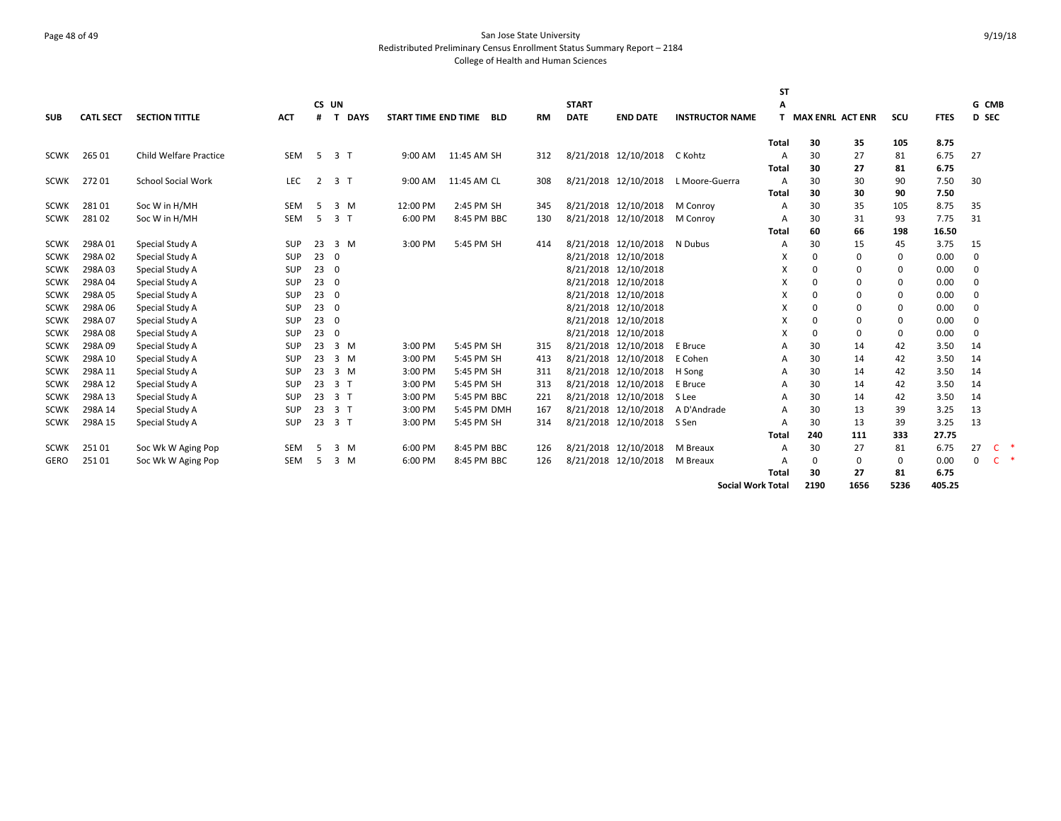San Jose State University
Redistributed Preliminary Census Enrollment Status Summary Report – 2184
College of Health and Human Sciences

9/19/18

| SUB | CATL SECT | SECTION TITTLE | ACT | CS # | UN T | DAYS | START TIME | END TIME | BLD | RM | START DATE | END DATE | INSTRUCTOR NAME | STAT | MAX ENRL | ACT ENR | SCU | FTES | GD | CMB SEC |
|---|---|---|---|---|---|---|---|---|---|---|---|---|---|---|---|---|---|---|---|---|
| | | | | | | | | | | | | | | **Total** | **30** | **35** | **105** | **8.75** | | |
| SCWK | 265 01 | Child Welfare Practice | SEM | 5 | 3 | T | 9:00 AM | 11:45 AM | SH | 312 | 8/21/2018 | 12/10/2018 | C Kohtz | A | 30 | 27 | 81 | 6.75 | 27 | |
| | | | | | | | | | | | | | | **Total** | **30** | **27** | **81** | **6.75** | | |
| SCWK | 272 01 | School Social Work | LEC | 2 | 3 | T | 9:00 AM | 11:45 AM | CL | 308 | 8/21/2018 | 12/10/2018 | L Moore-Guerra | A | 30 | 30 | 90 | 7.50 | 30 | |
| | | | | | | | | | | | | | | **Total** | **30** | **30** | **90** | **7.50** | | |
| SCWK | 281 01 | Soc W in H/MH | SEM | 5 | 3 | M | 12:00 PM | 2:45 PM | SH | 345 | 8/21/2018 | 12/10/2018 | M Conroy | A | 30 | 35 | 105 | 8.75 | 35 | |
| SCWK | 281 02 | Soc W in H/MH | SEM | 5 | 3 | T | 6:00 PM | 8:45 PM | BBC | 130 | 8/21/2018 | 12/10/2018 | M Conroy | A | 30 | 31 | 93 | 7.75 | 31 | |
| | | | | | | | | | | | | | | **Total** | **60** | **66** | **198** | **16.50** | | |
| SCWK | 298A 01 | Special Study A | SUP | 23 | 3 | M | 3:00 PM | 5:45 PM | SH | 414 | 8/21/2018 | 12/10/2018 | N Dubus | A | 30 | 15 | 45 | 3.75 | 15 | |
| SCWK | 298A 02 | Special Study A | SUP | 23 | 0 | | | | | | 8/21/2018 | 12/10/2018 | | X | 0 | 0 | 0 | 0.00 | 0 | |
| SCWK | 298A 03 | Special Study A | SUP | 23 | 0 | | | | | | 8/21/2018 | 12/10/2018 | | X | 0 | 0 | 0 | 0.00 | 0 | |
| SCWK | 298A 04 | Special Study A | SUP | 23 | 0 | | | | | | 8/21/2018 | 12/10/2018 | | X | 0 | 0 | 0 | 0.00 | 0 | |
| SCWK | 298A 05 | Special Study A | SUP | 23 | 0 | | | | | | 8/21/2018 | 12/10/2018 | | X | 0 | 0 | 0 | 0.00 | 0 | |
| SCWK | 298A 06 | Special Study A | SUP | 23 | 0 | | | | | | 8/21/2018 | 12/10/2018 | | X | 0 | 0 | 0 | 0.00 | 0 | |
| SCWK | 298A 07 | Special Study A | SUP | 23 | 0 | | | | | | 8/21/2018 | 12/10/2018 | | X | 0 | 0 | 0 | 0.00 | 0 | |
| SCWK | 298A 08 | Special Study A | SUP | 23 | 0 | | | | | | 8/21/2018 | 12/10/2018 | | X | 0 | 0 | 0 | 0.00 | 0 | |
| SCWK | 298A 09 | Special Study A | SUP | 23 | 3 | M | 3:00 PM | 5:45 PM | SH | 315 | 8/21/2018 | 12/10/2018 | E Bruce | A | 30 | 14 | 42 | 3.50 | 14 | |
| SCWK | 298A 10 | Special Study A | SUP | 23 | 3 | M | 3:00 PM | 5:45 PM | SH | 413 | 8/21/2018 | 12/10/2018 | E Cohen | A | 30 | 14 | 42 | 3.50 | 14 | |
| SCWK | 298A 11 | Special Study A | SUP | 23 | 3 | M | 3:00 PM | 5:45 PM | SH | 311 | 8/21/2018 | 12/10/2018 | H Song | A | 30 | 14 | 42 | 3.50 | 14 | |
| SCWK | 298A 12 | Special Study A | SUP | 23 | 3 | T | 3:00 PM | 5:45 PM | SH | 313 | 8/21/2018 | 12/10/2018 | E Bruce | A | 30 | 14 | 42 | 3.50 | 14 | |
| SCWK | 298A 13 | Special Study A | SUP | 23 | 3 | T | 3:00 PM | 5:45 PM | BBC | 221 | 8/21/2018 | 12/10/2018 | S Lee | A | 30 | 14 | 42 | 3.50 | 14 | |
| SCWK | 298A 14 | Special Study A | SUP | 23 | 3 | T | 3:00 PM | 5:45 PM | DMH | 167 | 8/21/2018 | 12/10/2018 | A D'Andrade | A | 30 | 13 | 39 | 3.25 | 13 | |
| SCWK | 298A 15 | Special Study A | SUP | 23 | 3 | T | 3:00 PM | 5:45 PM | SH | 314 | 8/21/2018 | 12/10/2018 | S Sen | A | 30 | 13 | 39 | 3.25 | 13 | |
| | | | | | | | | | | | | | | **Total** | **240** | **111** | **333** | **27.75** | | |
| SCWK | 251 01 | Soc Wk W Aging Pop | SEM | 5 | 3 | M | 6:00 PM | 8:45 PM | BBC | 126 | 8/21/2018 | 12/10/2018 | M Breaux | A | 30 | 27 | 81 | 6.75 | 27 | C * |
| GERO | 251 01 | Soc Wk W Aging Pop | SEM | 5 | 3 | M | 6:00 PM | 8:45 PM | BBC | 126 | 8/21/2018 | 12/10/2018 | M Breaux | A | 0 | 0 | 0 | 0.00 | 0 | C * |
| | | | | | | | | | | | | | | **Total** | **30** | **27** | **81** | **6.75** | | |
| | | | | | | | | | | | | | **Social Work Total** | | **2190** | **1656** | **5236** | **405.25** | | |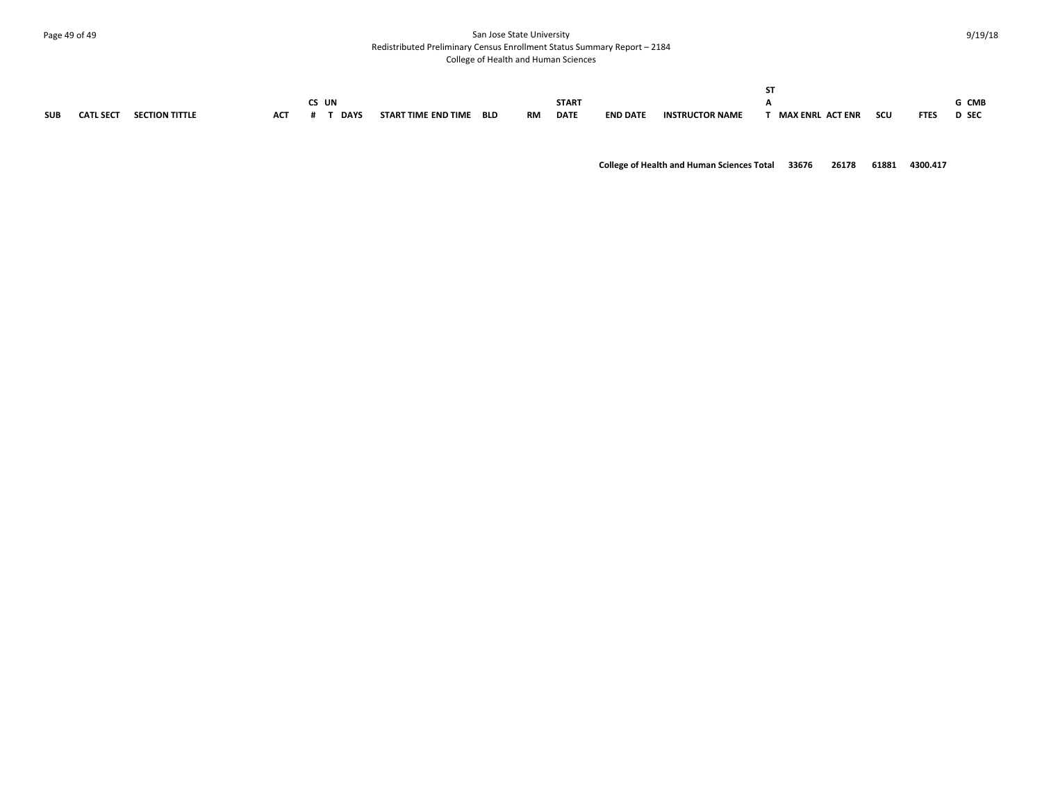| SUB | CATL SECT | SECTION TITTLE | ACT | CS # | UNT | DAYS | START TIME | END TIME | BLD | RM | START DATE | END DATE | INSTRUCTOR NAME | STAT | MAX ENRL | ACT ENR | SCU | FTES | GD | CMB SEC |
|---|---|---|---|---|---|---|---|---|---|---|---|---|---|---|---|---|---|---|---|---|
| | | | | | | | | | | | | | **College of Health and Human Sciences Total** | | **33676** | **26178** | **61881** | **4300.417** | | |